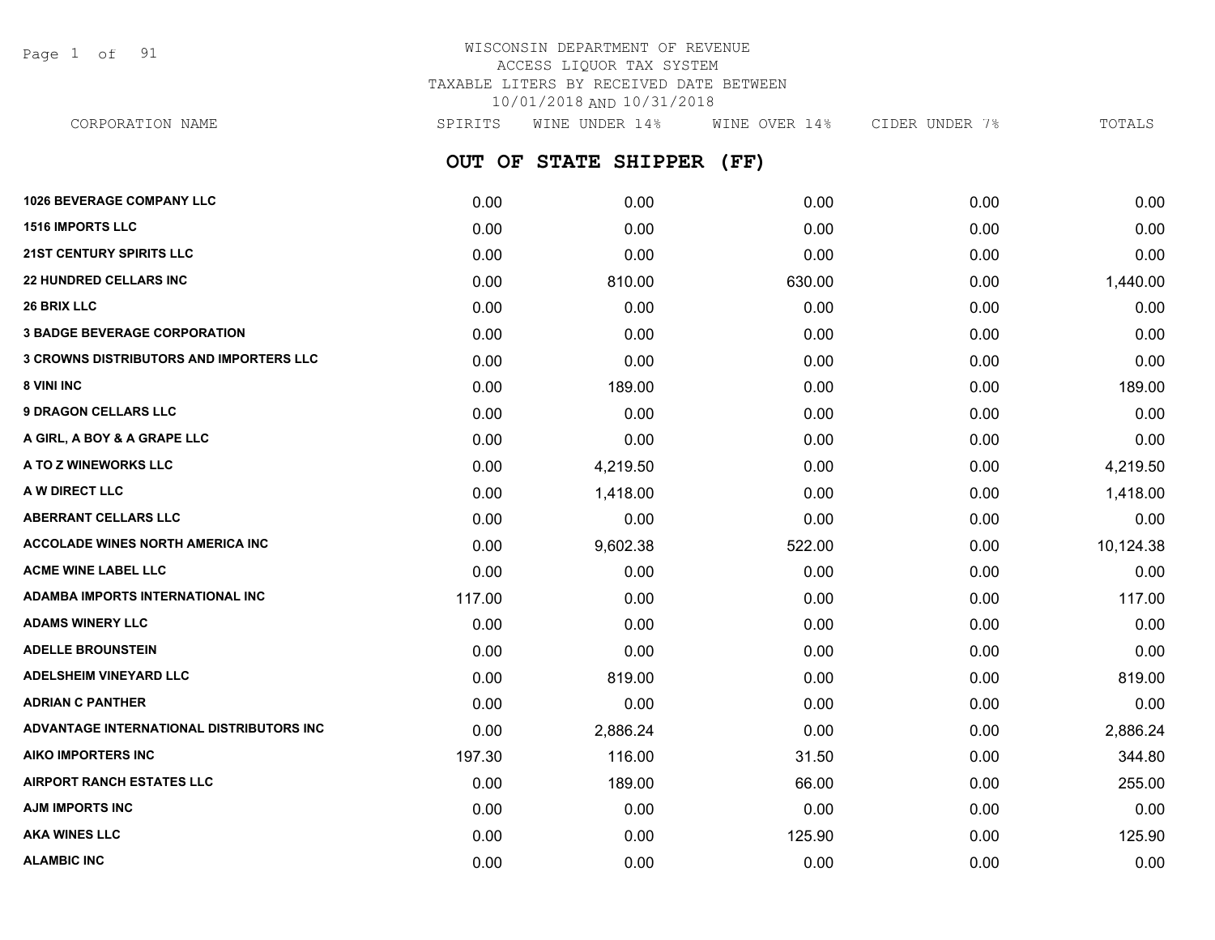# WISCONSIN DEPARTMENT OF REVENUE
## ACCESS LIQUOR TAX SYSTEM
## TAXABLE LITERS BY RECEIVED DATE BETWEEN 10/01/2018 AND 10/31/2018

## OUT OF STATE SHIPPER (FF)

| CORPORATION NAME | SPIRITS | WINE UNDER 14% | WINE OVER 14% | CIDER UNDER 7% | TOTALS |
|---|---|---|---|---|---|
| 1026 BEVERAGE COMPANY LLC | 0.00 | 0.00 | 0.00 | 0.00 | 0.00 |
| 1516 IMPORTS LLC | 0.00 | 0.00 | 0.00 | 0.00 | 0.00 |
| 21ST CENTURY SPIRITS LLC | 0.00 | 0.00 | 0.00 | 0.00 | 0.00 |
| 22 HUNDRED CELLARS INC | 0.00 | 810.00 | 630.00 | 0.00 | 1,440.00 |
| 26 BRIX LLC | 0.00 | 0.00 | 0.00 | 0.00 | 0.00 |
| 3 BADGE BEVERAGE CORPORATION | 0.00 | 0.00 | 0.00 | 0.00 | 0.00 |
| 3 CROWNS DISTRIBUTORS AND IMPORTERS LLC | 0.00 | 0.00 | 0.00 | 0.00 | 0.00 |
| 8 VINI INC | 0.00 | 189.00 | 0.00 | 0.00 | 189.00 |
| 9 DRAGON CELLARS LLC | 0.00 | 0.00 | 0.00 | 0.00 | 0.00 |
| A GIRL, A BOY & A GRAPE LLC | 0.00 | 0.00 | 0.00 | 0.00 | 0.00 |
| A TO Z WINEWORKS LLC | 0.00 | 4,219.50 | 0.00 | 0.00 | 4,219.50 |
| A W DIRECT LLC | 0.00 | 1,418.00 | 0.00 | 0.00 | 1,418.00 |
| ABERRANT CELLARS LLC | 0.00 | 0.00 | 0.00 | 0.00 | 0.00 |
| ACCOLADE WINES NORTH AMERICA INC | 0.00 | 9,602.38 | 522.00 | 0.00 | 10,124.38 |
| ACME WINE LABEL LLC | 0.00 | 0.00 | 0.00 | 0.00 | 0.00 |
| ADAMBA IMPORTS INTERNATIONAL INC | 117.00 | 0.00 | 0.00 | 0.00 | 117.00 |
| ADAMS WINERY LLC | 0.00 | 0.00 | 0.00 | 0.00 | 0.00 |
| ADELLE BROUNSTEIN | 0.00 | 0.00 | 0.00 | 0.00 | 0.00 |
| ADELSHEIM VINEYARD LLC | 0.00 | 819.00 | 0.00 | 0.00 | 819.00 |
| ADRIAN C PANTHER | 0.00 | 0.00 | 0.00 | 0.00 | 0.00 |
| ADVANTAGE INTERNATIONAL DISTRIBUTORS INC | 0.00 | 2,886.24 | 0.00 | 0.00 | 2,886.24 |
| AIKO IMPORTERS INC | 197.30 | 116.00 | 31.50 | 0.00 | 344.80 |
| AIRPORT RANCH ESTATES LLC | 0.00 | 189.00 | 66.00 | 0.00 | 255.00 |
| AJM IMPORTS INC | 0.00 | 0.00 | 0.00 | 0.00 | 0.00 |
| AKA WINES LLC | 0.00 | 0.00 | 125.90 | 0.00 | 125.90 |
| ALAMBIC INC | 0.00 | 0.00 | 0.00 | 0.00 | 0.00 |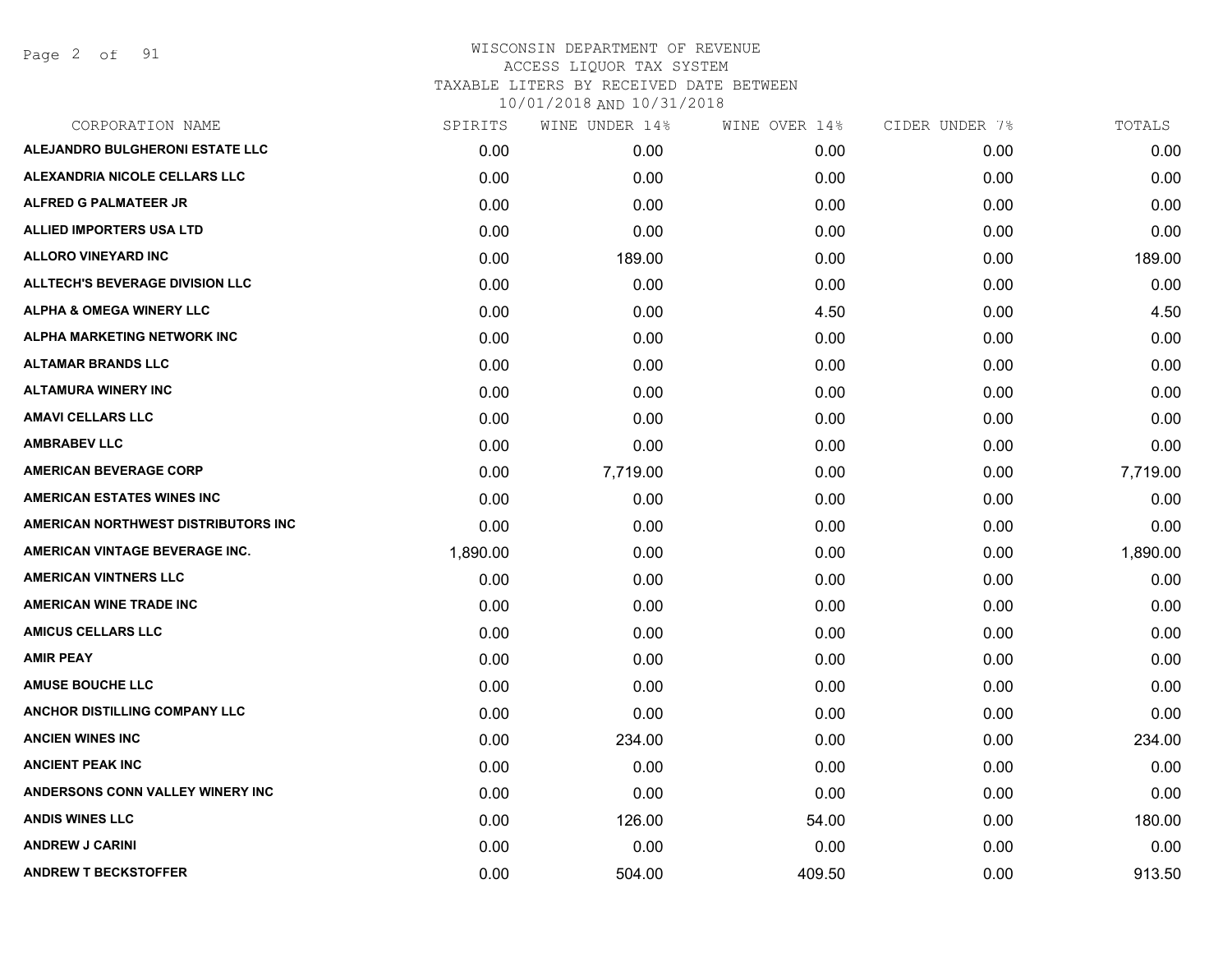# WISCONSIN DEPARTMENT OF REVENUE
## ACCESS LIQUOR TAX SYSTEM
### TAXABLE LITERS BY RECEIVED DATE BETWEEN 10/01/2018 AND 10/31/2018

| CORPORATION NAME | SPIRITS | WINE UNDER 14% | WINE OVER 14% | CIDER UNDER 7% | TOTALS |
|---|---|---|---|---|---|
| ALEJANDRO BULGHERONI ESTATE LLC | 0.00 | 0.00 | 0.00 | 0.00 | 0.00 |
| ALEXANDRIA NICOLE CELLARS LLC | 0.00 | 0.00 | 0.00 | 0.00 | 0.00 |
| ALFRED G PALMATEER JR | 0.00 | 0.00 | 0.00 | 0.00 | 0.00 |
| ALLIED IMPORTERS USA LTD | 0.00 | 0.00 | 0.00 | 0.00 | 0.00 |
| ALLORO VINEYARD INC | 0.00 | 189.00 | 0.00 | 0.00 | 189.00 |
| ALLTECH'S BEVERAGE DIVISION LLC | 0.00 | 0.00 | 0.00 | 0.00 | 0.00 |
| ALPHA & OMEGA WINERY LLC | 0.00 | 0.00 | 4.50 | 0.00 | 4.50 |
| ALPHA MARKETING NETWORK INC | 0.00 | 0.00 | 0.00 | 0.00 | 0.00 |
| ALTAMAR BRANDS LLC | 0.00 | 0.00 | 0.00 | 0.00 | 0.00 |
| ALTAMURA WINERY INC | 0.00 | 0.00 | 0.00 | 0.00 | 0.00 |
| AMAVI CELLARS LLC | 0.00 | 0.00 | 0.00 | 0.00 | 0.00 |
| AMBRABEV LLC | 0.00 | 0.00 | 0.00 | 0.00 | 0.00 |
| AMERICAN BEVERAGE CORP | 0.00 | 7,719.00 | 0.00 | 0.00 | 7,719.00 |
| AMERICAN ESTATES WINES INC | 0.00 | 0.00 | 0.00 | 0.00 | 0.00 |
| AMERICAN NORTHWEST DISTRIBUTORS INC | 0.00 | 0.00 | 0.00 | 0.00 | 0.00 |
| AMERICAN VINTAGE BEVERAGE INC. | 1,890.00 | 0.00 | 0.00 | 0.00 | 1,890.00 |
| AMERICAN VINTNERS LLC | 0.00 | 0.00 | 0.00 | 0.00 | 0.00 |
| AMERICAN WINE TRADE INC | 0.00 | 0.00 | 0.00 | 0.00 | 0.00 |
| AMICUS CELLARS LLC | 0.00 | 0.00 | 0.00 | 0.00 | 0.00 |
| AMIR PEAY | 0.00 | 0.00 | 0.00 | 0.00 | 0.00 |
| AMUSE BOUCHE LLC | 0.00 | 0.00 | 0.00 | 0.00 | 0.00 |
| ANCHOR DISTILLING COMPANY LLC | 0.00 | 0.00 | 0.00 | 0.00 | 0.00 |
| ANCIEN WINES INC | 0.00 | 234.00 | 0.00 | 0.00 | 234.00 |
| ANCIENT PEAK INC | 0.00 | 0.00 | 0.00 | 0.00 | 0.00 |
| ANDERSONS CONN VALLEY WINERY INC | 0.00 | 0.00 | 0.00 | 0.00 | 0.00 |
| ANDIS WINES LLC | 0.00 | 126.00 | 54.00 | 0.00 | 180.00 |
| ANDREW J CARINI | 0.00 | 0.00 | 0.00 | 0.00 | 0.00 |
| ANDREW T BECKSTOFFER | 0.00 | 504.00 | 409.50 | 0.00 | 913.50 |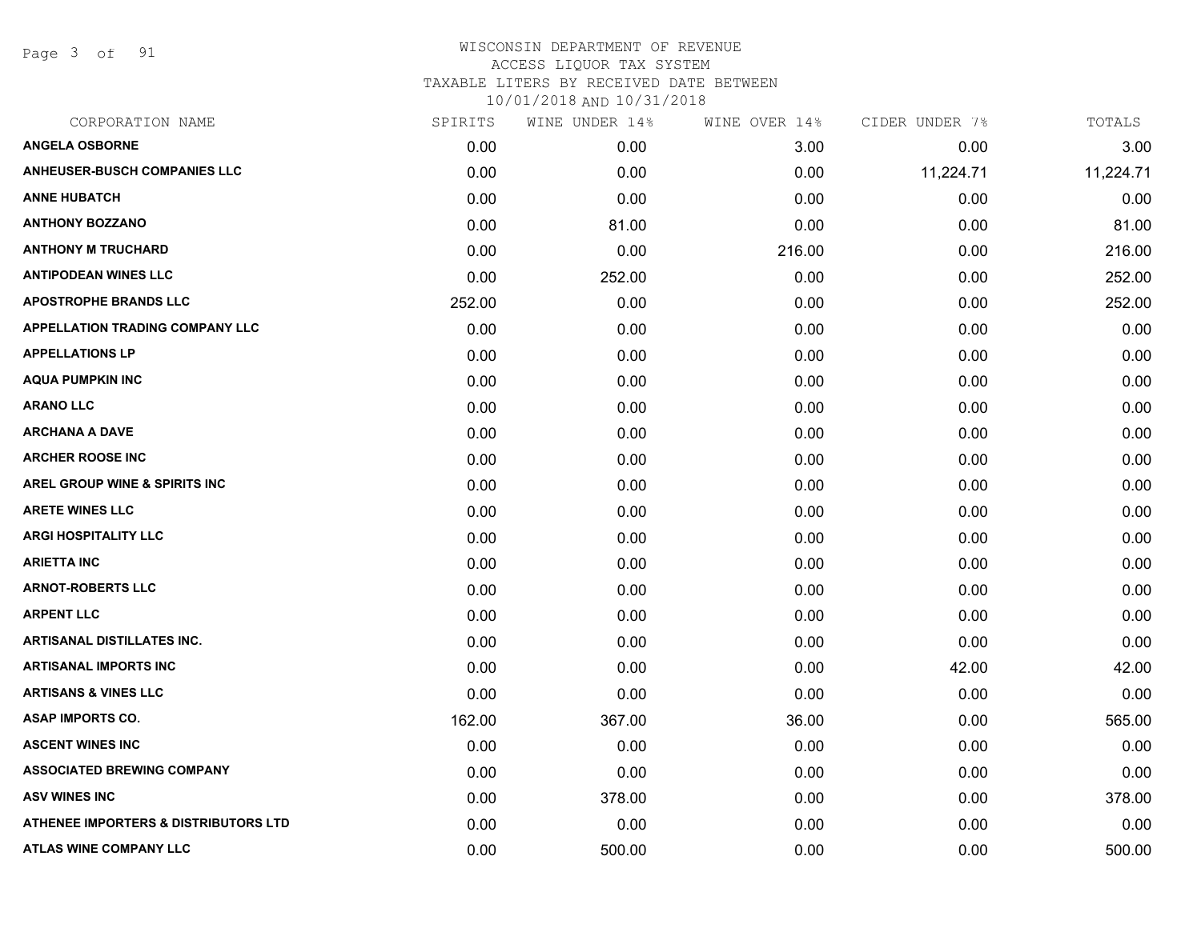# WISCONSIN DEPARTMENT OF REVENUE
## ACCESS LIQUOR TAX SYSTEM
### TAXABLE LITERS BY RECEIVED DATE BETWEEN 10/01/2018 AND 10/31/2018

| CORPORATION NAME | SPIRITS | WINE UNDER 14% | WINE OVER 14% | CIDER UNDER 7% | TOTALS |
|---|---|---|---|---|---|
| ANGELA OSBORNE | 0.00 | 0.00 | 3.00 | 0.00 | 3.00 |
| ANHEUSER-BUSCH COMPANIES LLC | 0.00 | 0.00 | 0.00 | 11,224.71 | 11,224.71 |
| ANNE HUBATCH | 0.00 | 0.00 | 0.00 | 0.00 | 0.00 |
| ANTHONY BOZZANO | 0.00 | 81.00 | 0.00 | 0.00 | 81.00 |
| ANTHONY M TRUCHARD | 0.00 | 0.00 | 216.00 | 0.00 | 216.00 |
| ANTIPODEAN WINES LLC | 0.00 | 252.00 | 0.00 | 0.00 | 252.00 |
| APOSTROPHE BRANDS LLC | 252.00 | 0.00 | 0.00 | 0.00 | 252.00 |
| APPELLATION TRADING COMPANY LLC | 0.00 | 0.00 | 0.00 | 0.00 | 0.00 |
| APPELLATIONS LP | 0.00 | 0.00 | 0.00 | 0.00 | 0.00 |
| AQUA PUMPKIN INC | 0.00 | 0.00 | 0.00 | 0.00 | 0.00 |
| ARANO LLC | 0.00 | 0.00 | 0.00 | 0.00 | 0.00 |
| ARCHANA A DAVE | 0.00 | 0.00 | 0.00 | 0.00 | 0.00 |
| ARCHER ROOSE INC | 0.00 | 0.00 | 0.00 | 0.00 | 0.00 |
| AREL GROUP WINE & SPIRITS INC | 0.00 | 0.00 | 0.00 | 0.00 | 0.00 |
| ARETE WINES LLC | 0.00 | 0.00 | 0.00 | 0.00 | 0.00 |
| ARGI HOSPITALITY LLC | 0.00 | 0.00 | 0.00 | 0.00 | 0.00 |
| ARIETTA INC | 0.00 | 0.00 | 0.00 | 0.00 | 0.00 |
| ARNOT-ROBERTS LLC | 0.00 | 0.00 | 0.00 | 0.00 | 0.00 |
| ARPENT LLC | 0.00 | 0.00 | 0.00 | 0.00 | 0.00 |
| ARTISANAL DISTILLATES INC. | 0.00 | 0.00 | 0.00 | 0.00 | 0.00 |
| ARTISANAL IMPORTS INC | 0.00 | 0.00 | 0.00 | 42.00 | 42.00 |
| ARTISANS & VINES LLC | 0.00 | 0.00 | 0.00 | 0.00 | 0.00 |
| ASAP IMPORTS CO. | 162.00 | 367.00 | 36.00 | 0.00 | 565.00 |
| ASCENT WINES INC | 0.00 | 0.00 | 0.00 | 0.00 | 0.00 |
| ASSOCIATED BREWING COMPANY | 0.00 | 0.00 | 0.00 | 0.00 | 0.00 |
| ASV WINES INC | 0.00 | 378.00 | 0.00 | 0.00 | 378.00 |
| ATHENEE IMPORTERS & DISTRIBUTORS LTD | 0.00 | 0.00 | 0.00 | 0.00 | 0.00 |
| ATLAS WINE COMPANY LLC | 0.00 | 500.00 | 0.00 | 0.00 | 500.00 |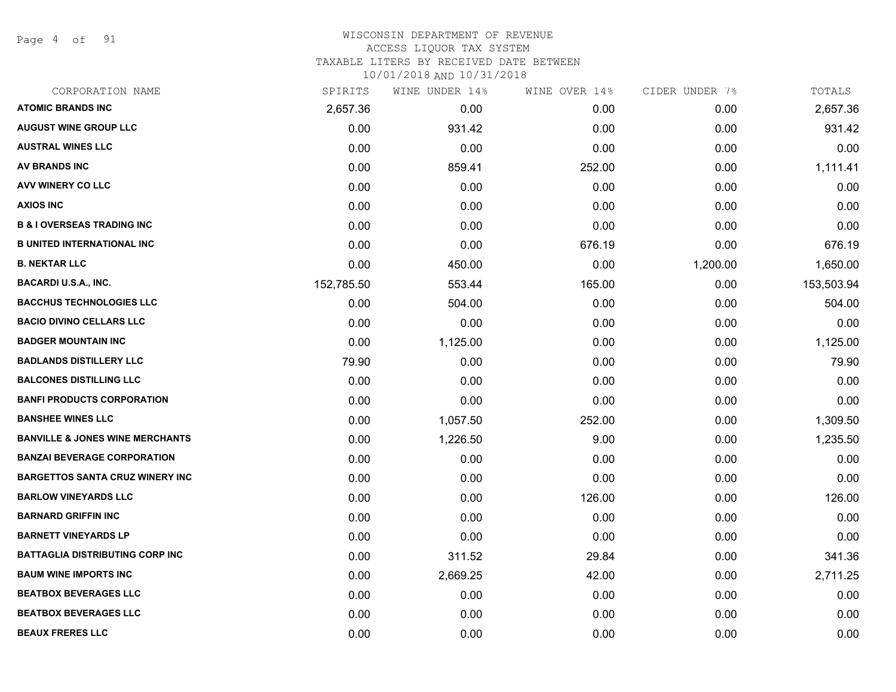# WISCONSIN DEPARTMENT OF REVENUE

ACCESS LIQUOR TAX SYSTEM

TAXABLE LITERS BY RECEIVED DATE BETWEEN

10/01/2018 AND 10/31/2018

| CORPORATION NAME | SPIRITS | WINE UNDER 14% | WINE OVER 14% | CIDER UNDER 7% | TOTALS |
|---|---|---|---|---|---|
| **ATOMIC BRANDS INC** | 2,657.36 | 0.00 | 0.00 | 0.00 | 2,657.36 |
| **AUGUST WINE GROUP LLC** | 0.00 | 931.42 | 0.00 | 0.00 | 931.42 |
| **AUSTRAL WINES LLC** | 0.00 | 0.00 | 0.00 | 0.00 | 0.00 |
| **AV BRANDS INC** | 0.00 | 859.41 | 252.00 | 0.00 | 1,111.41 |
| **AVV WINERY CO LLC** | 0.00 | 0.00 | 0.00 | 0.00 | 0.00 |
| **AXIOS INC** | 0.00 | 0.00 | 0.00 | 0.00 | 0.00 |
| **B & I OVERSEAS TRADING INC** | 0.00 | 0.00 | 0.00 | 0.00 | 0.00 |
| **B UNITED INTERNATIONAL INC** | 0.00 | 0.00 | 676.19 | 0.00 | 676.19 |
| **B. NEKTAR LLC** | 0.00 | 450.00 | 0.00 | 1,200.00 | 1,650.00 |
| **BACARDI U.S.A., INC.** | 152,785.50 | 553.44 | 165.00 | 0.00 | 153,503.94 |
| **BACCHUS TECHNOLOGIES LLC** | 0.00 | 504.00 | 0.00 | 0.00 | 504.00 |
| **BACIO DIVINO CELLARS LLC** | 0.00 | 0.00 | 0.00 | 0.00 | 0.00 |
| **BADGER MOUNTAIN INC** | 0.00 | 1,125.00 | 0.00 | 0.00 | 1,125.00 |
| **BADLANDS DISTILLERY LLC** | 79.90 | 0.00 | 0.00 | 0.00 | 79.90 |
| **BALCONES DISTILLING LLC** | 0.00 | 0.00 | 0.00 | 0.00 | 0.00 |
| **BANFI PRODUCTS CORPORATION** | 0.00 | 0.00 | 0.00 | 0.00 | 0.00 |
| **BANSHEE WINES LLC** | 0.00 | 1,057.50 | 252.00 | 0.00 | 1,309.50 |
| **BANVILLE & JONES WINE MERCHANTS** | 0.00 | 1,226.50 | 9.00 | 0.00 | 1,235.50 |
| **BANZAI BEVERAGE CORPORATION** | 0.00 | 0.00 | 0.00 | 0.00 | 0.00 |
| **BARGETTOS SANTA CRUZ WINERY INC** | 0.00 | 0.00 | 0.00 | 0.00 | 0.00 |
| **BARLOW VINEYARDS LLC** | 0.00 | 0.00 | 126.00 | 0.00 | 126.00 |
| **BARNARD GRIFFIN INC** | 0.00 | 0.00 | 0.00 | 0.00 | 0.00 |
| **BARNETT VINEYARDS LP** | 0.00 | 0.00 | 0.00 | 0.00 | 0.00 |
| **BATTAGLIA DISTRIBUTING CORP INC** | 0.00 | 311.52 | 29.84 | 0.00 | 341.36 |
| **BAUM WINE IMPORTS INC** | 0.00 | 2,669.25 | 42.00 | 0.00 | 2,711.25 |
| **BEATBOX BEVERAGES LLC** | 0.00 | 0.00 | 0.00 | 0.00 | 0.00 |
| **BEATBOX BEVERAGES LLC** | 0.00 | 0.00 | 0.00 | 0.00 | 0.00 |
| **BEAUX FRERES LLC** | 0.00 | 0.00 | 0.00 | 0.00 | 0.00 |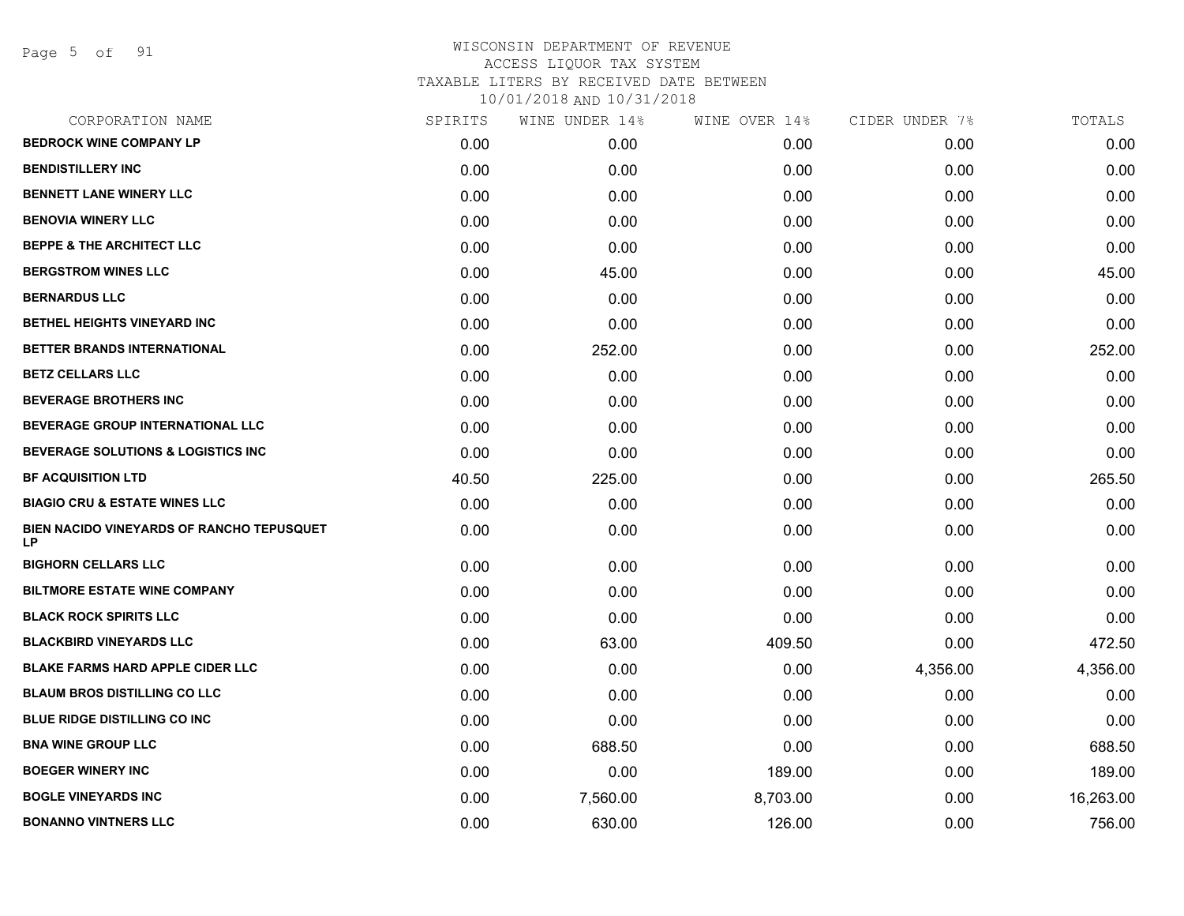WISCONSIN DEPARTMENT OF REVENUE
ACCESS LIQUOR TAX SYSTEM
TAXABLE LITERS BY RECEIVED DATE BETWEEN
10/01/2018 AND 10/31/2018

| CORPORATION NAME | SPIRITS | WINE UNDER 14% | WINE OVER 14% | CIDER UNDER 7% | TOTALS |
|---|---|---|---|---|---|
| **BEDROCK WINE COMPANY LP** | 0.00 | 0.00 | 0.00 | 0.00 | 0.00 |
| **BENDISTILLERY INC** | 0.00 | 0.00 | 0.00 | 0.00 | 0.00 |
| **BENNETT LANE WINERY LLC** | 0.00 | 0.00 | 0.00 | 0.00 | 0.00 |
| **BENOVIA WINERY LLC** | 0.00 | 0.00 | 0.00 | 0.00 | 0.00 |
| **BEPPE & THE ARCHITECT LLC** | 0.00 | 0.00 | 0.00 | 0.00 | 0.00 |
| **BERGSTROM WINES LLC** | 0.00 | 45.00 | 0.00 | 0.00 | 45.00 |
| **BERNARDUS LLC** | 0.00 | 0.00 | 0.00 | 0.00 | 0.00 |
| **BETHEL HEIGHTS VINEYARD INC** | 0.00 | 0.00 | 0.00 | 0.00 | 0.00 |
| **BETTER BRANDS INTERNATIONAL** | 0.00 | 252.00 | 0.00 | 0.00 | 252.00 |
| **BETZ CELLARS LLC** | 0.00 | 0.00 | 0.00 | 0.00 | 0.00 |
| **BEVERAGE BROTHERS INC** | 0.00 | 0.00 | 0.00 | 0.00 | 0.00 |
| **BEVERAGE GROUP INTERNATIONAL LLC** | 0.00 | 0.00 | 0.00 | 0.00 | 0.00 |
| **BEVERAGE SOLUTIONS & LOGISTICS INC** | 0.00 | 0.00 | 0.00 | 0.00 | 0.00 |
| **BF ACQUISITION LTD** | 40.50 | 225.00 | 0.00 | 0.00 | 265.50 |
| **BIAGIO CRU & ESTATE WINES LLC** | 0.00 | 0.00 | 0.00 | 0.00 | 0.00 |
| **BIEN NACIDO VINEYARDS OF RANCHO TEPUSQUET LP** | 0.00 | 0.00 | 0.00 | 0.00 | 0.00 |
| **BIGHORN CELLARS LLC** | 0.00 | 0.00 | 0.00 | 0.00 | 0.00 |
| **BILTMORE ESTATE WINE COMPANY** | 0.00 | 0.00 | 0.00 | 0.00 | 0.00 |
| **BLACK ROCK SPIRITS LLC** | 0.00 | 0.00 | 0.00 | 0.00 | 0.00 |
| **BLACKBIRD VINEYARDS LLC** | 0.00 | 63.00 | 409.50 | 0.00 | 472.50 |
| **BLAKE FARMS HARD APPLE CIDER LLC** | 0.00 | 0.00 | 0.00 | 4,356.00 | 4,356.00 |
| **BLAUM BROS DISTILLING CO LLC** | 0.00 | 0.00 | 0.00 | 0.00 | 0.00 |
| **BLUE RIDGE DISTILLING CO INC** | 0.00 | 0.00 | 0.00 | 0.00 | 0.00 |
| **BNA WINE GROUP LLC** | 0.00 | 688.50 | 0.00 | 0.00 | 688.50 |
| **BOEGER WINERY INC** | 0.00 | 0.00 | 189.00 | 0.00 | 189.00 |
| **BOGLE VINEYARDS INC** | 0.00 | 7,560.00 | 8,703.00 | 0.00 | 16,263.00 |
| **BONANNO VINTNERS LLC** | 0.00 | 630.00 | 126.00 | 0.00 | 756.00 |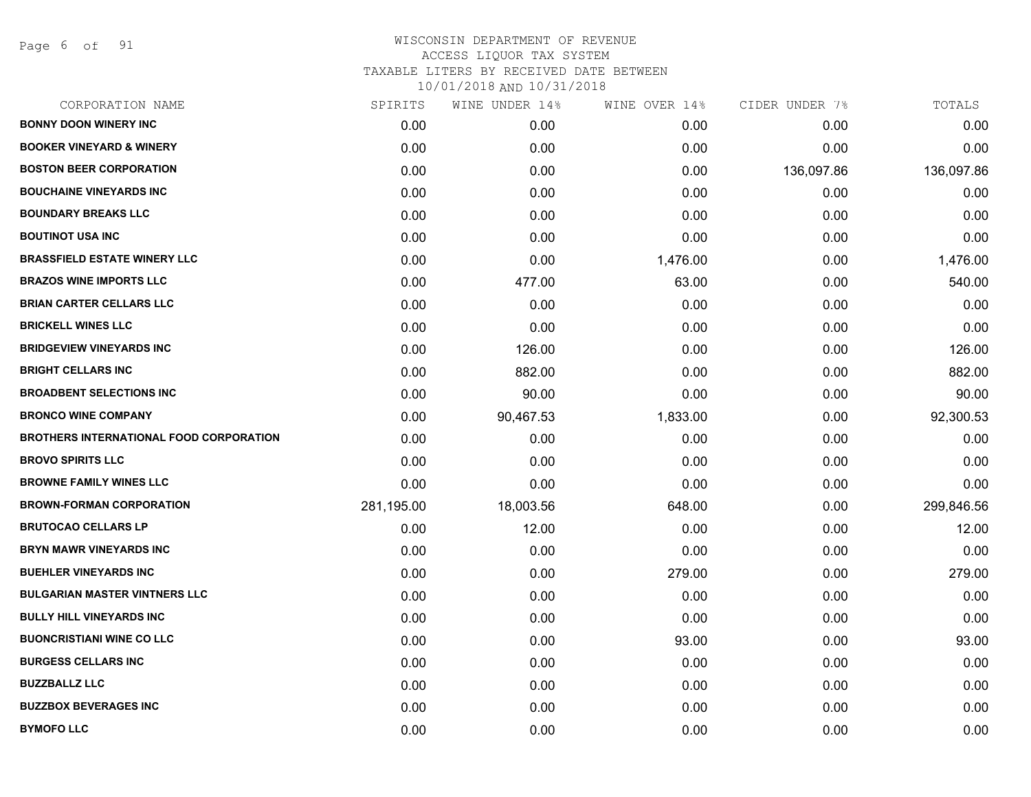# WISCONSIN DEPARTMENT OF REVENUE
## ACCESS LIQUOR TAX SYSTEM
### TAXABLE LITERS BY RECEIVED DATE BETWEEN 10/01/2018 AND 10/31/2018

| CORPORATION NAME | SPIRITS | WINE UNDER 14% | WINE OVER 14% | CIDER UNDER 7% | TOTALS |
|---|---|---|---|---|---|
| BONNY DOON WINERY INC | 0.00 | 0.00 | 0.00 | 0.00 | 0.00 |
| BOOKER VINEYARD & WINERY | 0.00 | 0.00 | 0.00 | 0.00 | 0.00 |
| BOSTON BEER CORPORATION | 0.00 | 0.00 | 0.00 | 136,097.86 | 136,097.86 |
| BOUCHAINE VINEYARDS INC | 0.00 | 0.00 | 0.00 | 0.00 | 0.00 |
| BOUNDARY BREAKS LLC | 0.00 | 0.00 | 0.00 | 0.00 | 0.00 |
| BOUTINOT USA INC | 0.00 | 0.00 | 0.00 | 0.00 | 0.00 |
| BRASSFIELD ESTATE WINERY LLC | 0.00 | 0.00 | 1,476.00 | 0.00 | 1,476.00 |
| BRAZOS WINE IMPORTS LLC | 0.00 | 477.00 | 63.00 | 0.00 | 540.00 |
| BRIAN CARTER CELLARS LLC | 0.00 | 0.00 | 0.00 | 0.00 | 0.00 |
| BRICKELL WINES LLC | 0.00 | 0.00 | 0.00 | 0.00 | 0.00 |
| BRIDGEVIEW VINEYARDS INC | 0.00 | 126.00 | 0.00 | 0.00 | 126.00 |
| BRIGHT CELLARS INC | 0.00 | 882.00 | 0.00 | 0.00 | 882.00 |
| BROADBENT SELECTIONS INC | 0.00 | 90.00 | 0.00 | 0.00 | 90.00 |
| BRONCO WINE COMPANY | 0.00 | 90,467.53 | 1,833.00 | 0.00 | 92,300.53 |
| BROTHERS INTERNATIONAL FOOD CORPORATION | 0.00 | 0.00 | 0.00 | 0.00 | 0.00 |
| BROVO SPIRITS LLC | 0.00 | 0.00 | 0.00 | 0.00 | 0.00 |
| BROWNE FAMILY WINES LLC | 0.00 | 0.00 | 0.00 | 0.00 | 0.00 |
| BROWN-FORMAN CORPORATION | 281,195.00 | 18,003.56 | 648.00 | 0.00 | 299,846.56 |
| BRUTOCAO CELLARS LP | 0.00 | 12.00 | 0.00 | 0.00 | 12.00 |
| BRYN MAWR VINEYARDS INC | 0.00 | 0.00 | 0.00 | 0.00 | 0.00 |
| BUEHLER VINEYARDS INC | 0.00 | 0.00 | 279.00 | 0.00 | 279.00 |
| BULGARIAN MASTER VINTNERS LLC | 0.00 | 0.00 | 0.00 | 0.00 | 0.00 |
| BULLY HILL VINEYARDS INC | 0.00 | 0.00 | 0.00 | 0.00 | 0.00 |
| BUONCRISTIANI WINE CO LLC | 0.00 | 0.00 | 93.00 | 0.00 | 93.00 |
| BURGESS CELLARS INC | 0.00 | 0.00 | 0.00 | 0.00 | 0.00 |
| BUZZBALLZ LLC | 0.00 | 0.00 | 0.00 | 0.00 | 0.00 |
| BUZZBOX BEVERAGES INC | 0.00 | 0.00 | 0.00 | 0.00 | 0.00 |
| BYMOFO LLC | 0.00 | 0.00 | 0.00 | 0.00 | 0.00 |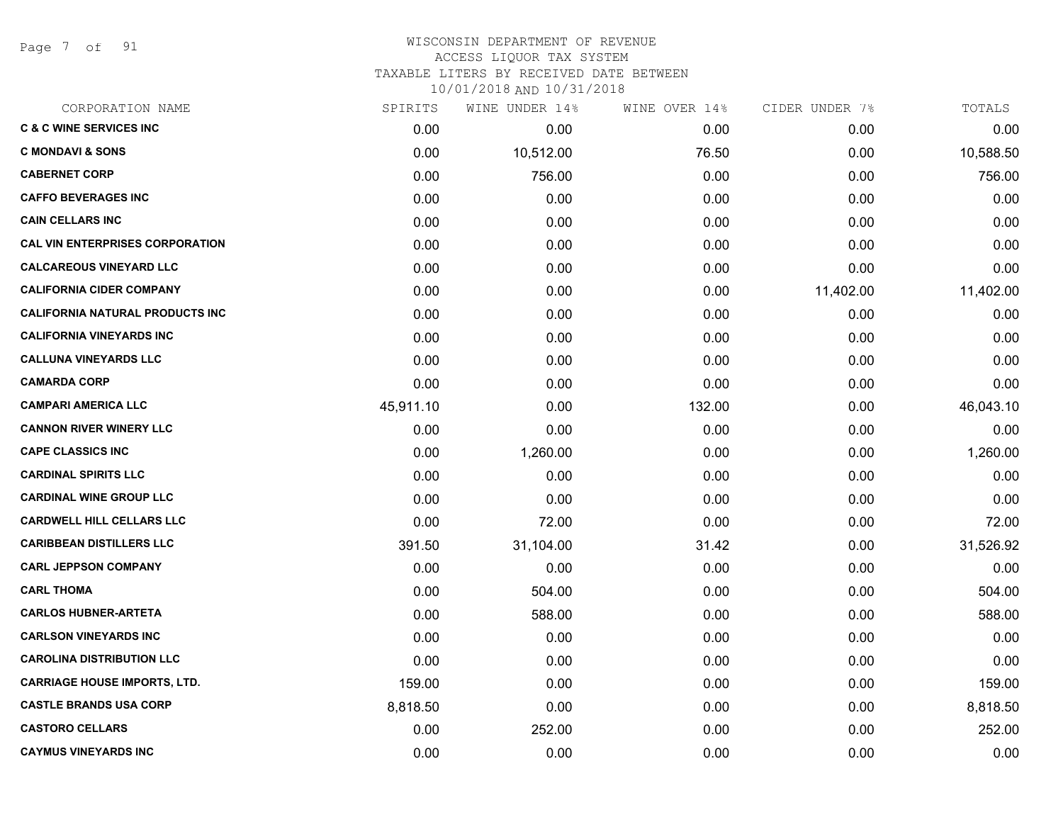WISCONSIN DEPARTMENT OF REVENUE
ACCESS LIQUOR TAX SYSTEM
TAXABLE LITERS BY RECEIVED DATE BETWEEN
10/01/2018 AND 10/31/2018

| CORPORATION NAME | SPIRITS | WINE UNDER 14% | WINE OVER 14% | CIDER UNDER 7% | TOTALS |
|---|---|---|---|---|---|
| C & C WINE SERVICES INC | 0.00 | 0.00 | 0.00 | 0.00 | 0.00 |
| C MONDAVI & SONS | 0.00 | 10,512.00 | 76.50 | 0.00 | 10,588.50 |
| CABERNET CORP | 0.00 | 756.00 | 0.00 | 0.00 | 756.00 |
| CAFFO BEVERAGES INC | 0.00 | 0.00 | 0.00 | 0.00 | 0.00 |
| CAIN CELLARS INC | 0.00 | 0.00 | 0.00 | 0.00 | 0.00 |
| CAL VIN ENTERPRISES CORPORATION | 0.00 | 0.00 | 0.00 | 0.00 | 0.00 |
| CALCAREOUS VINEYARD LLC | 0.00 | 0.00 | 0.00 | 0.00 | 0.00 |
| CALIFORNIA CIDER COMPANY | 0.00 | 0.00 | 0.00 | 11,402.00 | 11,402.00 |
| CALIFORNIA NATURAL PRODUCTS INC | 0.00 | 0.00 | 0.00 | 0.00 | 0.00 |
| CALIFORNIA VINEYARDS INC | 0.00 | 0.00 | 0.00 | 0.00 | 0.00 |
| CALLUNA VINEYARDS LLC | 0.00 | 0.00 | 0.00 | 0.00 | 0.00 |
| CAMARDA CORP | 0.00 | 0.00 | 0.00 | 0.00 | 0.00 |
| CAMPARI AMERICA LLC | 45,911.10 | 0.00 | 132.00 | 0.00 | 46,043.10 |
| CANNON RIVER WINERY LLC | 0.00 | 0.00 | 0.00 | 0.00 | 0.00 |
| CAPE CLASSICS INC | 0.00 | 1,260.00 | 0.00 | 0.00 | 1,260.00 |
| CARDINAL SPIRITS LLC | 0.00 | 0.00 | 0.00 | 0.00 | 0.00 |
| CARDINAL WINE GROUP LLC | 0.00 | 0.00 | 0.00 | 0.00 | 0.00 |
| CARDWELL HILL CELLARS LLC | 0.00 | 72.00 | 0.00 | 0.00 | 72.00 |
| CARIBBEAN DISTILLERS LLC | 391.50 | 31,104.00 | 31.42 | 0.00 | 31,526.92 |
| CARL JEPPSON COMPANY | 0.00 | 0.00 | 0.00 | 0.00 | 0.00 |
| CARL THOMA | 0.00 | 504.00 | 0.00 | 0.00 | 504.00 |
| CARLOS HUBNER-ARTETA | 0.00 | 588.00 | 0.00 | 0.00 | 588.00 |
| CARLSON VINEYARDS INC | 0.00 | 0.00 | 0.00 | 0.00 | 0.00 |
| CAROLINA DISTRIBUTION LLC | 0.00 | 0.00 | 0.00 | 0.00 | 0.00 |
| CARRIAGE HOUSE IMPORTS, LTD. | 159.00 | 0.00 | 0.00 | 0.00 | 159.00 |
| CASTLE BRANDS USA CORP | 8,818.50 | 0.00 | 0.00 | 0.00 | 8,818.50 |
| CASTORO CELLARS | 0.00 | 252.00 | 0.00 | 0.00 | 252.00 |
| CAYMUS VINEYARDS INC | 0.00 | 0.00 | 0.00 | 0.00 | 0.00 |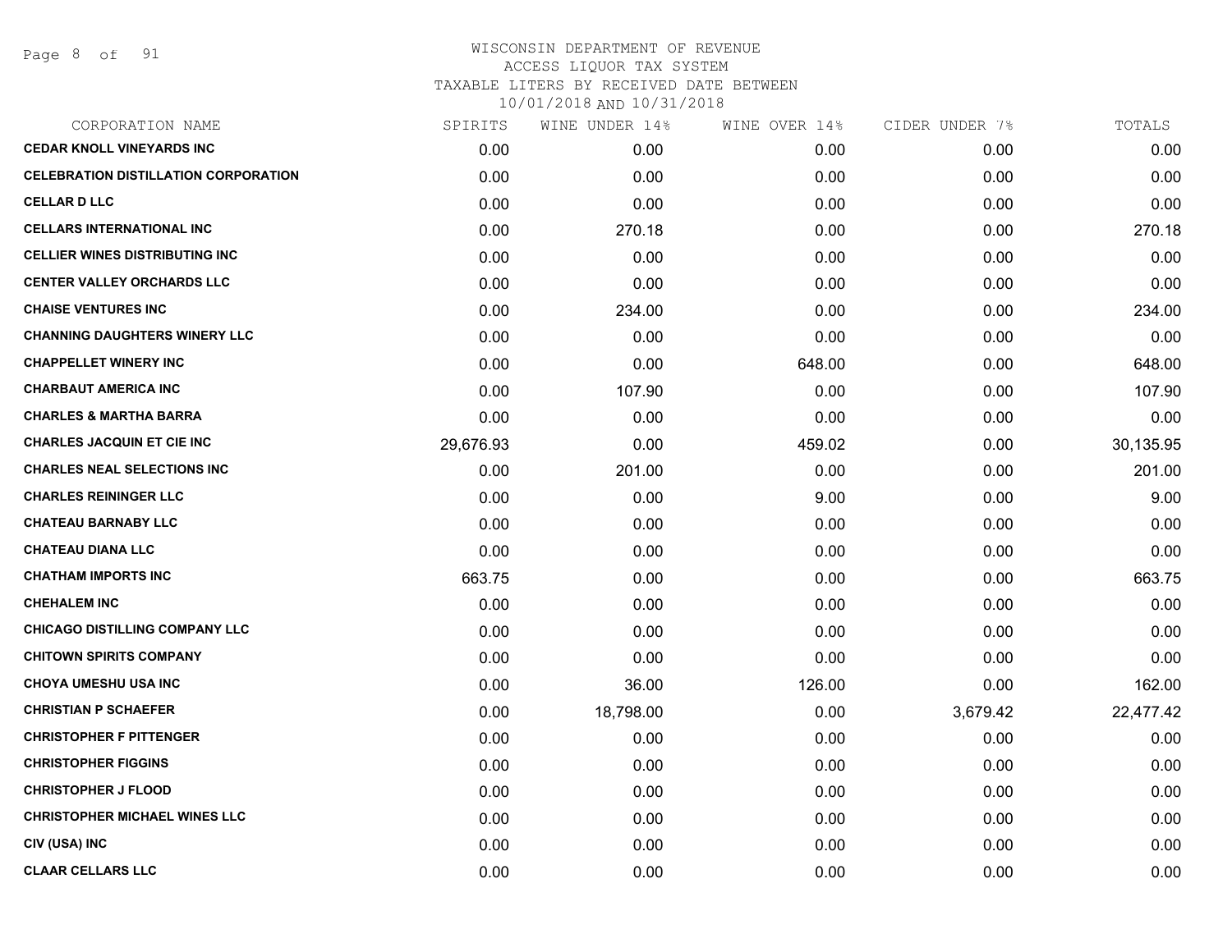WISCONSIN DEPARTMENT OF REVENUE
ACCESS LIQUOR TAX SYSTEM
TAXABLE LITERS BY RECEIVED DATE BETWEEN
10/01/2018 AND 10/31/2018

| CORPORATION NAME | SPIRITS | WINE UNDER 14% | WINE OVER 14% | CIDER UNDER 7% | TOTALS |
|---|---|---|---|---|---|
| **CEDAR KNOLL VINEYARDS INC** | 0.00 | 0.00 | 0.00 | 0.00 | 0.00 |
| **CELEBRATION DISTILLATION CORPORATION** | 0.00 | 0.00 | 0.00 | 0.00 | 0.00 |
| **CELLAR D LLC** | 0.00 | 0.00 | 0.00 | 0.00 | 0.00 |
| **CELLARS INTERNATIONAL INC** | 0.00 | 270.18 | 0.00 | 0.00 | 270.18 |
| **CELLIER WINES DISTRIBUTING INC** | 0.00 | 0.00 | 0.00 | 0.00 | 0.00 |
| **CENTER VALLEY ORCHARDS LLC** | 0.00 | 0.00 | 0.00 | 0.00 | 0.00 |
| **CHAISE VENTURES INC** | 0.00 | 234.00 | 0.00 | 0.00 | 234.00 |
| **CHANNING DAUGHTERS WINERY LLC** | 0.00 | 0.00 | 0.00 | 0.00 | 0.00 |
| **CHAPPELLET WINERY INC** | 0.00 | 0.00 | 648.00 | 0.00 | 648.00 |
| **CHARBAUT AMERICA INC** | 0.00 | 107.90 | 0.00 | 0.00 | 107.90 |
| **CHARLES & MARTHA BARRA** | 0.00 | 0.00 | 0.00 | 0.00 | 0.00 |
| **CHARLES JACQUIN ET CIE INC** | 29,676.93 | 0.00 | 459.02 | 0.00 | 30,135.95 |
| **CHARLES NEAL SELECTIONS INC** | 0.00 | 201.00 | 0.00 | 0.00 | 201.00 |
| **CHARLES REININGER LLC** | 0.00 | 0.00 | 9.00 | 0.00 | 9.00 |
| **CHATEAU BARNABY LLC** | 0.00 | 0.00 | 0.00 | 0.00 | 0.00 |
| **CHATEAU DIANA LLC** | 0.00 | 0.00 | 0.00 | 0.00 | 0.00 |
| **CHATHAM IMPORTS INC** | 663.75 | 0.00 | 0.00 | 0.00 | 663.75 |
| **CHEHALEM INC** | 0.00 | 0.00 | 0.00 | 0.00 | 0.00 |
| **CHICAGO DISTILLING COMPANY LLC** | 0.00 | 0.00 | 0.00 | 0.00 | 0.00 |
| **CHITOWN SPIRITS COMPANY** | 0.00 | 0.00 | 0.00 | 0.00 | 0.00 |
| **CHOYA UMESHU USA INC** | 0.00 | 36.00 | 126.00 | 0.00 | 162.00 |
| **CHRISTIAN P SCHAEFER** | 0.00 | 18,798.00 | 0.00 | 3,679.42 | 22,477.42 |
| **CHRISTOPHER F PITTENGER** | 0.00 | 0.00 | 0.00 | 0.00 | 0.00 |
| **CHRISTOPHER FIGGINS** | 0.00 | 0.00 | 0.00 | 0.00 | 0.00 |
| **CHRISTOPHER J FLOOD** | 0.00 | 0.00 | 0.00 | 0.00 | 0.00 |
| **CHRISTOPHER MICHAEL WINES LLC** | 0.00 | 0.00 | 0.00 | 0.00 | 0.00 |
| **CIV (USA) INC** | 0.00 | 0.00 | 0.00 | 0.00 | 0.00 |
| **CLAAR CELLARS LLC** | 0.00 | 0.00 | 0.00 | 0.00 | 0.00 |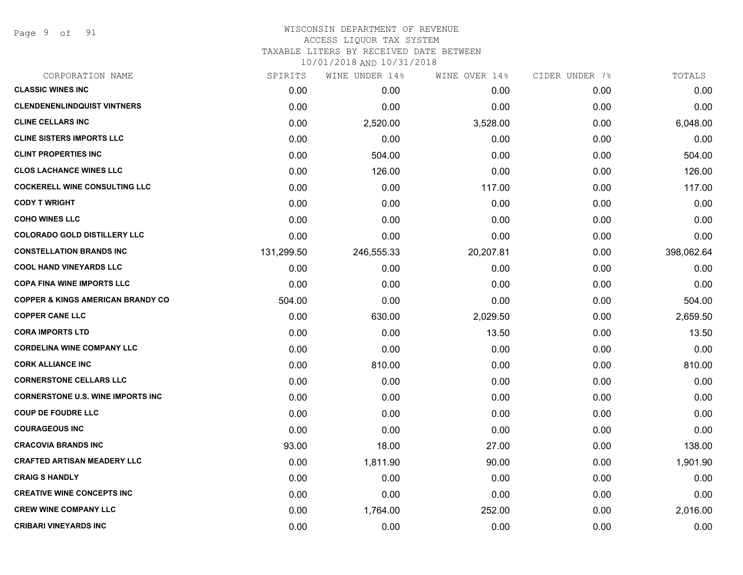# WISCONSIN DEPARTMENT OF REVENUE
## ACCESS LIQUOR TAX SYSTEM
### TAXABLE LITERS BY RECEIVED DATE BETWEEN 10/01/2018 AND 10/31/2018

| CORPORATION NAME | SPIRITS | WINE UNDER 14% | WINE OVER 14% | CIDER UNDER 7% | TOTALS |
|---|---|---|---|---|---|
| CLASSIC WINES INC | 0.00 | 0.00 | 0.00 | 0.00 | 0.00 |
| CLENDENENLINDQUIST VINTNERS | 0.00 | 0.00 | 0.00 | 0.00 | 0.00 |
| CLINE CELLARS INC | 0.00 | 2,520.00 | 3,528.00 | 0.00 | 6,048.00 |
| CLINE SISTERS IMPORTS LLC | 0.00 | 0.00 | 0.00 | 0.00 | 0.00 |
| CLINT PROPERTIES INC | 0.00 | 504.00 | 0.00 | 0.00 | 504.00 |
| CLOS LACHANCE WINES LLC | 0.00 | 126.00 | 0.00 | 0.00 | 126.00 |
| COCKERELL WINE CONSULTING LLC | 0.00 | 0.00 | 117.00 | 0.00 | 117.00 |
| CODY T WRIGHT | 0.00 | 0.00 | 0.00 | 0.00 | 0.00 |
| COHO WINES LLC | 0.00 | 0.00 | 0.00 | 0.00 | 0.00 |
| COLORADO GOLD DISTILLERY LLC | 0.00 | 0.00 | 0.00 | 0.00 | 0.00 |
| CONSTELLATION BRANDS INC | 131,299.50 | 246,555.33 | 20,207.81 | 0.00 | 398,062.64 |
| COOL HAND VINEYARDS LLC | 0.00 | 0.00 | 0.00 | 0.00 | 0.00 |
| COPA FINA WINE IMPORTS LLC | 0.00 | 0.00 | 0.00 | 0.00 | 0.00 |
| COPPER & KINGS AMERICAN BRANDY CO | 504.00 | 0.00 | 0.00 | 0.00 | 504.00 |
| COPPER CANE LLC | 0.00 | 630.00 | 2,029.50 | 0.00 | 2,659.50 |
| CORA IMPORTS LTD | 0.00 | 0.00 | 13.50 | 0.00 | 13.50 |
| CORDELINA WINE COMPANY LLC | 0.00 | 0.00 | 0.00 | 0.00 | 0.00 |
| CORK ALLIANCE INC | 0.00 | 810.00 | 0.00 | 0.00 | 810.00 |
| CORNERSTONE CELLARS LLC | 0.00 | 0.00 | 0.00 | 0.00 | 0.00 |
| CORNERSTONE U.S. WINE IMPORTS INC | 0.00 | 0.00 | 0.00 | 0.00 | 0.00 |
| COUP DE FOUDRE LLC | 0.00 | 0.00 | 0.00 | 0.00 | 0.00 |
| COURAGEOUS INC | 0.00 | 0.00 | 0.00 | 0.00 | 0.00 |
| CRACOVIA BRANDS INC | 93.00 | 18.00 | 27.00 | 0.00 | 138.00 |
| CRAFTED ARTISAN MEADERY LLC | 0.00 | 1,811.90 | 90.00 | 0.00 | 1,901.90 |
| CRAIG S HANDLY | 0.00 | 0.00 | 0.00 | 0.00 | 0.00 |
| CREATIVE WINE CONCEPTS INC | 0.00 | 0.00 | 0.00 | 0.00 | 0.00 |
| CREW WINE COMPANY LLC | 0.00 | 1,764.00 | 252.00 | 0.00 | 2,016.00 |
| CRIBARI VINEYARDS INC | 0.00 | 0.00 | 0.00 | 0.00 | 0.00 |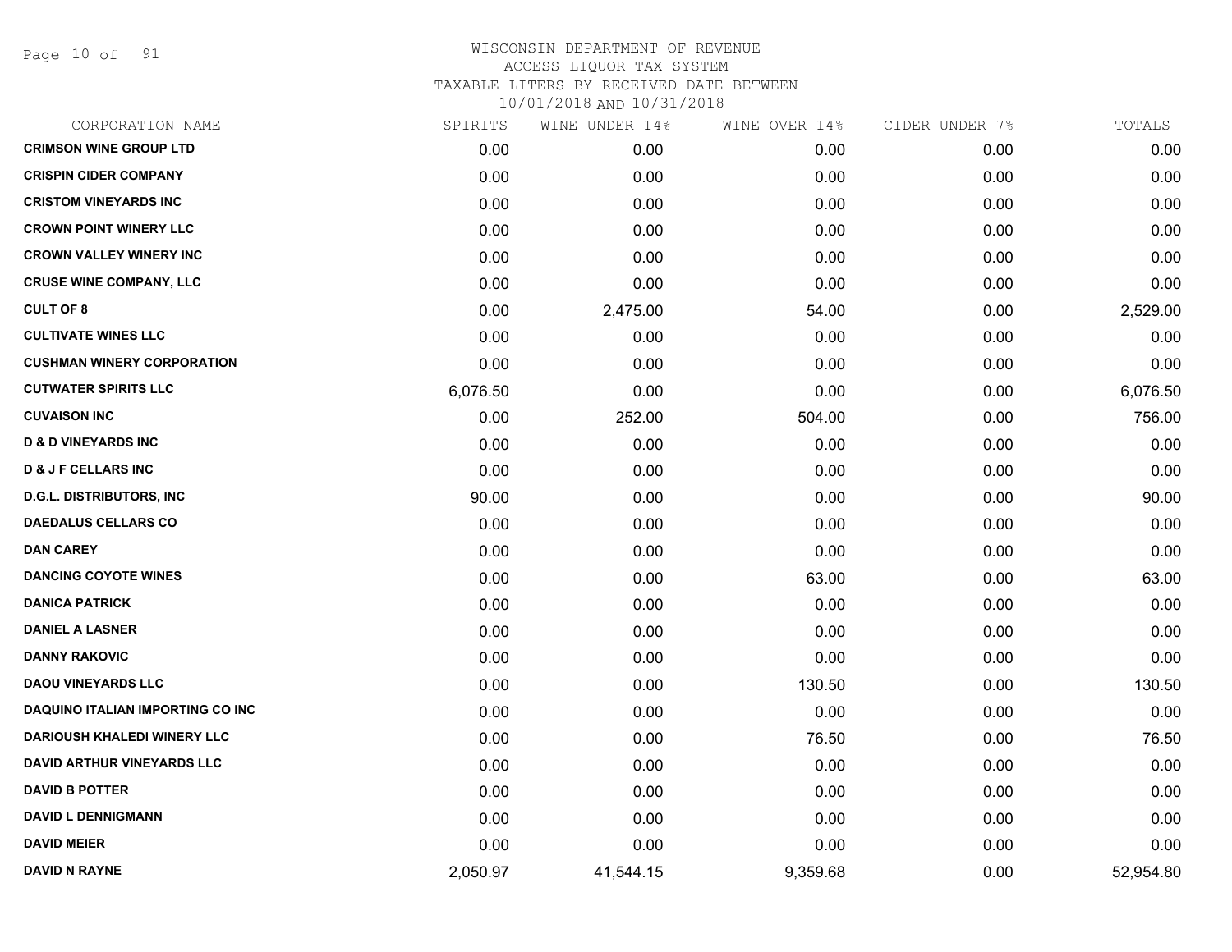# WISCONSIN DEPARTMENT OF REVENUE
## ACCESS LIQUOR TAX SYSTEM
### TAXABLE LITERS BY RECEIVED DATE BETWEEN 10/01/2018 AND 10/31/2018

| CORPORATION NAME | SPIRITS | WINE UNDER 14% | WINE OVER 14% | CIDER UNDER 7% | TOTALS |
|---|---|---|---|---|---|
| CRIMSON WINE GROUP LTD | 0.00 | 0.00 | 0.00 | 0.00 | 0.00 |
| CRISPIN CIDER COMPANY | 0.00 | 0.00 | 0.00 | 0.00 | 0.00 |
| CRISTOM VINEYARDS INC | 0.00 | 0.00 | 0.00 | 0.00 | 0.00 |
| CROWN POINT WINERY LLC | 0.00 | 0.00 | 0.00 | 0.00 | 0.00 |
| CROWN VALLEY WINERY INC | 0.00 | 0.00 | 0.00 | 0.00 | 0.00 |
| CRUSE WINE COMPANY, LLC | 0.00 | 0.00 | 0.00 | 0.00 | 0.00 |
| CULT OF 8 | 0.00 | 2,475.00 | 54.00 | 0.00 | 2,529.00 |
| CULTIVATE WINES LLC | 0.00 | 0.00 | 0.00 | 0.00 | 0.00 |
| CUSHMAN WINERY CORPORATION | 0.00 | 0.00 | 0.00 | 0.00 | 0.00 |
| CUTWATER SPIRITS LLC | 6,076.50 | 0.00 | 0.00 | 0.00 | 6,076.50 |
| CUVAISON INC | 0.00 | 252.00 | 504.00 | 0.00 | 756.00 |
| D & D VINEYARDS INC | 0.00 | 0.00 | 0.00 | 0.00 | 0.00 |
| D & J F CELLARS INC | 0.00 | 0.00 | 0.00 | 0.00 | 0.00 |
| D.G.L. DISTRIBUTORS, INC | 90.00 | 0.00 | 0.00 | 0.00 | 90.00 |
| DAEDALUS CELLARS CO | 0.00 | 0.00 | 0.00 | 0.00 | 0.00 |
| DAN CAREY | 0.00 | 0.00 | 0.00 | 0.00 | 0.00 |
| DANCING COYOTE WINES | 0.00 | 0.00 | 63.00 | 0.00 | 63.00 |
| DANICA PATRICK | 0.00 | 0.00 | 0.00 | 0.00 | 0.00 |
| DANIEL A LASNER | 0.00 | 0.00 | 0.00 | 0.00 | 0.00 |
| DANNY RAKOVIC | 0.00 | 0.00 | 0.00 | 0.00 | 0.00 |
| DAOU VINEYARDS LLC | 0.00 | 0.00 | 130.50 | 0.00 | 130.50 |
| DAQUINO ITALIAN IMPORTING CO INC | 0.00 | 0.00 | 0.00 | 0.00 | 0.00 |
| DARIOUSH KHALEDI WINERY LLC | 0.00 | 0.00 | 76.50 | 0.00 | 76.50 |
| DAVID ARTHUR VINEYARDS LLC | 0.00 | 0.00 | 0.00 | 0.00 | 0.00 |
| DAVID B POTTER | 0.00 | 0.00 | 0.00 | 0.00 | 0.00 |
| DAVID L DENNIGMANN | 0.00 | 0.00 | 0.00 | 0.00 | 0.00 |
| DAVID MEIER | 0.00 | 0.00 | 0.00 | 0.00 | 0.00 |
| DAVID N RAYNE | 2,050.97 | 41,544.15 | 9,359.68 | 0.00 | 52,954.80 |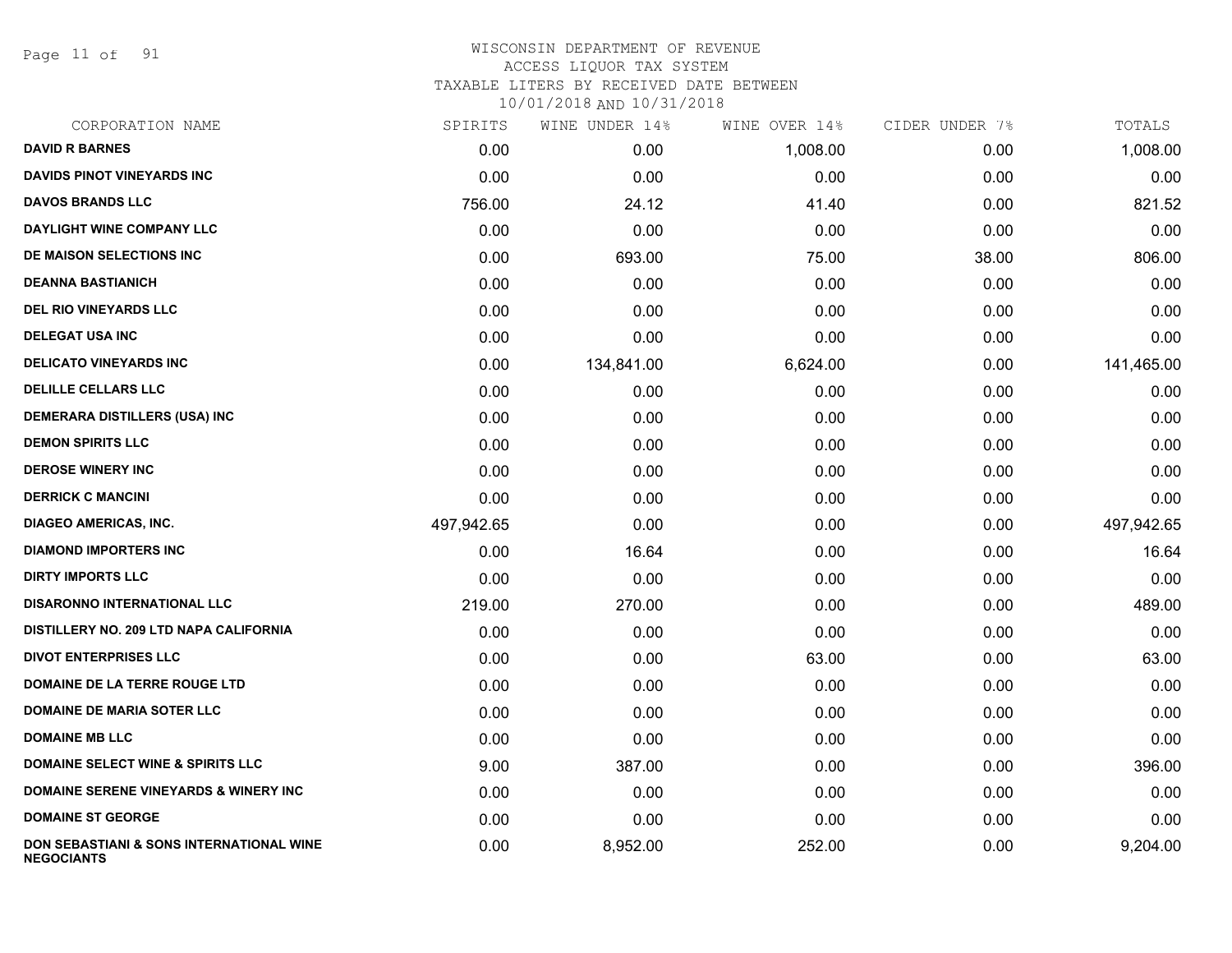# WISCONSIN DEPARTMENT OF REVENUE

ACCESS LIQUOR TAX SYSTEM

TAXABLE LITERS BY RECEIVED DATE BETWEEN

10/01/2018 AND 10/31/2018

| CORPORATION NAME | SPIRITS | WINE UNDER 14% | WINE OVER 14% | CIDER UNDER 7% | TOTALS |
|---|---|---|---|---|---|
| **DAVID R BARNES** | 0.00 | 0.00 | 1,008.00 | 0.00 | 1,008.00 |
| **DAVIDS PINOT VINEYARDS INC** | 0.00 | 0.00 | 0.00 | 0.00 | 0.00 |
| **DAVOS BRANDS LLC** | 756.00 | 24.12 | 41.40 | 0.00 | 821.52 |
| **DAYLIGHT WINE COMPANY LLC** | 0.00 | 0.00 | 0.00 | 0.00 | 0.00 |
| **DE MAISON SELECTIONS INC** | 0.00 | 693.00 | 75.00 | 38.00 | 806.00 |
| **DEANNA BASTIANICH** | 0.00 | 0.00 | 0.00 | 0.00 | 0.00 |
| **DEL RIO VINEYARDS LLC** | 0.00 | 0.00 | 0.00 | 0.00 | 0.00 |
| **DELEGAT USA INC** | 0.00 | 0.00 | 0.00 | 0.00 | 0.00 |
| **DELICATO VINEYARDS INC** | 0.00 | 134,841.00 | 6,624.00 | 0.00 | 141,465.00 |
| **DELILLE CELLARS LLC** | 0.00 | 0.00 | 0.00 | 0.00 | 0.00 |
| **DEMERARA DISTILLERS (USA) INC** | 0.00 | 0.00 | 0.00 | 0.00 | 0.00 |
| **DEMON SPIRITS LLC** | 0.00 | 0.00 | 0.00 | 0.00 | 0.00 |
| **DEROSE WINERY INC** | 0.00 | 0.00 | 0.00 | 0.00 | 0.00 |
| **DERRICK C MANCINI** | 0.00 | 0.00 | 0.00 | 0.00 | 0.00 |
| **DIAGEO AMERICAS, INC.** | 497,942.65 | 0.00 | 0.00 | 0.00 | 497,942.65 |
| **DIAMOND IMPORTERS INC** | 0.00 | 16.64 | 0.00 | 0.00 | 16.64 |
| **DIRTY IMPORTS LLC** | 0.00 | 0.00 | 0.00 | 0.00 | 0.00 |
| **DISARONNO INTERNATIONAL LLC** | 219.00 | 270.00 | 0.00 | 0.00 | 489.00 |
| **DISTILLERY NO. 209 LTD NAPA CALIFORNIA** | 0.00 | 0.00 | 0.00 | 0.00 | 0.00 |
| **DIVOT ENTERPRISES LLC** | 0.00 | 0.00 | 63.00 | 0.00 | 63.00 |
| **DOMAINE DE LA TERRE ROUGE LTD** | 0.00 | 0.00 | 0.00 | 0.00 | 0.00 |
| **DOMAINE DE MARIA SOTER LLC** | 0.00 | 0.00 | 0.00 | 0.00 | 0.00 |
| **DOMAINE MB LLC** | 0.00 | 0.00 | 0.00 | 0.00 | 0.00 |
| **DOMAINE SELECT WINE & SPIRITS LLC** | 9.00 | 387.00 | 0.00 | 0.00 | 396.00 |
| **DOMAINE SERENE VINEYARDS & WINERY INC** | 0.00 | 0.00 | 0.00 | 0.00 | 0.00 |
| **DOMAINE ST GEORGE** | 0.00 | 0.00 | 0.00 | 0.00 | 0.00 |
| **DON SEBASTIANI & SONS INTERNATIONAL WINE NEGOCIANTS** | 0.00 | 8,952.00 | 252.00 | 0.00 | 9,204.00 |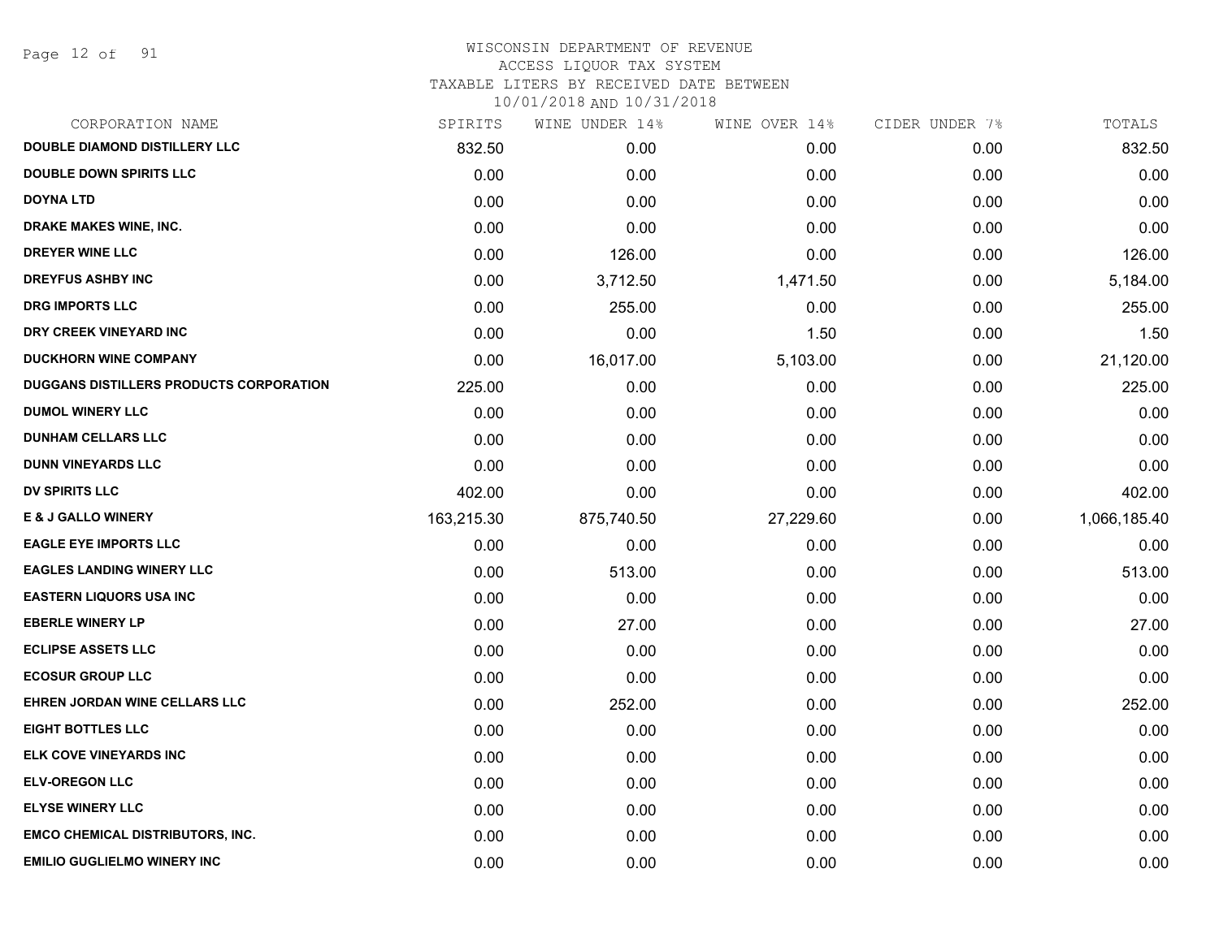# WISCONSIN DEPARTMENT OF REVENUE
## ACCESS LIQUOR TAX SYSTEM
### TAXABLE LITERS BY RECEIVED DATE BETWEEN 10/01/2018 AND 10/31/2018

| CORPORATION NAME | SPIRITS | WINE UNDER 14% | WINE OVER 14% | CIDER UNDER 7% | TOTALS |
|---|---|---|---|---|---|
| DOUBLE DIAMOND DISTILLERY LLC | 832.50 | 0.00 | 0.00 | 0.00 | 832.50 |
| DOUBLE DOWN SPIRITS LLC | 0.00 | 0.00 | 0.00 | 0.00 | 0.00 |
| DOYNA LTD | 0.00 | 0.00 | 0.00 | 0.00 | 0.00 |
| DRAKE MAKES WINE, INC. | 0.00 | 0.00 | 0.00 | 0.00 | 0.00 |
| DREYER WINE LLC | 0.00 | 126.00 | 0.00 | 0.00 | 126.00 |
| DREYFUS ASHBY INC | 0.00 | 3,712.50 | 1,471.50 | 0.00 | 5,184.00 |
| DRG IMPORTS LLC | 0.00 | 255.00 | 0.00 | 0.00 | 255.00 |
| DRY CREEK VINEYARD INC | 0.00 | 0.00 | 1.50 | 0.00 | 1.50 |
| DUCKHORN WINE COMPANY | 0.00 | 16,017.00 | 5,103.00 | 0.00 | 21,120.00 |
| DUGGANS DISTILLERS PRODUCTS CORPORATION | 225.00 | 0.00 | 0.00 | 0.00 | 225.00 |
| DUMOL WINERY LLC | 0.00 | 0.00 | 0.00 | 0.00 | 0.00 |
| DUNHAM CELLARS LLC | 0.00 | 0.00 | 0.00 | 0.00 | 0.00 |
| DUNN VINEYARDS LLC | 0.00 | 0.00 | 0.00 | 0.00 | 0.00 |
| DV SPIRITS LLC | 402.00 | 0.00 | 0.00 | 0.00 | 402.00 |
| E & J GALLO WINERY | 163,215.30 | 875,740.50 | 27,229.60 | 0.00 | 1,066,185.40 |
| EAGLE EYE IMPORTS LLC | 0.00 | 0.00 | 0.00 | 0.00 | 0.00 |
| EAGLES LANDING WINERY LLC | 0.00 | 513.00 | 0.00 | 0.00 | 513.00 |
| EASTERN LIQUORS USA INC | 0.00 | 0.00 | 0.00 | 0.00 | 0.00 |
| EBERLE WINERY LP | 0.00 | 27.00 | 0.00 | 0.00 | 27.00 |
| ECLIPSE ASSETS LLC | 0.00 | 0.00 | 0.00 | 0.00 | 0.00 |
| ECOSUR GROUP LLC | 0.00 | 0.00 | 0.00 | 0.00 | 0.00 |
| EHREN JORDAN WINE CELLARS LLC | 0.00 | 252.00 | 0.00 | 0.00 | 252.00 |
| EIGHT BOTTLES LLC | 0.00 | 0.00 | 0.00 | 0.00 | 0.00 |
| ELK COVE VINEYARDS INC | 0.00 | 0.00 | 0.00 | 0.00 | 0.00 |
| ELV-OREGON LLC | 0.00 | 0.00 | 0.00 | 0.00 | 0.00 |
| ELYSE WINERY LLC | 0.00 | 0.00 | 0.00 | 0.00 | 0.00 |
| EMCO CHEMICAL DISTRIBUTORS, INC. | 0.00 | 0.00 | 0.00 | 0.00 | 0.00 |
| EMILIO GUGLIELMO WINERY INC | 0.00 | 0.00 | 0.00 | 0.00 | 0.00 |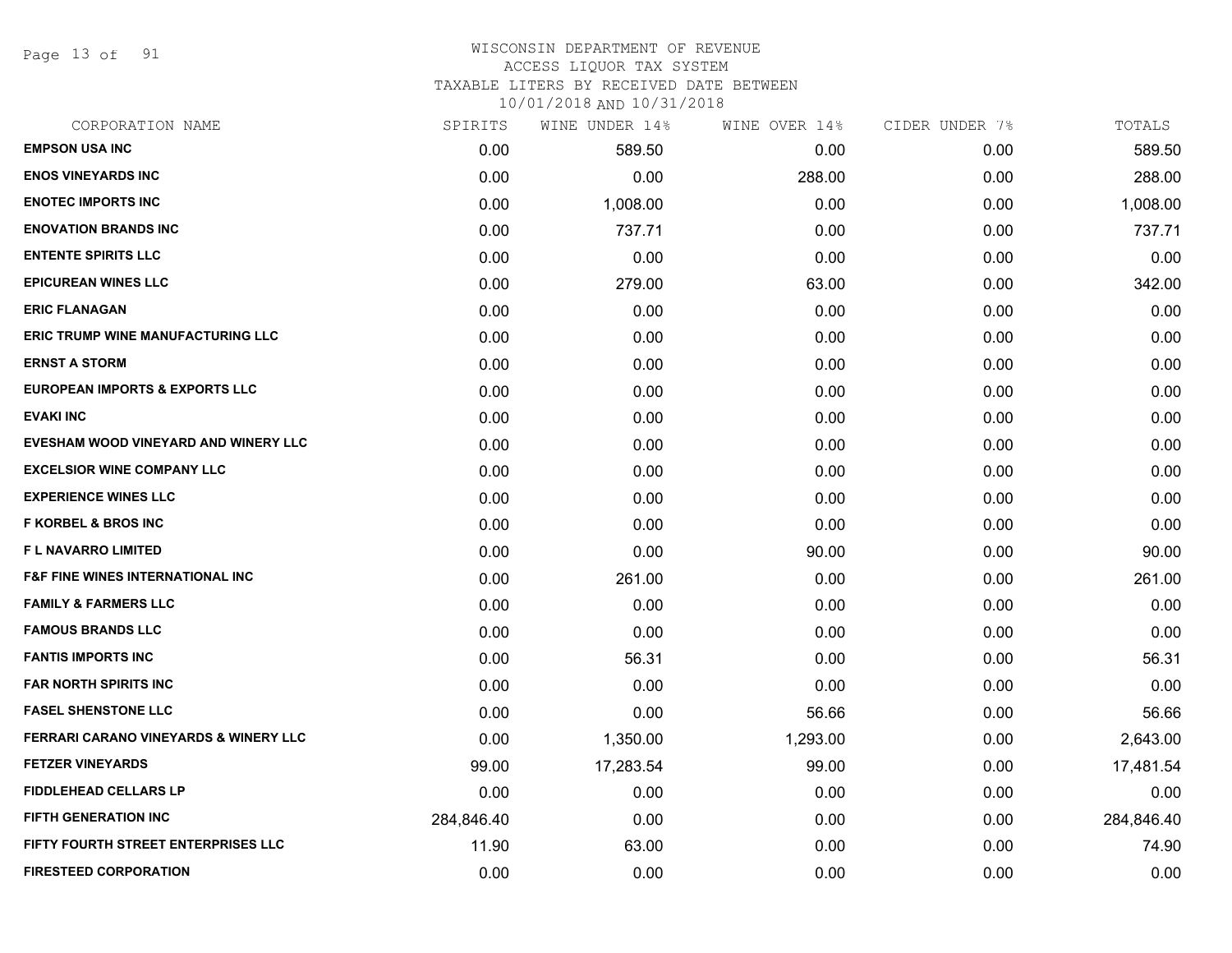# WISCONSIN DEPARTMENT OF REVENUE
## ACCESS LIQUOR TAX SYSTEM
### TAXABLE LITERS BY RECEIVED DATE BETWEEN 10/01/2018 AND 10/31/2018

| CORPORATION NAME | SPIRITS | WINE UNDER 14% | WINE OVER 14% | CIDER UNDER 7% | TOTALS |
|---|---|---|---|---|---|
| EMPSON USA INC | 0.00 | 589.50 | 0.00 | 0.00 | 589.50 |
| ENOS VINEYARDS INC | 0.00 | 0.00 | 288.00 | 0.00 | 288.00 |
| ENOTEC IMPORTS INC | 0.00 | 1,008.00 | 0.00 | 0.00 | 1,008.00 |
| ENOVATION BRANDS INC | 0.00 | 737.71 | 0.00 | 0.00 | 737.71 |
| ENTENTE SPIRITS LLC | 0.00 | 0.00 | 0.00 | 0.00 | 0.00 |
| EPICUREAN WINES LLC | 0.00 | 279.00 | 63.00 | 0.00 | 342.00 |
| ERIC FLANAGAN | 0.00 | 0.00 | 0.00 | 0.00 | 0.00 |
| ERIC TRUMP WINE MANUFACTURING LLC | 0.00 | 0.00 | 0.00 | 0.00 | 0.00 |
| ERNST A STORM | 0.00 | 0.00 | 0.00 | 0.00 | 0.00 |
| EUROPEAN IMPORTS & EXPORTS LLC | 0.00 | 0.00 | 0.00 | 0.00 | 0.00 |
| EVAKI INC | 0.00 | 0.00 | 0.00 | 0.00 | 0.00 |
| EVESHAM WOOD VINEYARD AND WINERY LLC | 0.00 | 0.00 | 0.00 | 0.00 | 0.00 |
| EXCELSIOR WINE COMPANY LLC | 0.00 | 0.00 | 0.00 | 0.00 | 0.00 |
| EXPERIENCE WINES LLC | 0.00 | 0.00 | 0.00 | 0.00 | 0.00 |
| F KORBEL & BROS INC | 0.00 | 0.00 | 0.00 | 0.00 | 0.00 |
| F L NAVARRO LIMITED | 0.00 | 0.00 | 90.00 | 0.00 | 90.00 |
| F&F FINE WINES INTERNATIONAL INC | 0.00 | 261.00 | 0.00 | 0.00 | 261.00 |
| FAMILY & FARMERS LLC | 0.00 | 0.00 | 0.00 | 0.00 | 0.00 |
| FAMOUS BRANDS LLC | 0.00 | 0.00 | 0.00 | 0.00 | 0.00 |
| FANTIS IMPORTS INC | 0.00 | 56.31 | 0.00 | 0.00 | 56.31 |
| FAR NORTH SPIRITS INC | 0.00 | 0.00 | 0.00 | 0.00 | 0.00 |
| FASEL SHENSTONE LLC | 0.00 | 0.00 | 56.66 | 0.00 | 56.66 |
| FERRARI CARANO VINEYARDS & WINERY LLC | 0.00 | 1,350.00 | 1,293.00 | 0.00 | 2,643.00 |
| FETZER VINEYARDS | 99.00 | 17,283.54 | 99.00 | 0.00 | 17,481.54 |
| FIDDLEHEAD CELLARS LP | 0.00 | 0.00 | 0.00 | 0.00 | 0.00 |
| FIFTH GENERATION INC | 284,846.40 | 0.00 | 0.00 | 0.00 | 284,846.40 |
| FIFTY FOURTH STREET ENTERPRISES LLC | 11.90 | 63.00 | 0.00 | 0.00 | 74.90 |
| FIRESTEED CORPORATION | 0.00 | 0.00 | 0.00 | 0.00 | 0.00 |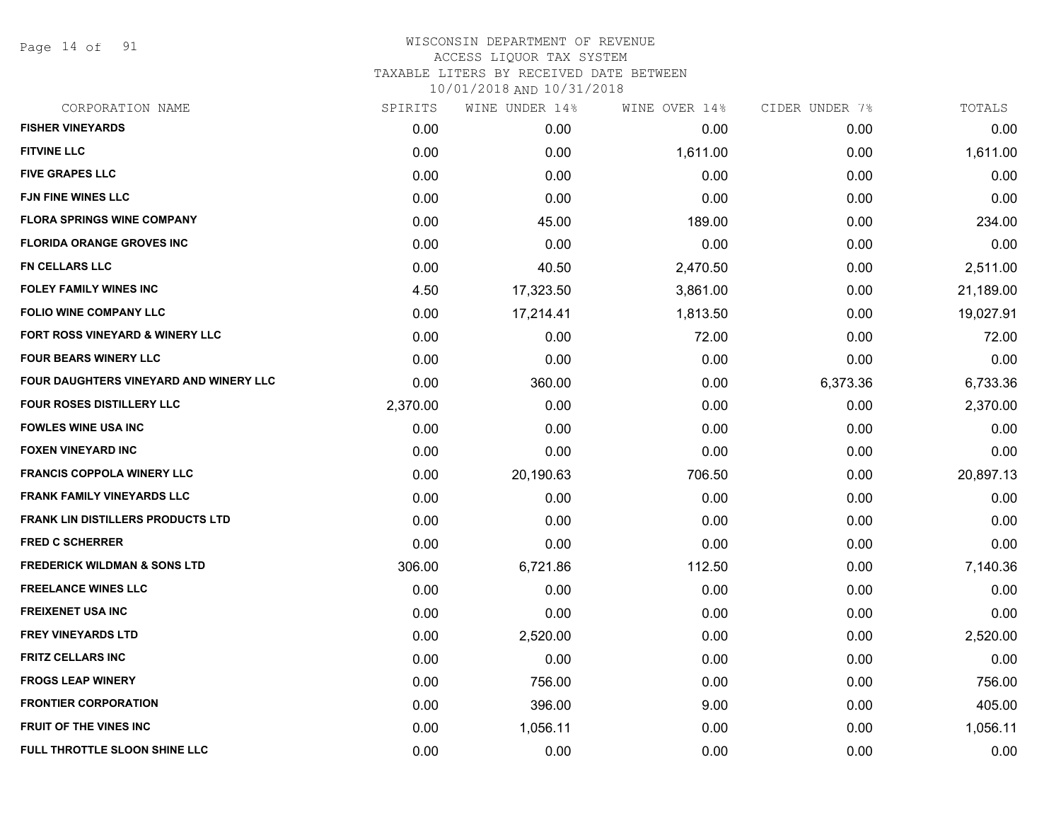# WISCONSIN DEPARTMENT OF REVENUE
ACCESS LIQUOR TAX SYSTEM
TAXABLE LITERS BY RECEIVED DATE BETWEEN
10/01/2018 AND 10/31/2018

| CORPORATION NAME | SPIRITS | WINE UNDER 14% | WINE OVER 14% | CIDER UNDER 7% | TOTALS |
|---|---|---|---|---|---|
| **FISHER VINEYARDS** | 0.00 | 0.00 | 0.00 | 0.00 | 0.00 |
| **FITVINE LLC** | 0.00 | 0.00 | 1,611.00 | 0.00 | 1,611.00 |
| **FIVE GRAPES LLC** | 0.00 | 0.00 | 0.00 | 0.00 | 0.00 |
| **FJN FINE WINES LLC** | 0.00 | 0.00 | 0.00 | 0.00 | 0.00 |
| **FLORA SPRINGS WINE COMPANY** | 0.00 | 45.00 | 189.00 | 0.00 | 234.00 |
| **FLORIDA ORANGE GROVES INC** | 0.00 | 0.00 | 0.00 | 0.00 | 0.00 |
| **FN CELLARS LLC** | 0.00 | 40.50 | 2,470.50 | 0.00 | 2,511.00 |
| **FOLEY FAMILY WINES INC** | 4.50 | 17,323.50 | 3,861.00 | 0.00 | 21,189.00 |
| **FOLIO WINE COMPANY LLC** | 0.00 | 17,214.41 | 1,813.50 | 0.00 | 19,027.91 |
| **FORT ROSS VINEYARD & WINERY LLC** | 0.00 | 0.00 | 72.00 | 0.00 | 72.00 |
| **FOUR BEARS WINERY LLC** | 0.00 | 0.00 | 0.00 | 0.00 | 0.00 |
| **FOUR DAUGHTERS VINEYARD AND WINERY LLC** | 0.00 | 360.00 | 0.00 | 6,373.36 | 6,733.36 |
| **FOUR ROSES DISTILLERY LLC** | 2,370.00 | 0.00 | 0.00 | 0.00 | 2,370.00 |
| **FOWLES WINE USA INC** | 0.00 | 0.00 | 0.00 | 0.00 | 0.00 |
| **FOXEN VINEYARD INC** | 0.00 | 0.00 | 0.00 | 0.00 | 0.00 |
| **FRANCIS COPPOLA WINERY LLC** | 0.00 | 20,190.63 | 706.50 | 0.00 | 20,897.13 |
| **FRANK FAMILY VINEYARDS LLC** | 0.00 | 0.00 | 0.00 | 0.00 | 0.00 |
| **FRANK LIN DISTILLERS PRODUCTS LTD** | 0.00 | 0.00 | 0.00 | 0.00 | 0.00 |
| **FRED C SCHERRER** | 0.00 | 0.00 | 0.00 | 0.00 | 0.00 |
| **FREDERICK WILDMAN & SONS LTD** | 306.00 | 6,721.86 | 112.50 | 0.00 | 7,140.36 |
| **FREELANCE WINES LLC** | 0.00 | 0.00 | 0.00 | 0.00 | 0.00 |
| **FREIXENET USA INC** | 0.00 | 0.00 | 0.00 | 0.00 | 0.00 |
| **FREY VINEYARDS LTD** | 0.00 | 2,520.00 | 0.00 | 0.00 | 2,520.00 |
| **FRITZ CELLARS INC** | 0.00 | 0.00 | 0.00 | 0.00 | 0.00 |
| **FROGS LEAP WINERY** | 0.00 | 756.00 | 0.00 | 0.00 | 756.00 |
| **FRONTIER CORPORATION** | 0.00 | 396.00 | 9.00 | 0.00 | 405.00 |
| **FRUIT OF THE VINES INC** | 0.00 | 1,056.11 | 0.00 | 0.00 | 1,056.11 |
| **FULL THROTTLE SLOON SHINE LLC** | 0.00 | 0.00 | 0.00 | 0.00 | 0.00 |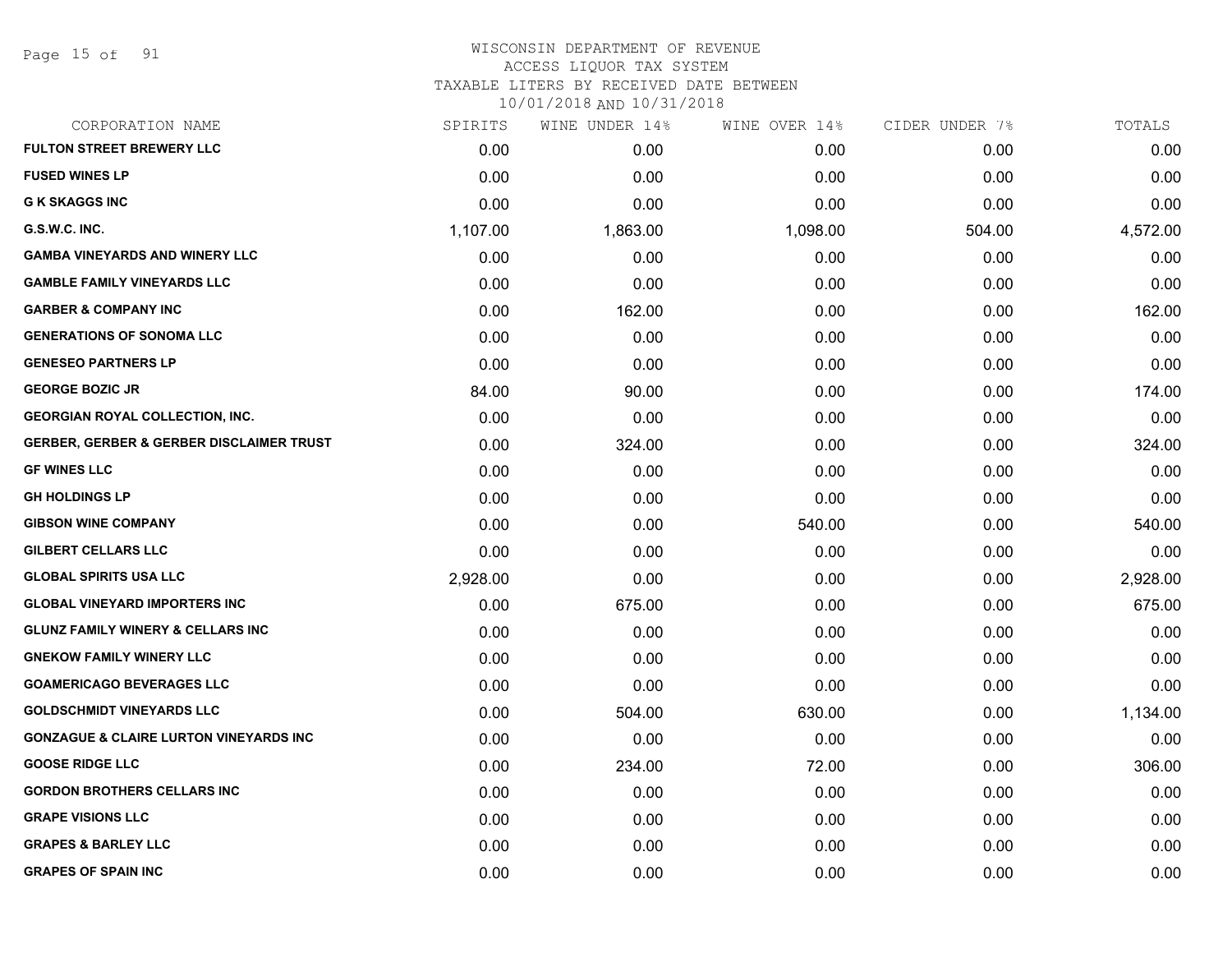# WISCONSIN DEPARTMENT OF REVENUE
## ACCESS LIQUOR TAX SYSTEM
### TAXABLE LITERS BY RECEIVED DATE BETWEEN 10/01/2018 AND 10/31/2018

| CORPORATION NAME | SPIRITS | WINE UNDER 14% | WINE OVER 14% | CIDER UNDER 7% | TOTALS |
|---|---|---|---|---|---|
| FULTON STREET BREWERY LLC | 0.00 | 0.00 | 0.00 | 0.00 | 0.00 |
| FUSED WINES LP | 0.00 | 0.00 | 0.00 | 0.00 | 0.00 |
| G K SKAGGS INC | 0.00 | 0.00 | 0.00 | 0.00 | 0.00 |
| G.S.W.C. INC. | 1,107.00 | 1,863.00 | 1,098.00 | 504.00 | 4,572.00 |
| GAMBA VINEYARDS AND WINERY LLC | 0.00 | 0.00 | 0.00 | 0.00 | 0.00 |
| GAMBLE FAMILY VINEYARDS LLC | 0.00 | 0.00 | 0.00 | 0.00 | 0.00 |
| GARBER & COMPANY INC | 0.00 | 162.00 | 0.00 | 0.00 | 162.00 |
| GENERATIONS OF SONOMA LLC | 0.00 | 0.00 | 0.00 | 0.00 | 0.00 |
| GENESEO PARTNERS LP | 0.00 | 0.00 | 0.00 | 0.00 | 0.00 |
| GEORGE BOZIC JR | 84.00 | 90.00 | 0.00 | 0.00 | 174.00 |
| GEORGIAN ROYAL COLLECTION, INC. | 0.00 | 0.00 | 0.00 | 0.00 | 0.00 |
| GERBER, GERBER & GERBER DISCLAIMER TRUST | 0.00 | 324.00 | 0.00 | 0.00 | 324.00 |
| GF WINES LLC | 0.00 | 0.00 | 0.00 | 0.00 | 0.00 |
| GH HOLDINGS LP | 0.00 | 0.00 | 0.00 | 0.00 | 0.00 |
| GIBSON WINE COMPANY | 0.00 | 0.00 | 540.00 | 0.00 | 540.00 |
| GILBERT CELLARS LLC | 0.00 | 0.00 | 0.00 | 0.00 | 0.00 |
| GLOBAL SPIRITS USA LLC | 2,928.00 | 0.00 | 0.00 | 0.00 | 2,928.00 |
| GLOBAL VINEYARD IMPORTERS INC | 0.00 | 675.00 | 0.00 | 0.00 | 675.00 |
| GLUNZ FAMILY WINERY & CELLARS INC | 0.00 | 0.00 | 0.00 | 0.00 | 0.00 |
| GNEKOW FAMILY WINERY LLC | 0.00 | 0.00 | 0.00 | 0.00 | 0.00 |
| GOAMERICAGO BEVERAGES LLC | 0.00 | 0.00 | 0.00 | 0.00 | 0.00 |
| GOLDSCHMIDT VINEYARDS LLC | 0.00 | 504.00 | 630.00 | 0.00 | 1,134.00 |
| GONZAGUE & CLAIRE LURTON VINEYARDS INC | 0.00 | 0.00 | 0.00 | 0.00 | 0.00 |
| GOOSE RIDGE LLC | 0.00 | 234.00 | 72.00 | 0.00 | 306.00 |
| GORDON BROTHERS CELLARS INC | 0.00 | 0.00 | 0.00 | 0.00 | 0.00 |
| GRAPE VISIONS LLC | 0.00 | 0.00 | 0.00 | 0.00 | 0.00 |
| GRAPES & BARLEY LLC | 0.00 | 0.00 | 0.00 | 0.00 | 0.00 |
| GRAPES OF SPAIN INC | 0.00 | 0.00 | 0.00 | 0.00 | 0.00 |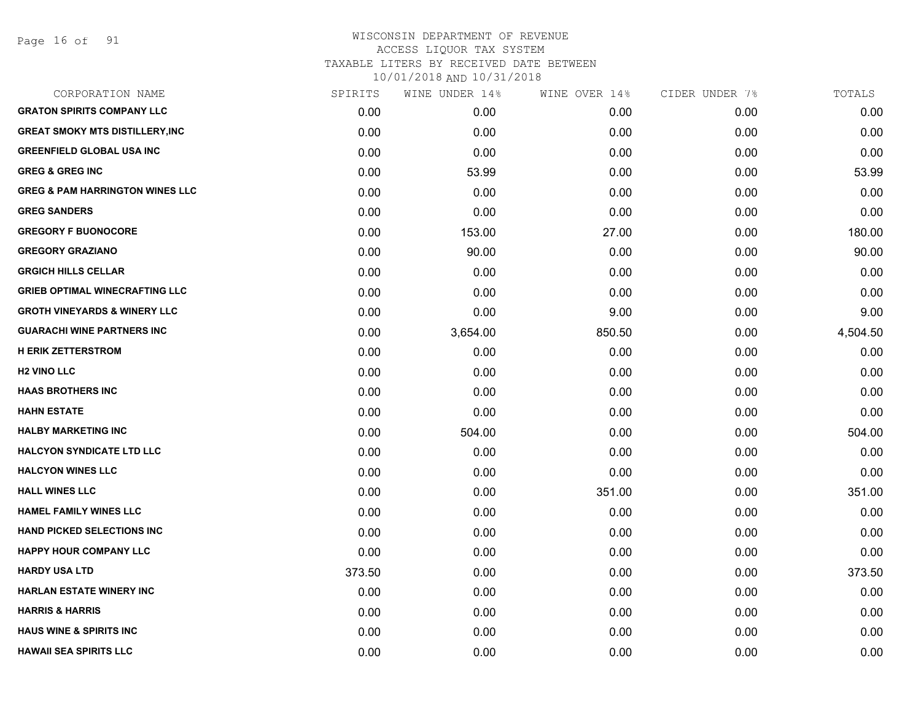WISCONSIN DEPARTMENT OF REVENUE
ACCESS LIQUOR TAX SYSTEM
TAXABLE LITERS BY RECEIVED DATE BETWEEN
10/01/2018 AND 10/31/2018

| CORPORATION NAME | SPIRITS | WINE UNDER 14% | WINE OVER 14% | CIDER UNDER 7% | TOTALS |
|---|---|---|---|---|---|
| **GRATON SPIRITS COMPANY LLC** | 0.00 | 0.00 | 0.00 | 0.00 | 0.00 |
| **GREAT SMOKY MTS DISTILLERY,INC** | 0.00 | 0.00 | 0.00 | 0.00 | 0.00 |
| **GREENFIELD GLOBAL USA INC** | 0.00 | 0.00 | 0.00 | 0.00 | 0.00 |
| **GREG & GREG INC** | 0.00 | 53.99 | 0.00 | 0.00 | 53.99 |
| **GREG & PAM HARRINGTON WINES LLC** | 0.00 | 0.00 | 0.00 | 0.00 | 0.00 |
| **GREG SANDERS** | 0.00 | 0.00 | 0.00 | 0.00 | 0.00 |
| **GREGORY F BUONOCORE** | 0.00 | 153.00 | 27.00 | 0.00 | 180.00 |
| **GREGORY GRAZIANO** | 0.00 | 90.00 | 0.00 | 0.00 | 90.00 |
| **GRGICH HILLS CELLAR** | 0.00 | 0.00 | 0.00 | 0.00 | 0.00 |
| **GRIEB OPTIMAL WINECRAFTING LLC** | 0.00 | 0.00 | 0.00 | 0.00 | 0.00 |
| **GROTH VINEYARDS & WINERY LLC** | 0.00 | 0.00 | 9.00 | 0.00 | 9.00 |
| **GUARACHI WINE PARTNERS INC** | 0.00 | 3,654.00 | 850.50 | 0.00 | 4,504.50 |
| **H ERIK ZETTERSTROM** | 0.00 | 0.00 | 0.00 | 0.00 | 0.00 |
| **H2 VINO LLC** | 0.00 | 0.00 | 0.00 | 0.00 | 0.00 |
| **HAAS BROTHERS INC** | 0.00 | 0.00 | 0.00 | 0.00 | 0.00 |
| **HAHN ESTATE** | 0.00 | 0.00 | 0.00 | 0.00 | 0.00 |
| **HALBY MARKETING INC** | 0.00 | 504.00 | 0.00 | 0.00 | 504.00 |
| **HALCYON SYNDICATE LTD LLC** | 0.00 | 0.00 | 0.00 | 0.00 | 0.00 |
| **HALCYON WINES LLC** | 0.00 | 0.00 | 0.00 | 0.00 | 0.00 |
| **HALL WINES LLC** | 0.00 | 0.00 | 351.00 | 0.00 | 351.00 |
| **HAMEL FAMILY WINES LLC** | 0.00 | 0.00 | 0.00 | 0.00 | 0.00 |
| **HAND PICKED SELECTIONS INC** | 0.00 | 0.00 | 0.00 | 0.00 | 0.00 |
| **HAPPY HOUR COMPANY LLC** | 0.00 | 0.00 | 0.00 | 0.00 | 0.00 |
| **HARDY USA LTD** | 373.50 | 0.00 | 0.00 | 0.00 | 373.50 |
| **HARLAN ESTATE WINERY INC** | 0.00 | 0.00 | 0.00 | 0.00 | 0.00 |
| **HARRIS & HARRIS** | 0.00 | 0.00 | 0.00 | 0.00 | 0.00 |
| **HAUS WINE & SPIRITS INC** | 0.00 | 0.00 | 0.00 | 0.00 | 0.00 |
| **HAWAII SEA SPIRITS LLC** | 0.00 | 0.00 | 0.00 | 0.00 | 0.00 |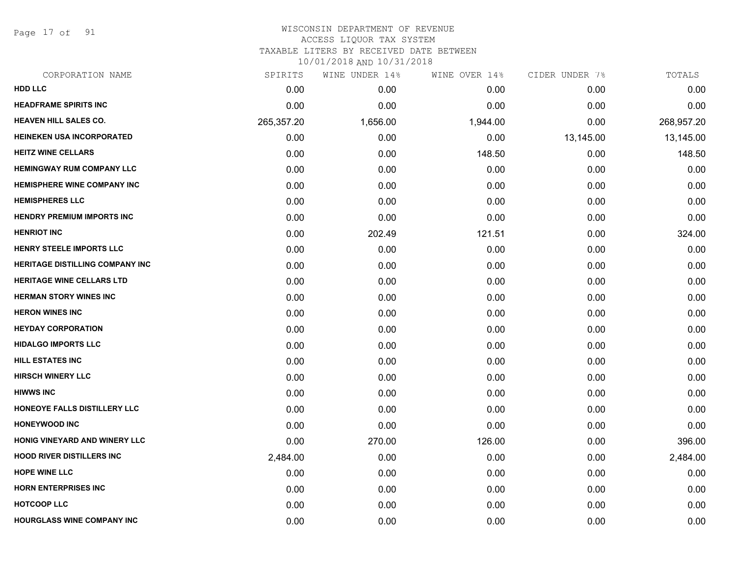WISCONSIN DEPARTMENT OF REVENUE
ACCESS LIQUOR TAX SYSTEM
TAXABLE LITERS BY RECEIVED DATE BETWEEN
10/01/2018 AND 10/31/2018

| CORPORATION NAME | SPIRITS | WINE UNDER 14% | WINE OVER 14% | CIDER UNDER 7% | TOTALS |
|---|---|---|---|---|---|
| **HDD LLC** | 0.00 | 0.00 | 0.00 | 0.00 | 0.00 |
| **HEADFRAME SPIRITS INC** | 0.00 | 0.00 | 0.00 | 0.00 | 0.00 |
| **HEAVEN HILL SALES CO.** | 265,357.20 | 1,656.00 | 1,944.00 | 0.00 | 268,957.20 |
| **HEINEKEN USA INCORPORATED** | 0.00 | 0.00 | 0.00 | 13,145.00 | 13,145.00 |
| **HEITZ WINE CELLARS** | 0.00 | 0.00 | 148.50 | 0.00 | 148.50 |
| **HEMINGWAY RUM COMPANY LLC** | 0.00 | 0.00 | 0.00 | 0.00 | 0.00 |
| **HEMISPHERE WINE COMPANY INC** | 0.00 | 0.00 | 0.00 | 0.00 | 0.00 |
| **HEMISPHERES LLC** | 0.00 | 0.00 | 0.00 | 0.00 | 0.00 |
| **HENDRY PREMIUM IMPORTS INC** | 0.00 | 0.00 | 0.00 | 0.00 | 0.00 |
| **HENRIOT INC** | 0.00 | 202.49 | 121.51 | 0.00 | 324.00 |
| **HENRY STEELE IMPORTS LLC** | 0.00 | 0.00 | 0.00 | 0.00 | 0.00 |
| **HERITAGE DISTILLING COMPANY INC** | 0.00 | 0.00 | 0.00 | 0.00 | 0.00 |
| **HERITAGE WINE CELLARS LTD** | 0.00 | 0.00 | 0.00 | 0.00 | 0.00 |
| **HERMAN STORY WINES INC** | 0.00 | 0.00 | 0.00 | 0.00 | 0.00 |
| **HERON WINES INC** | 0.00 | 0.00 | 0.00 | 0.00 | 0.00 |
| **HEYDAY CORPORATION** | 0.00 | 0.00 | 0.00 | 0.00 | 0.00 |
| **HIDALGO IMPORTS LLC** | 0.00 | 0.00 | 0.00 | 0.00 | 0.00 |
| **HILL ESTATES INC** | 0.00 | 0.00 | 0.00 | 0.00 | 0.00 |
| **HIRSCH WINERY LLC** | 0.00 | 0.00 | 0.00 | 0.00 | 0.00 |
| **HIWWS INC** | 0.00 | 0.00 | 0.00 | 0.00 | 0.00 |
| **HONEOYE FALLS DISTILLERY LLC** | 0.00 | 0.00 | 0.00 | 0.00 | 0.00 |
| **HONEYWOOD INC** | 0.00 | 0.00 | 0.00 | 0.00 | 0.00 |
| **HONIG VINEYARD AND WINERY LLC** | 0.00 | 270.00 | 126.00 | 0.00 | 396.00 |
| **HOOD RIVER DISTILLERS INC** | 2,484.00 | 0.00 | 0.00 | 0.00 | 2,484.00 |
| **HOPE WINE LLC** | 0.00 | 0.00 | 0.00 | 0.00 | 0.00 |
| **HORN ENTERPRISES INC** | 0.00 | 0.00 | 0.00 | 0.00 | 0.00 |
| **HOTCOOP LLC** | 0.00 | 0.00 | 0.00 | 0.00 | 0.00 |
| **HOURGLASS WINE COMPANY INC** | 0.00 | 0.00 | 0.00 | 0.00 | 0.00 |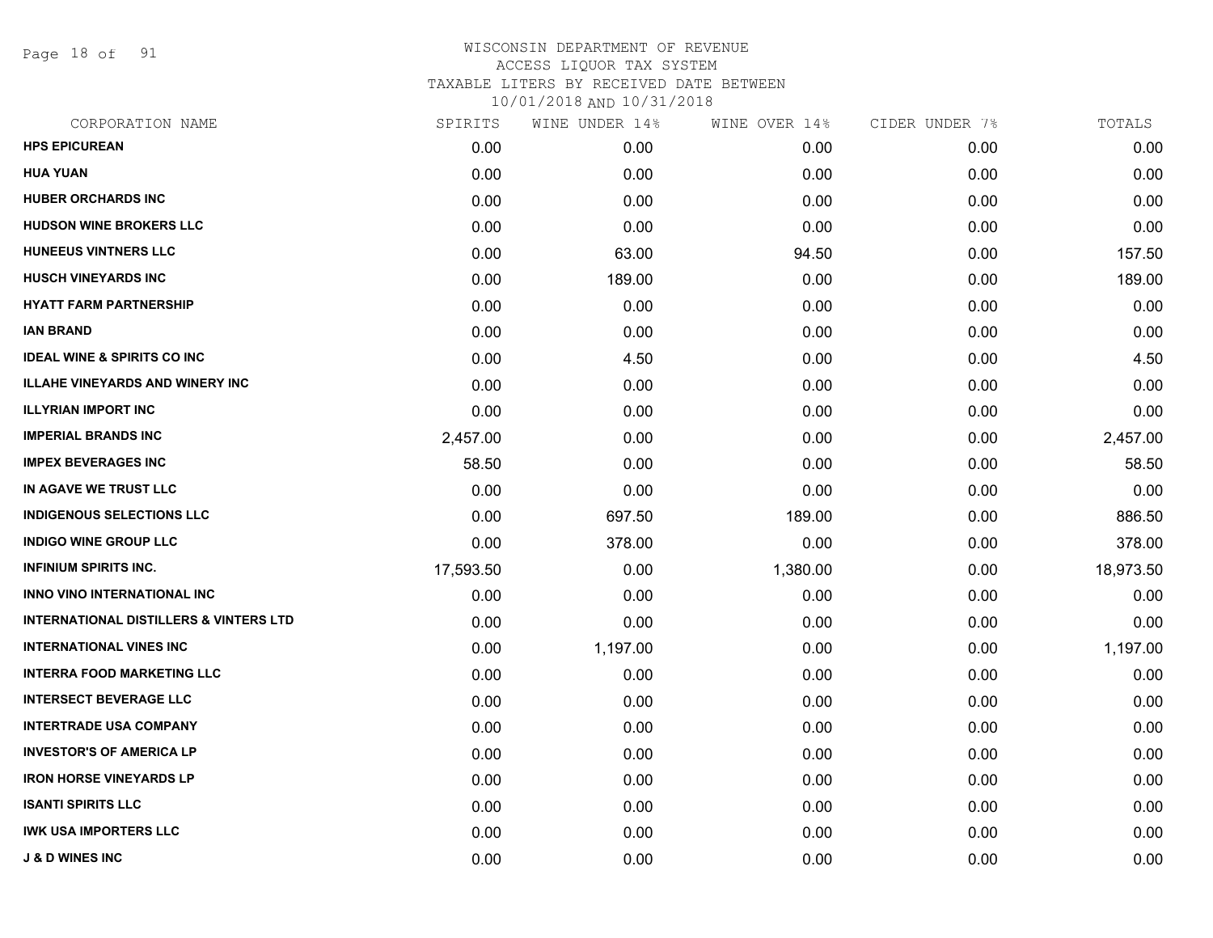# WISCONSIN DEPARTMENT OF REVENUE
## ACCESS LIQUOR TAX SYSTEM
### TAXABLE LITERS BY RECEIVED DATE BETWEEN 10/01/2018 AND 10/31/2018

| CORPORATION NAME | SPIRITS | WINE UNDER 14% | WINE OVER 14% | CIDER UNDER 7% | TOTALS |
|---|---|---|---|---|---|
| HPS EPICUREAN | 0.00 | 0.00 | 0.00 | 0.00 | 0.00 |
| HUA YUAN | 0.00 | 0.00 | 0.00 | 0.00 | 0.00 |
| HUBER ORCHARDS INC | 0.00 | 0.00 | 0.00 | 0.00 | 0.00 |
| HUDSON WINE BROKERS LLC | 0.00 | 0.00 | 0.00 | 0.00 | 0.00 |
| HUNEEUS VINTNERS LLC | 0.00 | 63.00 | 94.50 | 0.00 | 157.50 |
| HUSCH VINEYARDS INC | 0.00 | 189.00 | 0.00 | 0.00 | 189.00 |
| HYATT FARM PARTNERSHIP | 0.00 | 0.00 | 0.00 | 0.00 | 0.00 |
| IAN BRAND | 0.00 | 0.00 | 0.00 | 0.00 | 0.00 |
| IDEAL WINE & SPIRITS CO INC | 0.00 | 4.50 | 0.00 | 0.00 | 4.50 |
| ILLAHE VINEYARDS AND WINERY INC | 0.00 | 0.00 | 0.00 | 0.00 | 0.00 |
| ILLYRIAN IMPORT INC | 0.00 | 0.00 | 0.00 | 0.00 | 0.00 |
| IMPERIAL BRANDS INC | 2,457.00 | 0.00 | 0.00 | 0.00 | 2,457.00 |
| IMPEX BEVERAGES INC | 58.50 | 0.00 | 0.00 | 0.00 | 58.50 |
| IN AGAVE WE TRUST LLC | 0.00 | 0.00 | 0.00 | 0.00 | 0.00 |
| INDIGENOUS SELECTIONS LLC | 0.00 | 697.50 | 189.00 | 0.00 | 886.50 |
| INDIGO WINE GROUP LLC | 0.00 | 378.00 | 0.00 | 0.00 | 378.00 |
| INFINIUM SPIRITS INC. | 17,593.50 | 0.00 | 1,380.00 | 0.00 | 18,973.50 |
| INNO VINO INTERNATIONAL INC | 0.00 | 0.00 | 0.00 | 0.00 | 0.00 |
| INTERNATIONAL DISTILLERS & VINTERS LTD | 0.00 | 0.00 | 0.00 | 0.00 | 0.00 |
| INTERNATIONAL VINES INC | 0.00 | 1,197.00 | 0.00 | 0.00 | 1,197.00 |
| INTERRA FOOD MARKETING LLC | 0.00 | 0.00 | 0.00 | 0.00 | 0.00 |
| INTERSECT BEVERAGE LLC | 0.00 | 0.00 | 0.00 | 0.00 | 0.00 |
| INTERTRADE USA COMPANY | 0.00 | 0.00 | 0.00 | 0.00 | 0.00 |
| INVESTOR'S OF AMERICA LP | 0.00 | 0.00 | 0.00 | 0.00 | 0.00 |
| IRON HORSE VINEYARDS LP | 0.00 | 0.00 | 0.00 | 0.00 | 0.00 |
| ISANTI SPIRITS LLC | 0.00 | 0.00 | 0.00 | 0.00 | 0.00 |
| IWK USA IMPORTERS LLC | 0.00 | 0.00 | 0.00 | 0.00 | 0.00 |
| J & D WINES INC | 0.00 | 0.00 | 0.00 | 0.00 | 0.00 |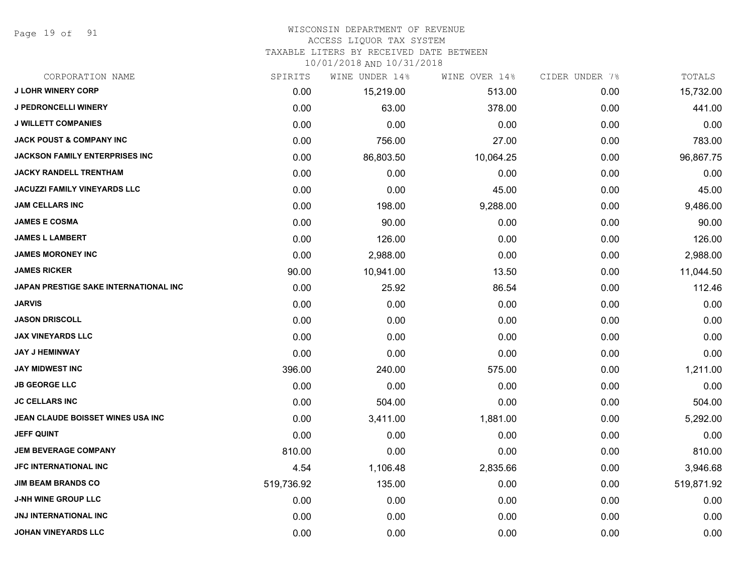# WISCONSIN DEPARTMENT OF REVENUE
## ACCESS LIQUOR TAX SYSTEM
### TAXABLE LITERS BY RECEIVED DATE BETWEEN 10/01/2018 AND 10/31/2018

| CORPORATION NAME | SPIRITS | WINE UNDER 14% | WINE OVER 14% | CIDER UNDER 7% | TOTALS |
|---|---|---|---|---|---|
| J LOHR WINERY CORP | 0.00 | 15,219.00 | 513.00 | 0.00 | 15,732.00 |
| J PEDRONCELLI WINERY | 0.00 | 63.00 | 378.00 | 0.00 | 441.00 |
| J WILLETT COMPANIES | 0.00 | 0.00 | 0.00 | 0.00 | 0.00 |
| JACK POUST & COMPANY INC | 0.00 | 756.00 | 27.00 | 0.00 | 783.00 |
| JACKSON FAMILY ENTERPRISES INC | 0.00 | 86,803.50 | 10,064.25 | 0.00 | 96,867.75 |
| JACKY RANDELL TRENTHAM | 0.00 | 0.00 | 0.00 | 0.00 | 0.00 |
| JACUZZI FAMILY VINEYARDS LLC | 0.00 | 0.00 | 45.00 | 0.00 | 45.00 |
| JAM CELLARS INC | 0.00 | 198.00 | 9,288.00 | 0.00 | 9,486.00 |
| JAMES E COSMA | 0.00 | 90.00 | 0.00 | 0.00 | 90.00 |
| JAMES L LAMBERT | 0.00 | 126.00 | 0.00 | 0.00 | 126.00 |
| JAMES MORONEY INC | 0.00 | 2,988.00 | 0.00 | 0.00 | 2,988.00 |
| JAMES RICKER | 90.00 | 10,941.00 | 13.50 | 0.00 | 11,044.50 |
| JAPAN PRESTIGE SAKE INTERNATIONAL INC | 0.00 | 25.92 | 86.54 | 0.00 | 112.46 |
| JARVIS | 0.00 | 0.00 | 0.00 | 0.00 | 0.00 |
| JASON DRISCOLL | 0.00 | 0.00 | 0.00 | 0.00 | 0.00 |
| JAX VINEYARDS LLC | 0.00 | 0.00 | 0.00 | 0.00 | 0.00 |
| JAY J HEMINWAY | 0.00 | 0.00 | 0.00 | 0.00 | 0.00 |
| JAY MIDWEST INC | 396.00 | 240.00 | 575.00 | 0.00 | 1,211.00 |
| JB GEORGE LLC | 0.00 | 0.00 | 0.00 | 0.00 | 0.00 |
| JC CELLARS INC | 0.00 | 504.00 | 0.00 | 0.00 | 504.00 |
| JEAN CLAUDE BOISSET WINES USA INC | 0.00 | 3,411.00 | 1,881.00 | 0.00 | 5,292.00 |
| JEFF QUINT | 0.00 | 0.00 | 0.00 | 0.00 | 0.00 |
| JEM BEVERAGE COMPANY | 810.00 | 0.00 | 0.00 | 0.00 | 810.00 |
| JFC INTERNATIONAL INC | 4.54 | 1,106.48 | 2,835.66 | 0.00 | 3,946.68 |
| JIM BEAM BRANDS CO | 519,736.92 | 135.00 | 0.00 | 0.00 | 519,871.92 |
| J-NH WINE GROUP LLC | 0.00 | 0.00 | 0.00 | 0.00 | 0.00 |
| JNJ INTERNATIONAL INC | 0.00 | 0.00 | 0.00 | 0.00 | 0.00 |
| JOHAN VINEYARDS LLC | 0.00 | 0.00 | 0.00 | 0.00 | 0.00 |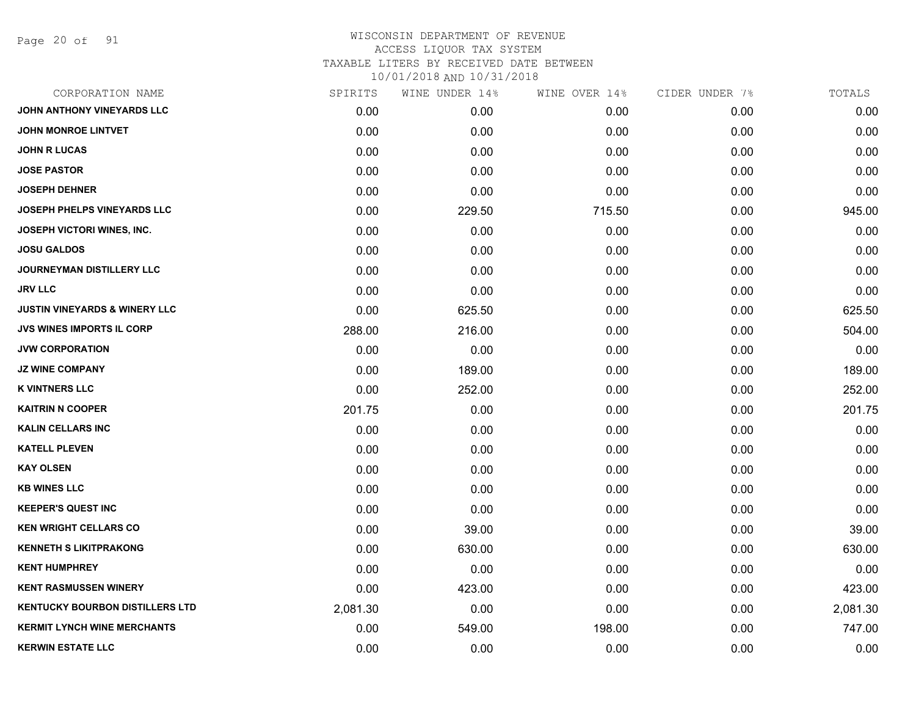# WISCONSIN DEPARTMENT OF REVENUE
ACCESS LIQUOR TAX SYSTEM
TAXABLE LITERS BY RECEIVED DATE BETWEEN
10/01/2018 AND 10/31/2018

| CORPORATION NAME | SPIRITS | WINE UNDER 14% | WINE OVER 14% | CIDER UNDER 7% | TOTALS |
|---|---|---|---|---|---|
| JOHN ANTHONY VINEYARDS LLC | 0.00 | 0.00 | 0.00 | 0.00 | 0.00 |
| JOHN MONROE LINTVET | 0.00 | 0.00 | 0.00 | 0.00 | 0.00 |
| JOHN R LUCAS | 0.00 | 0.00 | 0.00 | 0.00 | 0.00 |
| JOSE PASTOR | 0.00 | 0.00 | 0.00 | 0.00 | 0.00 |
| JOSEPH DEHNER | 0.00 | 0.00 | 0.00 | 0.00 | 0.00 |
| JOSEPH PHELPS VINEYARDS LLC | 0.00 | 229.50 | 715.50 | 0.00 | 945.00 |
| JOSEPH VICTORI WINES, INC. | 0.00 | 0.00 | 0.00 | 0.00 | 0.00 |
| JOSU GALDOS | 0.00 | 0.00 | 0.00 | 0.00 | 0.00 |
| JOURNEYMAN DISTILLERY LLC | 0.00 | 0.00 | 0.00 | 0.00 | 0.00 |
| JRV LLC | 0.00 | 0.00 | 0.00 | 0.00 | 0.00 |
| JUSTIN VINEYARDS & WINERY LLC | 0.00 | 625.50 | 0.00 | 0.00 | 625.50 |
| JVS WINES IMPORTS IL CORP | 288.00 | 216.00 | 0.00 | 0.00 | 504.00 |
| JVW CORPORATION | 0.00 | 0.00 | 0.00 | 0.00 | 0.00 |
| JZ WINE COMPANY | 0.00 | 189.00 | 0.00 | 0.00 | 189.00 |
| K VINTNERS LLC | 0.00 | 252.00 | 0.00 | 0.00 | 252.00 |
| KAITRIN N COOPER | 201.75 | 0.00 | 0.00 | 0.00 | 201.75 |
| KALIN CELLARS INC | 0.00 | 0.00 | 0.00 | 0.00 | 0.00 |
| KATELL PLEVEN | 0.00 | 0.00 | 0.00 | 0.00 | 0.00 |
| KAY OLSEN | 0.00 | 0.00 | 0.00 | 0.00 | 0.00 |
| KB WINES LLC | 0.00 | 0.00 | 0.00 | 0.00 | 0.00 |
| KEEPER'S QUEST INC | 0.00 | 0.00 | 0.00 | 0.00 | 0.00 |
| KEN WRIGHT CELLARS CO | 0.00 | 39.00 | 0.00 | 0.00 | 39.00 |
| KENNETH S LIKITPRAKONG | 0.00 | 630.00 | 0.00 | 0.00 | 630.00 |
| KENT HUMPHREY | 0.00 | 0.00 | 0.00 | 0.00 | 0.00 |
| KENT RASMUSSEN WINERY | 0.00 | 423.00 | 0.00 | 0.00 | 423.00 |
| KENTUCKY BOURBON DISTILLERS LTD | 2,081.30 | 0.00 | 0.00 | 0.00 | 2,081.30 |
| KERMIT LYNCH WINE MERCHANTS | 0.00 | 549.00 | 198.00 | 0.00 | 747.00 |
| KERWIN ESTATE LLC | 0.00 | 0.00 | 0.00 | 0.00 | 0.00 |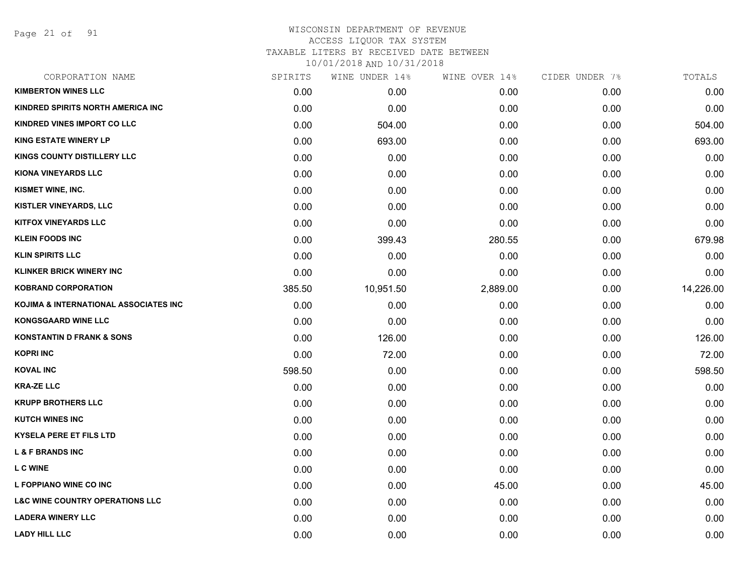WISCONSIN DEPARTMENT OF REVENUE
ACCESS LIQUOR TAX SYSTEM
TAXABLE LITERS BY RECEIVED DATE BETWEEN
10/01/2018 AND 10/31/2018

| CORPORATION NAME | SPIRITS | WINE UNDER 14% | WINE OVER 14% | CIDER UNDER 7% | TOTALS |
|---|---|---|---|---|---|
| KIMBERTON WINES LLC | 0.00 | 0.00 | 0.00 | 0.00 | 0.00 |
| KINDRED SPIRITS NORTH AMERICA INC | 0.00 | 0.00 | 0.00 | 0.00 | 0.00 |
| KINDRED VINES IMPORT CO LLC | 0.00 | 504.00 | 0.00 | 0.00 | 504.00 |
| KING ESTATE WINERY LP | 0.00 | 693.00 | 0.00 | 0.00 | 693.00 |
| KINGS COUNTY DISTILLERY LLC | 0.00 | 0.00 | 0.00 | 0.00 | 0.00 |
| KIONA VINEYARDS LLC | 0.00 | 0.00 | 0.00 | 0.00 | 0.00 |
| KISMET WINE, INC. | 0.00 | 0.00 | 0.00 | 0.00 | 0.00 |
| KISTLER VINEYARDS, LLC | 0.00 | 0.00 | 0.00 | 0.00 | 0.00 |
| KITFOX VINEYARDS LLC | 0.00 | 0.00 | 0.00 | 0.00 | 0.00 |
| KLEIN FOODS INC | 0.00 | 399.43 | 280.55 | 0.00 | 679.98 |
| KLIN SPIRITS LLC | 0.00 | 0.00 | 0.00 | 0.00 | 0.00 |
| KLINKER BRICK WINERY INC | 0.00 | 0.00 | 0.00 | 0.00 | 0.00 |
| KOBRAND CORPORATION | 385.50 | 10,951.50 | 2,889.00 | 0.00 | 14,226.00 |
| KOJIMA & INTERNATIONAL ASSOCIATES INC | 0.00 | 0.00 | 0.00 | 0.00 | 0.00 |
| KONGSGAARD WINE LLC | 0.00 | 0.00 | 0.00 | 0.00 | 0.00 |
| KONSTANTIN D FRANK & SONS | 0.00 | 126.00 | 0.00 | 0.00 | 126.00 |
| KOPRI INC | 0.00 | 72.00 | 0.00 | 0.00 | 72.00 |
| KOVAL INC | 598.50 | 0.00 | 0.00 | 0.00 | 598.50 |
| KRA-ZE LLC | 0.00 | 0.00 | 0.00 | 0.00 | 0.00 |
| KRUPP BROTHERS LLC | 0.00 | 0.00 | 0.00 | 0.00 | 0.00 |
| KUTCH WINES INC | 0.00 | 0.00 | 0.00 | 0.00 | 0.00 |
| KYSELA PERE ET FILS LTD | 0.00 | 0.00 | 0.00 | 0.00 | 0.00 |
| L & F BRANDS INC | 0.00 | 0.00 | 0.00 | 0.00 | 0.00 |
| L C WINE | 0.00 | 0.00 | 0.00 | 0.00 | 0.00 |
| L FOPPIANO WINE CO INC | 0.00 | 0.00 | 45.00 | 0.00 | 45.00 |
| L&C WINE COUNTRY OPERATIONS LLC | 0.00 | 0.00 | 0.00 | 0.00 | 0.00 |
| LADERA WINERY LLC | 0.00 | 0.00 | 0.00 | 0.00 | 0.00 |
| LADY HILL LLC | 0.00 | 0.00 | 0.00 | 0.00 | 0.00 |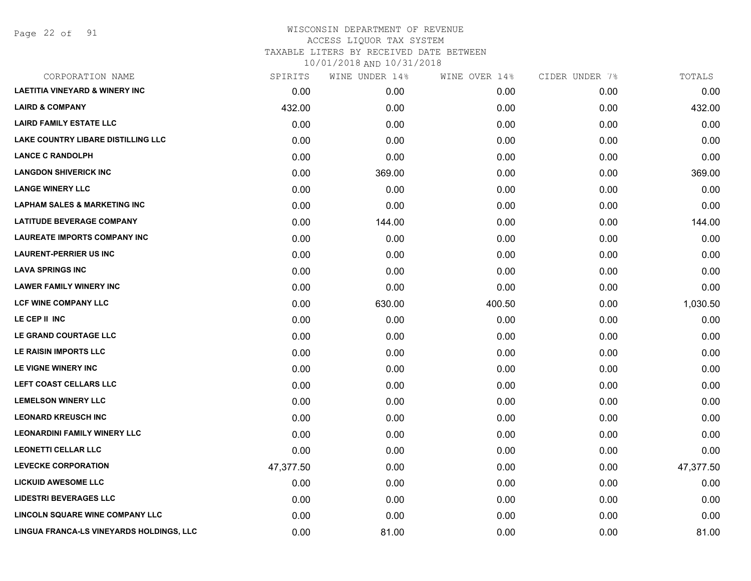# WISCONSIN DEPARTMENT OF REVENUE
## ACCESS LIQUOR TAX SYSTEM
### TAXABLE LITERS BY RECEIVED DATE BETWEEN 10/01/2018 AND 10/31/2018

| CORPORATION NAME | SPIRITS | WINE UNDER 14% | WINE OVER 14% | CIDER UNDER 7% | TOTALS |
|---|---|---|---|---|---|
| LAETITIA VINEYARD & WINERY INC | 0.00 | 0.00 | 0.00 | 0.00 | 0.00 |
| LAIRD & COMPANY | 432.00 | 0.00 | 0.00 | 0.00 | 432.00 |
| LAIRD FAMILY ESTATE LLC | 0.00 | 0.00 | 0.00 | 0.00 | 0.00 |
| LAKE COUNTRY LIBARE DISTILLING LLC | 0.00 | 0.00 | 0.00 | 0.00 | 0.00 |
| LANCE C RANDOLPH | 0.00 | 0.00 | 0.00 | 0.00 | 0.00 |
| LANGDON SHIVERICK INC | 0.00 | 369.00 | 0.00 | 0.00 | 369.00 |
| LANGE WINERY LLC | 0.00 | 0.00 | 0.00 | 0.00 | 0.00 |
| LAPHAM SALES & MARKETING INC | 0.00 | 0.00 | 0.00 | 0.00 | 0.00 |
| LATITUDE BEVERAGE COMPANY | 0.00 | 144.00 | 0.00 | 0.00 | 144.00 |
| LAUREATE IMPORTS COMPANY INC | 0.00 | 0.00 | 0.00 | 0.00 | 0.00 |
| LAURENT-PERRIER US INC | 0.00 | 0.00 | 0.00 | 0.00 | 0.00 |
| LAVA SPRINGS INC | 0.00 | 0.00 | 0.00 | 0.00 | 0.00 |
| LAWER FAMILY WINERY INC | 0.00 | 0.00 | 0.00 | 0.00 | 0.00 |
| LCF WINE COMPANY LLC | 0.00 | 630.00 | 400.50 | 0.00 | 1,030.50 |
| LE CEP II INC | 0.00 | 0.00 | 0.00 | 0.00 | 0.00 |
| LE GRAND COURTAGE LLC | 0.00 | 0.00 | 0.00 | 0.00 | 0.00 |
| LE RAISIN IMPORTS LLC | 0.00 | 0.00 | 0.00 | 0.00 | 0.00 |
| LE VIGNE WINERY INC | 0.00 | 0.00 | 0.00 | 0.00 | 0.00 |
| LEFT COAST CELLARS LLC | 0.00 | 0.00 | 0.00 | 0.00 | 0.00 |
| LEMELSON WINERY LLC | 0.00 | 0.00 | 0.00 | 0.00 | 0.00 |
| LEONARD KREUSCH INC | 0.00 | 0.00 | 0.00 | 0.00 | 0.00 |
| LEONARDINI FAMILY WINERY LLC | 0.00 | 0.00 | 0.00 | 0.00 | 0.00 |
| LEONETTI CELLAR LLC | 0.00 | 0.00 | 0.00 | 0.00 | 0.00 |
| LEVECKE CORPORATION | 47,377.50 | 0.00 | 0.00 | 0.00 | 47,377.50 |
| LICKUID AWESOME LLC | 0.00 | 0.00 | 0.00 | 0.00 | 0.00 |
| LIDESTRI BEVERAGES LLC | 0.00 | 0.00 | 0.00 | 0.00 | 0.00 |
| LINCOLN SQUARE WINE COMPANY LLC | 0.00 | 0.00 | 0.00 | 0.00 | 0.00 |
| LINGUA FRANCA-LS VINEYARDS HOLDINGS, LLC | 0.00 | 81.00 | 0.00 | 0.00 | 81.00 |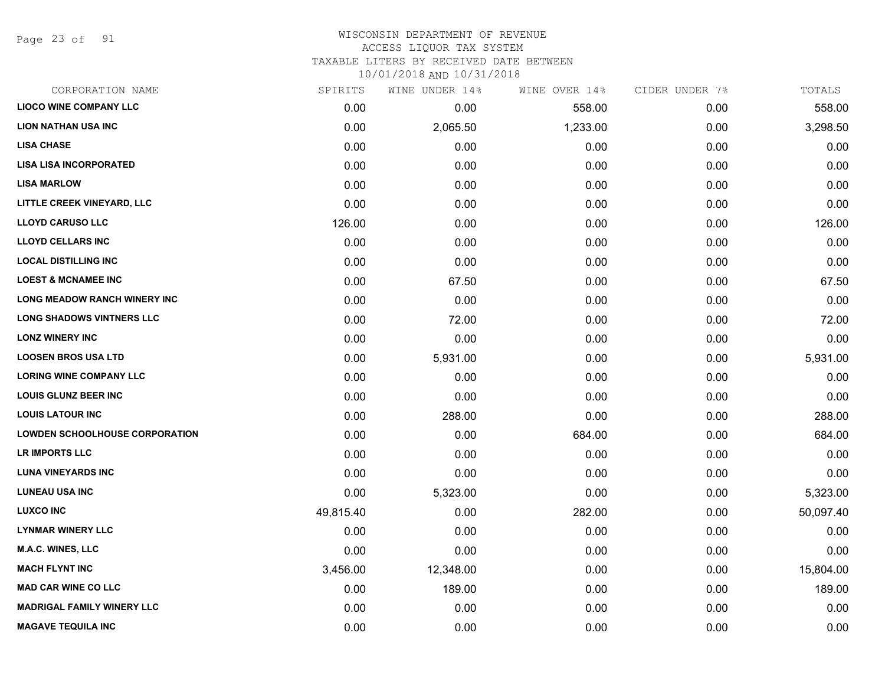# WISCONSIN DEPARTMENT OF REVENUE
## ACCESS LIQUOR TAX SYSTEM
### TAXABLE LITERS BY RECEIVED DATE BETWEEN 10/01/2018 AND 10/31/2018

| CORPORATION NAME | SPIRITS | WINE UNDER 14% | WINE OVER 14% | CIDER UNDER 7% | TOTALS |
|---|---|---|---|---|---|
| LIOCO WINE COMPANY LLC | 0.00 | 0.00 | 558.00 | 0.00 | 558.00 |
| LION NATHAN USA INC | 0.00 | 2,065.50 | 1,233.00 | 0.00 | 3,298.50 |
| LISA CHASE | 0.00 | 0.00 | 0.00 | 0.00 | 0.00 |
| LISA LISA INCORPORATED | 0.00 | 0.00 | 0.00 | 0.00 | 0.00 |
| LISA MARLOW | 0.00 | 0.00 | 0.00 | 0.00 | 0.00 |
| LITTLE CREEK VINEYARD, LLC | 0.00 | 0.00 | 0.00 | 0.00 | 0.00 |
| LLOYD CARUSO LLC | 126.00 | 0.00 | 0.00 | 0.00 | 126.00 |
| LLOYD CELLARS INC | 0.00 | 0.00 | 0.00 | 0.00 | 0.00 |
| LOCAL DISTILLING INC | 0.00 | 0.00 | 0.00 | 0.00 | 0.00 |
| LOEST & MCNAMEE INC | 0.00 | 67.50 | 0.00 | 0.00 | 67.50 |
| LONG MEADOW RANCH WINERY INC | 0.00 | 0.00 | 0.00 | 0.00 | 0.00 |
| LONG SHADOWS VINTNERS LLC | 0.00 | 72.00 | 0.00 | 0.00 | 72.00 |
| LONZ WINERY INC | 0.00 | 0.00 | 0.00 | 0.00 | 0.00 |
| LOOSEN BROS USA LTD | 0.00 | 5,931.00 | 0.00 | 0.00 | 5,931.00 |
| LORING WINE COMPANY LLC | 0.00 | 0.00 | 0.00 | 0.00 | 0.00 |
| LOUIS GLUNZ BEER INC | 0.00 | 0.00 | 0.00 | 0.00 | 0.00 |
| LOUIS LATOUR INC | 0.00 | 288.00 | 0.00 | 0.00 | 288.00 |
| LOWDEN SCHOOLHOUSE CORPORATION | 0.00 | 0.00 | 684.00 | 0.00 | 684.00 |
| LR IMPORTS LLC | 0.00 | 0.00 | 0.00 | 0.00 | 0.00 |
| LUNA VINEYARDS INC | 0.00 | 0.00 | 0.00 | 0.00 | 0.00 |
| LUNEAU USA INC | 0.00 | 5,323.00 | 0.00 | 0.00 | 5,323.00 |
| LUXCO INC | 49,815.40 | 0.00 | 282.00 | 0.00 | 50,097.40 |
| LYNMAR WINERY LLC | 0.00 | 0.00 | 0.00 | 0.00 | 0.00 |
| M.A.C. WINES, LLC | 0.00 | 0.00 | 0.00 | 0.00 | 0.00 |
| MACH FLYNT INC | 3,456.00 | 12,348.00 | 0.00 | 0.00 | 15,804.00 |
| MAD CAR WINE CO LLC | 0.00 | 189.00 | 0.00 | 0.00 | 189.00 |
| MADRIGAL FAMILY WINERY LLC | 0.00 | 0.00 | 0.00 | 0.00 | 0.00 |
| MAGAVE TEQUILA INC | 0.00 | 0.00 | 0.00 | 0.00 | 0.00 |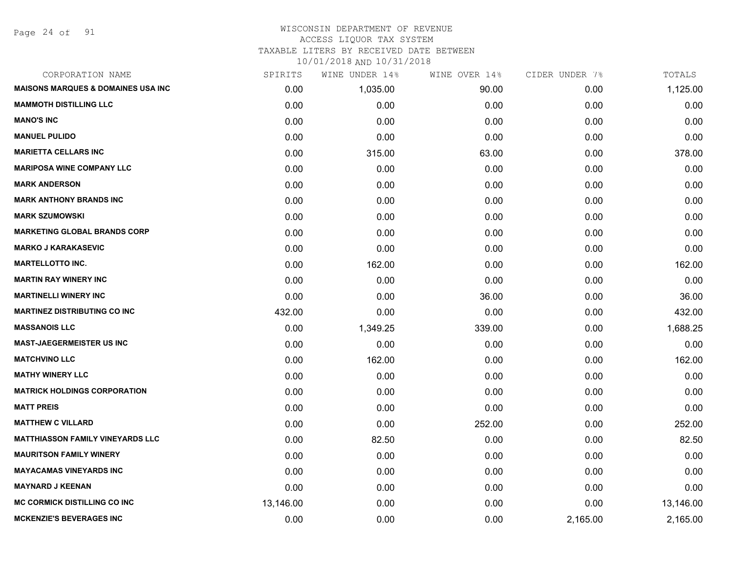# WISCONSIN DEPARTMENT OF REVENUE
## ACCESS LIQUOR TAX SYSTEM
### TAXABLE LITERS BY RECEIVED DATE BETWEEN 10/01/2018 AND 10/31/2018

| CORPORATION NAME | SPIRITS | WINE UNDER 14% | WINE OVER 14% | CIDER UNDER 7% | TOTALS |
|---|---|---|---|---|---|
| MAISONS MARQUES & DOMAINES USA INC | 0.00 | 1,035.00 | 90.00 | 0.00 | 1,125.00 |
| MAMMOTH DISTILLING LLC | 0.00 | 0.00 | 0.00 | 0.00 | 0.00 |
| MANO'S INC | 0.00 | 0.00 | 0.00 | 0.00 | 0.00 |
| MANUEL PULIDO | 0.00 | 0.00 | 0.00 | 0.00 | 0.00 |
| MARIETTA CELLARS INC | 0.00 | 315.00 | 63.00 | 0.00 | 378.00 |
| MARIPOSA WINE COMPANY LLC | 0.00 | 0.00 | 0.00 | 0.00 | 0.00 |
| MARK ANDERSON | 0.00 | 0.00 | 0.00 | 0.00 | 0.00 |
| MARK ANTHONY BRANDS INC | 0.00 | 0.00 | 0.00 | 0.00 | 0.00 |
| MARK SZUMOWSKI | 0.00 | 0.00 | 0.00 | 0.00 | 0.00 |
| MARKETING GLOBAL BRANDS CORP | 0.00 | 0.00 | 0.00 | 0.00 | 0.00 |
| MARKO J KARAKASEVIC | 0.00 | 0.00 | 0.00 | 0.00 | 0.00 |
| MARTELLOTTO INC. | 0.00 | 162.00 | 0.00 | 0.00 | 162.00 |
| MARTIN RAY WINERY INC | 0.00 | 0.00 | 0.00 | 0.00 | 0.00 |
| MARTINELLI WINERY INC | 0.00 | 0.00 | 36.00 | 0.00 | 36.00 |
| MARTINEZ DISTRIBUTING CO INC | 432.00 | 0.00 | 0.00 | 0.00 | 432.00 |
| MASSANOIS LLC | 0.00 | 1,349.25 | 339.00 | 0.00 | 1,688.25 |
| MAST-JAEGERMEISTER US INC | 0.00 | 0.00 | 0.00 | 0.00 | 0.00 |
| MATCHVINO LLC | 0.00 | 162.00 | 0.00 | 0.00 | 162.00 |
| MATHY WINERY LLC | 0.00 | 0.00 | 0.00 | 0.00 | 0.00 |
| MATRICK HOLDINGS CORPORATION | 0.00 | 0.00 | 0.00 | 0.00 | 0.00 |
| MATT PREIS | 0.00 | 0.00 | 0.00 | 0.00 | 0.00 |
| MATTHEW C VILLARD | 0.00 | 0.00 | 252.00 | 0.00 | 252.00 |
| MATTHIASSON FAMILY VINEYARDS LLC | 0.00 | 82.50 | 0.00 | 0.00 | 82.50 |
| MAURITSON FAMILY WINERY | 0.00 | 0.00 | 0.00 | 0.00 | 0.00 |
| MAYACAMAS VINEYARDS INC | 0.00 | 0.00 | 0.00 | 0.00 | 0.00 |
| MAYNARD J KEENAN | 0.00 | 0.00 | 0.00 | 0.00 | 0.00 |
| MC CORMICK DISTILLING CO INC | 13,146.00 | 0.00 | 0.00 | 0.00 | 13,146.00 |
| MCKENZIE'S BEVERAGES INC | 0.00 | 0.00 | 0.00 | 2,165.00 | 2,165.00 |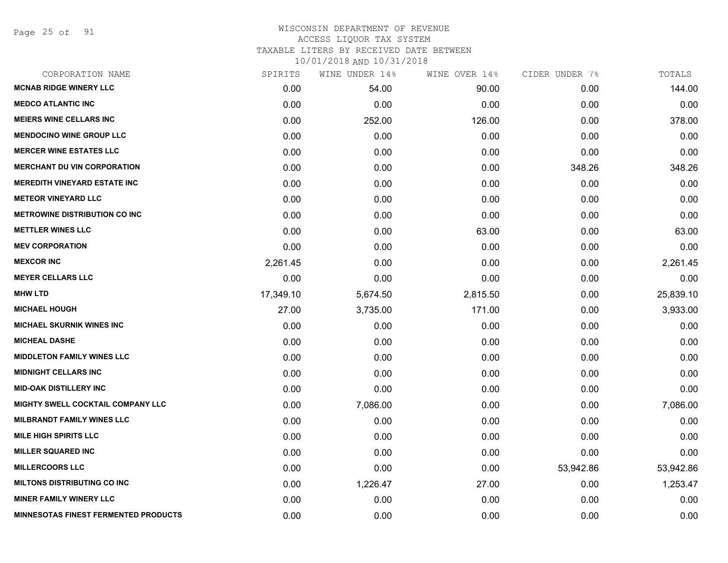# WISCONSIN DEPARTMENT OF REVENUE
## ACCESS LIQUOR TAX SYSTEM
### TAXABLE LITERS BY RECEIVED DATE BETWEEN 10/01/2018 AND 10/31/2018

| CORPORATION NAME | SPIRITS | WINE UNDER 14% | WINE OVER 14% | CIDER UNDER 7% | TOTALS |
|---|---|---|---|---|---|
| MCNAB RIDGE WINERY LLC | 0.00 | 54.00 | 90.00 | 0.00 | 144.00 |
| MEDCO ATLANTIC INC | 0.00 | 0.00 | 0.00 | 0.00 | 0.00 |
| MEIERS WINE CELLARS INC | 0.00 | 252.00 | 126.00 | 0.00 | 378.00 |
| MENDOCINO WINE GROUP LLC | 0.00 | 0.00 | 0.00 | 0.00 | 0.00 |
| MERCER WINE ESTATES LLC | 0.00 | 0.00 | 0.00 | 0.00 | 0.00 |
| MERCHANT DU VIN CORPORATION | 0.00 | 0.00 | 0.00 | 348.26 | 348.26 |
| MEREDITH VINEYARD ESTATE INC | 0.00 | 0.00 | 0.00 | 0.00 | 0.00 |
| METEOR VINEYARD LLC | 0.00 | 0.00 | 0.00 | 0.00 | 0.00 |
| METROWINE DISTRIBUTION CO INC | 0.00 | 0.00 | 0.00 | 0.00 | 0.00 |
| METTLER WINES LLC | 0.00 | 0.00 | 63.00 | 0.00 | 63.00 |
| MEV CORPORATION | 0.00 | 0.00 | 0.00 | 0.00 | 0.00 |
| MEXCOR INC | 2,261.45 | 0.00 | 0.00 | 0.00 | 2,261.45 |
| MEYER CELLARS LLC | 0.00 | 0.00 | 0.00 | 0.00 | 0.00 |
| MHW LTD | 17,349.10 | 5,674.50 | 2,815.50 | 0.00 | 25,839.10 |
| MICHAEL HOUGH | 27.00 | 3,735.00 | 171.00 | 0.00 | 3,933.00 |
| MICHAEL SKURNIK WINES INC | 0.00 | 0.00 | 0.00 | 0.00 | 0.00 |
| MICHEAL DASHE | 0.00 | 0.00 | 0.00 | 0.00 | 0.00 |
| MIDDLETON FAMILY WINES LLC | 0.00 | 0.00 | 0.00 | 0.00 | 0.00 |
| MIDNIGHT CELLARS INC | 0.00 | 0.00 | 0.00 | 0.00 | 0.00 |
| MID-OAK DISTILLERY INC | 0.00 | 0.00 | 0.00 | 0.00 | 0.00 |
| MIGHTY SWELL COCKTAIL COMPANY LLC | 0.00 | 7,086.00 | 0.00 | 0.00 | 7,086.00 |
| MILBRANDT FAMILY WINES LLC | 0.00 | 0.00 | 0.00 | 0.00 | 0.00 |
| MILE HIGH SPIRITS LLC | 0.00 | 0.00 | 0.00 | 0.00 | 0.00 |
| MILLER SQUARED INC | 0.00 | 0.00 | 0.00 | 0.00 | 0.00 |
| MILLERCOORS LLC | 0.00 | 0.00 | 0.00 | 53,942.86 | 53,942.86 |
| MILTONS DISTRIBUTING CO INC | 0.00 | 1,226.47 | 27.00 | 0.00 | 1,253.47 |
| MINER FAMILY WINERY LLC | 0.00 | 0.00 | 0.00 | 0.00 | 0.00 |
| MINNESOTAS FINEST FERMENTED PRODUCTS | 0.00 | 0.00 | 0.00 | 0.00 | 0.00 |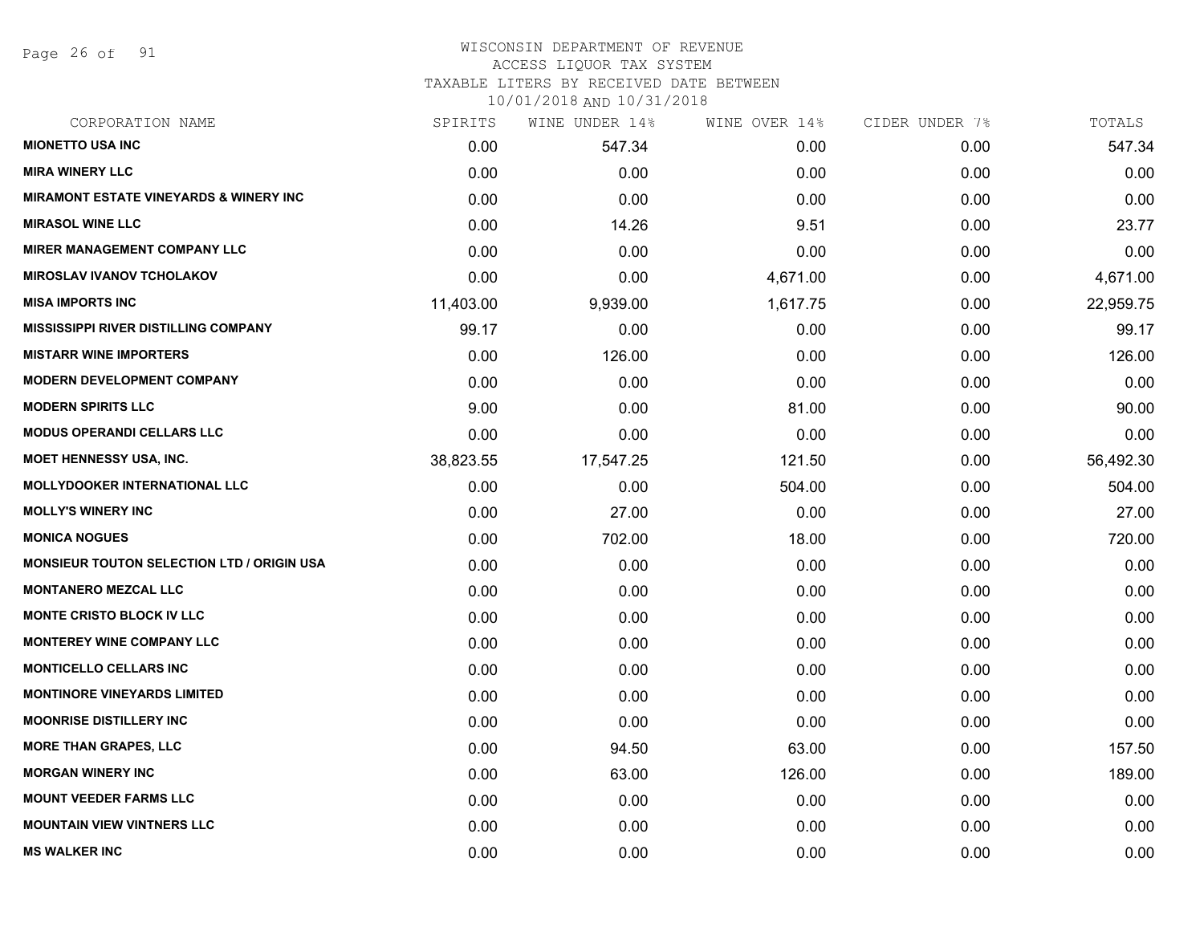# WISCONSIN DEPARTMENT OF REVENUE
## ACCESS LIQUOR TAX SYSTEM
### TAXABLE LITERS BY RECEIVED DATE BETWEEN 10/01/2018 AND 10/31/2018

| CORPORATION NAME | SPIRITS | WINE UNDER 14% | WINE OVER 14% | CIDER UNDER 7% | TOTALS |
|---|---|---|---|---|---|
| MIONETTO USA INC | 0.00 | 547.34 | 0.00 | 0.00 | 547.34 |
| MIRA WINERY LLC | 0.00 | 0.00 | 0.00 | 0.00 | 0.00 |
| MIRAMONT ESTATE VINEYARDS & WINERY INC | 0.00 | 0.00 | 0.00 | 0.00 | 0.00 |
| MIRASOL WINE LLC | 0.00 | 14.26 | 9.51 | 0.00 | 23.77 |
| MIRER MANAGEMENT COMPANY LLC | 0.00 | 0.00 | 0.00 | 0.00 | 0.00 |
| MIROSLAV IVANOV TCHOLAKOV | 0.00 | 0.00 | 4,671.00 | 0.00 | 4,671.00 |
| MISA IMPORTS INC | 11,403.00 | 9,939.00 | 1,617.75 | 0.00 | 22,959.75 |
| MISSISSIPPI RIVER DISTILLING COMPANY | 99.17 | 0.00 | 0.00 | 0.00 | 99.17 |
| MISTARR WINE IMPORTERS | 0.00 | 126.00 | 0.00 | 0.00 | 126.00 |
| MODERN DEVELOPMENT COMPANY | 0.00 | 0.00 | 0.00 | 0.00 | 0.00 |
| MODERN SPIRITS LLC | 9.00 | 0.00 | 81.00 | 0.00 | 90.00 |
| MODUS OPERANDI CELLARS LLC | 0.00 | 0.00 | 0.00 | 0.00 | 0.00 |
| MOET HENNESSY USA, INC. | 38,823.55 | 17,547.25 | 121.50 | 0.00 | 56,492.30 |
| MOLLYDOOKER INTERNATIONAL LLC | 0.00 | 0.00 | 504.00 | 0.00 | 504.00 |
| MOLLY'S WINERY INC | 0.00 | 27.00 | 0.00 | 0.00 | 27.00 |
| MONICA NOGUES | 0.00 | 702.00 | 18.00 | 0.00 | 720.00 |
| MONSIEUR TOUTON SELECTION LTD / ORIGIN USA | 0.00 | 0.00 | 0.00 | 0.00 | 0.00 |
| MONTANERO MEZCAL LLC | 0.00 | 0.00 | 0.00 | 0.00 | 0.00 |
| MONTE CRISTO BLOCK IV LLC | 0.00 | 0.00 | 0.00 | 0.00 | 0.00 |
| MONTEREY WINE COMPANY LLC | 0.00 | 0.00 | 0.00 | 0.00 | 0.00 |
| MONTICELLO CELLARS INC | 0.00 | 0.00 | 0.00 | 0.00 | 0.00 |
| MONTINORE VINEYARDS LIMITED | 0.00 | 0.00 | 0.00 | 0.00 | 0.00 |
| MOONRISE DISTILLERY INC | 0.00 | 0.00 | 0.00 | 0.00 | 0.00 |
| MORE THAN GRAPES, LLC | 0.00 | 94.50 | 63.00 | 0.00 | 157.50 |
| MORGAN WINERY INC | 0.00 | 63.00 | 126.00 | 0.00 | 189.00 |
| MOUNT VEEDER FARMS LLC | 0.00 | 0.00 | 0.00 | 0.00 | 0.00 |
| MOUNTAIN VIEW VINTNERS LLC | 0.00 | 0.00 | 0.00 | 0.00 | 0.00 |
| MS WALKER INC | 0.00 | 0.00 | 0.00 | 0.00 | 0.00 |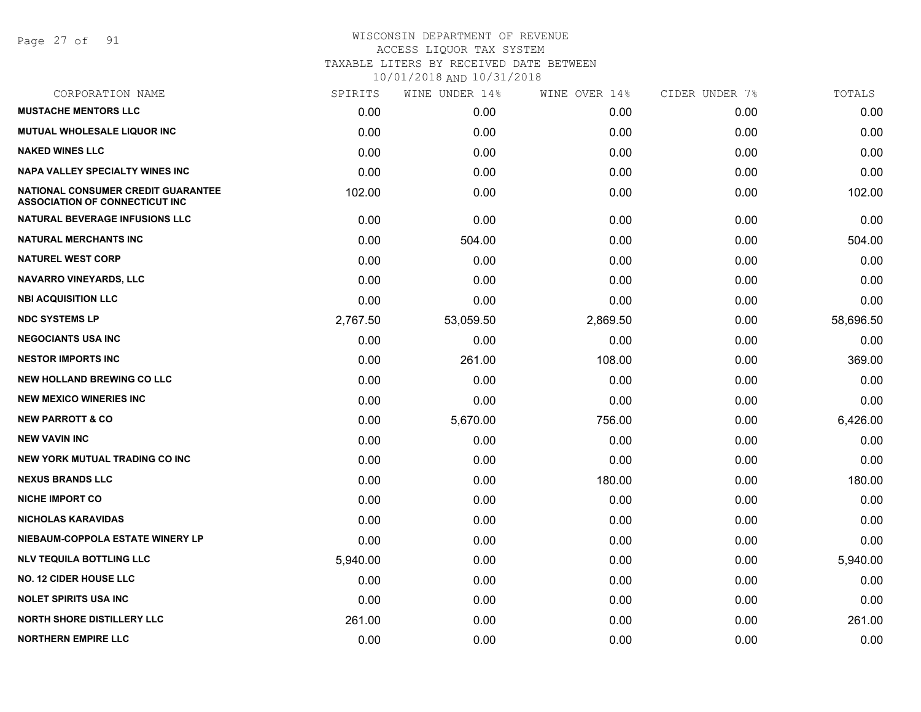WISCONSIN DEPARTMENT OF REVENUE
ACCESS LIQUOR TAX SYSTEM
TAXABLE LITERS BY RECEIVED DATE BETWEEN
10/01/2018 AND 10/31/2018

| CORPORATION NAME | SPIRITS | WINE UNDER 14% | WINE OVER 14% | CIDER UNDER 7% | TOTALS |
|---|---|---|---|---|---|
| MUSTACHE MENTORS LLC | 0.00 | 0.00 | 0.00 | 0.00 | 0.00 |
| MUTUAL WHOLESALE LIQUOR INC | 0.00 | 0.00 | 0.00 | 0.00 | 0.00 |
| NAKED WINES LLC | 0.00 | 0.00 | 0.00 | 0.00 | 0.00 |
| NAPA VALLEY SPECIALTY WINES INC | 0.00 | 0.00 | 0.00 | 0.00 | 0.00 |
| NATIONAL CONSUMER CREDIT GUARANTEE ASSOCIATION OF CONNECTICUT INC | 102.00 | 0.00 | 0.00 | 0.00 | 102.00 |
| NATURAL BEVERAGE INFUSIONS LLC | 0.00 | 0.00 | 0.00 | 0.00 | 0.00 |
| NATURAL MERCHANTS INC | 0.00 | 504.00 | 0.00 | 0.00 | 504.00 |
| NATUREL WEST CORP | 0.00 | 0.00 | 0.00 | 0.00 | 0.00 |
| NAVARRO VINEYARDS, LLC | 0.00 | 0.00 | 0.00 | 0.00 | 0.00 |
| NBI ACQUISITION LLC | 0.00 | 0.00 | 0.00 | 0.00 | 0.00 |
| NDC SYSTEMS LP | 2,767.50 | 53,059.50 | 2,869.50 | 0.00 | 58,696.50 |
| NEGOCIANTS USA INC | 0.00 | 0.00 | 0.00 | 0.00 | 0.00 |
| NESTOR IMPORTS INC | 0.00 | 261.00 | 108.00 | 0.00 | 369.00 |
| NEW HOLLAND BREWING CO LLC | 0.00 | 0.00 | 0.00 | 0.00 | 0.00 |
| NEW MEXICO WINERIES INC | 0.00 | 0.00 | 0.00 | 0.00 | 0.00 |
| NEW PARROTT & CO | 0.00 | 5,670.00 | 756.00 | 0.00 | 6,426.00 |
| NEW VAVIN INC | 0.00 | 0.00 | 0.00 | 0.00 | 0.00 |
| NEW YORK MUTUAL TRADING CO INC | 0.00 | 0.00 | 0.00 | 0.00 | 0.00 |
| NEXUS BRANDS LLC | 0.00 | 0.00 | 180.00 | 0.00 | 180.00 |
| NICHE IMPORT CO | 0.00 | 0.00 | 0.00 | 0.00 | 0.00 |
| NICHOLAS KARAVIDAS | 0.00 | 0.00 | 0.00 | 0.00 | 0.00 |
| NIEBAUM-COPPOLA ESTATE WINERY LP | 0.00 | 0.00 | 0.00 | 0.00 | 0.00 |
| NLV TEQUILA BOTTLING LLC | 5,940.00 | 0.00 | 0.00 | 0.00 | 5,940.00 |
| NO. 12 CIDER HOUSE LLC | 0.00 | 0.00 | 0.00 | 0.00 | 0.00 |
| NOLET SPIRITS USA INC | 0.00 | 0.00 | 0.00 | 0.00 | 0.00 |
| NORTH SHORE DISTILLERY LLC | 261.00 | 0.00 | 0.00 | 0.00 | 261.00 |
| NORTHERN EMPIRE LLC | 0.00 | 0.00 | 0.00 | 0.00 | 0.00 |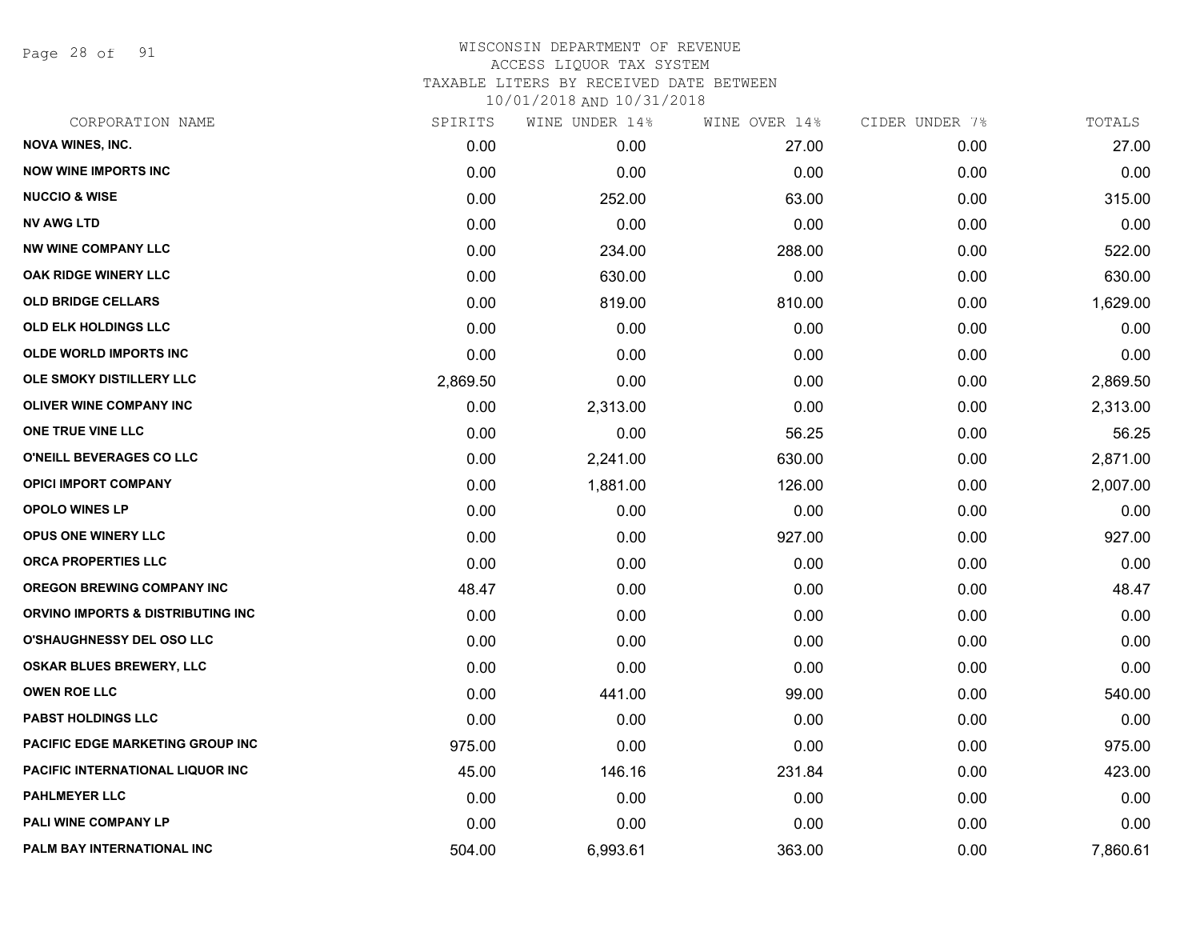# WISCONSIN DEPARTMENT OF REVENUE
ACCESS LIQUOR TAX SYSTEM
TAXABLE LITERS BY RECEIVED DATE BETWEEN
10/01/2018 AND 10/31/2018

| CORPORATION NAME | SPIRITS | WINE UNDER 14% | WINE OVER 14% | CIDER UNDER 7% | TOTALS |
|---|---|---|---|---|---|
| NOVA WINES, INC. | 0.00 | 0.00 | 27.00 | 0.00 | 27.00 |
| NOW WINE IMPORTS INC | 0.00 | 0.00 | 0.00 | 0.00 | 0.00 |
| NUCCIO & WISE | 0.00 | 252.00 | 63.00 | 0.00 | 315.00 |
| NV AWG LTD | 0.00 | 0.00 | 0.00 | 0.00 | 0.00 |
| NW WINE COMPANY LLC | 0.00 | 234.00 | 288.00 | 0.00 | 522.00 |
| OAK RIDGE WINERY LLC | 0.00 | 630.00 | 0.00 | 0.00 | 630.00 |
| OLD BRIDGE CELLARS | 0.00 | 819.00 | 810.00 | 0.00 | 1,629.00 |
| OLD ELK HOLDINGS LLC | 0.00 | 0.00 | 0.00 | 0.00 | 0.00 |
| OLDE WORLD IMPORTS INC | 0.00 | 0.00 | 0.00 | 0.00 | 0.00 |
| OLE SMOKY DISTILLERY LLC | 2,869.50 | 0.00 | 0.00 | 0.00 | 2,869.50 |
| OLIVER WINE COMPANY INC | 0.00 | 2,313.00 | 0.00 | 0.00 | 2,313.00 |
| ONE TRUE VINE LLC | 0.00 | 0.00 | 56.25 | 0.00 | 56.25 |
| O'NEILL BEVERAGES CO LLC | 0.00 | 2,241.00 | 630.00 | 0.00 | 2,871.00 |
| OPICI IMPORT COMPANY | 0.00 | 1,881.00 | 126.00 | 0.00 | 2,007.00 |
| OPOLO WINES LP | 0.00 | 0.00 | 0.00 | 0.00 | 0.00 |
| OPUS ONE WINERY LLC | 0.00 | 0.00 | 927.00 | 0.00 | 927.00 |
| ORCA PROPERTIES LLC | 0.00 | 0.00 | 0.00 | 0.00 | 0.00 |
| OREGON BREWING COMPANY INC | 48.47 | 0.00 | 0.00 | 0.00 | 48.47 |
| ORVINO IMPORTS & DISTRIBUTING INC | 0.00 | 0.00 | 0.00 | 0.00 | 0.00 |
| O'SHAUGHNESSY DEL OSO LLC | 0.00 | 0.00 | 0.00 | 0.00 | 0.00 |
| OSKAR BLUES BREWERY, LLC | 0.00 | 0.00 | 0.00 | 0.00 | 0.00 |
| OWEN ROE LLC | 0.00 | 441.00 | 99.00 | 0.00 | 540.00 |
| PABST HOLDINGS LLC | 0.00 | 0.00 | 0.00 | 0.00 | 0.00 |
| PACIFIC EDGE MARKETING GROUP INC | 975.00 | 0.00 | 0.00 | 0.00 | 975.00 |
| PACIFIC INTERNATIONAL LIQUOR INC | 45.00 | 146.16 | 231.84 | 0.00 | 423.00 |
| PAHLMEYER LLC | 0.00 | 0.00 | 0.00 | 0.00 | 0.00 |
| PALI WINE COMPANY LP | 0.00 | 0.00 | 0.00 | 0.00 | 0.00 |
| PALM BAY INTERNATIONAL INC | 504.00 | 6,993.61 | 363.00 | 0.00 | 7,860.61 |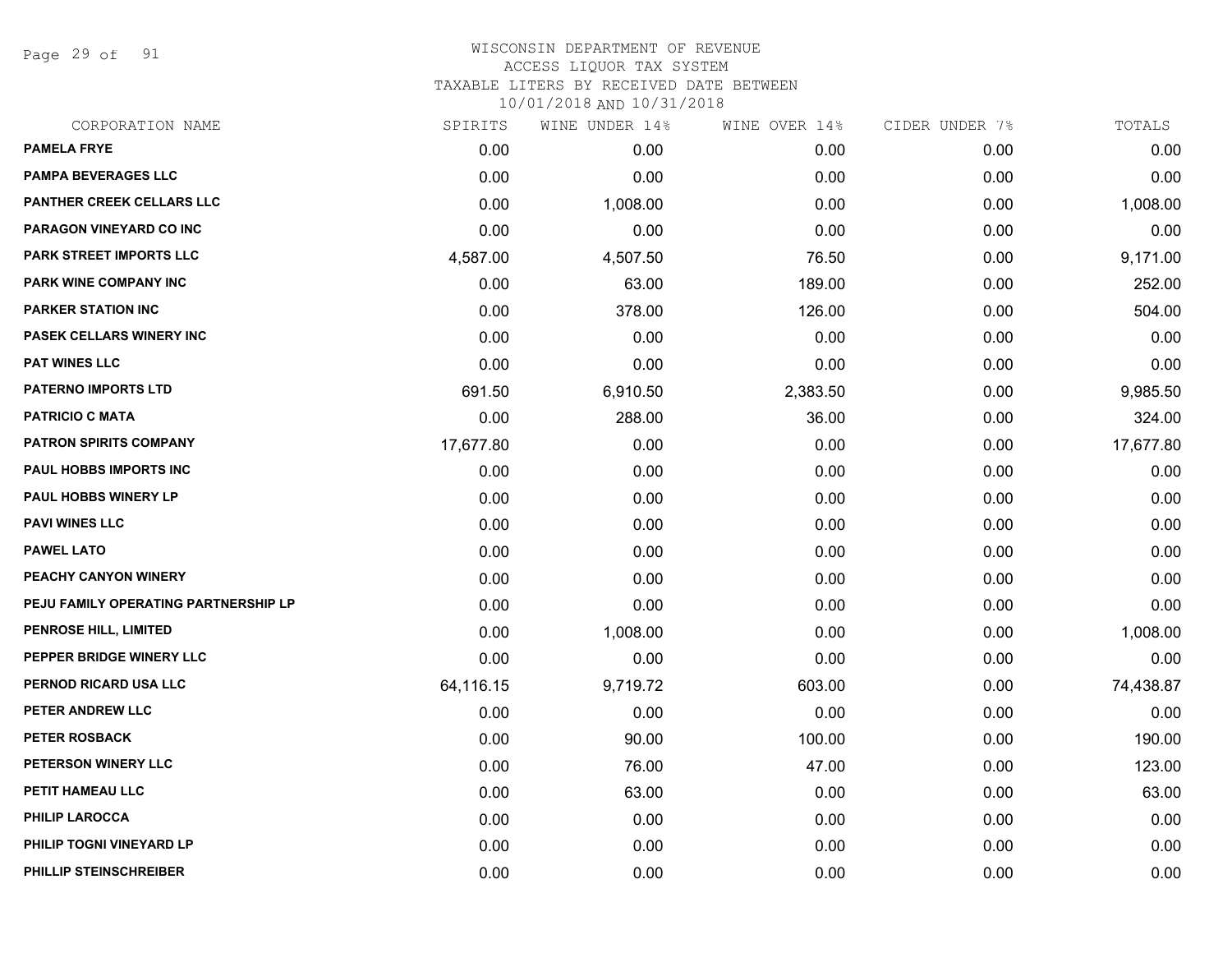# WISCONSIN DEPARTMENT OF REVENUE
## ACCESS LIQUOR TAX SYSTEM
### TAXABLE LITERS BY RECEIVED DATE BETWEEN 10/01/2018 AND 10/31/2018

| CORPORATION NAME | SPIRITS | WINE UNDER 14% | WINE OVER 14% | CIDER UNDER 7% | TOTALS |
|---|---|---|---|---|---|
| PAMELA FRYE | 0.00 | 0.00 | 0.00 | 0.00 | 0.00 |
| PAMPA BEVERAGES LLC | 0.00 | 0.00 | 0.00 | 0.00 | 0.00 |
| PANTHER CREEK CELLARS LLC | 0.00 | 1,008.00 | 0.00 | 0.00 | 1,008.00 |
| PARAGON VINEYARD CO INC | 0.00 | 0.00 | 0.00 | 0.00 | 0.00 |
| PARK STREET IMPORTS LLC | 4,587.00 | 4,507.50 | 76.50 | 0.00 | 9,171.00 |
| PARK WINE COMPANY INC | 0.00 | 63.00 | 189.00 | 0.00 | 252.00 |
| PARKER STATION INC | 0.00 | 378.00 | 126.00 | 0.00 | 504.00 |
| PASEK CELLARS WINERY INC | 0.00 | 0.00 | 0.00 | 0.00 | 0.00 |
| PAT WINES LLC | 0.00 | 0.00 | 0.00 | 0.00 | 0.00 |
| PATERNO IMPORTS LTD | 691.50 | 6,910.50 | 2,383.50 | 0.00 | 9,985.50 |
| PATRICIO C MATA | 0.00 | 288.00 | 36.00 | 0.00 | 324.00 |
| PATRON SPIRITS COMPANY | 17,677.80 | 0.00 | 0.00 | 0.00 | 17,677.80 |
| PAUL HOBBS IMPORTS INC | 0.00 | 0.00 | 0.00 | 0.00 | 0.00 |
| PAUL HOBBS WINERY LP | 0.00 | 0.00 | 0.00 | 0.00 | 0.00 |
| PAVI WINES LLC | 0.00 | 0.00 | 0.00 | 0.00 | 0.00 |
| PAWEL LATO | 0.00 | 0.00 | 0.00 | 0.00 | 0.00 |
| PEACHY CANYON WINERY | 0.00 | 0.00 | 0.00 | 0.00 | 0.00 |
| PEJU FAMILY OPERATING PARTNERSHIP LP | 0.00 | 0.00 | 0.00 | 0.00 | 0.00 |
| PENROSE HILL, LIMITED | 0.00 | 1,008.00 | 0.00 | 0.00 | 1,008.00 |
| PEPPER BRIDGE WINERY LLC | 0.00 | 0.00 | 0.00 | 0.00 | 0.00 |
| PERNOD RICARD USA LLC | 64,116.15 | 9,719.72 | 603.00 | 0.00 | 74,438.87 |
| PETER ANDREW LLC | 0.00 | 0.00 | 0.00 | 0.00 | 0.00 |
| PETER ROSBACK | 0.00 | 90.00 | 100.00 | 0.00 | 190.00 |
| PETERSON WINERY LLC | 0.00 | 76.00 | 47.00 | 0.00 | 123.00 |
| PETIT HAMEAU LLC | 0.00 | 63.00 | 0.00 | 0.00 | 63.00 |
| PHILIP LAROCCA | 0.00 | 0.00 | 0.00 | 0.00 | 0.00 |
| PHILIP TOGNI VINEYARD LP | 0.00 | 0.00 | 0.00 | 0.00 | 0.00 |
| PHILLIP STEINSCHREIBER | 0.00 | 0.00 | 0.00 | 0.00 | 0.00 |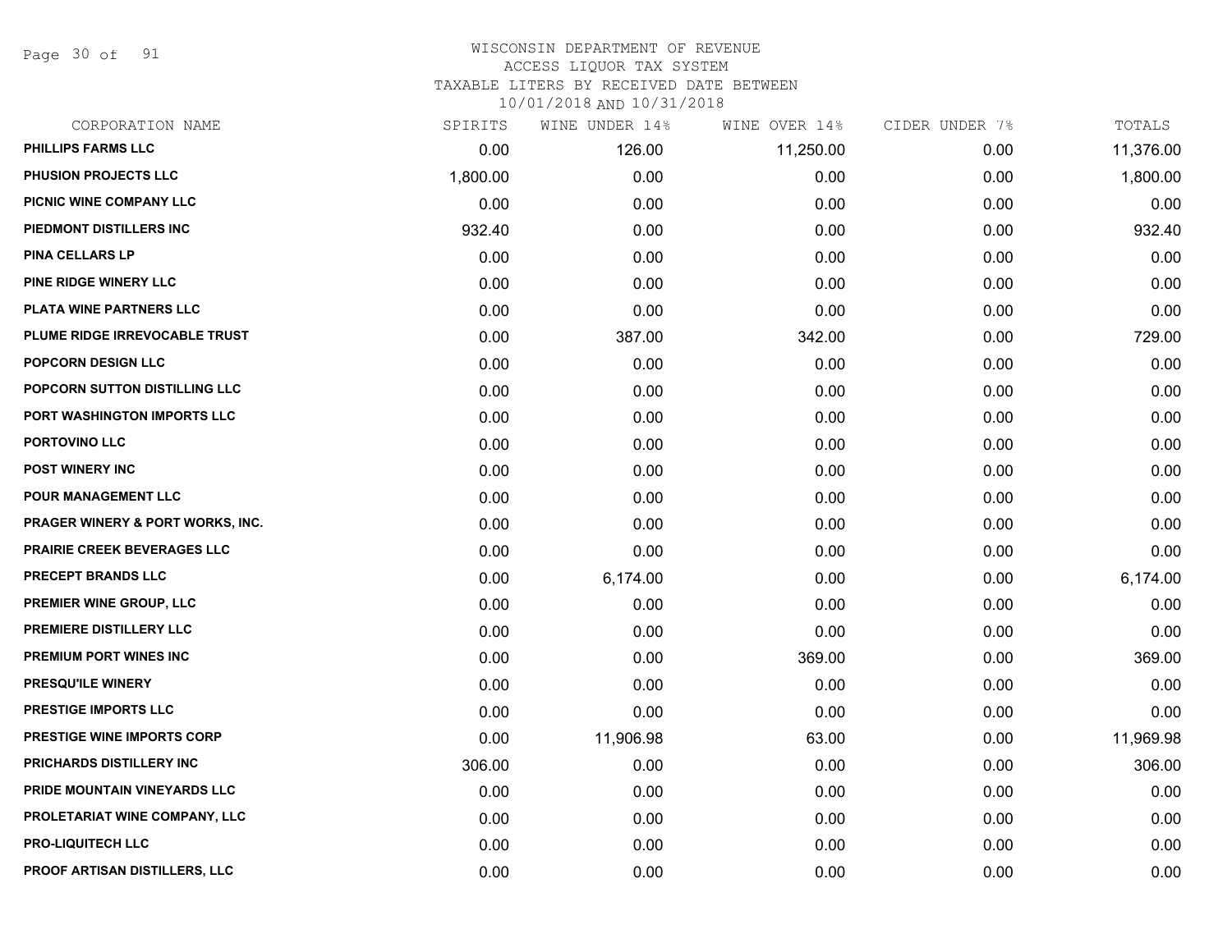# WISCONSIN DEPARTMENT OF REVENUE
## ACCESS LIQUOR TAX SYSTEM
### TAXABLE LITERS BY RECEIVED DATE BETWEEN 10/01/2018 AND 10/31/2018

| CORPORATION NAME | SPIRITS | WINE UNDER 14% | WINE OVER 14% | CIDER UNDER 7% | TOTALS |
|---|---|---|---|---|---|
| PHILLIPS FARMS LLC | 0.00 | 126.00 | 11,250.00 | 0.00 | 11,376.00 |
| PHUSION PROJECTS LLC | 1,800.00 | 0.00 | 0.00 | 0.00 | 1,800.00 |
| PICNIC WINE COMPANY LLC | 0.00 | 0.00 | 0.00 | 0.00 | 0.00 |
| PIEDMONT DISTILLERS INC | 932.40 | 0.00 | 0.00 | 0.00 | 932.40 |
| PINA CELLARS LP | 0.00 | 0.00 | 0.00 | 0.00 | 0.00 |
| PINE RIDGE WINERY LLC | 0.00 | 0.00 | 0.00 | 0.00 | 0.00 |
| PLATA WINE PARTNERS LLC | 0.00 | 0.00 | 0.00 | 0.00 | 0.00 |
| PLUME RIDGE IRREVOCABLE TRUST | 0.00 | 387.00 | 342.00 | 0.00 | 729.00 |
| POPCORN DESIGN LLC | 0.00 | 0.00 | 0.00 | 0.00 | 0.00 |
| POPCORN SUTTON DISTILLING LLC | 0.00 | 0.00 | 0.00 | 0.00 | 0.00 |
| PORT WASHINGTON IMPORTS LLC | 0.00 | 0.00 | 0.00 | 0.00 | 0.00 |
| PORTOVINO LLC | 0.00 | 0.00 | 0.00 | 0.00 | 0.00 |
| POST WINERY INC | 0.00 | 0.00 | 0.00 | 0.00 | 0.00 |
| POUR MANAGEMENT LLC | 0.00 | 0.00 | 0.00 | 0.00 | 0.00 |
| PRAGER WINERY & PORT WORKS, INC. | 0.00 | 0.00 | 0.00 | 0.00 | 0.00 |
| PRAIRIE CREEK BEVERAGES LLC | 0.00 | 0.00 | 0.00 | 0.00 | 0.00 |
| PRECEPT BRANDS LLC | 0.00 | 6,174.00 | 0.00 | 0.00 | 6,174.00 |
| PREMIER WINE GROUP, LLC | 0.00 | 0.00 | 0.00 | 0.00 | 0.00 |
| PREMIERE DISTILLERY LLC | 0.00 | 0.00 | 0.00 | 0.00 | 0.00 |
| PREMIUM PORT WINES INC | 0.00 | 0.00 | 369.00 | 0.00 | 369.00 |
| PRESQU'ILE WINERY | 0.00 | 0.00 | 0.00 | 0.00 | 0.00 |
| PRESTIGE IMPORTS LLC | 0.00 | 0.00 | 0.00 | 0.00 | 0.00 |
| PRESTIGE WINE IMPORTS CORP | 0.00 | 11,906.98 | 63.00 | 0.00 | 11,969.98 |
| PRICHARDS DISTILLERY INC | 306.00 | 0.00 | 0.00 | 0.00 | 306.00 |
| PRIDE MOUNTAIN VINEYARDS LLC | 0.00 | 0.00 | 0.00 | 0.00 | 0.00 |
| PROLETARIAT WINE COMPANY, LLC | 0.00 | 0.00 | 0.00 | 0.00 | 0.00 |
| PRO-LIQUITECH LLC | 0.00 | 0.00 | 0.00 | 0.00 | 0.00 |
| PROOF ARTISAN DISTILLERS, LLC | 0.00 | 0.00 | 0.00 | 0.00 | 0.00 |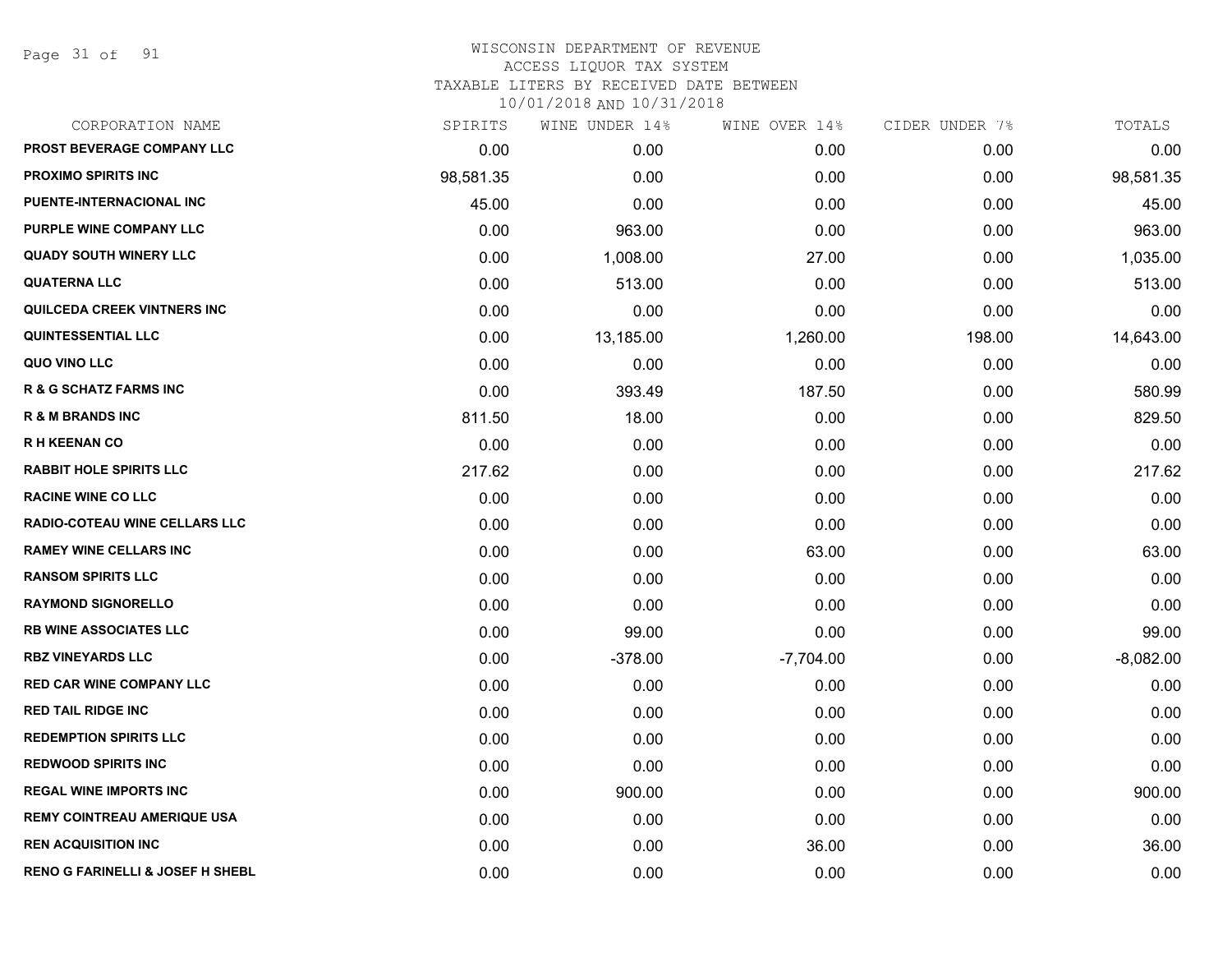# WISCONSIN DEPARTMENT OF REVENUE
## ACCESS LIQUOR TAX SYSTEM
### TAXABLE LITERS BY RECEIVED DATE BETWEEN 10/01/2018 AND 10/31/2018

| CORPORATION NAME | SPIRITS | WINE UNDER 14% | WINE OVER 14% | CIDER UNDER 7% | TOTALS |
|---|---|---|---|---|---|
| PROST BEVERAGE COMPANY LLC | 0.00 | 0.00 | 0.00 | 0.00 | 0.00 |
| PROXIMO SPIRITS INC | 98,581.35 | 0.00 | 0.00 | 0.00 | 98,581.35 |
| PUENTE-INTERNACIONAL INC | 45.00 | 0.00 | 0.00 | 0.00 | 45.00 |
| PURPLE WINE COMPANY LLC | 0.00 | 963.00 | 0.00 | 0.00 | 963.00 |
| QUADY SOUTH WINERY LLC | 0.00 | 1,008.00 | 27.00 | 0.00 | 1,035.00 |
| QUATERNA LLC | 0.00 | 513.00 | 0.00 | 0.00 | 513.00 |
| QUILCEDA CREEK VINTNERS INC | 0.00 | 0.00 | 0.00 | 0.00 | 0.00 |
| QUINTESSENTIAL LLC | 0.00 | 13,185.00 | 1,260.00 | 198.00 | 14,643.00 |
| QUO VINO LLC | 0.00 | 0.00 | 0.00 | 0.00 | 0.00 |
| R & G SCHATZ FARMS INC | 0.00 | 393.49 | 187.50 | 0.00 | 580.99 |
| R & M BRANDS INC | 811.50 | 18.00 | 0.00 | 0.00 | 829.50 |
| R H KEENAN CO | 0.00 | 0.00 | 0.00 | 0.00 | 0.00 |
| RABBIT HOLE SPIRITS LLC | 217.62 | 0.00 | 0.00 | 0.00 | 217.62 |
| RACINE WINE CO LLC | 0.00 | 0.00 | 0.00 | 0.00 | 0.00 |
| RADIO-COTEAU WINE CELLARS LLC | 0.00 | 0.00 | 0.00 | 0.00 | 0.00 |
| RAMEY WINE CELLARS INC | 0.00 | 0.00 | 63.00 | 0.00 | 63.00 |
| RANSOM SPIRITS LLC | 0.00 | 0.00 | 0.00 | 0.00 | 0.00 |
| RAYMOND SIGNORELLO | 0.00 | 0.00 | 0.00 | 0.00 | 0.00 |
| RB WINE ASSOCIATES LLC | 0.00 | 99.00 | 0.00 | 0.00 | 99.00 |
| RBZ VINEYARDS LLC | 0.00 | -378.00 | -7,704.00 | 0.00 | -8,082.00 |
| RED CAR WINE COMPANY LLC | 0.00 | 0.00 | 0.00 | 0.00 | 0.00 |
| RED TAIL RIDGE INC | 0.00 | 0.00 | 0.00 | 0.00 | 0.00 |
| REDEMPTION SPIRITS LLC | 0.00 | 0.00 | 0.00 | 0.00 | 0.00 |
| REDWOOD SPIRITS INC | 0.00 | 0.00 | 0.00 | 0.00 | 0.00 |
| REGAL WINE IMPORTS INC | 0.00 | 900.00 | 0.00 | 0.00 | 900.00 |
| REMY COINTREAU AMERIQUE USA | 0.00 | 0.00 | 0.00 | 0.00 | 0.00 |
| REN ACQUISITION INC | 0.00 | 0.00 | 36.00 | 0.00 | 36.00 |
| RENO G FARINELLI & JOSEF H SHEBL | 0.00 | 0.00 | 0.00 | 0.00 | 0.00 |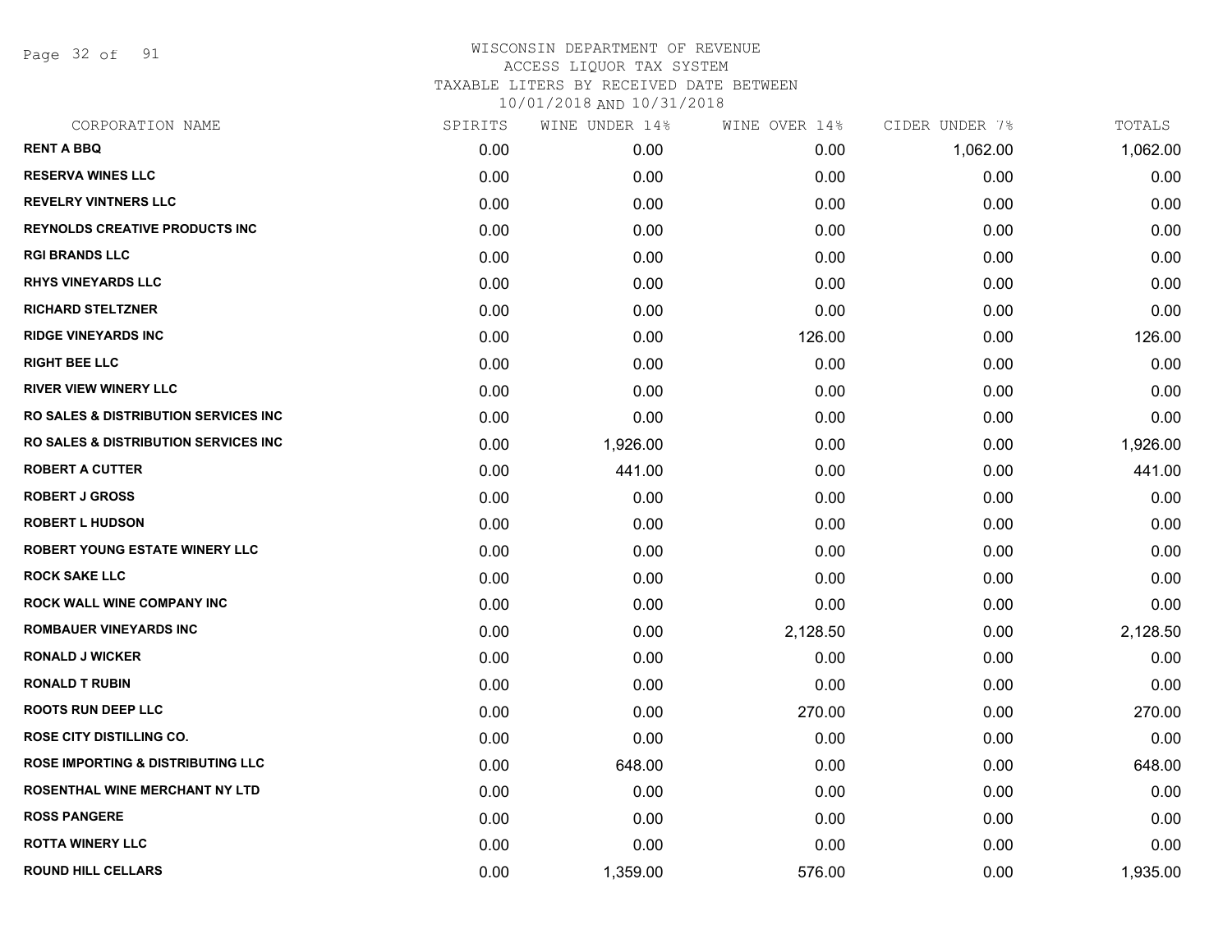# WISCONSIN DEPARTMENT OF REVENUE
## ACCESS LIQUOR TAX SYSTEM
### TAXABLE LITERS BY RECEIVED DATE BETWEEN 10/01/2018 AND 10/31/2018

| CORPORATION NAME | SPIRITS | WINE UNDER 14% | WINE OVER 14% | CIDER UNDER 7% | TOTALS |
|---|---|---|---|---|---|
| RENT A BBQ | 0.00 | 0.00 | 0.00 | 1,062.00 | 1,062.00 |
| RESERVA WINES LLC | 0.00 | 0.00 | 0.00 | 0.00 | 0.00 |
| REVELRY VINTNERS LLC | 0.00 | 0.00 | 0.00 | 0.00 | 0.00 |
| REYNOLDS CREATIVE PRODUCTS INC | 0.00 | 0.00 | 0.00 | 0.00 | 0.00 |
| RGI BRANDS LLC | 0.00 | 0.00 | 0.00 | 0.00 | 0.00 |
| RHYS VINEYARDS LLC | 0.00 | 0.00 | 0.00 | 0.00 | 0.00 |
| RICHARD STELTZNER | 0.00 | 0.00 | 0.00 | 0.00 | 0.00 |
| RIDGE VINEYARDS INC | 0.00 | 0.00 | 126.00 | 0.00 | 126.00 |
| RIGHT BEE LLC | 0.00 | 0.00 | 0.00 | 0.00 | 0.00 |
| RIVER VIEW WINERY LLC | 0.00 | 0.00 | 0.00 | 0.00 | 0.00 |
| RO SALES & DISTRIBUTION SERVICES INC | 0.00 | 0.00 | 0.00 | 0.00 | 0.00 |
| RO SALES & DISTRIBUTION SERVICES INC | 0.00 | 1,926.00 | 0.00 | 0.00 | 1,926.00 |
| ROBERT A CUTTER | 0.00 | 441.00 | 0.00 | 0.00 | 441.00 |
| ROBERT J GROSS | 0.00 | 0.00 | 0.00 | 0.00 | 0.00 |
| ROBERT L HUDSON | 0.00 | 0.00 | 0.00 | 0.00 | 0.00 |
| ROBERT YOUNG ESTATE WINERY LLC | 0.00 | 0.00 | 0.00 | 0.00 | 0.00 |
| ROCK SAKE LLC | 0.00 | 0.00 | 0.00 | 0.00 | 0.00 |
| ROCK WALL WINE COMPANY INC | 0.00 | 0.00 | 0.00 | 0.00 | 0.00 |
| ROMBAUER VINEYARDS INC | 0.00 | 0.00 | 2,128.50 | 0.00 | 2,128.50 |
| RONALD J WICKER | 0.00 | 0.00 | 0.00 | 0.00 | 0.00 |
| RONALD T RUBIN | 0.00 | 0.00 | 0.00 | 0.00 | 0.00 |
| ROOTS RUN DEEP LLC | 0.00 | 0.00 | 270.00 | 0.00 | 270.00 |
| ROSE CITY DISTILLING CO. | 0.00 | 0.00 | 0.00 | 0.00 | 0.00 |
| ROSE IMPORTING & DISTRIBUTING LLC | 0.00 | 648.00 | 0.00 | 0.00 | 648.00 |
| ROSENTHAL WINE MERCHANT NY LTD | 0.00 | 0.00 | 0.00 | 0.00 | 0.00 |
| ROSS PANGERE | 0.00 | 0.00 | 0.00 | 0.00 | 0.00 |
| ROTTA WINERY LLC | 0.00 | 0.00 | 0.00 | 0.00 | 0.00 |
| ROUND HILL CELLARS | 0.00 | 1,359.00 | 576.00 | 0.00 | 1,935.00 |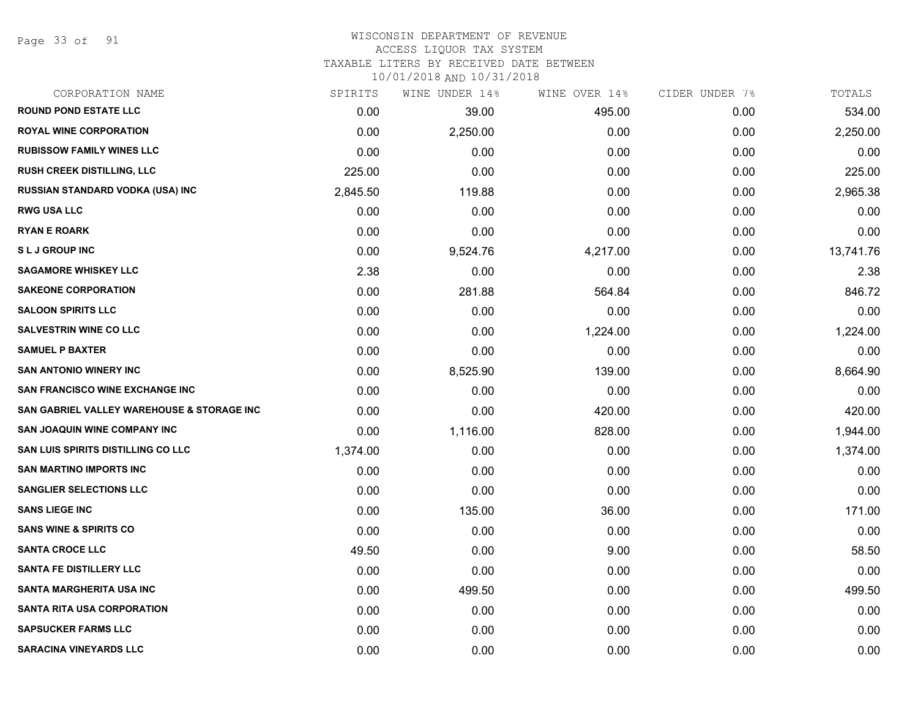WISCONSIN DEPARTMENT OF REVENUE
ACCESS LIQUOR TAX SYSTEM
TAXABLE LITERS BY RECEIVED DATE BETWEEN
10/01/2018 AND 10/31/2018

| CORPORATION NAME | SPIRITS | WINE UNDER 14% | WINE OVER 14% | CIDER UNDER 7% | TOTALS |
|---|---|---|---|---|---|
| ROUND POND ESTATE LLC | 0.00 | 39.00 | 495.00 | 0.00 | 534.00 |
| ROYAL WINE CORPORATION | 0.00 | 2,250.00 | 0.00 | 0.00 | 2,250.00 |
| RUBISSOW FAMILY WINES LLC | 0.00 | 0.00 | 0.00 | 0.00 | 0.00 |
| RUSH CREEK DISTILLING, LLC | 225.00 | 0.00 | 0.00 | 0.00 | 225.00 |
| RUSSIAN STANDARD VODKA (USA) INC | 2,845.50 | 119.88 | 0.00 | 0.00 | 2,965.38 |
| RWG USA LLC | 0.00 | 0.00 | 0.00 | 0.00 | 0.00 |
| RYAN E ROARK | 0.00 | 0.00 | 0.00 | 0.00 | 0.00 |
| S L J GROUP INC | 0.00 | 9,524.76 | 4,217.00 | 0.00 | 13,741.76 |
| SAGAMORE WHISKEY LLC | 2.38 | 0.00 | 0.00 | 0.00 | 2.38 |
| SAKEONE CORPORATION | 0.00 | 281.88 | 564.84 | 0.00 | 846.72 |
| SALOON SPIRITS LLC | 0.00 | 0.00 | 0.00 | 0.00 | 0.00 |
| SALVESTRIN WINE CO LLC | 0.00 | 0.00 | 1,224.00 | 0.00 | 1,224.00 |
| SAMUEL P BAXTER | 0.00 | 0.00 | 0.00 | 0.00 | 0.00 |
| SAN ANTONIO WINERY INC | 0.00 | 8,525.90 | 139.00 | 0.00 | 8,664.90 |
| SAN FRANCISCO WINE EXCHANGE INC | 0.00 | 0.00 | 0.00 | 0.00 | 0.00 |
| SAN GABRIEL VALLEY WAREHOUSE & STORAGE INC | 0.00 | 0.00 | 420.00 | 0.00 | 420.00 |
| SAN JOAQUIN WINE COMPANY INC | 0.00 | 1,116.00 | 828.00 | 0.00 | 1,944.00 |
| SAN LUIS SPIRITS DISTILLING CO LLC | 1,374.00 | 0.00 | 0.00 | 0.00 | 1,374.00 |
| SAN MARTINO IMPORTS INC | 0.00 | 0.00 | 0.00 | 0.00 | 0.00 |
| SANGLIER SELECTIONS LLC | 0.00 | 0.00 | 0.00 | 0.00 | 0.00 |
| SANS LIEGE INC | 0.00 | 135.00 | 36.00 | 0.00 | 171.00 |
| SANS WINE & SPIRITS CO | 0.00 | 0.00 | 0.00 | 0.00 | 0.00 |
| SANTA CROCE LLC | 49.50 | 0.00 | 9.00 | 0.00 | 58.50 |
| SANTA FE DISTILLERY LLC | 0.00 | 0.00 | 0.00 | 0.00 | 0.00 |
| SANTA MARGHERITA USA INC | 0.00 | 499.50 | 0.00 | 0.00 | 499.50 |
| SANTA RITA USA CORPORATION | 0.00 | 0.00 | 0.00 | 0.00 | 0.00 |
| SAPSUCKER FARMS LLC | 0.00 | 0.00 | 0.00 | 0.00 | 0.00 |
| SARACINA VINEYARDS LLC | 0.00 | 0.00 | 0.00 | 0.00 | 0.00 |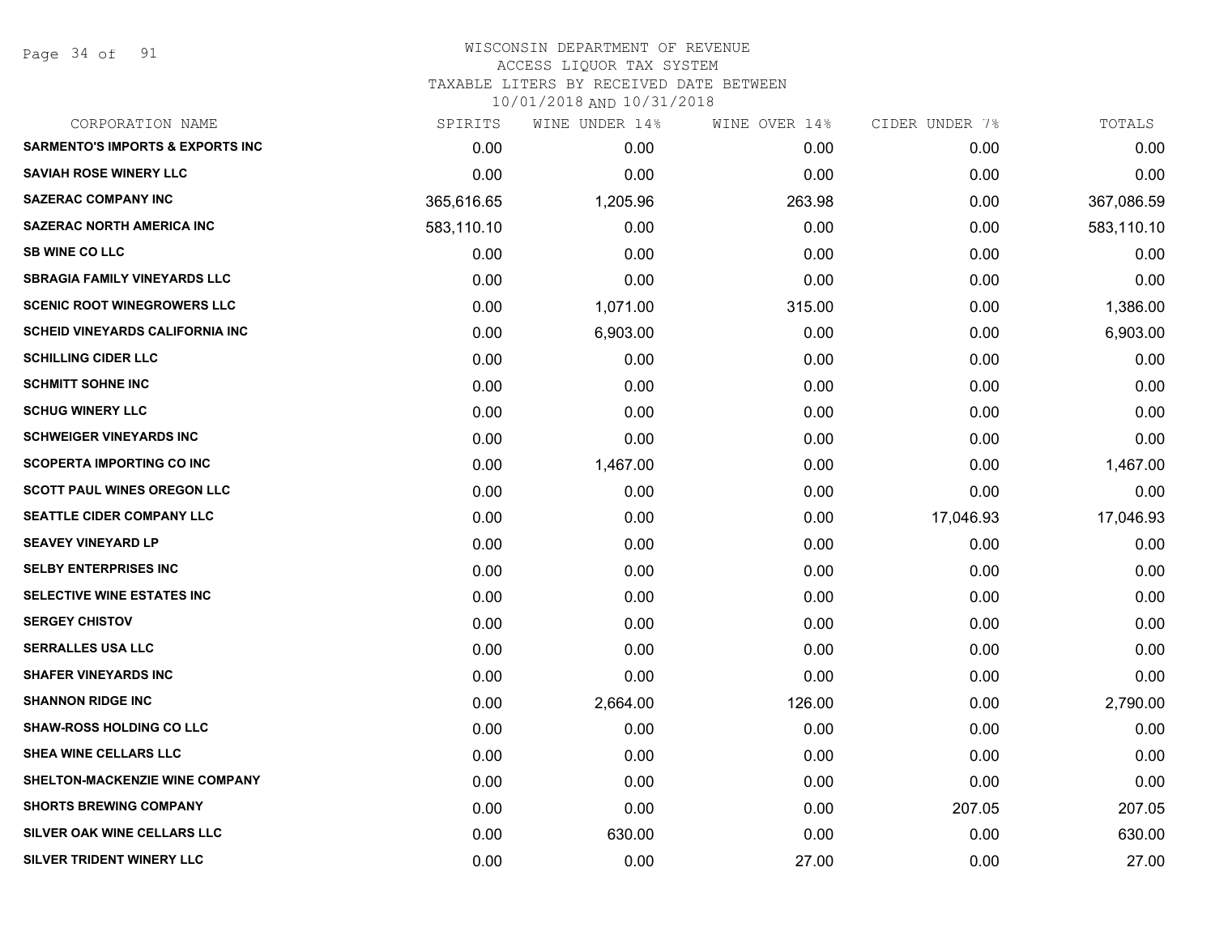WISCONSIN DEPARTMENT OF REVENUE
ACCESS LIQUOR TAX SYSTEM
TAXABLE LITERS BY RECEIVED DATE BETWEEN
10/01/2018 AND 10/31/2018

| CORPORATION NAME | SPIRITS | WINE UNDER 14% | WINE OVER 14% | CIDER UNDER 7% | TOTALS |
|---|---|---|---|---|---|
| SARMENTO'S IMPORTS & EXPORTS INC | 0.00 | 0.00 | 0.00 | 0.00 | 0.00 |
| SAVIAH ROSE WINERY LLC | 0.00 | 0.00 | 0.00 | 0.00 | 0.00 |
| SAZERAC COMPANY INC | 365,616.65 | 1,205.96 | 263.98 | 0.00 | 367,086.59 |
| SAZERAC NORTH AMERICA INC | 583,110.10 | 0.00 | 0.00 | 0.00 | 583,110.10 |
| SB WINE CO LLC | 0.00 | 0.00 | 0.00 | 0.00 | 0.00 |
| SBRAGIA FAMILY VINEYARDS LLC | 0.00 | 0.00 | 0.00 | 0.00 | 0.00 |
| SCENIC ROOT WINEGROWERS LLC | 0.00 | 1,071.00 | 315.00 | 0.00 | 1,386.00 |
| SCHEID VINEYARDS CALIFORNIA INC | 0.00 | 6,903.00 | 0.00 | 0.00 | 6,903.00 |
| SCHILLING CIDER LLC | 0.00 | 0.00 | 0.00 | 0.00 | 0.00 |
| SCHMITT SOHNE INC | 0.00 | 0.00 | 0.00 | 0.00 | 0.00 |
| SCHUG WINERY LLC | 0.00 | 0.00 | 0.00 | 0.00 | 0.00 |
| SCHWEIGER VINEYARDS INC | 0.00 | 0.00 | 0.00 | 0.00 | 0.00 |
| SCOPERTA IMPORTING CO INC | 0.00 | 1,467.00 | 0.00 | 0.00 | 1,467.00 |
| SCOTT PAUL WINES OREGON LLC | 0.00 | 0.00 | 0.00 | 0.00 | 0.00 |
| SEATTLE CIDER COMPANY LLC | 0.00 | 0.00 | 0.00 | 17,046.93 | 17,046.93 |
| SEAVEY VINEYARD LP | 0.00 | 0.00 | 0.00 | 0.00 | 0.00 |
| SELBY ENTERPRISES INC | 0.00 | 0.00 | 0.00 | 0.00 | 0.00 |
| SELECTIVE WINE ESTATES INC | 0.00 | 0.00 | 0.00 | 0.00 | 0.00 |
| SERGEY CHISTOV | 0.00 | 0.00 | 0.00 | 0.00 | 0.00 |
| SERRALLES USA LLC | 0.00 | 0.00 | 0.00 | 0.00 | 0.00 |
| SHAFER VINEYARDS INC | 0.00 | 0.00 | 0.00 | 0.00 | 0.00 |
| SHANNON RIDGE INC | 0.00 | 2,664.00 | 126.00 | 0.00 | 2,790.00 |
| SHAW-ROSS HOLDING CO LLC | 0.00 | 0.00 | 0.00 | 0.00 | 0.00 |
| SHEA WINE CELLARS LLC | 0.00 | 0.00 | 0.00 | 0.00 | 0.00 |
| SHELTON-MACKENZIE WINE COMPANY | 0.00 | 0.00 | 0.00 | 0.00 | 0.00 |
| SHORTS BREWING COMPANY | 0.00 | 0.00 | 0.00 | 207.05 | 207.05 |
| SILVER OAK WINE CELLARS LLC | 0.00 | 630.00 | 0.00 | 0.00 | 630.00 |
| SILVER TRIDENT WINERY LLC | 0.00 | 0.00 | 27.00 | 0.00 | 27.00 |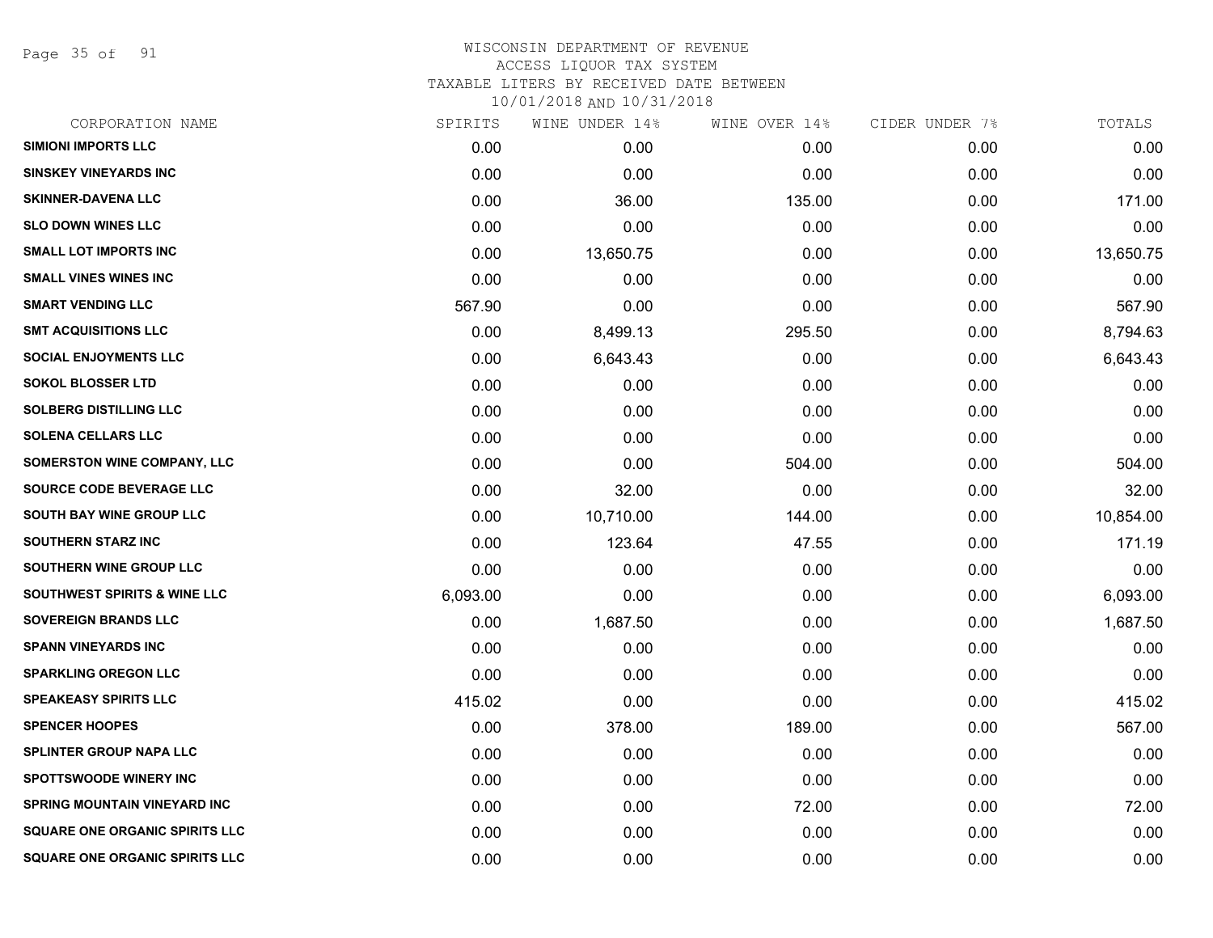# WISCONSIN DEPARTMENT OF REVENUE
## ACCESS LIQUOR TAX SYSTEM
### TAXABLE LITERS BY RECEIVED DATE BETWEEN 10/01/2018 AND 10/31/2018

| CORPORATION NAME | SPIRITS | WINE UNDER 14% | WINE OVER 14% | CIDER UNDER 7% | TOTALS |
|---|---|---|---|---|---|
| SIMIONI IMPORTS LLC | 0.00 | 0.00 | 0.00 | 0.00 | 0.00 |
| SINSKEY VINEYARDS INC | 0.00 | 0.00 | 0.00 | 0.00 | 0.00 |
| SKINNER-DAVENA LLC | 0.00 | 36.00 | 135.00 | 0.00 | 171.00 |
| SLO DOWN WINES LLC | 0.00 | 0.00 | 0.00 | 0.00 | 0.00 |
| SMALL LOT IMPORTS INC | 0.00 | 13,650.75 | 0.00 | 0.00 | 13,650.75 |
| SMALL VINES WINES INC | 0.00 | 0.00 | 0.00 | 0.00 | 0.00 |
| SMART VENDING LLC | 567.90 | 0.00 | 0.00 | 0.00 | 567.90 |
| SMT ACQUISITIONS LLC | 0.00 | 8,499.13 | 295.50 | 0.00 | 8,794.63 |
| SOCIAL ENJOYMENTS LLC | 0.00 | 6,643.43 | 0.00 | 0.00 | 6,643.43 |
| SOKOL BLOSSER LTD | 0.00 | 0.00 | 0.00 | 0.00 | 0.00 |
| SOLBERG DISTILLING LLC | 0.00 | 0.00 | 0.00 | 0.00 | 0.00 |
| SOLENA CELLARS LLC | 0.00 | 0.00 | 0.00 | 0.00 | 0.00 |
| SOMERSTON WINE COMPANY, LLC | 0.00 | 0.00 | 504.00 | 0.00 | 504.00 |
| SOURCE CODE BEVERAGE LLC | 0.00 | 32.00 | 0.00 | 0.00 | 32.00 |
| SOUTH BAY WINE GROUP LLC | 0.00 | 10,710.00 | 144.00 | 0.00 | 10,854.00 |
| SOUTHERN STARZ INC | 0.00 | 123.64 | 47.55 | 0.00 | 171.19 |
| SOUTHERN WINE GROUP LLC | 0.00 | 0.00 | 0.00 | 0.00 | 0.00 |
| SOUTHWEST SPIRITS & WINE LLC | 6,093.00 | 0.00 | 0.00 | 0.00 | 6,093.00 |
| SOVEREIGN BRANDS LLC | 0.00 | 1,687.50 | 0.00 | 0.00 | 1,687.50 |
| SPANN VINEYARDS INC | 0.00 | 0.00 | 0.00 | 0.00 | 0.00 |
| SPARKLING OREGON LLC | 0.00 | 0.00 | 0.00 | 0.00 | 0.00 |
| SPEAKEASY SPIRITS LLC | 415.02 | 0.00 | 0.00 | 0.00 | 415.02 |
| SPENCER HOOPES | 0.00 | 378.00 | 189.00 | 0.00 | 567.00 |
| SPLINTER GROUP NAPA LLC | 0.00 | 0.00 | 0.00 | 0.00 | 0.00 |
| SPOTTSWOODE WINERY INC | 0.00 | 0.00 | 0.00 | 0.00 | 0.00 |
| SPRING MOUNTAIN VINEYARD INC | 0.00 | 0.00 | 72.00 | 0.00 | 72.00 |
| SQUARE ONE ORGANIC SPIRITS LLC | 0.00 | 0.00 | 0.00 | 0.00 | 0.00 |
| SQUARE ONE ORGANIC SPIRITS LLC | 0.00 | 0.00 | 0.00 | 0.00 | 0.00 |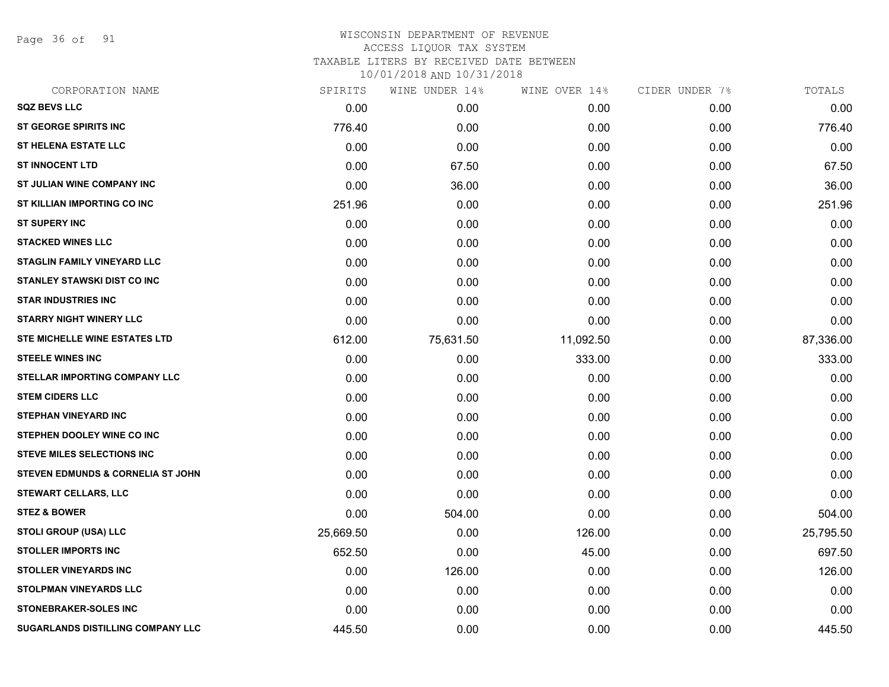# WISCONSIN DEPARTMENT OF REVENUE
## ACCESS LIQUOR TAX SYSTEM
### TAXABLE LITERS BY RECEIVED DATE BETWEEN 10/01/2018 AND 10/31/2018

| CORPORATION NAME | SPIRITS | WINE UNDER 14% | WINE OVER 14% | CIDER UNDER 7% | TOTALS |
|---|---|---|---|---|---|
| SQZ BEVS LLC | 0.00 | 0.00 | 0.00 | 0.00 | 0.00 |
| ST GEORGE SPIRITS INC | 776.40 | 0.00 | 0.00 | 0.00 | 776.40 |
| ST HELENA ESTATE LLC | 0.00 | 0.00 | 0.00 | 0.00 | 0.00 |
| ST INNOCENT LTD | 0.00 | 67.50 | 0.00 | 0.00 | 67.50 |
| ST JULIAN WINE COMPANY INC | 0.00 | 36.00 | 0.00 | 0.00 | 36.00 |
| ST KILLIAN IMPORTING CO INC | 251.96 | 0.00 | 0.00 | 0.00 | 251.96 |
| ST SUPERY INC | 0.00 | 0.00 | 0.00 | 0.00 | 0.00 |
| STACKED WINES LLC | 0.00 | 0.00 | 0.00 | 0.00 | 0.00 |
| STAGLIN FAMILY VINEYARD LLC | 0.00 | 0.00 | 0.00 | 0.00 | 0.00 |
| STANLEY STAWSKI DIST CO INC | 0.00 | 0.00 | 0.00 | 0.00 | 0.00 |
| STAR INDUSTRIES INC | 0.00 | 0.00 | 0.00 | 0.00 | 0.00 |
| STARRY NIGHT WINERY LLC | 0.00 | 0.00 | 0.00 | 0.00 | 0.00 |
| STE MICHELLE WINE ESTATES LTD | 612.00 | 75,631.50 | 11,092.50 | 0.00 | 87,336.00 |
| STEELE WINES INC | 0.00 | 0.00 | 333.00 | 0.00 | 333.00 |
| STELLAR IMPORTING COMPANY LLC | 0.00 | 0.00 | 0.00 | 0.00 | 0.00 |
| STEM CIDERS LLC | 0.00 | 0.00 | 0.00 | 0.00 | 0.00 |
| STEPHAN VINEYARD INC | 0.00 | 0.00 | 0.00 | 0.00 | 0.00 |
| STEPHEN DOOLEY WINE CO INC | 0.00 | 0.00 | 0.00 | 0.00 | 0.00 |
| STEVE MILES SELECTIONS INC | 0.00 | 0.00 | 0.00 | 0.00 | 0.00 |
| STEVEN EDMUNDS & CORNELIA ST JOHN | 0.00 | 0.00 | 0.00 | 0.00 | 0.00 |
| STEWART CELLARS, LLC | 0.00 | 0.00 | 0.00 | 0.00 | 0.00 |
| STEZ & BOWER | 0.00 | 504.00 | 0.00 | 0.00 | 504.00 |
| STOLI GROUP (USA) LLC | 25,669.50 | 0.00 | 126.00 | 0.00 | 25,795.50 |
| STOLLER IMPORTS INC | 652.50 | 0.00 | 45.00 | 0.00 | 697.50 |
| STOLLER VINEYARDS INC | 0.00 | 126.00 | 0.00 | 0.00 | 126.00 |
| STOLPMAN VINEYARDS LLC | 0.00 | 0.00 | 0.00 | 0.00 | 0.00 |
| STONEBRAKER-SOLES INC | 0.00 | 0.00 | 0.00 | 0.00 | 0.00 |
| SUGARLANDS DISTILLING COMPANY LLC | 445.50 | 0.00 | 0.00 | 0.00 | 445.50 |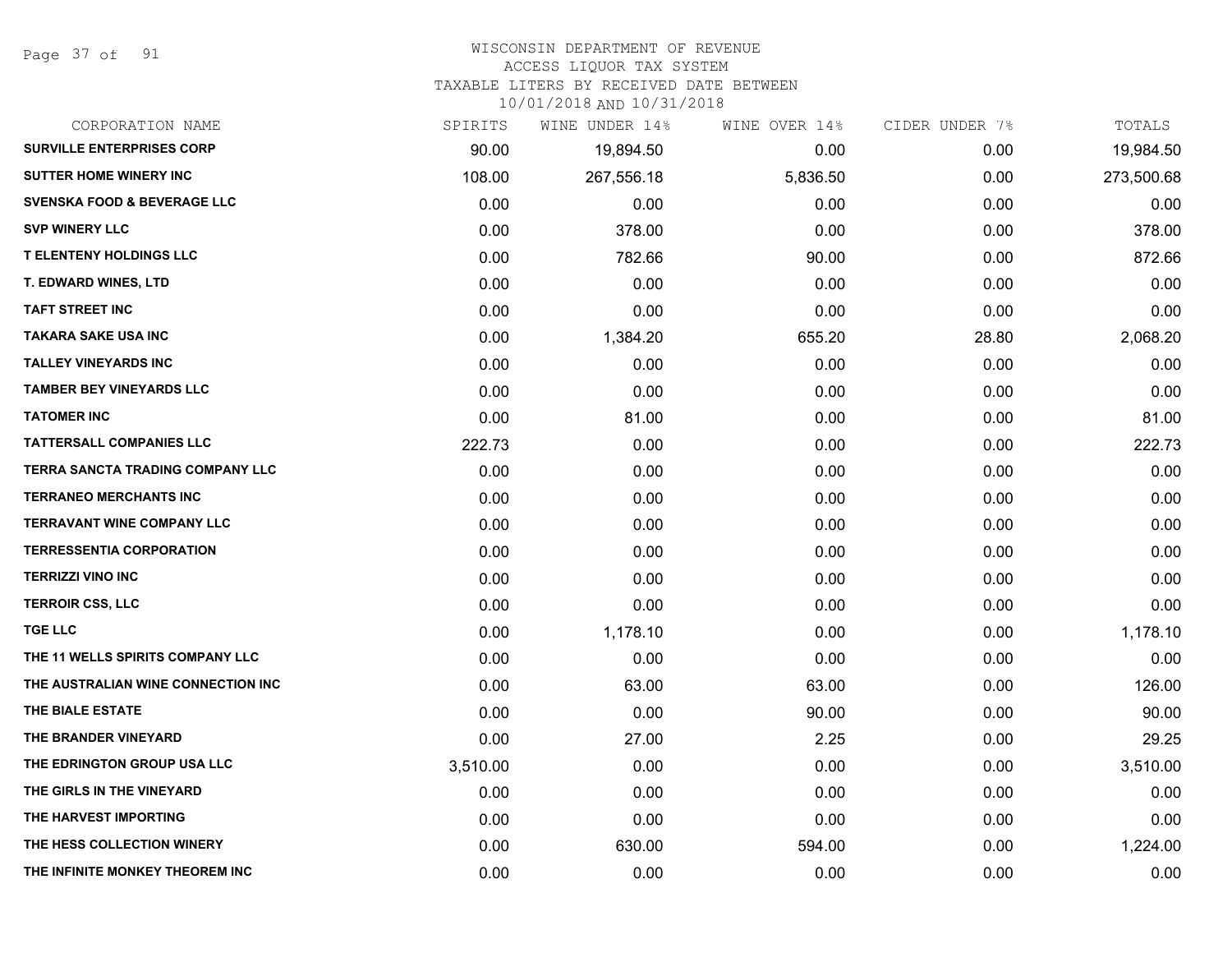# WISCONSIN DEPARTMENT OF REVENUE
## ACCESS LIQUOR TAX SYSTEM
### TAXABLE LITERS BY RECEIVED DATE BETWEEN 10/01/2018 AND 10/31/2018

| CORPORATION NAME | SPIRITS | WINE UNDER 14% | WINE OVER 14% | CIDER UNDER 7% | TOTALS |
|---|---|---|---|---|---|
| SURVILLE ENTERPRISES CORP | 90.00 | 19,894.50 | 0.00 | 0.00 | 19,984.50 |
| SUTTER HOME WINERY INC | 108.00 | 267,556.18 | 5,836.50 | 0.00 | 273,500.68 |
| SVENSKA FOOD & BEVERAGE LLC | 0.00 | 0.00 | 0.00 | 0.00 | 0.00 |
| SVP WINERY LLC | 0.00 | 378.00 | 0.00 | 0.00 | 378.00 |
| T ELENTENY HOLDINGS LLC | 0.00 | 782.66 | 90.00 | 0.00 | 872.66 |
| T. EDWARD WINES, LTD | 0.00 | 0.00 | 0.00 | 0.00 | 0.00 |
| TAFT STREET INC | 0.00 | 0.00 | 0.00 | 0.00 | 0.00 |
| TAKARA SAKE USA INC | 0.00 | 1,384.20 | 655.20 | 28.80 | 2,068.20 |
| TALLEY VINEYARDS INC | 0.00 | 0.00 | 0.00 | 0.00 | 0.00 |
| TAMBER BEY VINEYARDS LLC | 0.00 | 0.00 | 0.00 | 0.00 | 0.00 |
| TATOMER INC | 0.00 | 81.00 | 0.00 | 0.00 | 81.00 |
| TATTERSALL COMPANIES LLC | 222.73 | 0.00 | 0.00 | 0.00 | 222.73 |
| TERRA SANCTA TRADING COMPANY LLC | 0.00 | 0.00 | 0.00 | 0.00 | 0.00 |
| TERRANEO MERCHANTS INC | 0.00 | 0.00 | 0.00 | 0.00 | 0.00 |
| TERRAVANT WINE COMPANY LLC | 0.00 | 0.00 | 0.00 | 0.00 | 0.00 |
| TERRESSENTIA CORPORATION | 0.00 | 0.00 | 0.00 | 0.00 | 0.00 |
| TERRIZZI VINO INC | 0.00 | 0.00 | 0.00 | 0.00 | 0.00 |
| TERROIR CSS, LLC | 0.00 | 0.00 | 0.00 | 0.00 | 0.00 |
| TGE LLC | 0.00 | 1,178.10 | 0.00 | 0.00 | 1,178.10 |
| THE 11 WELLS SPIRITS COMPANY LLC | 0.00 | 0.00 | 0.00 | 0.00 | 0.00 |
| THE AUSTRALIAN WINE CONNECTION INC | 0.00 | 63.00 | 63.00 | 0.00 | 126.00 |
| THE BIALE ESTATE | 0.00 | 0.00 | 90.00 | 0.00 | 90.00 |
| THE BRANDER VINEYARD | 0.00 | 27.00 | 2.25 | 0.00 | 29.25 |
| THE EDRINGTON GROUP USA LLC | 3,510.00 | 0.00 | 0.00 | 0.00 | 3,510.00 |
| THE GIRLS IN THE VINEYARD | 0.00 | 0.00 | 0.00 | 0.00 | 0.00 |
| THE HARVEST IMPORTING | 0.00 | 0.00 | 0.00 | 0.00 | 0.00 |
| THE HESS COLLECTION WINERY | 0.00 | 630.00 | 594.00 | 0.00 | 1,224.00 |
| THE INFINITE MONKEY THEOREM INC | 0.00 | 0.00 | 0.00 | 0.00 | 0.00 |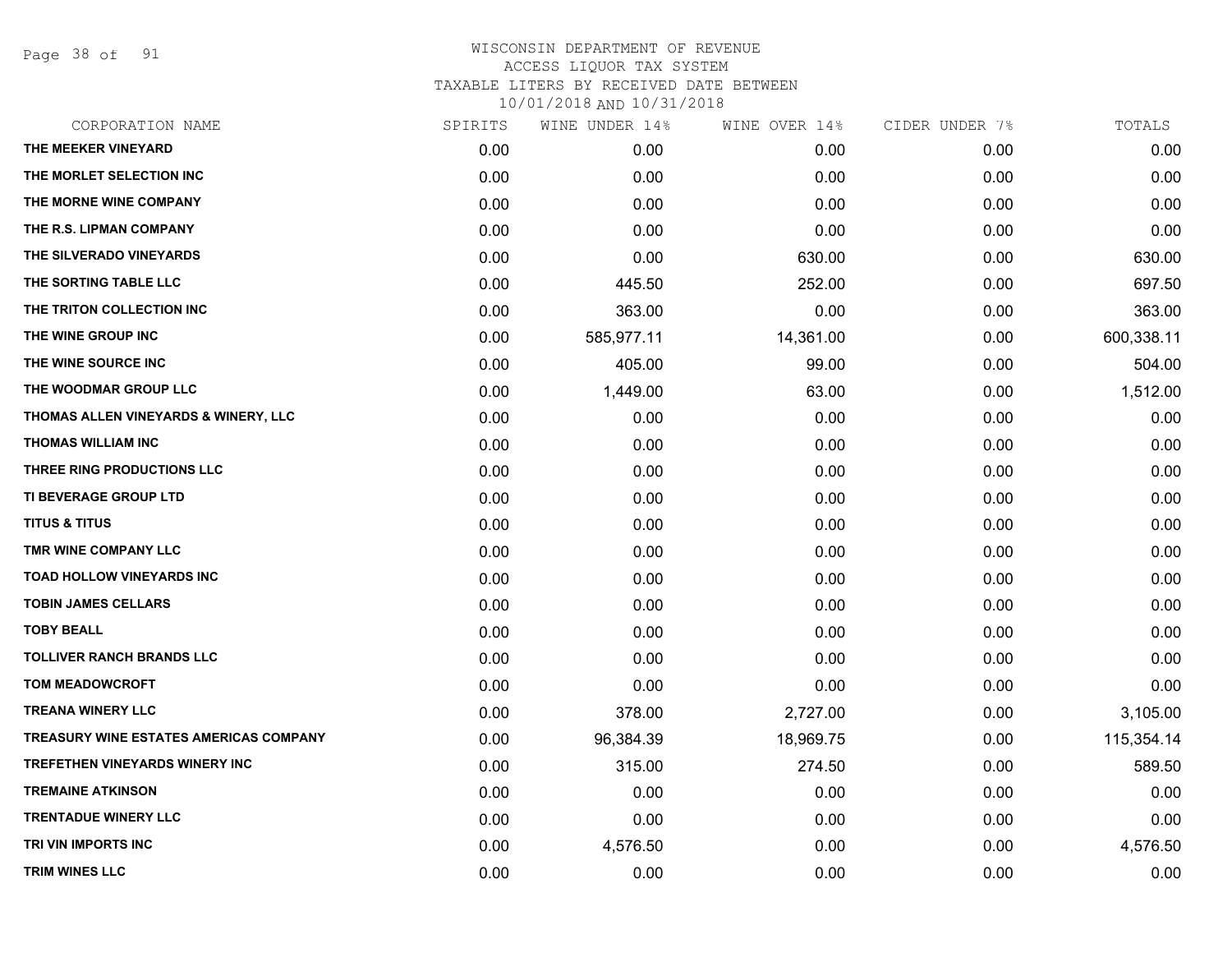# WISCONSIN DEPARTMENT OF REVENUE
## ACCESS LIQUOR TAX SYSTEM
### TAXABLE LITERS BY RECEIVED DATE BETWEEN 10/01/2018 AND 10/31/2018

| CORPORATION NAME | SPIRITS | WINE UNDER 14% | WINE OVER 14% | CIDER UNDER 7% | TOTALS |
|---|---|---|---|---|---|
| THE MEEKER VINEYARD | 0.00 | 0.00 | 0.00 | 0.00 | 0.00 |
| THE MORLET SELECTION INC | 0.00 | 0.00 | 0.00 | 0.00 | 0.00 |
| THE MORNE WINE COMPANY | 0.00 | 0.00 | 0.00 | 0.00 | 0.00 |
| THE R.S. LIPMAN COMPANY | 0.00 | 0.00 | 0.00 | 0.00 | 0.00 |
| THE SILVERADO VINEYARDS | 0.00 | 0.00 | 630.00 | 0.00 | 630.00 |
| THE SORTING TABLE LLC | 0.00 | 445.50 | 252.00 | 0.00 | 697.50 |
| THE TRITON COLLECTION INC | 0.00 | 363.00 | 0.00 | 0.00 | 363.00 |
| THE WINE GROUP INC | 0.00 | 585,977.11 | 14,361.00 | 0.00 | 600,338.11 |
| THE WINE SOURCE INC | 0.00 | 405.00 | 99.00 | 0.00 | 504.00 |
| THE WOODMAR GROUP LLC | 0.00 | 1,449.00 | 63.00 | 0.00 | 1,512.00 |
| THOMAS ALLEN VINEYARDS & WINERY, LLC | 0.00 | 0.00 | 0.00 | 0.00 | 0.00 |
| THOMAS WILLIAM INC | 0.00 | 0.00 | 0.00 | 0.00 | 0.00 |
| THREE RING PRODUCTIONS LLC | 0.00 | 0.00 | 0.00 | 0.00 | 0.00 |
| TI BEVERAGE GROUP LTD | 0.00 | 0.00 | 0.00 | 0.00 | 0.00 |
| TITUS & TITUS | 0.00 | 0.00 | 0.00 | 0.00 | 0.00 |
| TMR WINE COMPANY LLC | 0.00 | 0.00 | 0.00 | 0.00 | 0.00 |
| TOAD HOLLOW VINEYARDS INC | 0.00 | 0.00 | 0.00 | 0.00 | 0.00 |
| TOBIN JAMES CELLARS | 0.00 | 0.00 | 0.00 | 0.00 | 0.00 |
| TOBY BEALL | 0.00 | 0.00 | 0.00 | 0.00 | 0.00 |
| TOLLIVER RANCH BRANDS LLC | 0.00 | 0.00 | 0.00 | 0.00 | 0.00 |
| TOM MEADOWCROFT | 0.00 | 0.00 | 0.00 | 0.00 | 0.00 |
| TREANA WINERY LLC | 0.00 | 378.00 | 2,727.00 | 0.00 | 3,105.00 |
| TREASURY WINE ESTATES AMERICAS COMPANY | 0.00 | 96,384.39 | 18,969.75 | 0.00 | 115,354.14 |
| TREFETHEN VINEYARDS WINERY INC | 0.00 | 315.00 | 274.50 | 0.00 | 589.50 |
| TREMAINE ATKINSON | 0.00 | 0.00 | 0.00 | 0.00 | 0.00 |
| TRENTADUE WINERY LLC | 0.00 | 0.00 | 0.00 | 0.00 | 0.00 |
| TRI VIN IMPORTS INC | 0.00 | 4,576.50 | 0.00 | 0.00 | 4,576.50 |
| TRIM WINES LLC | 0.00 | 0.00 | 0.00 | 0.00 | 0.00 |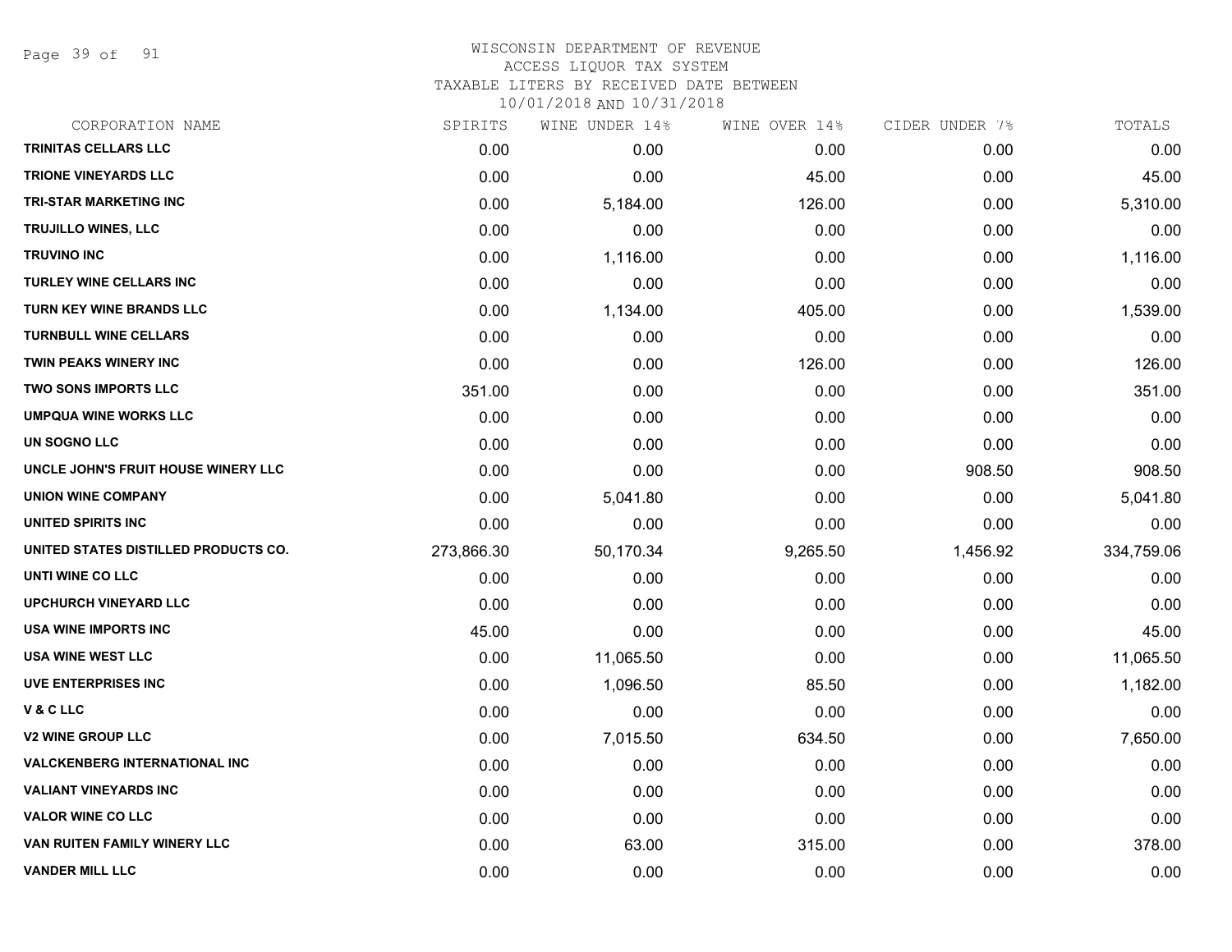# WISCONSIN DEPARTMENT OF REVENUE
## ACCESS LIQUOR TAX SYSTEM
### TAXABLE LITERS BY RECEIVED DATE BETWEEN 10/01/2018 AND 10/31/2018

| CORPORATION NAME | SPIRITS | WINE UNDER 14% | WINE OVER 14% | CIDER UNDER 7% | TOTALS |
|---|---|---|---|---|---|
| TRINITAS CELLARS LLC | 0.00 | 0.00 | 0.00 | 0.00 | 0.00 |
| TRIONE VINEYARDS LLC | 0.00 | 0.00 | 45.00 | 0.00 | 45.00 |
| TRI-STAR MARKETING INC | 0.00 | 5,184.00 | 126.00 | 0.00 | 5,310.00 |
| TRUJILLO WINES, LLC | 0.00 | 0.00 | 0.00 | 0.00 | 0.00 |
| TRUVINO INC | 0.00 | 1,116.00 | 0.00 | 0.00 | 1,116.00 |
| TURLEY WINE CELLARS INC | 0.00 | 0.00 | 0.00 | 0.00 | 0.00 |
| TURN KEY WINE BRANDS LLC | 0.00 | 1,134.00 | 405.00 | 0.00 | 1,539.00 |
| TURNBULL WINE CELLARS | 0.00 | 0.00 | 0.00 | 0.00 | 0.00 |
| TWIN PEAKS WINERY INC | 0.00 | 0.00 | 126.00 | 0.00 | 126.00 |
| TWO SONS IMPORTS LLC | 351.00 | 0.00 | 0.00 | 0.00 | 351.00 |
| UMPQUA WINE WORKS LLC | 0.00 | 0.00 | 0.00 | 0.00 | 0.00 |
| UN SOGNO LLC | 0.00 | 0.00 | 0.00 | 0.00 | 0.00 |
| UNCLE JOHN'S FRUIT HOUSE WINERY LLC | 0.00 | 0.00 | 0.00 | 908.50 | 908.50 |
| UNION WINE COMPANY | 0.00 | 5,041.80 | 0.00 | 0.00 | 5,041.80 |
| UNITED SPIRITS INC | 0.00 | 0.00 | 0.00 | 0.00 | 0.00 |
| UNITED STATES DISTILLED PRODUCTS CO. | 273,866.30 | 50,170.34 | 9,265.50 | 1,456.92 | 334,759.06 |
| UNTI WINE CO LLC | 0.00 | 0.00 | 0.00 | 0.00 | 0.00 |
| UPCHURCH VINEYARD LLC | 0.00 | 0.00 | 0.00 | 0.00 | 0.00 |
| USA WINE IMPORTS INC | 45.00 | 0.00 | 0.00 | 0.00 | 45.00 |
| USA WINE WEST LLC | 0.00 | 11,065.50 | 0.00 | 0.00 | 11,065.50 |
| UVE ENTERPRISES INC | 0.00 | 1,096.50 | 85.50 | 0.00 | 1,182.00 |
| V & C LLC | 0.00 | 0.00 | 0.00 | 0.00 | 0.00 |
| V2 WINE GROUP LLC | 0.00 | 7,015.50 | 634.50 | 0.00 | 7,650.00 |
| VALCKENBERG INTERNATIONAL INC | 0.00 | 0.00 | 0.00 | 0.00 | 0.00 |
| VALIANT VINEYARDS INC | 0.00 | 0.00 | 0.00 | 0.00 | 0.00 |
| VALOR WINE CO LLC | 0.00 | 0.00 | 0.00 | 0.00 | 0.00 |
| VAN RUITEN FAMILY WINERY LLC | 0.00 | 63.00 | 315.00 | 0.00 | 378.00 |
| VANDER MILL LLC | 0.00 | 0.00 | 0.00 | 0.00 | 0.00 |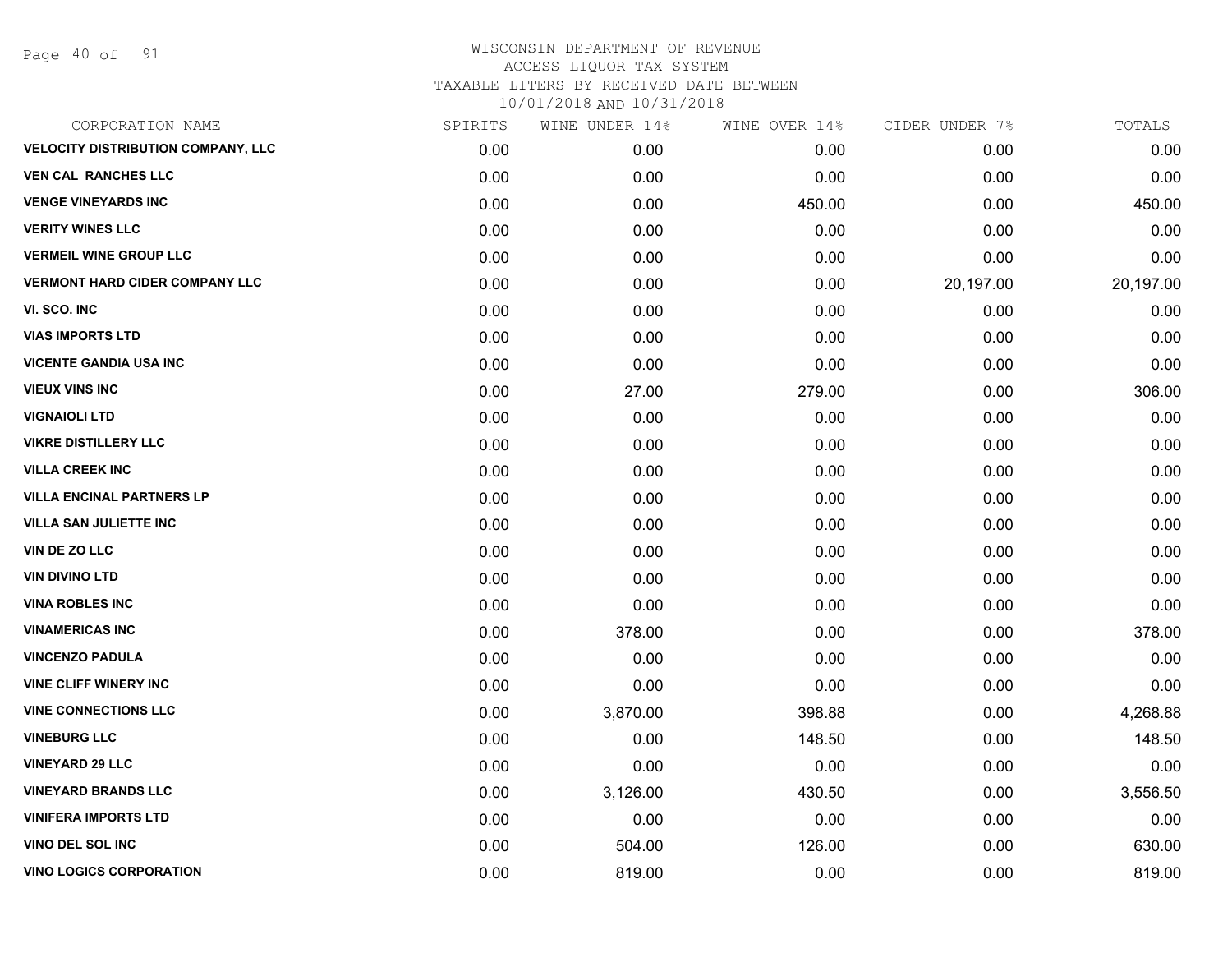# WISCONSIN DEPARTMENT OF REVENUE
## ACCESS LIQUOR TAX SYSTEM
### TAXABLE LITERS BY RECEIVED DATE BETWEEN 10/01/2018 AND 10/31/2018

| CORPORATION NAME | SPIRITS | WINE UNDER 14% | WINE OVER 14% | CIDER UNDER 7% | TOTALS |
|---|---|---|---|---|---|
| VELOCITY DISTRIBUTION COMPANY, LLC | 0.00 | 0.00 | 0.00 | 0.00 | 0.00 |
| VEN CAL RANCHES LLC | 0.00 | 0.00 | 0.00 | 0.00 | 0.00 |
| VENGE VINEYARDS INC | 0.00 | 0.00 | 450.00 | 0.00 | 450.00 |
| VERITY WINES LLC | 0.00 | 0.00 | 0.00 | 0.00 | 0.00 |
| VERMEIL WINE GROUP LLC | 0.00 | 0.00 | 0.00 | 0.00 | 0.00 |
| VERMONT HARD CIDER COMPANY LLC | 0.00 | 0.00 | 0.00 | 20,197.00 | 20,197.00 |
| VI. SCO. INC | 0.00 | 0.00 | 0.00 | 0.00 | 0.00 |
| VIAS IMPORTS LTD | 0.00 | 0.00 | 0.00 | 0.00 | 0.00 |
| VICENTE GANDIA USA INC | 0.00 | 0.00 | 0.00 | 0.00 | 0.00 |
| VIEUX VINS INC | 0.00 | 27.00 | 279.00 | 0.00 | 306.00 |
| VIGNAIOLI LTD | 0.00 | 0.00 | 0.00 | 0.00 | 0.00 |
| VIKRE DISTILLERY LLC | 0.00 | 0.00 | 0.00 | 0.00 | 0.00 |
| VILLA CREEK INC | 0.00 | 0.00 | 0.00 | 0.00 | 0.00 |
| VILLA ENCINAL PARTNERS LP | 0.00 | 0.00 | 0.00 | 0.00 | 0.00 |
| VILLA SAN JULIETTE INC | 0.00 | 0.00 | 0.00 | 0.00 | 0.00 |
| VIN DE ZO LLC | 0.00 | 0.00 | 0.00 | 0.00 | 0.00 |
| VIN DIVINO LTD | 0.00 | 0.00 | 0.00 | 0.00 | 0.00 |
| VINA ROBLES INC | 0.00 | 0.00 | 0.00 | 0.00 | 0.00 |
| VINAMERICAS INC | 0.00 | 378.00 | 0.00 | 0.00 | 378.00 |
| VINCENZO PADULA | 0.00 | 0.00 | 0.00 | 0.00 | 0.00 |
| VINE CLIFF WINERY INC | 0.00 | 0.00 | 0.00 | 0.00 | 0.00 |
| VINE CONNECTIONS LLC | 0.00 | 3,870.00 | 398.88 | 0.00 | 4,268.88 |
| VINEBURG LLC | 0.00 | 0.00 | 148.50 | 0.00 | 148.50 |
| VINEYARD 29 LLC | 0.00 | 0.00 | 0.00 | 0.00 | 0.00 |
| VINEYARD BRANDS LLC | 0.00 | 3,126.00 | 430.50 | 0.00 | 3,556.50 |
| VINIFERA IMPORTS LTD | 0.00 | 0.00 | 0.00 | 0.00 | 0.00 |
| VINO DEL SOL INC | 0.00 | 504.00 | 126.00 | 0.00 | 630.00 |
| VINO LOGICS CORPORATION | 0.00 | 819.00 | 0.00 | 0.00 | 819.00 |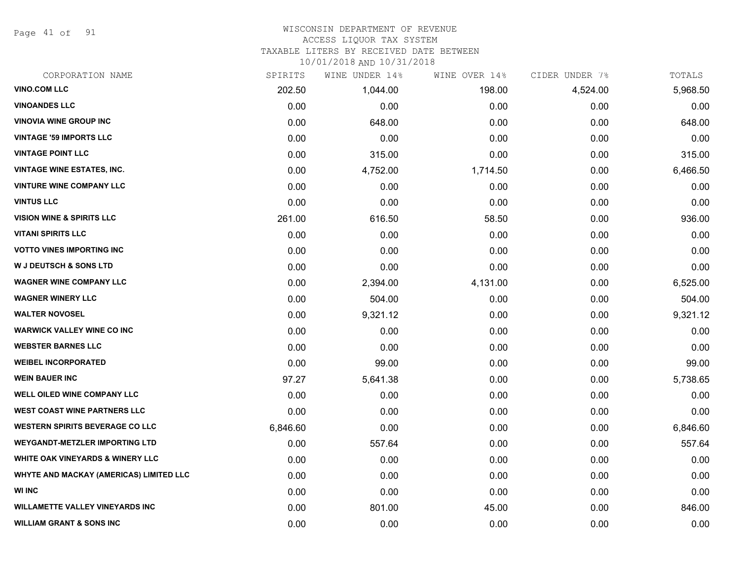# WISCONSIN DEPARTMENT OF REVENUE
## ACCESS LIQUOR TAX SYSTEM
### TAXABLE LITERS BY RECEIVED DATE BETWEEN 10/01/2018 AND 10/31/2018

| CORPORATION NAME | SPIRITS | WINE UNDER 14% | WINE OVER 14% | CIDER UNDER 7% | TOTALS |
|---|---|---|---|---|---|
| VINO.COM LLC | 202.50 | 1,044.00 | 198.00 | 4,524.00 | 5,968.50 |
| VINOANDES LLC | 0.00 | 0.00 | 0.00 | 0.00 | 0.00 |
| VINOVIA WINE GROUP INC | 0.00 | 648.00 | 0.00 | 0.00 | 648.00 |
| VINTAGE '59 IMPORTS LLC | 0.00 | 0.00 | 0.00 | 0.00 | 0.00 |
| VINTAGE POINT LLC | 0.00 | 315.00 | 0.00 | 0.00 | 315.00 |
| VINTAGE WINE ESTATES, INC. | 0.00 | 4,752.00 | 1,714.50 | 0.00 | 6,466.50 |
| VINTURE WINE COMPANY LLC | 0.00 | 0.00 | 0.00 | 0.00 | 0.00 |
| VINTUS LLC | 0.00 | 0.00 | 0.00 | 0.00 | 0.00 |
| VISION WINE & SPIRITS LLC | 261.00 | 616.50 | 58.50 | 0.00 | 936.00 |
| VITANI SPIRITS LLC | 0.00 | 0.00 | 0.00 | 0.00 | 0.00 |
| VOTTO VINES IMPORTING INC | 0.00 | 0.00 | 0.00 | 0.00 | 0.00 |
| W J DEUTSCH & SONS LTD | 0.00 | 0.00 | 0.00 | 0.00 | 0.00 |
| WAGNER WINE COMPANY LLC | 0.00 | 2,394.00 | 4,131.00 | 0.00 | 6,525.00 |
| WAGNER WINERY LLC | 0.00 | 504.00 | 0.00 | 0.00 | 504.00 |
| WALTER NOVOSEL | 0.00 | 9,321.12 | 0.00 | 0.00 | 9,321.12 |
| WARWICK VALLEY WINE CO INC | 0.00 | 0.00 | 0.00 | 0.00 | 0.00 |
| WEBSTER BARNES LLC | 0.00 | 0.00 | 0.00 | 0.00 | 0.00 |
| WEIBEL INCORPORATED | 0.00 | 99.00 | 0.00 | 0.00 | 99.00 |
| WEIN BAUER INC | 97.27 | 5,641.38 | 0.00 | 0.00 | 5,738.65 |
| WELL OILED WINE COMPANY LLC | 0.00 | 0.00 | 0.00 | 0.00 | 0.00 |
| WEST COAST WINE PARTNERS LLC | 0.00 | 0.00 | 0.00 | 0.00 | 0.00 |
| WESTERN SPIRITS BEVERAGE CO LLC | 6,846.60 | 0.00 | 0.00 | 0.00 | 6,846.60 |
| WEYGANDT-METZLER IMPORTING LTD | 0.00 | 557.64 | 0.00 | 0.00 | 557.64 |
| WHITE OAK VINEYARDS & WINERY LLC | 0.00 | 0.00 | 0.00 | 0.00 | 0.00 |
| WHYTE AND MACKAY (AMERICAS) LIMITED LLC | 0.00 | 0.00 | 0.00 | 0.00 | 0.00 |
| WI INC | 0.00 | 0.00 | 0.00 | 0.00 | 0.00 |
| WILLAMETTE VALLEY VINEYARDS INC | 0.00 | 801.00 | 45.00 | 0.00 | 846.00 |
| WILLIAM GRANT & SONS INC | 0.00 | 0.00 | 0.00 | 0.00 | 0.00 |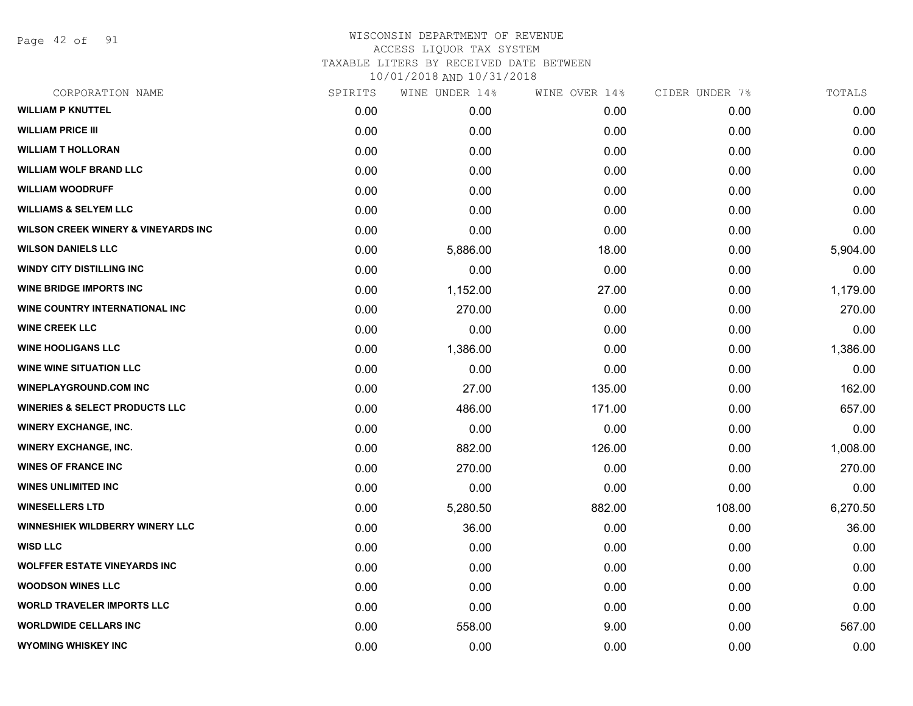WISCONSIN DEPARTMENT OF REVENUE
ACCESS LIQUOR TAX SYSTEM
TAXABLE LITERS BY RECEIVED DATE BETWEEN
10/01/2018 AND 10/31/2018

| CORPORATION NAME | SPIRITS | WINE UNDER 14% | WINE OVER 14% | CIDER UNDER 7% | TOTALS |
|---|---|---|---|---|---|
| WILLIAM P KNUTTEL | 0.00 | 0.00 | 0.00 | 0.00 | 0.00 |
| WILLIAM PRICE III | 0.00 | 0.00 | 0.00 | 0.00 | 0.00 |
| WILLIAM T HOLLORAN | 0.00 | 0.00 | 0.00 | 0.00 | 0.00 |
| WILLIAM WOLF BRAND LLC | 0.00 | 0.00 | 0.00 | 0.00 | 0.00 |
| WILLIAM WOODRUFF | 0.00 | 0.00 | 0.00 | 0.00 | 0.00 |
| WILLIAMS & SELYEM LLC | 0.00 | 0.00 | 0.00 | 0.00 | 0.00 |
| WILSON CREEK WINERY & VINEYARDS INC | 0.00 | 0.00 | 0.00 | 0.00 | 0.00 |
| WILSON DANIELS LLC | 0.00 | 5,886.00 | 18.00 | 0.00 | 5,904.00 |
| WINDY CITY DISTILLING INC | 0.00 | 0.00 | 0.00 | 0.00 | 0.00 |
| WINE BRIDGE IMPORTS INC | 0.00 | 1,152.00 | 27.00 | 0.00 | 1,179.00 |
| WINE COUNTRY INTERNATIONAL INC | 0.00 | 270.00 | 0.00 | 0.00 | 270.00 |
| WINE CREEK LLC | 0.00 | 0.00 | 0.00 | 0.00 | 0.00 |
| WINE HOOLIGANS LLC | 0.00 | 1,386.00 | 0.00 | 0.00 | 1,386.00 |
| WINE WINE SITUATION LLC | 0.00 | 0.00 | 0.00 | 0.00 | 0.00 |
| WINEPLAYGROUND.COM INC | 0.00 | 27.00 | 135.00 | 0.00 | 162.00 |
| WINERIES & SELECT PRODUCTS LLC | 0.00 | 486.00 | 171.00 | 0.00 | 657.00 |
| WINERY EXCHANGE, INC. | 0.00 | 0.00 | 0.00 | 0.00 | 0.00 |
| WINERY EXCHANGE, INC. | 0.00 | 882.00 | 126.00 | 0.00 | 1,008.00 |
| WINES OF FRANCE INC | 0.00 | 270.00 | 0.00 | 0.00 | 270.00 |
| WINES UNLIMITED INC | 0.00 | 0.00 | 0.00 | 0.00 | 0.00 |
| WINESELLERS LTD | 0.00 | 5,280.50 | 882.00 | 108.00 | 6,270.50 |
| WINNESHIEK WILDBERRY WINERY LLC | 0.00 | 36.00 | 0.00 | 0.00 | 36.00 |
| WISD LLC | 0.00 | 0.00 | 0.00 | 0.00 | 0.00 |
| WOLFFER ESTATE VINEYARDS INC | 0.00 | 0.00 | 0.00 | 0.00 | 0.00 |
| WOODSON WINES LLC | 0.00 | 0.00 | 0.00 | 0.00 | 0.00 |
| WORLD TRAVELER IMPORTS LLC | 0.00 | 0.00 | 0.00 | 0.00 | 0.00 |
| WORLDWIDE CELLARS INC | 0.00 | 558.00 | 9.00 | 0.00 | 567.00 |
| WYOMING WHISKEY INC | 0.00 | 0.00 | 0.00 | 0.00 | 0.00 |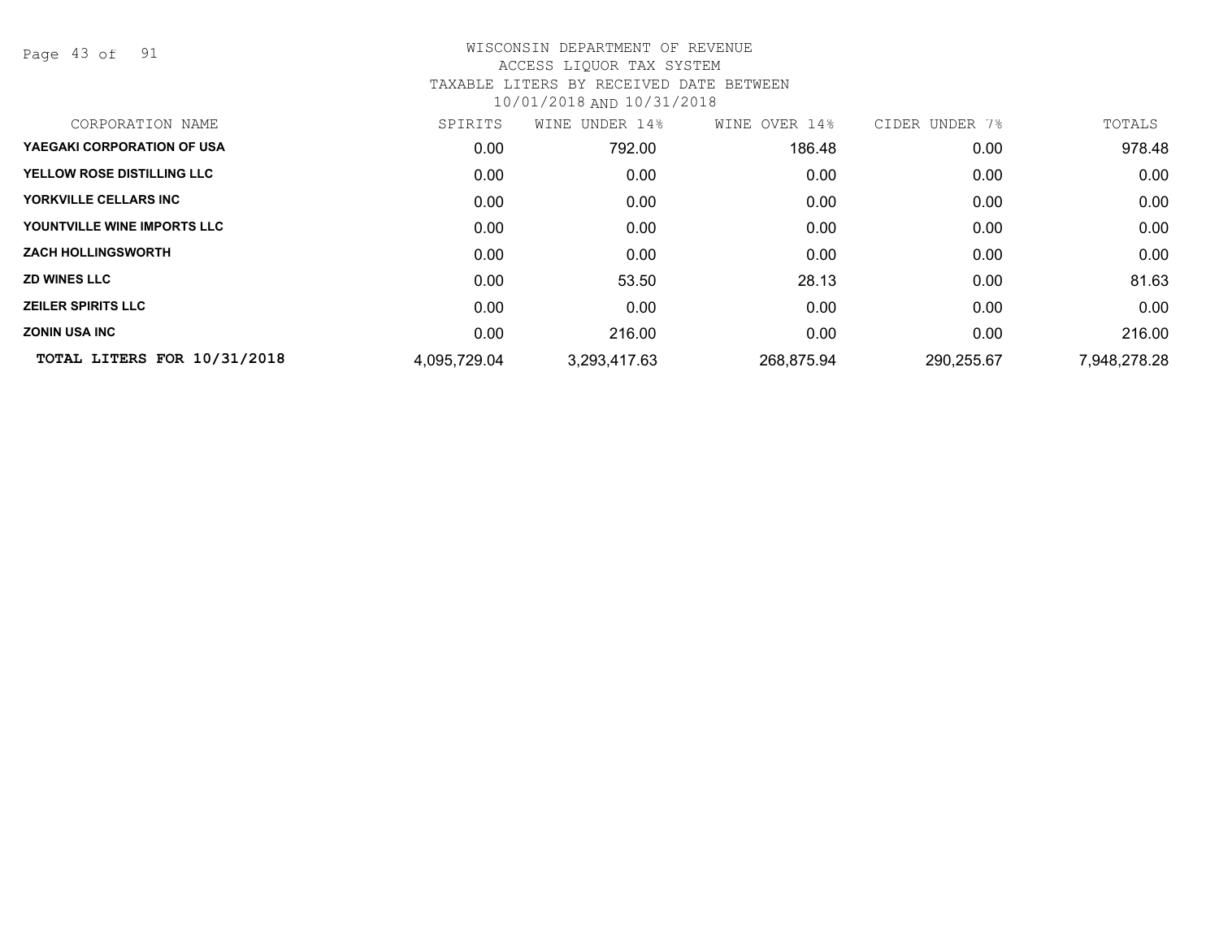WISCONSIN DEPARTMENT OF REVENUE
ACCESS LIQUOR TAX SYSTEM
TAXABLE LITERS BY RECEIVED DATE BETWEEN
10/01/2018 AND 10/31/2018

| CORPORATION NAME | SPIRITS | WINE UNDER 14% | WINE OVER 14% | CIDER UNDER 7% | TOTALS |
|---|---|---|---|---|---|
| **YAEGAKI CORPORATION OF USA** | 0.00 | 792.00 | 186.48 | 0.00 | 978.48 |
| **YELLOW ROSE DISTILLING LLC** | 0.00 | 0.00 | 0.00 | 0.00 | 0.00 |
| **YORKVILLE CELLARS INC** | 0.00 | 0.00 | 0.00 | 0.00 | 0.00 |
| **YOUNTVILLE WINE IMPORTS LLC** | 0.00 | 0.00 | 0.00 | 0.00 | 0.00 |
| **ZACH HOLLINGSWORTH** | 0.00 | 0.00 | 0.00 | 0.00 | 0.00 |
| **ZD WINES LLC** | 0.00 | 53.50 | 28.13 | 0.00 | 81.63 |
| **ZEILER SPIRITS LLC** | 0.00 | 0.00 | 0.00 | 0.00 | 0.00 |
| **ZONIN USA INC** | 0.00 | 216.00 | 0.00 | 0.00 | 216.00 |
| **TOTAL LITERS FOR 10/31/2018** | 4,095,729.04 | 3,293,417.63 | 268,875.94 | 290,255.67 | 7,948,278.28 |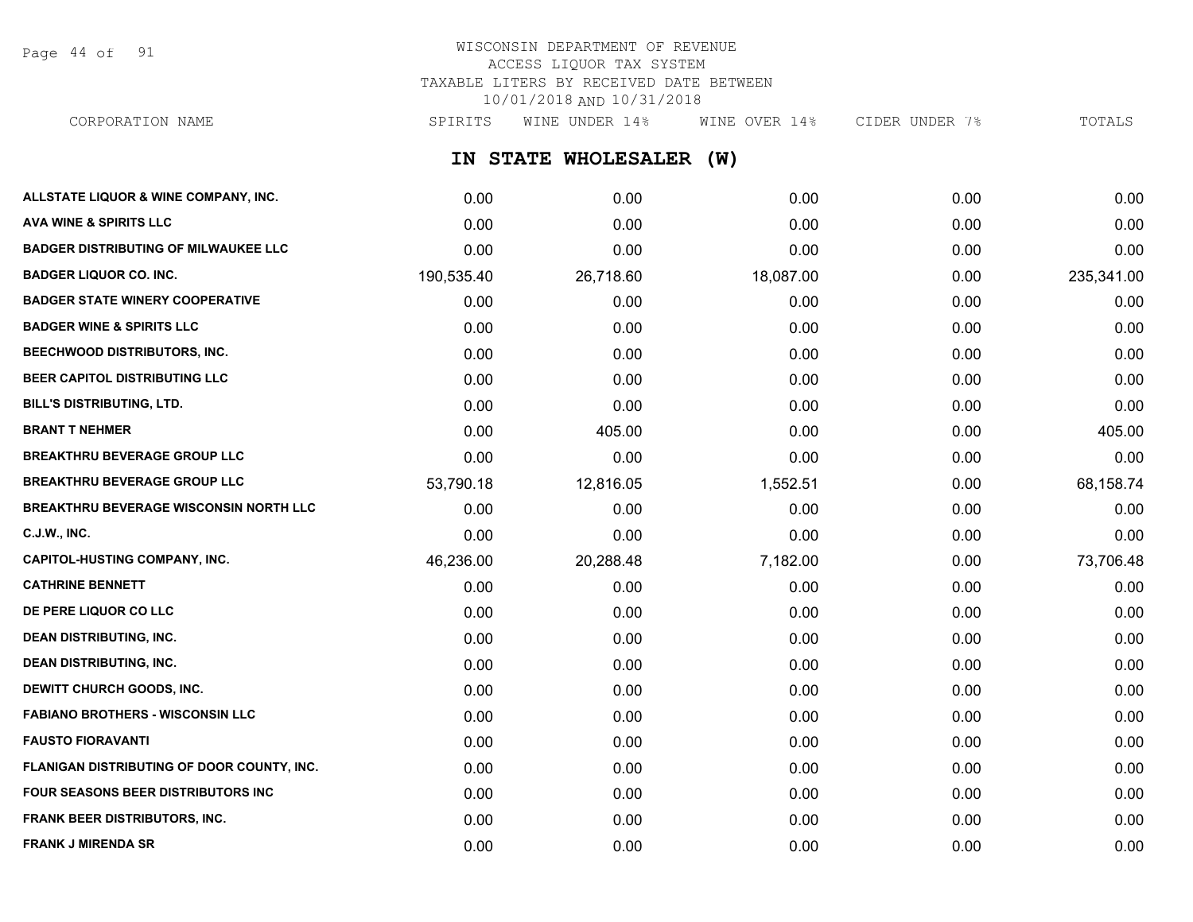WISCONSIN DEPARTMENT OF REVENUE
ACCESS LIQUOR TAX SYSTEM
TAXABLE LITERS BY RECEIVED DATE BETWEEN
10/01/2018 AND 10/31/2018

## IN STATE WHOLESALER (W)

| CORPORATION NAME | SPIRITS | WINE UNDER 14% | WINE OVER 14% | CIDER UNDER 7% | TOTALS |
|---|---|---|---|---|---|
| ALLSTATE LIQUOR & WINE COMPANY, INC. | 0.00 | 0.00 | 0.00 | 0.00 | 0.00 |
| AVA WINE & SPIRITS LLC | 0.00 | 0.00 | 0.00 | 0.00 | 0.00 |
| BADGER DISTRIBUTING OF MILWAUKEE LLC | 0.00 | 0.00 | 0.00 | 0.00 | 0.00 |
| BADGER LIQUOR CO. INC. | 190,535.40 | 26,718.60 | 18,087.00 | 0.00 | 235,341.00 |
| BADGER STATE WINERY COOPERATIVE | 0.00 | 0.00 | 0.00 | 0.00 | 0.00 |
| BADGER WINE & SPIRITS LLC | 0.00 | 0.00 | 0.00 | 0.00 | 0.00 |
| BEECHWOOD DISTRIBUTORS, INC. | 0.00 | 0.00 | 0.00 | 0.00 | 0.00 |
| BEER CAPITOL DISTRIBUTING LLC | 0.00 | 0.00 | 0.00 | 0.00 | 0.00 |
| BILL'S DISTRIBUTING, LTD. | 0.00 | 0.00 | 0.00 | 0.00 | 0.00 |
| BRANT T NEHMER | 0.00 | 405.00 | 0.00 | 0.00 | 405.00 |
| BREAKTHRU BEVERAGE GROUP LLC | 0.00 | 0.00 | 0.00 | 0.00 | 0.00 |
| BREAKTHRU BEVERAGE GROUP LLC | 53,790.18 | 12,816.05 | 1,552.51 | 0.00 | 68,158.74 |
| BREAKTHRU BEVERAGE WISCONSIN NORTH LLC | 0.00 | 0.00 | 0.00 | 0.00 | 0.00 |
| C.J.W., INC. | 0.00 | 0.00 | 0.00 | 0.00 | 0.00 |
| CAPITOL-HUSTING COMPANY, INC. | 46,236.00 | 20,288.48 | 7,182.00 | 0.00 | 73,706.48 |
| CATHRINE BENNETT | 0.00 | 0.00 | 0.00 | 0.00 | 0.00 |
| DE PERE LIQUOR CO LLC | 0.00 | 0.00 | 0.00 | 0.00 | 0.00 |
| DEAN DISTRIBUTING, INC. | 0.00 | 0.00 | 0.00 | 0.00 | 0.00 |
| DEAN DISTRIBUTING, INC. | 0.00 | 0.00 | 0.00 | 0.00 | 0.00 |
| DEWITT CHURCH GOODS, INC. | 0.00 | 0.00 | 0.00 | 0.00 | 0.00 |
| FABIANO BROTHERS - WISCONSIN LLC | 0.00 | 0.00 | 0.00 | 0.00 | 0.00 |
| FAUSTO FIORAVANTI | 0.00 | 0.00 | 0.00 | 0.00 | 0.00 |
| FLANIGAN DISTRIBUTING OF DOOR COUNTY, INC. | 0.00 | 0.00 | 0.00 | 0.00 | 0.00 |
| FOUR SEASONS BEER DISTRIBUTORS INC | 0.00 | 0.00 | 0.00 | 0.00 | 0.00 |
| FRANK BEER DISTRIBUTORS, INC. | 0.00 | 0.00 | 0.00 | 0.00 | 0.00 |
| FRANK J MIRENDA SR | 0.00 | 0.00 | 0.00 | 0.00 | 0.00 |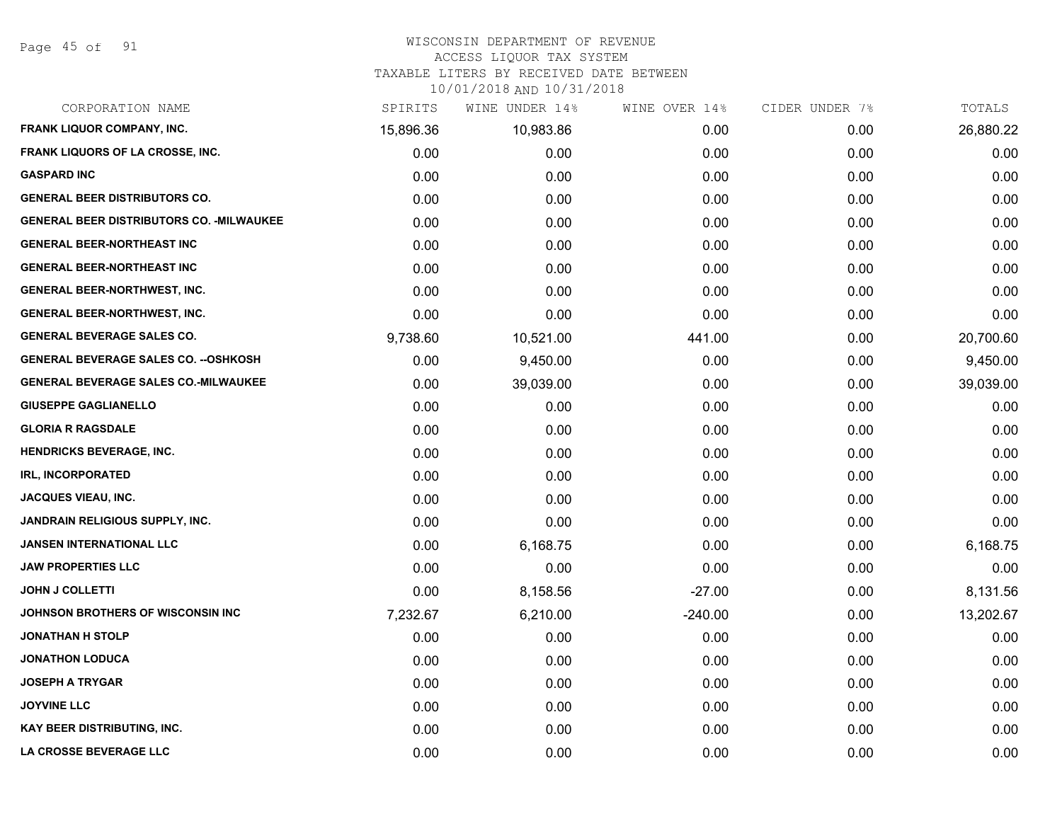# WISCONSIN DEPARTMENT OF REVENUE
## ACCESS LIQUOR TAX SYSTEM
### TAXABLE LITERS BY RECEIVED DATE BETWEEN 10/01/2018 AND 10/31/2018

| CORPORATION NAME | SPIRITS | WINE UNDER 14% | WINE OVER 14% | CIDER UNDER 7% | TOTALS |
|---|---|---|---|---|---|
| FRANK LIQUOR COMPANY, INC. | 15,896.36 | 10,983.86 | 0.00 | 0.00 | 26,880.22 |
| FRANK LIQUORS OF LA CROSSE, INC. | 0.00 | 0.00 | 0.00 | 0.00 | 0.00 |
| GASPARD INC | 0.00 | 0.00 | 0.00 | 0.00 | 0.00 |
| GENERAL BEER DISTRIBUTORS CO. | 0.00 | 0.00 | 0.00 | 0.00 | 0.00 |
| GENERAL BEER DISTRIBUTORS CO. -MILWAUKEE | 0.00 | 0.00 | 0.00 | 0.00 | 0.00 |
| GENERAL BEER-NORTHEAST INC | 0.00 | 0.00 | 0.00 | 0.00 | 0.00 |
| GENERAL BEER-NORTHEAST INC | 0.00 | 0.00 | 0.00 | 0.00 | 0.00 |
| GENERAL BEER-NORTHWEST, INC. | 0.00 | 0.00 | 0.00 | 0.00 | 0.00 |
| GENERAL BEER-NORTHWEST, INC. | 0.00 | 0.00 | 0.00 | 0.00 | 0.00 |
| GENERAL BEVERAGE SALES CO. | 9,738.60 | 10,521.00 | 441.00 | 0.00 | 20,700.60 |
| GENERAL BEVERAGE SALES CO. --OSHKOSH | 0.00 | 9,450.00 | 0.00 | 0.00 | 9,450.00 |
| GENERAL BEVERAGE SALES CO.-MILWAUKEE | 0.00 | 39,039.00 | 0.00 | 0.00 | 39,039.00 |
| GIUSEPPE GAGLIANELLO | 0.00 | 0.00 | 0.00 | 0.00 | 0.00 |
| GLORIA R RAGSDALE | 0.00 | 0.00 | 0.00 | 0.00 | 0.00 |
| HENDRICKS BEVERAGE, INC. | 0.00 | 0.00 | 0.00 | 0.00 | 0.00 |
| IRL, INCORPORATED | 0.00 | 0.00 | 0.00 | 0.00 | 0.00 |
| JACQUES VIEAU, INC. | 0.00 | 0.00 | 0.00 | 0.00 | 0.00 |
| JANDRAIN RELIGIOUS SUPPLY, INC. | 0.00 | 0.00 | 0.00 | 0.00 | 0.00 |
| JANSEN INTERNATIONAL LLC | 0.00 | 6,168.75 | 0.00 | 0.00 | 6,168.75 |
| JAW PROPERTIES LLC | 0.00 | 0.00 | 0.00 | 0.00 | 0.00 |
| JOHN J COLLETTI | 0.00 | 8,158.56 | -27.00 | 0.00 | 8,131.56 |
| JOHNSON BROTHERS OF WISCONSIN INC | 7,232.67 | 6,210.00 | -240.00 | 0.00 | 13,202.67 |
| JONATHAN H STOLP | 0.00 | 0.00 | 0.00 | 0.00 | 0.00 |
| JONATHON LODUCA | 0.00 | 0.00 | 0.00 | 0.00 | 0.00 |
| JOSEPH A TRYGAR | 0.00 | 0.00 | 0.00 | 0.00 | 0.00 |
| JOYVINE LLC | 0.00 | 0.00 | 0.00 | 0.00 | 0.00 |
| KAY BEER DISTRIBUTING, INC. | 0.00 | 0.00 | 0.00 | 0.00 | 0.00 |
| LA CROSSE BEVERAGE LLC | 0.00 | 0.00 | 0.00 | 0.00 | 0.00 |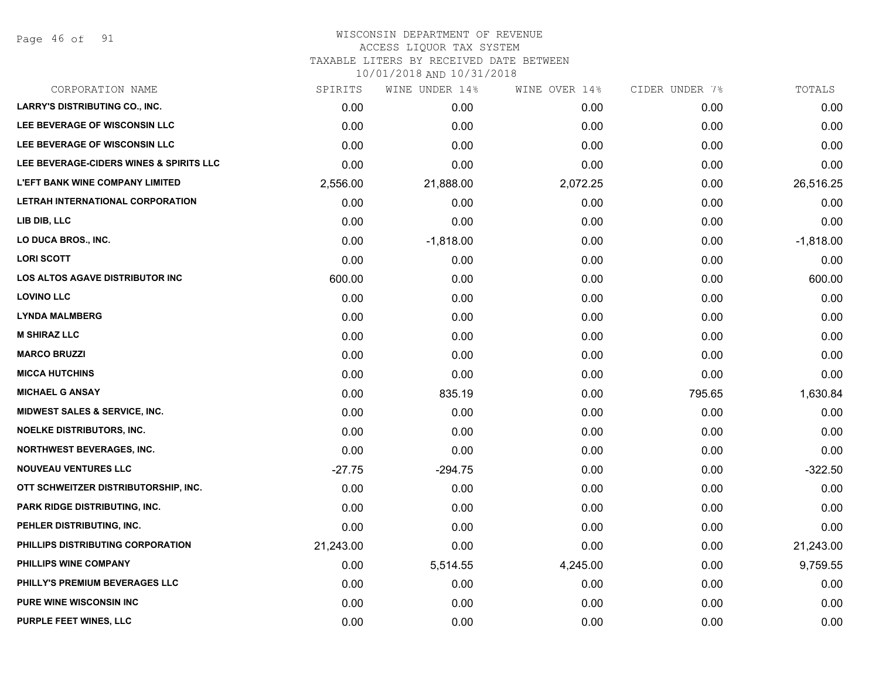# WISCONSIN DEPARTMENT OF REVENUE
ACCESS LIQUOR TAX SYSTEM
TAXABLE LITERS BY RECEIVED DATE BETWEEN
10/01/2018 AND 10/31/2018

| CORPORATION NAME | SPIRITS | WINE UNDER 14% | WINE OVER 14% | CIDER UNDER 7% | TOTALS |
|---|---|---|---|---|---|
| LARRY'S DISTRIBUTING CO., INC. | 0.00 | 0.00 | 0.00 | 0.00 | 0.00 |
| LEE BEVERAGE OF WISCONSIN LLC | 0.00 | 0.00 | 0.00 | 0.00 | 0.00 |
| LEE BEVERAGE OF WISCONSIN LLC | 0.00 | 0.00 | 0.00 | 0.00 | 0.00 |
| LEE BEVERAGE-CIDERS WINES & SPIRITS LLC | 0.00 | 0.00 | 0.00 | 0.00 | 0.00 |
| L'EFT BANK WINE COMPANY LIMITED | 2,556.00 | 21,888.00 | 2,072.25 | 0.00 | 26,516.25 |
| LETRAH INTERNATIONAL CORPORATION | 0.00 | 0.00 | 0.00 | 0.00 | 0.00 |
| LIB DIB, LLC | 0.00 | 0.00 | 0.00 | 0.00 | 0.00 |
| LO DUCA BROS., INC. | 0.00 | -1,818.00 | 0.00 | 0.00 | -1,818.00 |
| LORI SCOTT | 0.00 | 0.00 | 0.00 | 0.00 | 0.00 |
| LOS ALTOS AGAVE DISTRIBUTOR INC | 600.00 | 0.00 | 0.00 | 0.00 | 600.00 |
| LOVINO LLC | 0.00 | 0.00 | 0.00 | 0.00 | 0.00 |
| LYNDA MALMBERG | 0.00 | 0.00 | 0.00 | 0.00 | 0.00 |
| M SHIRAZ LLC | 0.00 | 0.00 | 0.00 | 0.00 | 0.00 |
| MARCO BRUZZI | 0.00 | 0.00 | 0.00 | 0.00 | 0.00 |
| MICCA HUTCHINS | 0.00 | 0.00 | 0.00 | 0.00 | 0.00 |
| MICHAEL G ANSAY | 0.00 | 835.19 | 0.00 | 795.65 | 1,630.84 |
| MIDWEST SALES & SERVICE, INC. | 0.00 | 0.00 | 0.00 | 0.00 | 0.00 |
| NOELKE DISTRIBUTORS, INC. | 0.00 | 0.00 | 0.00 | 0.00 | 0.00 |
| NORTHWEST BEVERAGES, INC. | 0.00 | 0.00 | 0.00 | 0.00 | 0.00 |
| NOUVEAU VENTURES LLC | -27.75 | -294.75 | 0.00 | 0.00 | -322.50 |
| OTT SCHWEITZER DISTRIBUTORSHIP, INC. | 0.00 | 0.00 | 0.00 | 0.00 | 0.00 |
| PARK RIDGE DISTRIBUTING, INC. | 0.00 | 0.00 | 0.00 | 0.00 | 0.00 |
| PEHLER DISTRIBUTING, INC. | 0.00 | 0.00 | 0.00 | 0.00 | 0.00 |
| PHILLIPS DISTRIBUTING CORPORATION | 21,243.00 | 0.00 | 0.00 | 0.00 | 21,243.00 |
| PHILLIPS WINE COMPANY | 0.00 | 5,514.55 | 4,245.00 | 0.00 | 9,759.55 |
| PHILLY'S PREMIUM BEVERAGES LLC | 0.00 | 0.00 | 0.00 | 0.00 | 0.00 |
| PURE WINE WISCONSIN INC | 0.00 | 0.00 | 0.00 | 0.00 | 0.00 |
| PURPLE FEET WINES, LLC | 0.00 | 0.00 | 0.00 | 0.00 | 0.00 |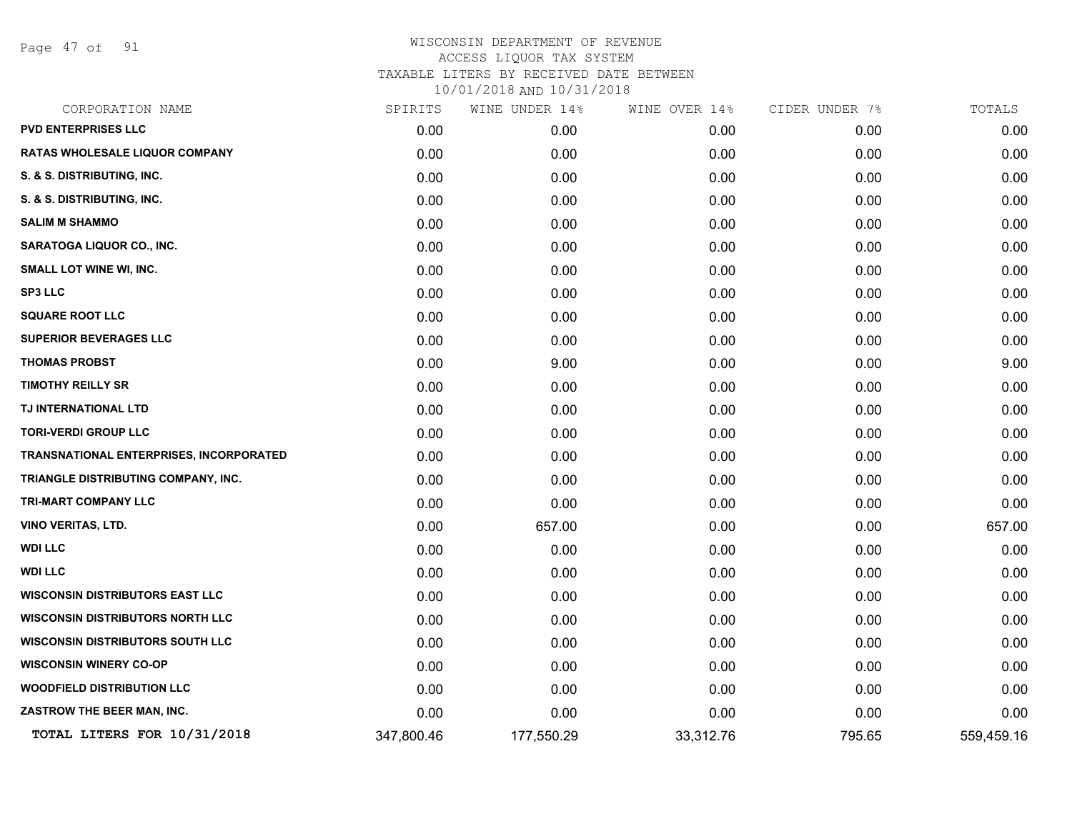WISCONSIN DEPARTMENT OF REVENUE
ACCESS LIQUOR TAX SYSTEM
TAXABLE LITERS BY RECEIVED DATE BETWEEN
10/01/2018 AND 10/31/2018

| CORPORATION NAME | SPIRITS | WINE UNDER 14% | WINE OVER 14% | CIDER UNDER 7% | TOTALS |
|---|---|---|---|---|---|
| PVD ENTERPRISES LLC | 0.00 | 0.00 | 0.00 | 0.00 | 0.00 |
| RATAS WHOLESALE LIQUOR COMPANY | 0.00 | 0.00 | 0.00 | 0.00 | 0.00 |
| S. & S. DISTRIBUTING, INC. | 0.00 | 0.00 | 0.00 | 0.00 | 0.00 |
| S. & S. DISTRIBUTING, INC. | 0.00 | 0.00 | 0.00 | 0.00 | 0.00 |
| SALIM M SHAMMO | 0.00 | 0.00 | 0.00 | 0.00 | 0.00 |
| SARATOGA LIQUOR CO., INC. | 0.00 | 0.00 | 0.00 | 0.00 | 0.00 |
| SMALL LOT WINE WI, INC. | 0.00 | 0.00 | 0.00 | 0.00 | 0.00 |
| SP3 LLC | 0.00 | 0.00 | 0.00 | 0.00 | 0.00 |
| SQUARE ROOT LLC | 0.00 | 0.00 | 0.00 | 0.00 | 0.00 |
| SUPERIOR BEVERAGES LLC | 0.00 | 0.00 | 0.00 | 0.00 | 0.00 |
| THOMAS PROBST | 0.00 | 9.00 | 0.00 | 0.00 | 9.00 |
| TIMOTHY REILLY SR | 0.00 | 0.00 | 0.00 | 0.00 | 0.00 |
| TJ INTERNATIONAL LTD | 0.00 | 0.00 | 0.00 | 0.00 | 0.00 |
| TORI-VERDI GROUP LLC | 0.00 | 0.00 | 0.00 | 0.00 | 0.00 |
| TRANSNATIONAL ENTERPRISES, INCORPORATED | 0.00 | 0.00 | 0.00 | 0.00 | 0.00 |
| TRIANGLE DISTRIBUTING COMPANY, INC. | 0.00 | 0.00 | 0.00 | 0.00 | 0.00 |
| TRI-MART COMPANY LLC | 0.00 | 0.00 | 0.00 | 0.00 | 0.00 |
| VINO VERITAS, LTD. | 0.00 | 657.00 | 0.00 | 0.00 | 657.00 |
| WDI LLC | 0.00 | 0.00 | 0.00 | 0.00 | 0.00 |
| WDI LLC | 0.00 | 0.00 | 0.00 | 0.00 | 0.00 |
| WISCONSIN DISTRIBUTORS EAST LLC | 0.00 | 0.00 | 0.00 | 0.00 | 0.00 |
| WISCONSIN DISTRIBUTORS NORTH LLC | 0.00 | 0.00 | 0.00 | 0.00 | 0.00 |
| WISCONSIN DISTRIBUTORS SOUTH LLC | 0.00 | 0.00 | 0.00 | 0.00 | 0.00 |
| WISCONSIN WINERY CO-OP | 0.00 | 0.00 | 0.00 | 0.00 | 0.00 |
| WOODFIELD DISTRIBUTION LLC | 0.00 | 0.00 | 0.00 | 0.00 | 0.00 |
| ZASTROW THE BEER MAN, INC. | 0.00 | 0.00 | 0.00 | 0.00 | 0.00 |
| **TOTAL LITERS FOR 10/31/2018** | 347,800.46 | 177,550.29 | 33,312.76 | 795.65 | 559,459.16 |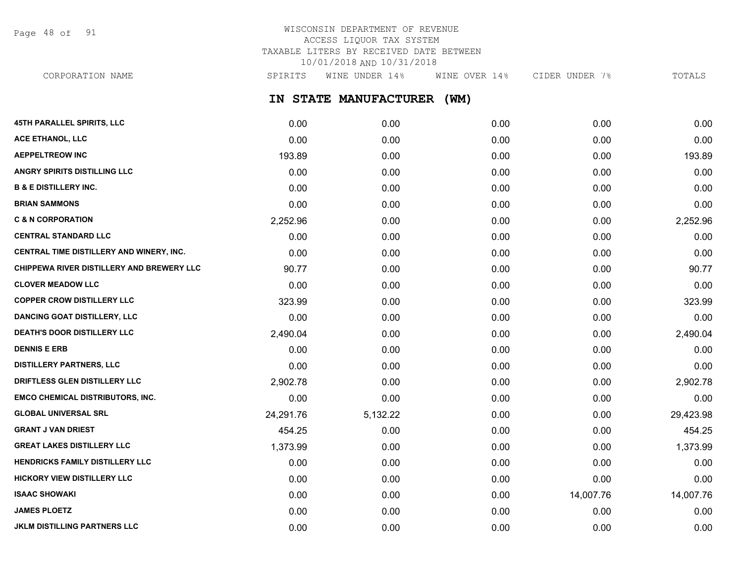WISCONSIN DEPARTMENT OF REVENUE
ACCESS LIQUOR TAX SYSTEM
TAXABLE LITERS BY RECEIVED DATE BETWEEN
10/01/2018 AND 10/31/2018

## IN STATE MANUFACTURER (WM)

| CORPORATION NAME | SPIRITS | WINE UNDER 14% | WINE OVER 14% | CIDER UNDER 7% | TOTALS |
|---|---|---|---|---|---|
| **45TH PARALLEL SPIRITS, LLC** | 0.00 | 0.00 | 0.00 | 0.00 | 0.00 |
| **ACE ETHANOL, LLC** | 0.00 | 0.00 | 0.00 | 0.00 | 0.00 |
| **AEPPELTREOW INC** | 193.89 | 0.00 | 0.00 | 0.00 | 193.89 |
| **ANGRY SPIRITS DISTILLING LLC** | 0.00 | 0.00 | 0.00 | 0.00 | 0.00 |
| **B & E DISTILLERY INC.** | 0.00 | 0.00 | 0.00 | 0.00 | 0.00 |
| **BRIAN SAMMONS** | 0.00 | 0.00 | 0.00 | 0.00 | 0.00 |
| **C & N CORPORATION** | 2,252.96 | 0.00 | 0.00 | 0.00 | 2,252.96 |
| **CENTRAL STANDARD LLC** | 0.00 | 0.00 | 0.00 | 0.00 | 0.00 |
| **CENTRAL TIME DISTILLERY AND WINERY, INC.** | 0.00 | 0.00 | 0.00 | 0.00 | 0.00 |
| **CHIPPEWA RIVER DISTILLERY AND BREWERY LLC** | 90.77 | 0.00 | 0.00 | 0.00 | 90.77 |
| **CLOVER MEADOW LLC** | 0.00 | 0.00 | 0.00 | 0.00 | 0.00 |
| **COPPER CROW DISTILLERY LLC** | 323.99 | 0.00 | 0.00 | 0.00 | 323.99 |
| **DANCING GOAT DISTILLERY, LLC** | 0.00 | 0.00 | 0.00 | 0.00 | 0.00 |
| **DEATH'S DOOR DISTILLERY LLC** | 2,490.04 | 0.00 | 0.00 | 0.00 | 2,490.04 |
| **DENNIS E ERB** | 0.00 | 0.00 | 0.00 | 0.00 | 0.00 |
| **DISTILLERY PARTNERS, LLC** | 0.00 | 0.00 | 0.00 | 0.00 | 0.00 |
| **DRIFTLESS GLEN DISTILLERY LLC** | 2,902.78 | 0.00 | 0.00 | 0.00 | 2,902.78 |
| **EMCO CHEMICAL DISTRIBUTORS, INC.** | 0.00 | 0.00 | 0.00 | 0.00 | 0.00 |
| **GLOBAL UNIVERSAL SRL** | 24,291.76 | 5,132.22 | 0.00 | 0.00 | 29,423.98 |
| **GRANT J VAN DRIEST** | 454.25 | 0.00 | 0.00 | 0.00 | 454.25 |
| **GREAT LAKES DISTILLERY LLC** | 1,373.99 | 0.00 | 0.00 | 0.00 | 1,373.99 |
| **HENDRICKS FAMILY DISTILLERY LLC** | 0.00 | 0.00 | 0.00 | 0.00 | 0.00 |
| **HICKORY VIEW DISTILLERY LLC** | 0.00 | 0.00 | 0.00 | 0.00 | 0.00 |
| **ISAAC SHOWAKI** | 0.00 | 0.00 | 0.00 | 14,007.76 | 14,007.76 |
| **JAMES PLOETZ** | 0.00 | 0.00 | 0.00 | 0.00 | 0.00 |
| **JKLM DISTILLING PARTNERS LLC** | 0.00 | 0.00 | 0.00 | 0.00 | 0.00 |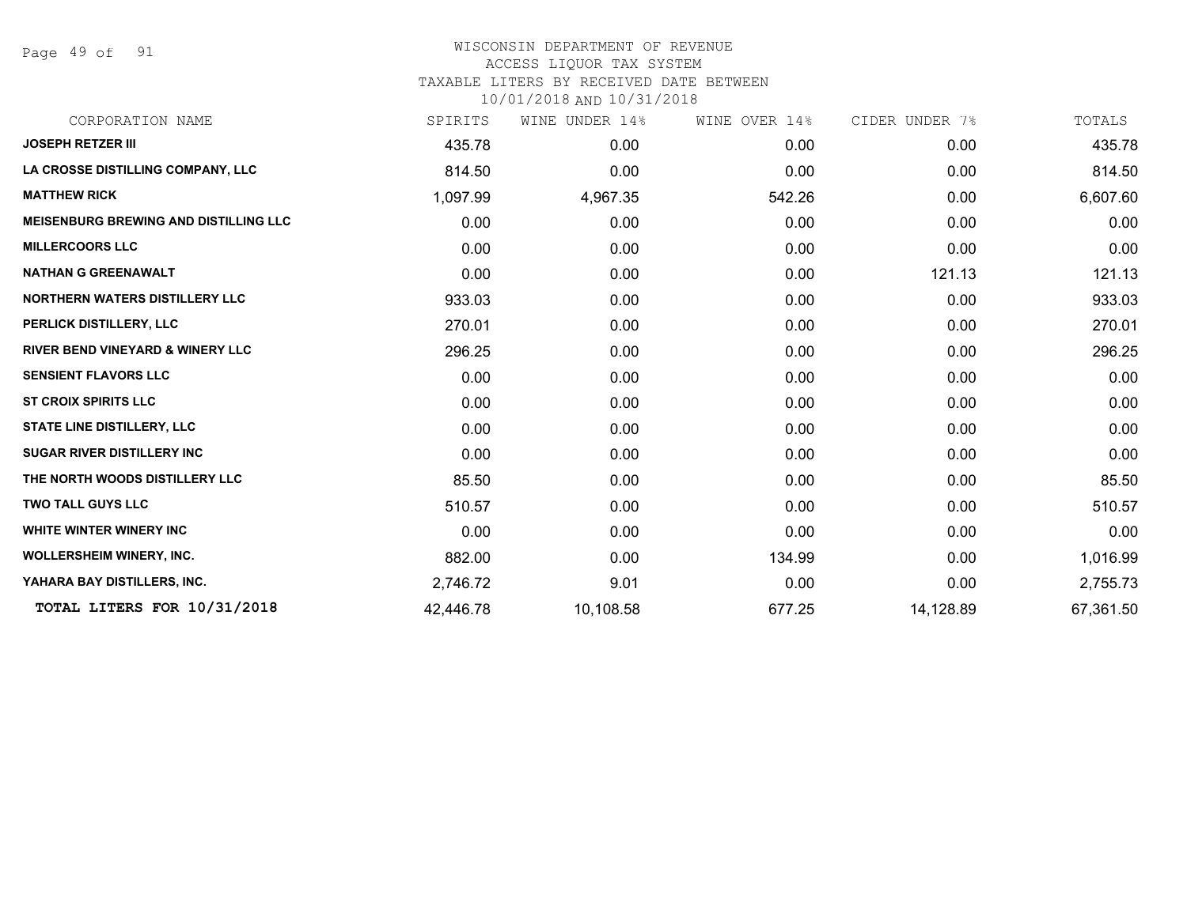# WISCONSIN DEPARTMENT OF REVENUE
ACCESS LIQUOR TAX SYSTEM
TAXABLE LITERS BY RECEIVED DATE BETWEEN
10/01/2018 AND 10/31/2018

| CORPORATION NAME | SPIRITS | WINE UNDER 14% | WINE OVER 14% | CIDER UNDER 7% | TOTALS |
|---|---|---|---|---|---|
| **JOSEPH RETZER III** | 435.78 | 0.00 | 0.00 | 0.00 | 435.78 |
| **LA CROSSE DISTILLING COMPANY, LLC** | 814.50 | 0.00 | 0.00 | 0.00 | 814.50 |
| **MATTHEW RICK** | 1,097.99 | 4,967.35 | 542.26 | 0.00 | 6,607.60 |
| **MEISENBURG BREWING AND DISTILLING LLC** | 0.00 | 0.00 | 0.00 | 0.00 | 0.00 |
| **MILLERCOORS LLC** | 0.00 | 0.00 | 0.00 | 0.00 | 0.00 |
| **NATHAN G GREENAWALT** | 0.00 | 0.00 | 0.00 | 121.13 | 121.13 |
| **NORTHERN WATERS DISTILLERY LLC** | 933.03 | 0.00 | 0.00 | 0.00 | 933.03 |
| **PERLICK DISTILLERY, LLC** | 270.01 | 0.00 | 0.00 | 0.00 | 270.01 |
| **RIVER BEND VINEYARD & WINERY LLC** | 296.25 | 0.00 | 0.00 | 0.00 | 296.25 |
| **SENSIENT FLAVORS LLC** | 0.00 | 0.00 | 0.00 | 0.00 | 0.00 |
| **ST CROIX SPIRITS LLC** | 0.00 | 0.00 | 0.00 | 0.00 | 0.00 |
| **STATE LINE DISTILLERY, LLC** | 0.00 | 0.00 | 0.00 | 0.00 | 0.00 |
| **SUGAR RIVER DISTILLERY INC** | 0.00 | 0.00 | 0.00 | 0.00 | 0.00 |
| **THE NORTH WOODS DISTILLERY LLC** | 85.50 | 0.00 | 0.00 | 0.00 | 85.50 |
| **TWO TALL GUYS LLC** | 510.57 | 0.00 | 0.00 | 0.00 | 510.57 |
| **WHITE WINTER WINERY INC** | 0.00 | 0.00 | 0.00 | 0.00 | 0.00 |
| **WOLLERSHEIM WINERY, INC.** | 882.00 | 0.00 | 134.99 | 0.00 | 1,016.99 |
| **YAHARA BAY DISTILLERS, INC.** | 2,746.72 | 9.01 | 0.00 | 0.00 | 2,755.73 |
| **TOTAL LITERS FOR 10/31/2018** | 42,446.78 | 10,108.58 | 677.25 | 14,128.89 | 67,361.50 |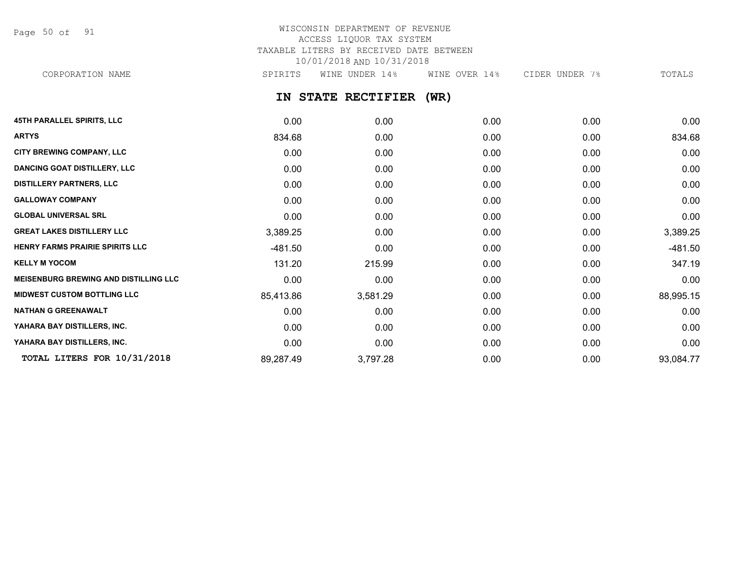# WISCONSIN DEPARTMENT OF REVENUE
ACCESS LIQUOR TAX SYSTEM
TAXABLE LITERS BY RECEIVED DATE BETWEEN
10/01/2018 AND 10/31/2018

## IN STATE RECTIFIER (WR)

| CORPORATION NAME | SPIRITS | WINE UNDER 14% | WINE OVER 14% | CIDER UNDER 7% | TOTALS |
|---|---|---|---|---|---|
| **45TH PARALLEL SPIRITS, LLC** | 0.00 | 0.00 | 0.00 | 0.00 | 0.00 |
| **ARTYS** | 834.68 | 0.00 | 0.00 | 0.00 | 834.68 |
| **CITY BREWING COMPANY, LLC** | 0.00 | 0.00 | 0.00 | 0.00 | 0.00 |
| **DANCING GOAT DISTILLERY, LLC** | 0.00 | 0.00 | 0.00 | 0.00 | 0.00 |
| **DISTILLERY PARTNERS, LLC** | 0.00 | 0.00 | 0.00 | 0.00 | 0.00 |
| **GALLOWAY COMPANY** | 0.00 | 0.00 | 0.00 | 0.00 | 0.00 |
| **GLOBAL UNIVERSAL SRL** | 0.00 | 0.00 | 0.00 | 0.00 | 0.00 |
| **GREAT LAKES DISTILLERY LLC** | 3,389.25 | 0.00 | 0.00 | 0.00 | 3,389.25 |
| **HENRY FARMS PRAIRIE SPIRITS LLC** | -481.50 | 0.00 | 0.00 | 0.00 | -481.50 |
| **KELLY M YOCOM** | 131.20 | 215.99 | 0.00 | 0.00 | 347.19 |
| **MEISENBURG BREWING AND DISTILLING LLC** | 0.00 | 0.00 | 0.00 | 0.00 | 0.00 |
| **MIDWEST CUSTOM BOTTLING LLC** | 85,413.86 | 3,581.29 | 0.00 | 0.00 | 88,995.15 |
| **NATHAN G GREENAWALT** | 0.00 | 0.00 | 0.00 | 0.00 | 0.00 |
| **YAHARA BAY DISTILLERS, INC.** | 0.00 | 0.00 | 0.00 | 0.00 | 0.00 |
| **YAHARA BAY DISTILLERS, INC.** | 0.00 | 0.00 | 0.00 | 0.00 | 0.00 |
| **TOTAL LITERS FOR 10/31/2018** | 89,287.49 | 3,797.28 | 0.00 | 0.00 | 93,084.77 |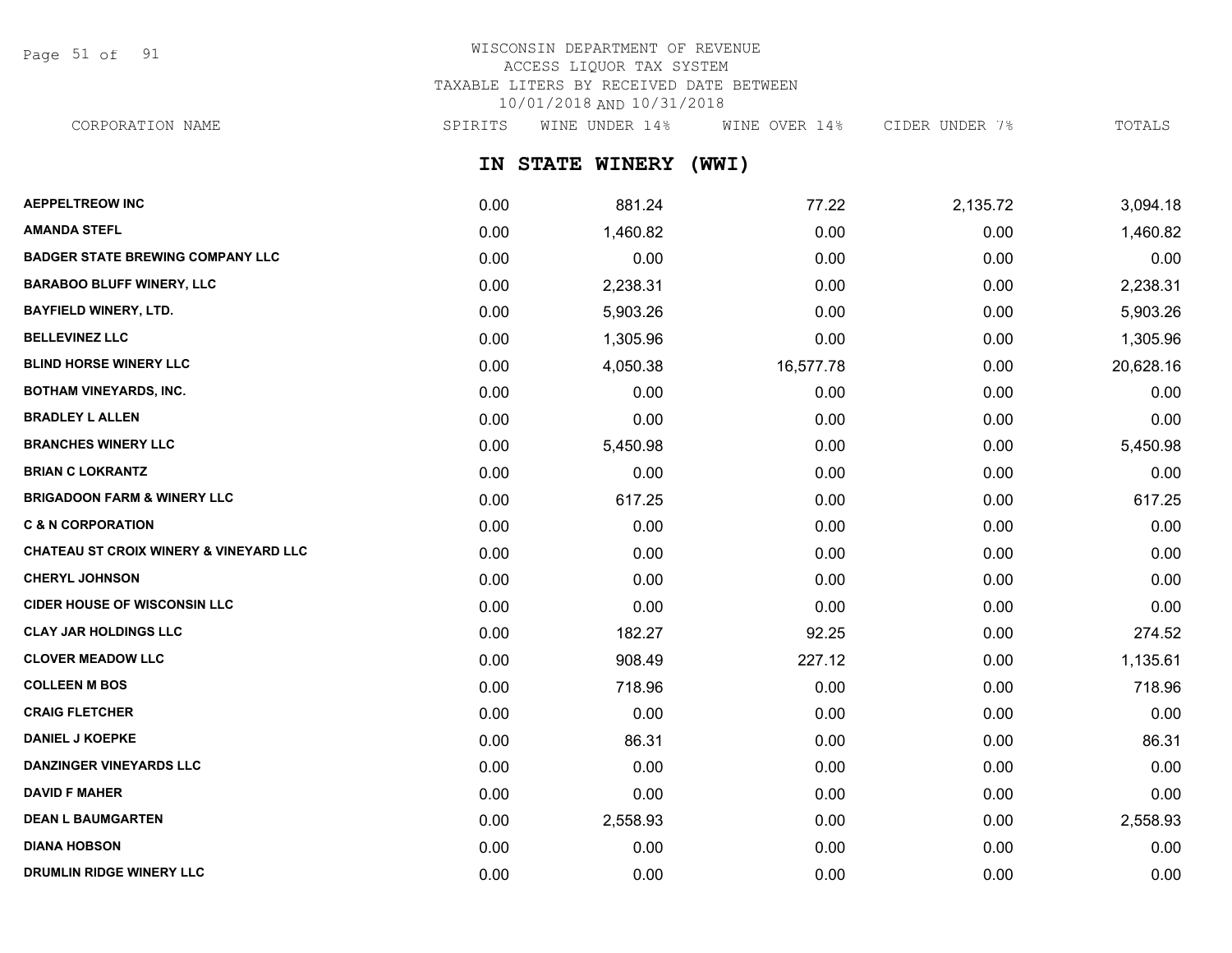WISCONSIN DEPARTMENT OF REVENUE
ACCESS LIQUOR TAX SYSTEM
TAXABLE LITERS BY RECEIVED DATE BETWEEN
10/01/2018 AND 10/31/2018

## IN STATE WINERY (WWI)

| CORPORATION NAME | SPIRITS | WINE UNDER 14% | WINE OVER 14% | CIDER UNDER 7% | TOTALS |
|---|---|---|---|---|---|
| AEPPELTREOW INC | 0.00 | 881.24 | 77.22 | 2,135.72 | 3,094.18 |
| AMANDA STEFL | 0.00 | 1,460.82 | 0.00 | 0.00 | 1,460.82 |
| BADGER STATE BREWING COMPANY LLC | 0.00 | 0.00 | 0.00 | 0.00 | 0.00 |
| BARABOO BLUFF WINERY, LLC | 0.00 | 2,238.31 | 0.00 | 0.00 | 2,238.31 |
| BAYFIELD WINERY, LTD. | 0.00 | 5,903.26 | 0.00 | 0.00 | 5,903.26 |
| BELLEVINEZ LLC | 0.00 | 1,305.96 | 0.00 | 0.00 | 1,305.96 |
| BLIND HORSE WINERY LLC | 0.00 | 4,050.38 | 16,577.78 | 0.00 | 20,628.16 |
| BOTHAM VINEYARDS, INC. | 0.00 | 0.00 | 0.00 | 0.00 | 0.00 |
| BRADLEY L ALLEN | 0.00 | 0.00 | 0.00 | 0.00 | 0.00 |
| BRANCHES WINERY LLC | 0.00 | 5,450.98 | 0.00 | 0.00 | 5,450.98 |
| BRIAN C LOKRANTZ | 0.00 | 0.00 | 0.00 | 0.00 | 0.00 |
| BRIGADOON FARM & WINERY LLC | 0.00 | 617.25 | 0.00 | 0.00 | 617.25 |
| C & N CORPORATION | 0.00 | 0.00 | 0.00 | 0.00 | 0.00 |
| CHATEAU ST CROIX WINERY & VINEYARD LLC | 0.00 | 0.00 | 0.00 | 0.00 | 0.00 |
| CHERYL JOHNSON | 0.00 | 0.00 | 0.00 | 0.00 | 0.00 |
| CIDER HOUSE OF WISCONSIN LLC | 0.00 | 0.00 | 0.00 | 0.00 | 0.00 |
| CLAY JAR HOLDINGS LLC | 0.00 | 182.27 | 92.25 | 0.00 | 274.52 |
| CLOVER MEADOW LLC | 0.00 | 908.49 | 227.12 | 0.00 | 1,135.61 |
| COLLEEN M BOS | 0.00 | 718.96 | 0.00 | 0.00 | 718.96 |
| CRAIG FLETCHER | 0.00 | 0.00 | 0.00 | 0.00 | 0.00 |
| DANIEL J KOEPKE | 0.00 | 86.31 | 0.00 | 0.00 | 86.31 |
| DANZINGER VINEYARDS LLC | 0.00 | 0.00 | 0.00 | 0.00 | 0.00 |
| DAVID F MAHER | 0.00 | 0.00 | 0.00 | 0.00 | 0.00 |
| DEAN L BAUMGARTEN | 0.00 | 2,558.93 | 0.00 | 0.00 | 2,558.93 |
| DIANA HOBSON | 0.00 | 0.00 | 0.00 | 0.00 | 0.00 |
| DRUMLIN RIDGE WINERY LLC | 0.00 | 0.00 | 0.00 | 0.00 | 0.00 |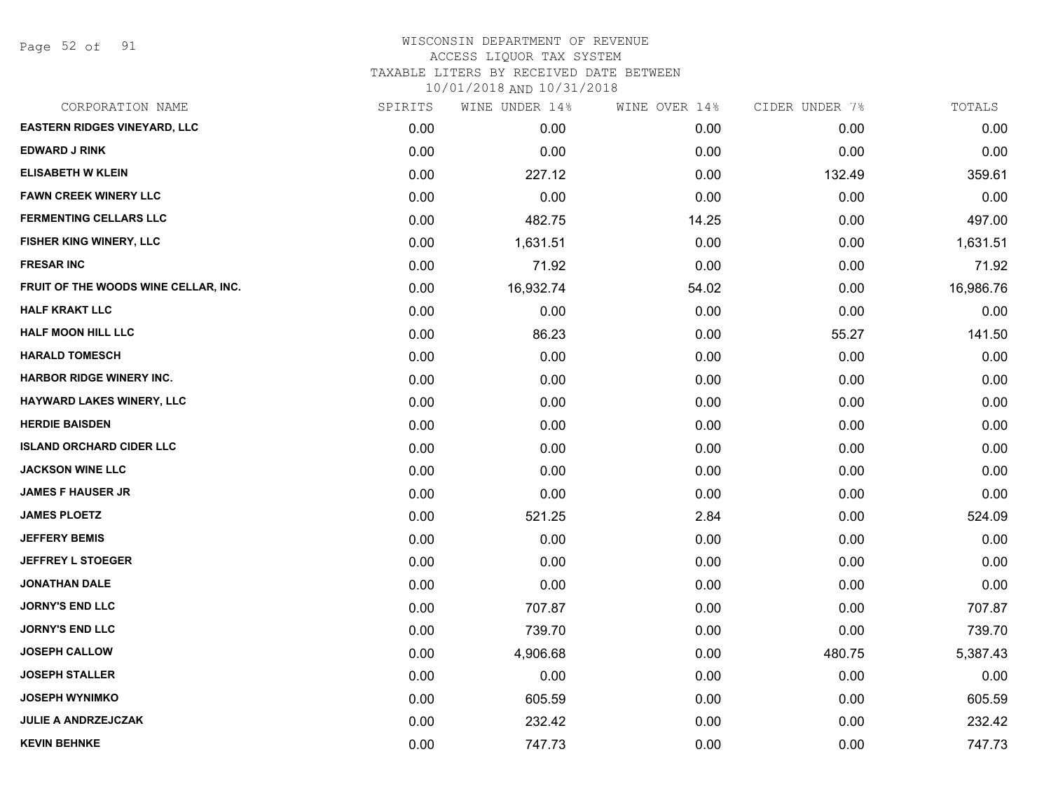# WISCONSIN DEPARTMENT OF REVENUE
## ACCESS LIQUOR TAX SYSTEM
### TAXABLE LITERS BY RECEIVED DATE BETWEEN 10/01/2018 AND 10/31/2018

| CORPORATION NAME | SPIRITS | WINE UNDER 14% | WINE OVER 14% | CIDER UNDER 7% | TOTALS |
|---|---|---|---|---|---|
| EASTERN RIDGES VINEYARD, LLC | 0.00 | 0.00 | 0.00 | 0.00 | 0.00 |
| EDWARD J RINK | 0.00 | 0.00 | 0.00 | 0.00 | 0.00 |
| ELISABETH W KLEIN | 0.00 | 227.12 | 0.00 | 132.49 | 359.61 |
| FAWN CREEK WINERY LLC | 0.00 | 0.00 | 0.00 | 0.00 | 0.00 |
| FERMENTING CELLARS LLC | 0.00 | 482.75 | 14.25 | 0.00 | 497.00 |
| FISHER KING WINERY, LLC | 0.00 | 1,631.51 | 0.00 | 0.00 | 1,631.51 |
| FRESAR INC | 0.00 | 71.92 | 0.00 | 0.00 | 71.92 |
| FRUIT OF THE WOODS WINE CELLAR, INC. | 0.00 | 16,932.74 | 54.02 | 0.00 | 16,986.76 |
| HALF KRAKT LLC | 0.00 | 0.00 | 0.00 | 0.00 | 0.00 |
| HALF MOON HILL LLC | 0.00 | 86.23 | 0.00 | 55.27 | 141.50 |
| HARALD TOMESCH | 0.00 | 0.00 | 0.00 | 0.00 | 0.00 |
| HARBOR RIDGE WINERY INC. | 0.00 | 0.00 | 0.00 | 0.00 | 0.00 |
| HAYWARD LAKES WINERY, LLC | 0.00 | 0.00 | 0.00 | 0.00 | 0.00 |
| HERDIE BAISDEN | 0.00 | 0.00 | 0.00 | 0.00 | 0.00 |
| ISLAND ORCHARD CIDER LLC | 0.00 | 0.00 | 0.00 | 0.00 | 0.00 |
| JACKSON WINE LLC | 0.00 | 0.00 | 0.00 | 0.00 | 0.00 |
| JAMES F HAUSER JR | 0.00 | 0.00 | 0.00 | 0.00 | 0.00 |
| JAMES PLOETZ | 0.00 | 521.25 | 2.84 | 0.00 | 524.09 |
| JEFFERY BEMIS | 0.00 | 0.00 | 0.00 | 0.00 | 0.00 |
| JEFFREY L STOEGER | 0.00 | 0.00 | 0.00 | 0.00 | 0.00 |
| JONATHAN DALE | 0.00 | 0.00 | 0.00 | 0.00 | 0.00 |
| JORNY'S END LLC | 0.00 | 707.87 | 0.00 | 0.00 | 707.87 |
| JORNY'S END LLC | 0.00 | 739.70 | 0.00 | 0.00 | 739.70 |
| JOSEPH CALLOW | 0.00 | 4,906.68 | 0.00 | 480.75 | 5,387.43 |
| JOSEPH STALLER | 0.00 | 0.00 | 0.00 | 0.00 | 0.00 |
| JOSEPH WYNIMKO | 0.00 | 605.59 | 0.00 | 0.00 | 605.59 |
| JULIE A ANDRZEJCZAK | 0.00 | 232.42 | 0.00 | 0.00 | 232.42 |
| KEVIN BEHNKE | 0.00 | 747.73 | 0.00 | 0.00 | 747.73 |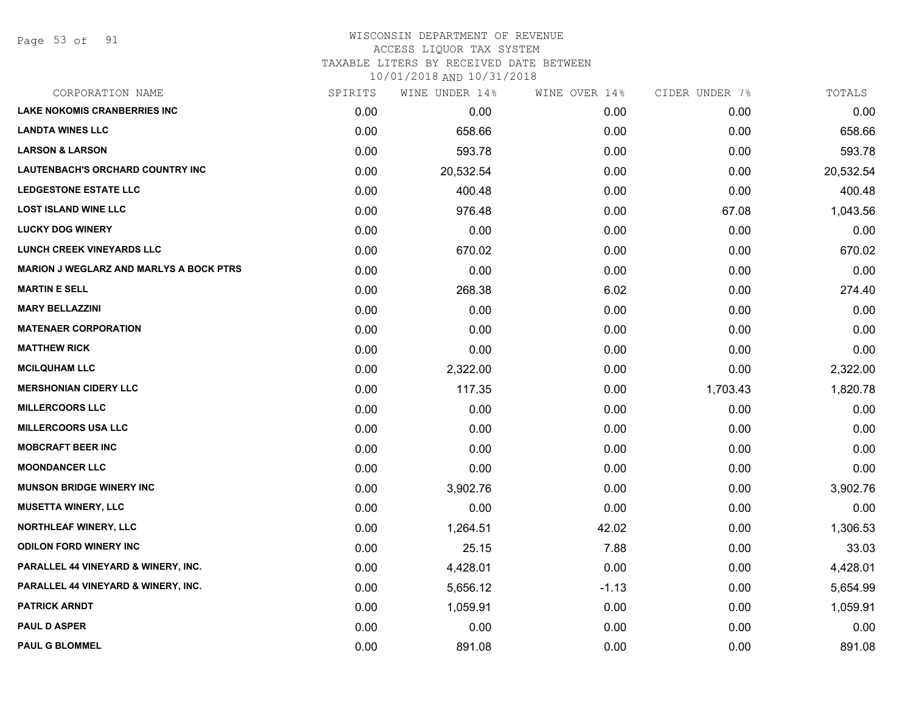WISCONSIN DEPARTMENT OF REVENUE
ACCESS LIQUOR TAX SYSTEM
TAXABLE LITERS BY RECEIVED DATE BETWEEN
10/01/2018 AND 10/31/2018

| CORPORATION NAME | SPIRITS | WINE UNDER 14% | WINE OVER 14% | CIDER UNDER 7% | TOTALS |
|---|---|---|---|---|---|
| LAKE NOKOMIS CRANBERRIES INC | 0.00 | 0.00 | 0.00 | 0.00 | 0.00 |
| LANDTA WINES LLC | 0.00 | 658.66 | 0.00 | 0.00 | 658.66 |
| LARSON & LARSON | 0.00 | 593.78 | 0.00 | 0.00 | 593.78 |
| LAUTENBACH'S ORCHARD COUNTRY INC | 0.00 | 20,532.54 | 0.00 | 0.00 | 20,532.54 |
| LEDGESTONE ESTATE LLC | 0.00 | 400.48 | 0.00 | 0.00 | 400.48 |
| LOST ISLAND WINE LLC | 0.00 | 976.48 | 0.00 | 67.08 | 1,043.56 |
| LUCKY DOG WINERY | 0.00 | 0.00 | 0.00 | 0.00 | 0.00 |
| LUNCH CREEK VINEYARDS LLC | 0.00 | 670.02 | 0.00 | 0.00 | 670.02 |
| MARION J WEGLARZ AND MARLYS A BOCK PTRS | 0.00 | 0.00 | 0.00 | 0.00 | 0.00 |
| MARTIN E SELL | 0.00 | 268.38 | 6.02 | 0.00 | 274.40 |
| MARY BELLAZZINI | 0.00 | 0.00 | 0.00 | 0.00 | 0.00 |
| MATENAER CORPORATION | 0.00 | 0.00 | 0.00 | 0.00 | 0.00 |
| MATTHEW RICK | 0.00 | 0.00 | 0.00 | 0.00 | 0.00 |
| MCILQUHAM LLC | 0.00 | 2,322.00 | 0.00 | 0.00 | 2,322.00 |
| MERSHONIAN CIDERY LLC | 0.00 | 117.35 | 0.00 | 1,703.43 | 1,820.78 |
| MILLERCOORS LLC | 0.00 | 0.00 | 0.00 | 0.00 | 0.00 |
| MILLERCOORS USA LLC | 0.00 | 0.00 | 0.00 | 0.00 | 0.00 |
| MOBCRAFT BEER INC | 0.00 | 0.00 | 0.00 | 0.00 | 0.00 |
| MOONDANCER LLC | 0.00 | 0.00 | 0.00 | 0.00 | 0.00 |
| MUNSON BRIDGE WINERY INC | 0.00 | 3,902.76 | 0.00 | 0.00 | 3,902.76 |
| MUSETTA WINERY, LLC | 0.00 | 0.00 | 0.00 | 0.00 | 0.00 |
| NORTHLEAF WINERY, LLC | 0.00 | 1,264.51 | 42.02 | 0.00 | 1,306.53 |
| ODILON FORD WINERY INC | 0.00 | 25.15 | 7.88 | 0.00 | 33.03 |
| PARALLEL 44 VINEYARD & WINERY, INC. | 0.00 | 4,428.01 | 0.00 | 0.00 | 4,428.01 |
| PARALLEL 44 VINEYARD & WINERY, INC. | 0.00 | 5,656.12 | -1.13 | 0.00 | 5,654.99 |
| PATRICK ARNDT | 0.00 | 1,059.91 | 0.00 | 0.00 | 1,059.91 |
| PAUL D ASPER | 0.00 | 0.00 | 0.00 | 0.00 | 0.00 |
| PAUL G BLOMMEL | 0.00 | 891.08 | 0.00 | 0.00 | 891.08 |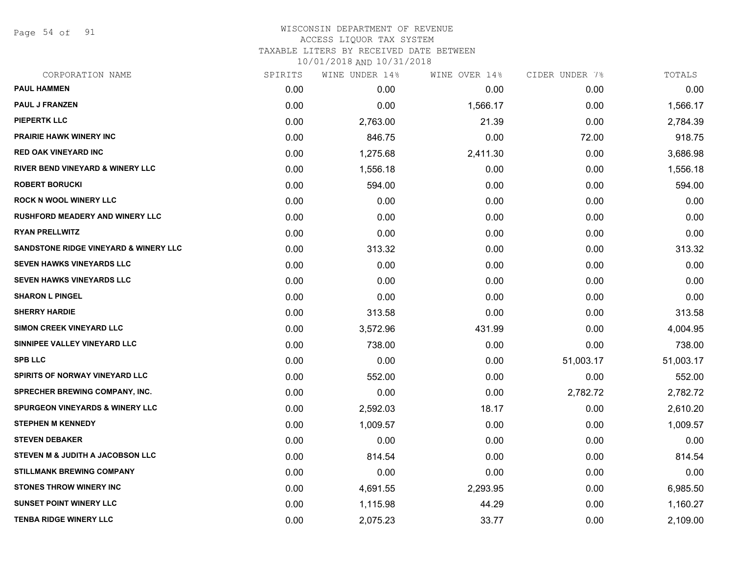WISCONSIN DEPARTMENT OF REVENUE
ACCESS LIQUOR TAX SYSTEM
TAXABLE LITERS BY RECEIVED DATE BETWEEN
10/01/2018 AND 10/31/2018

| CORPORATION NAME | SPIRITS | WINE UNDER 14% | WINE OVER 14% | CIDER UNDER 7% | TOTALS |
|---|---|---|---|---|---|
| PAUL HAMMEN | 0.00 | 0.00 | 0.00 | 0.00 | 0.00 |
| PAUL J FRANZEN | 0.00 | 0.00 | 1,566.17 | 0.00 | 1,566.17 |
| PIEPERTK LLC | 0.00 | 2,763.00 | 21.39 | 0.00 | 2,784.39 |
| PRAIRIE HAWK WINERY INC | 0.00 | 846.75 | 0.00 | 72.00 | 918.75 |
| RED OAK VINEYARD INC | 0.00 | 1,275.68 | 2,411.30 | 0.00 | 3,686.98 |
| RIVER BEND VINEYARD & WINERY LLC | 0.00 | 1,556.18 | 0.00 | 0.00 | 1,556.18 |
| ROBERT BORUCKI | 0.00 | 594.00 | 0.00 | 0.00 | 594.00 |
| ROCK N WOOL WINERY LLC | 0.00 | 0.00 | 0.00 | 0.00 | 0.00 |
| RUSHFORD MEADERY AND WINERY LLC | 0.00 | 0.00 | 0.00 | 0.00 | 0.00 |
| RYAN PRELLWITZ | 0.00 | 0.00 | 0.00 | 0.00 | 0.00 |
| SANDSTONE RIDGE VINEYARD & WINERY LLC | 0.00 | 313.32 | 0.00 | 0.00 | 313.32 |
| SEVEN HAWKS VINEYARDS LLC | 0.00 | 0.00 | 0.00 | 0.00 | 0.00 |
| SEVEN HAWKS VINEYARDS LLC | 0.00 | 0.00 | 0.00 | 0.00 | 0.00 |
| SHARON L PINGEL | 0.00 | 0.00 | 0.00 | 0.00 | 0.00 |
| SHERRY HARDIE | 0.00 | 313.58 | 0.00 | 0.00 | 313.58 |
| SIMON CREEK VINEYARD LLC | 0.00 | 3,572.96 | 431.99 | 0.00 | 4,004.95 |
| SINNIPEE VALLEY VINEYARD LLC | 0.00 | 738.00 | 0.00 | 0.00 | 738.00 |
| SPB LLC | 0.00 | 0.00 | 0.00 | 51,003.17 | 51,003.17 |
| SPIRITS OF NORWAY VINEYARD LLC | 0.00 | 552.00 | 0.00 | 0.00 | 552.00 |
| SPRECHER BREWING COMPANY, INC. | 0.00 | 0.00 | 0.00 | 2,782.72 | 2,782.72 |
| SPURGEON VINEYARDS & WINERY LLC | 0.00 | 2,592.03 | 18.17 | 0.00 | 2,610.20 |
| STEPHEN M KENNEDY | 0.00 | 1,009.57 | 0.00 | 0.00 | 1,009.57 |
| STEVEN DEBAKER | 0.00 | 0.00 | 0.00 | 0.00 | 0.00 |
| STEVEN M & JUDITH A JACOBSON LLC | 0.00 | 814.54 | 0.00 | 0.00 | 814.54 |
| STILLMANK BREWING COMPANY | 0.00 | 0.00 | 0.00 | 0.00 | 0.00 |
| STONES THROW WINERY INC | 0.00 | 4,691.55 | 2,293.95 | 0.00 | 6,985.50 |
| SUNSET POINT WINERY LLC | 0.00 | 1,115.98 | 44.29 | 0.00 | 1,160.27 |
| TENBA RIDGE WINERY LLC | 0.00 | 2,075.23 | 33.77 | 0.00 | 2,109.00 |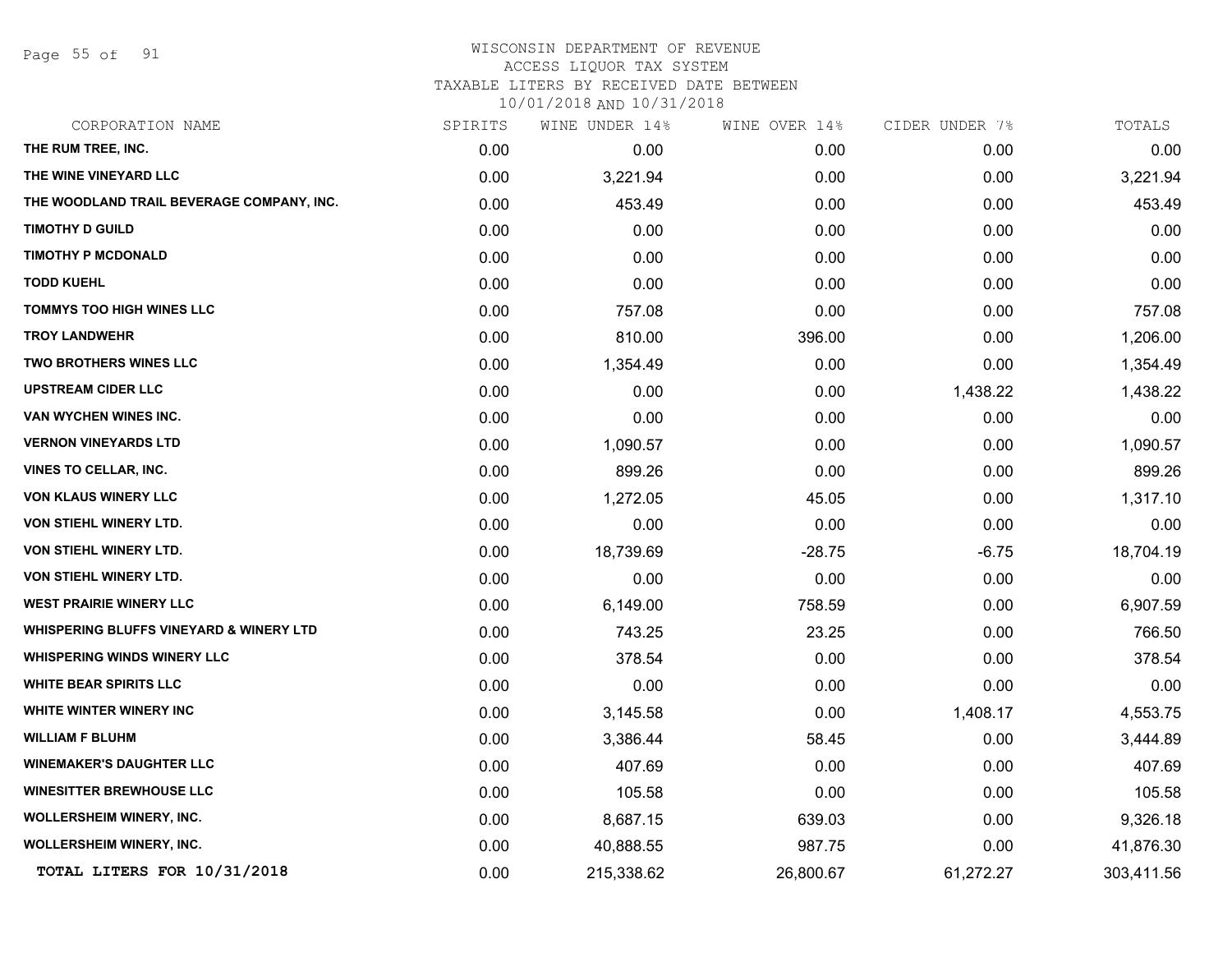# WISCONSIN DEPARTMENT OF REVENUE
## ACCESS LIQUOR TAX SYSTEM
### TAXABLE LITERS BY RECEIVED DATE BETWEEN 10/01/2018 AND 10/31/2018

| CORPORATION NAME | SPIRITS | WINE UNDER 14% | WINE OVER 14% | CIDER UNDER 7% | TOTALS |
|---|---|---|---|---|---|
| THE RUM TREE, INC. | 0.00 | 0.00 | 0.00 | 0.00 | 0.00 |
| THE WINE VINEYARD LLC | 0.00 | 3,221.94 | 0.00 | 0.00 | 3,221.94 |
| THE WOODLAND TRAIL BEVERAGE COMPANY, INC. | 0.00 | 453.49 | 0.00 | 0.00 | 453.49 |
| TIMOTHY D GUILD | 0.00 | 0.00 | 0.00 | 0.00 | 0.00 |
| TIMOTHY P MCDONALD | 0.00 | 0.00 | 0.00 | 0.00 | 0.00 |
| TODD KUEHL | 0.00 | 0.00 | 0.00 | 0.00 | 0.00 |
| TOMMYS TOO HIGH WINES LLC | 0.00 | 757.08 | 0.00 | 0.00 | 757.08 |
| TROY LANDWEHR | 0.00 | 810.00 | 396.00 | 0.00 | 1,206.00 |
| TWO BROTHERS WINES LLC | 0.00 | 1,354.49 | 0.00 | 0.00 | 1,354.49 |
| UPSTREAM CIDER LLC | 0.00 | 0.00 | 0.00 | 1,438.22 | 1,438.22 |
| VAN WYCHEN WINES INC. | 0.00 | 0.00 | 0.00 | 0.00 | 0.00 |
| VERNON VINEYARDS LTD | 0.00 | 1,090.57 | 0.00 | 0.00 | 1,090.57 |
| VINES TO CELLAR, INC. | 0.00 | 899.26 | 0.00 | 0.00 | 899.26 |
| VON KLAUS WINERY LLC | 0.00 | 1,272.05 | 45.05 | 0.00 | 1,317.10 |
| VON STIEHL WINERY LTD. | 0.00 | 0.00 | 0.00 | 0.00 | 0.00 |
| VON STIEHL WINERY LTD. | 0.00 | 18,739.69 | -28.75 | -6.75 | 18,704.19 |
| VON STIEHL WINERY LTD. | 0.00 | 0.00 | 0.00 | 0.00 | 0.00 |
| WEST PRAIRIE WINERY LLC | 0.00 | 6,149.00 | 758.59 | 0.00 | 6,907.59 |
| WHISPERING BLUFFS VINEYARD & WINERY LTD | 0.00 | 743.25 | 23.25 | 0.00 | 766.50 |
| WHISPERING WINDS WINERY LLC | 0.00 | 378.54 | 0.00 | 0.00 | 378.54 |
| WHITE BEAR SPIRITS LLC | 0.00 | 0.00 | 0.00 | 0.00 | 0.00 |
| WHITE WINTER WINERY INC | 0.00 | 3,145.58 | 0.00 | 1,408.17 | 4,553.75 |
| WILLIAM F BLUHM | 0.00 | 3,386.44 | 58.45 | 0.00 | 3,444.89 |
| WINEMAKER'S DAUGHTER LLC | 0.00 | 407.69 | 0.00 | 0.00 | 407.69 |
| WINESITTER BREWHOUSE LLC | 0.00 | 105.58 | 0.00 | 0.00 | 105.58 |
| WOLLERSHEIM WINERY, INC. | 0.00 | 8,687.15 | 639.03 | 0.00 | 9,326.18 |
| WOLLERSHEIM WINERY, INC. | 0.00 | 40,888.55 | 987.75 | 0.00 | 41,876.30 |
| **TOTAL LITERS FOR 10/31/2018** | 0.00 | 215,338.62 | 26,800.67 | 61,272.27 | 303,411.56 |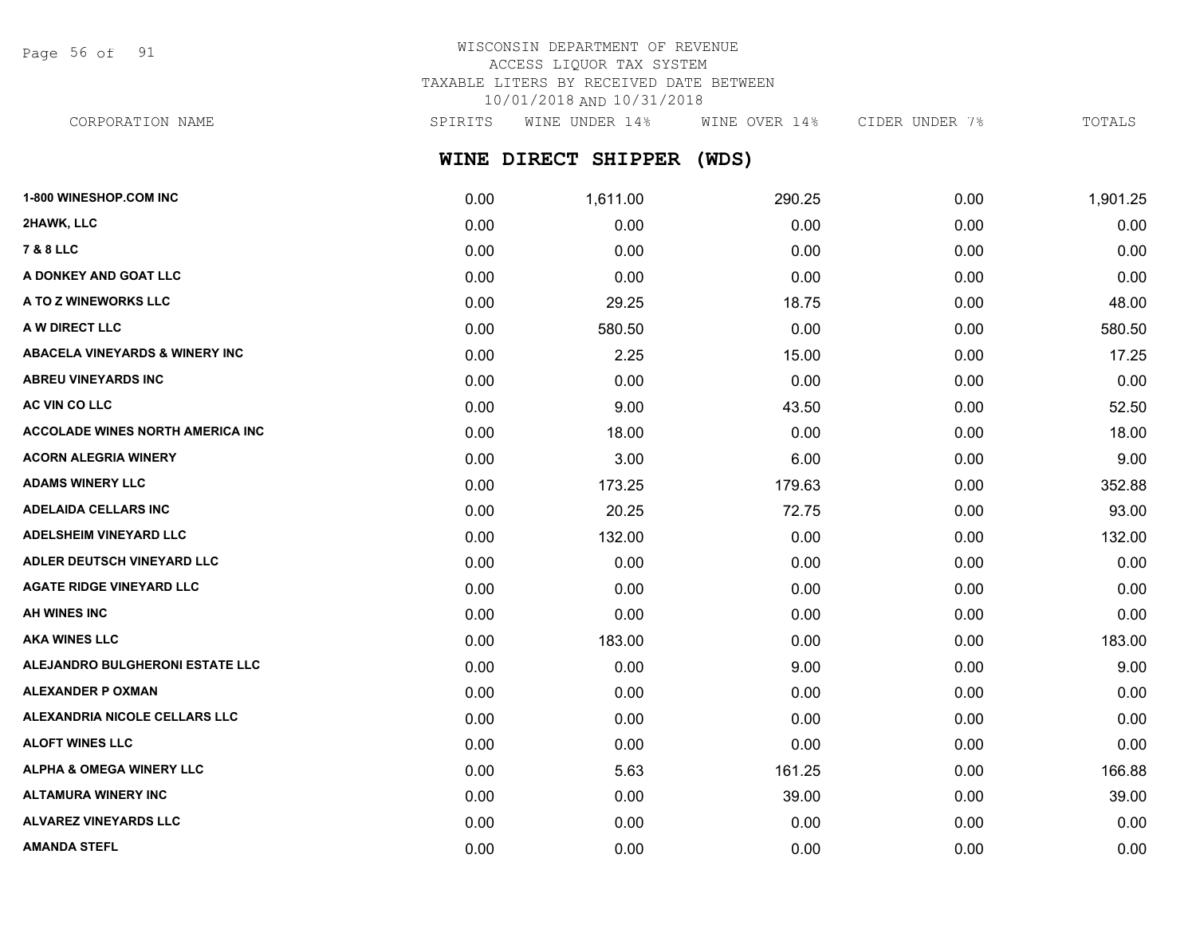WISCONSIN DEPARTMENT OF REVENUE
ACCESS LIQUOR TAX SYSTEM
TAXABLE LITERS BY RECEIVED DATE BETWEEN
10/01/2018 AND 10/31/2018

## WINE DIRECT SHIPPER (WDS)

| CORPORATION NAME | SPIRITS | WINE UNDER 14% | WINE OVER 14% | CIDER UNDER 7% | TOTALS |
|---|---|---|---|---|---|
| 1-800 WINESHOP.COM INC | 0.00 | 1,611.00 | 290.25 | 0.00 | 1,901.25 |
| 2HAWK, LLC | 0.00 | 0.00 | 0.00 | 0.00 | 0.00 |
| 7 & 8 LLC | 0.00 | 0.00 | 0.00 | 0.00 | 0.00 |
| A DONKEY AND GOAT LLC | 0.00 | 0.00 | 0.00 | 0.00 | 0.00 |
| A TO Z WINEWORKS LLC | 0.00 | 29.25 | 18.75 | 0.00 | 48.00 |
| A W DIRECT LLC | 0.00 | 580.50 | 0.00 | 0.00 | 580.50 |
| ABACELA VINEYARDS & WINERY INC | 0.00 | 2.25 | 15.00 | 0.00 | 17.25 |
| ABREU VINEYARDS INC | 0.00 | 0.00 | 0.00 | 0.00 | 0.00 |
| AC VIN CO LLC | 0.00 | 9.00 | 43.50 | 0.00 | 52.50 |
| ACCOLADE WINES NORTH AMERICA INC | 0.00 | 18.00 | 0.00 | 0.00 | 18.00 |
| ACORN ALEGRIA WINERY | 0.00 | 3.00 | 6.00 | 0.00 | 9.00 |
| ADAMS WINERY LLC | 0.00 | 173.25 | 179.63 | 0.00 | 352.88 |
| ADELAIDA CELLARS INC | 0.00 | 20.25 | 72.75 | 0.00 | 93.00 |
| ADELSHEIM VINEYARD LLC | 0.00 | 132.00 | 0.00 | 0.00 | 132.00 |
| ADLER DEUTSCH VINEYARD LLC | 0.00 | 0.00 | 0.00 | 0.00 | 0.00 |
| AGATE RIDGE VINEYARD LLC | 0.00 | 0.00 | 0.00 | 0.00 | 0.00 |
| AH WINES INC | 0.00 | 0.00 | 0.00 | 0.00 | 0.00 |
| AKA WINES LLC | 0.00 | 183.00 | 0.00 | 0.00 | 183.00 |
| ALEJANDRO BULGHERONI ESTATE LLC | 0.00 | 0.00 | 9.00 | 0.00 | 9.00 |
| ALEXANDER P OXMAN | 0.00 | 0.00 | 0.00 | 0.00 | 0.00 |
| ALEXANDRIA NICOLE CELLARS LLC | 0.00 | 0.00 | 0.00 | 0.00 | 0.00 |
| ALOFT WINES LLC | 0.00 | 0.00 | 0.00 | 0.00 | 0.00 |
| ALPHA & OMEGA WINERY LLC | 0.00 | 5.63 | 161.25 | 0.00 | 166.88 |
| ALTAMURA WINERY INC | 0.00 | 0.00 | 39.00 | 0.00 | 39.00 |
| ALVAREZ VINEYARDS LLC | 0.00 | 0.00 | 0.00 | 0.00 | 0.00 |
| AMANDA STEFL | 0.00 | 0.00 | 0.00 | 0.00 | 0.00 |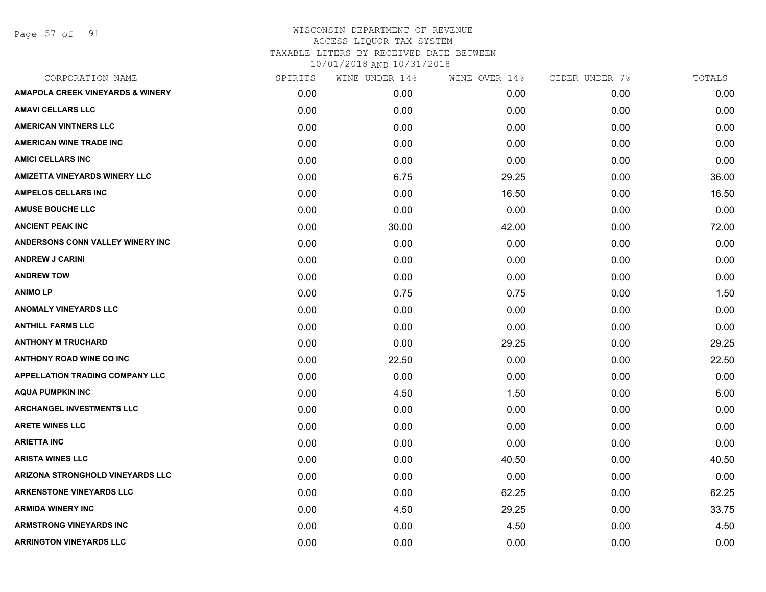WISCONSIN DEPARTMENT OF REVENUE
ACCESS LIQUOR TAX SYSTEM
TAXABLE LITERS BY RECEIVED DATE BETWEEN
10/01/2018 AND 10/31/2018

| CORPORATION NAME | SPIRITS | WINE UNDER 14% | WINE OVER 14% | CIDER UNDER 7% | TOTALS |
|---|---|---|---|---|---|
| AMAPOLA CREEK VINEYARDS & WINERY | 0.00 | 0.00 | 0.00 | 0.00 | 0.00 |
| AMAVI CELLARS LLC | 0.00 | 0.00 | 0.00 | 0.00 | 0.00 |
| AMERICAN VINTNERS LLC | 0.00 | 0.00 | 0.00 | 0.00 | 0.00 |
| AMERICAN WINE TRADE INC | 0.00 | 0.00 | 0.00 | 0.00 | 0.00 |
| AMICI CELLARS INC | 0.00 | 0.00 | 0.00 | 0.00 | 0.00 |
| AMIZETTA VINEYARDS WINERY LLC | 0.00 | 6.75 | 29.25 | 0.00 | 36.00 |
| AMPELOS CELLARS INC | 0.00 | 0.00 | 16.50 | 0.00 | 16.50 |
| AMUSE BOUCHE LLC | 0.00 | 0.00 | 0.00 | 0.00 | 0.00 |
| ANCIENT PEAK INC | 0.00 | 30.00 | 42.00 | 0.00 | 72.00 |
| ANDERSONS CONN VALLEY WINERY INC | 0.00 | 0.00 | 0.00 | 0.00 | 0.00 |
| ANDREW J CARINI | 0.00 | 0.00 | 0.00 | 0.00 | 0.00 |
| ANDREW TOW | 0.00 | 0.00 | 0.00 | 0.00 | 0.00 |
| ANIMO LP | 0.00 | 0.75 | 0.75 | 0.00 | 1.50 |
| ANOMALY VINEYARDS LLC | 0.00 | 0.00 | 0.00 | 0.00 | 0.00 |
| ANTHILL FARMS LLC | 0.00 | 0.00 | 0.00 | 0.00 | 0.00 |
| ANTHONY M TRUCHARD | 0.00 | 0.00 | 29.25 | 0.00 | 29.25 |
| ANTHONY ROAD WINE CO INC | 0.00 | 22.50 | 0.00 | 0.00 | 22.50 |
| APPELLATION TRADING COMPANY LLC | 0.00 | 0.00 | 0.00 | 0.00 | 0.00 |
| AQUA PUMPKIN INC | 0.00 | 4.50 | 1.50 | 0.00 | 6.00 |
| ARCHANGEL INVESTMENTS LLC | 0.00 | 0.00 | 0.00 | 0.00 | 0.00 |
| ARETE WINES LLC | 0.00 | 0.00 | 0.00 | 0.00 | 0.00 |
| ARIETTA INC | 0.00 | 0.00 | 0.00 | 0.00 | 0.00 |
| ARISTA WINES LLC | 0.00 | 0.00 | 40.50 | 0.00 | 40.50 |
| ARIZONA STRONGHOLD VINEYARDS LLC | 0.00 | 0.00 | 0.00 | 0.00 | 0.00 |
| ARKENSTONE VINEYARDS LLC | 0.00 | 0.00 | 62.25 | 0.00 | 62.25 |
| ARMIDA WINERY INC | 0.00 | 4.50 | 29.25 | 0.00 | 33.75 |
| ARMSTRONG VINEYARDS INC | 0.00 | 0.00 | 4.50 | 0.00 | 4.50 |
| ARRINGTON VINEYARDS LLC | 0.00 | 0.00 | 0.00 | 0.00 | 0.00 |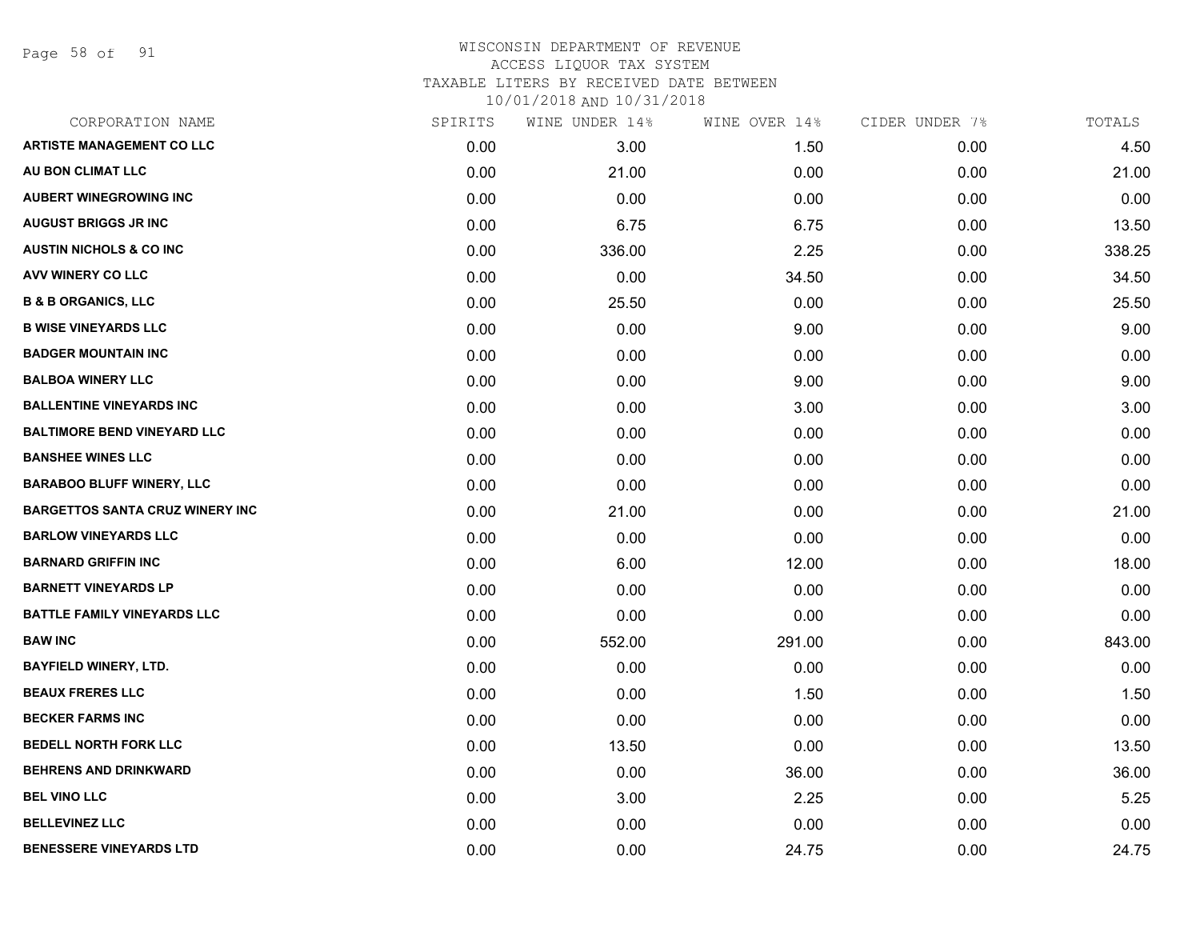WISCONSIN DEPARTMENT OF REVENUE
ACCESS LIQUOR TAX SYSTEM
TAXABLE LITERS BY RECEIVED DATE BETWEEN
10/01/2018 AND 10/31/2018

| CORPORATION NAME | SPIRITS | WINE UNDER 14% | WINE OVER 14% | CIDER UNDER 7% | TOTALS |
|---|---|---|---|---|---|
| ARTISTE MANAGEMENT CO LLC | 0.00 | 3.00 | 1.50 | 0.00 | 4.50 |
| AU BON CLIMAT LLC | 0.00 | 21.00 | 0.00 | 0.00 | 21.00 |
| AUBERT WINEGROWING INC | 0.00 | 0.00 | 0.00 | 0.00 | 0.00 |
| AUGUST BRIGGS JR INC | 0.00 | 6.75 | 6.75 | 0.00 | 13.50 |
| AUSTIN NICHOLS & CO INC | 0.00 | 336.00 | 2.25 | 0.00 | 338.25 |
| AVV WINERY CO LLC | 0.00 | 0.00 | 34.50 | 0.00 | 34.50 |
| B & B ORGANICS, LLC | 0.00 | 25.50 | 0.00 | 0.00 | 25.50 |
| B WISE VINEYARDS LLC | 0.00 | 0.00 | 9.00 | 0.00 | 9.00 |
| BADGER MOUNTAIN INC | 0.00 | 0.00 | 0.00 | 0.00 | 0.00 |
| BALBOA WINERY LLC | 0.00 | 0.00 | 9.00 | 0.00 | 9.00 |
| BALLENTINE VINEYARDS INC | 0.00 | 0.00 | 3.00 | 0.00 | 3.00 |
| BALTIMORE BEND VINEYARD LLC | 0.00 | 0.00 | 0.00 | 0.00 | 0.00 |
| BANSHEE WINES LLC | 0.00 | 0.00 | 0.00 | 0.00 | 0.00 |
| BARABOO BLUFF WINERY, LLC | 0.00 | 0.00 | 0.00 | 0.00 | 0.00 |
| BARGETTOS SANTA CRUZ WINERY INC | 0.00 | 21.00 | 0.00 | 0.00 | 21.00 |
| BARLOW VINEYARDS LLC | 0.00 | 0.00 | 0.00 | 0.00 | 0.00 |
| BARNARD GRIFFIN INC | 0.00 | 6.00 | 12.00 | 0.00 | 18.00 |
| BARNETT VINEYARDS LP | 0.00 | 0.00 | 0.00 | 0.00 | 0.00 |
| BATTLE FAMILY VINEYARDS LLC | 0.00 | 0.00 | 0.00 | 0.00 | 0.00 |
| BAW INC | 0.00 | 552.00 | 291.00 | 0.00 | 843.00 |
| BAYFIELD WINERY, LTD. | 0.00 | 0.00 | 0.00 | 0.00 | 0.00 |
| BEAUX FRERES LLC | 0.00 | 0.00 | 1.50 | 0.00 | 1.50 |
| BECKER FARMS INC | 0.00 | 0.00 | 0.00 | 0.00 | 0.00 |
| BEDELL NORTH FORK LLC | 0.00 | 13.50 | 0.00 | 0.00 | 13.50 |
| BEHRENS AND DRINKWARD | 0.00 | 0.00 | 36.00 | 0.00 | 36.00 |
| BEL VINO LLC | 0.00 | 3.00 | 2.25 | 0.00 | 5.25 |
| BELLEVINEZ LLC | 0.00 | 0.00 | 0.00 | 0.00 | 0.00 |
| BENESSERE VINEYARDS LTD | 0.00 | 0.00 | 24.75 | 0.00 | 24.75 |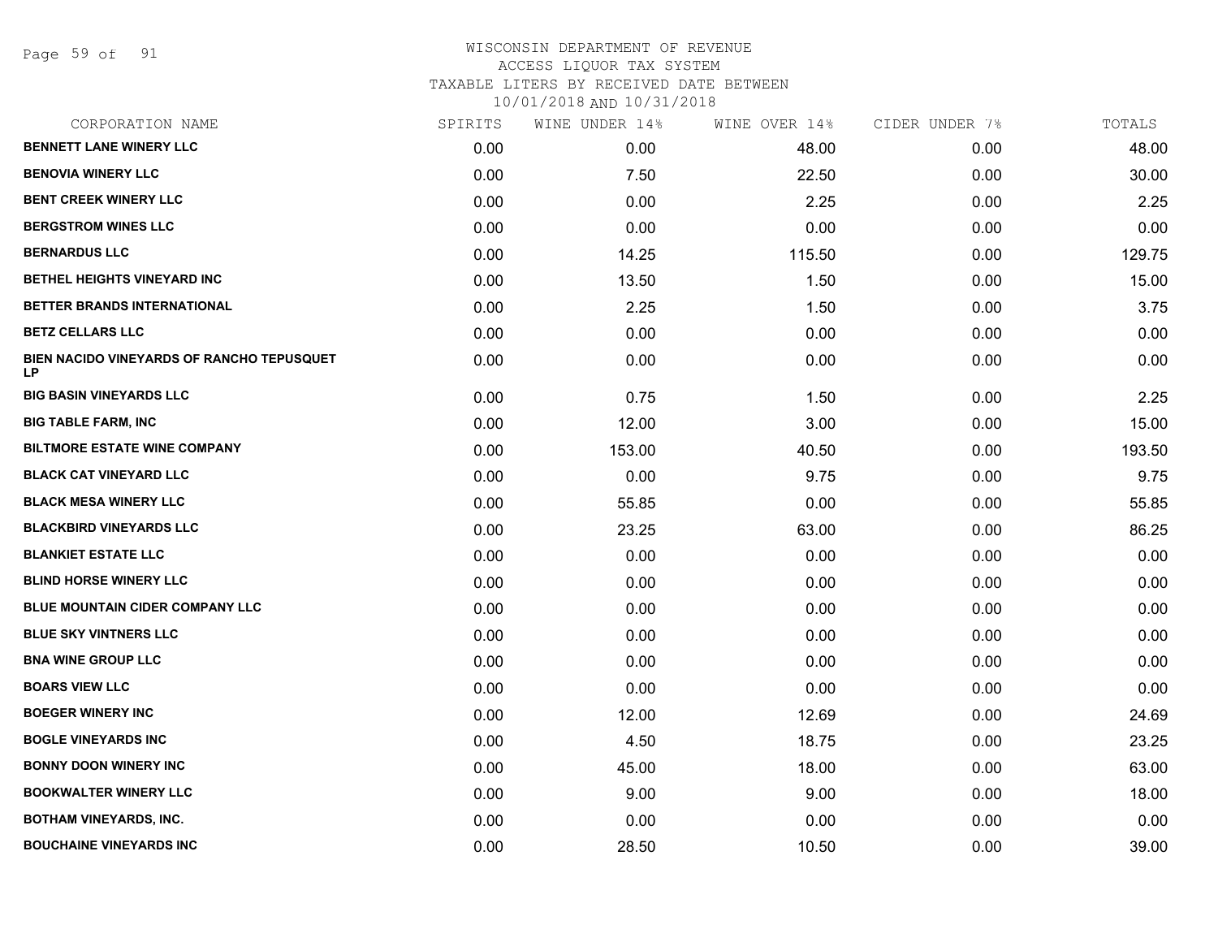# WISCONSIN DEPARTMENT OF REVENUE
## ACCESS LIQUOR TAX SYSTEM
## TAXABLE LITERS BY RECEIVED DATE BETWEEN 10/01/2018 AND 10/31/2018

| CORPORATION NAME | SPIRITS | WINE UNDER 14% | WINE OVER 14% | CIDER UNDER 7% | TOTALS |
|---|---|---|---|---|---|
| **BENNETT LANE WINERY LLC** | 0.00 | 0.00 | 48.00 | 0.00 | 48.00 |
| **BENOVIA WINERY LLC** | 0.00 | 7.50 | 22.50 | 0.00 | 30.00 |
| **BENT CREEK WINERY LLC** | 0.00 | 0.00 | 2.25 | 0.00 | 2.25 |
| **BERGSTROM WINES LLC** | 0.00 | 0.00 | 0.00 | 0.00 | 0.00 |
| **BERNARDUS LLC** | 0.00 | 14.25 | 115.50 | 0.00 | 129.75 |
| **BETHEL HEIGHTS VINEYARD INC** | 0.00 | 13.50 | 1.50 | 0.00 | 15.00 |
| **BETTER BRANDS INTERNATIONAL** | 0.00 | 2.25 | 1.50 | 0.00 | 3.75 |
| **BETZ CELLARS LLC** | 0.00 | 0.00 | 0.00 | 0.00 | 0.00 |
| **BIEN NACIDO VINEYARDS OF RANCHO TEPUSQUET LP** | 0.00 | 0.00 | 0.00 | 0.00 | 0.00 |
| **BIG BASIN VINEYARDS LLC** | 0.00 | 0.75 | 1.50 | 0.00 | 2.25 |
| **BIG TABLE FARM, INC** | 0.00 | 12.00 | 3.00 | 0.00 | 15.00 |
| **BILTMORE ESTATE WINE COMPANY** | 0.00 | 153.00 | 40.50 | 0.00 | 193.50 |
| **BLACK CAT VINEYARD LLC** | 0.00 | 0.00 | 9.75 | 0.00 | 9.75 |
| **BLACK MESA WINERY LLC** | 0.00 | 55.85 | 0.00 | 0.00 | 55.85 |
| **BLACKBIRD VINEYARDS LLC** | 0.00 | 23.25 | 63.00 | 0.00 | 86.25 |
| **BLANKIET ESTATE LLC** | 0.00 | 0.00 | 0.00 | 0.00 | 0.00 |
| **BLIND HORSE WINERY LLC** | 0.00 | 0.00 | 0.00 | 0.00 | 0.00 |
| **BLUE MOUNTAIN CIDER COMPANY LLC** | 0.00 | 0.00 | 0.00 | 0.00 | 0.00 |
| **BLUE SKY VINTNERS LLC** | 0.00 | 0.00 | 0.00 | 0.00 | 0.00 |
| **BNA WINE GROUP LLC** | 0.00 | 0.00 | 0.00 | 0.00 | 0.00 |
| **BOARS VIEW LLC** | 0.00 | 0.00 | 0.00 | 0.00 | 0.00 |
| **BOEGER WINERY INC** | 0.00 | 12.00 | 12.69 | 0.00 | 24.69 |
| **BOGLE VINEYARDS INC** | 0.00 | 4.50 | 18.75 | 0.00 | 23.25 |
| **BONNY DOON WINERY INC** | 0.00 | 45.00 | 18.00 | 0.00 | 63.00 |
| **BOOKWALTER WINERY LLC** | 0.00 | 9.00 | 9.00 | 0.00 | 18.00 |
| **BOTHAM VINEYARDS, INC.** | 0.00 | 0.00 | 0.00 | 0.00 | 0.00 |
| **BOUCHAINE VINEYARDS INC** | 0.00 | 28.50 | 10.50 | 0.00 | 39.00 |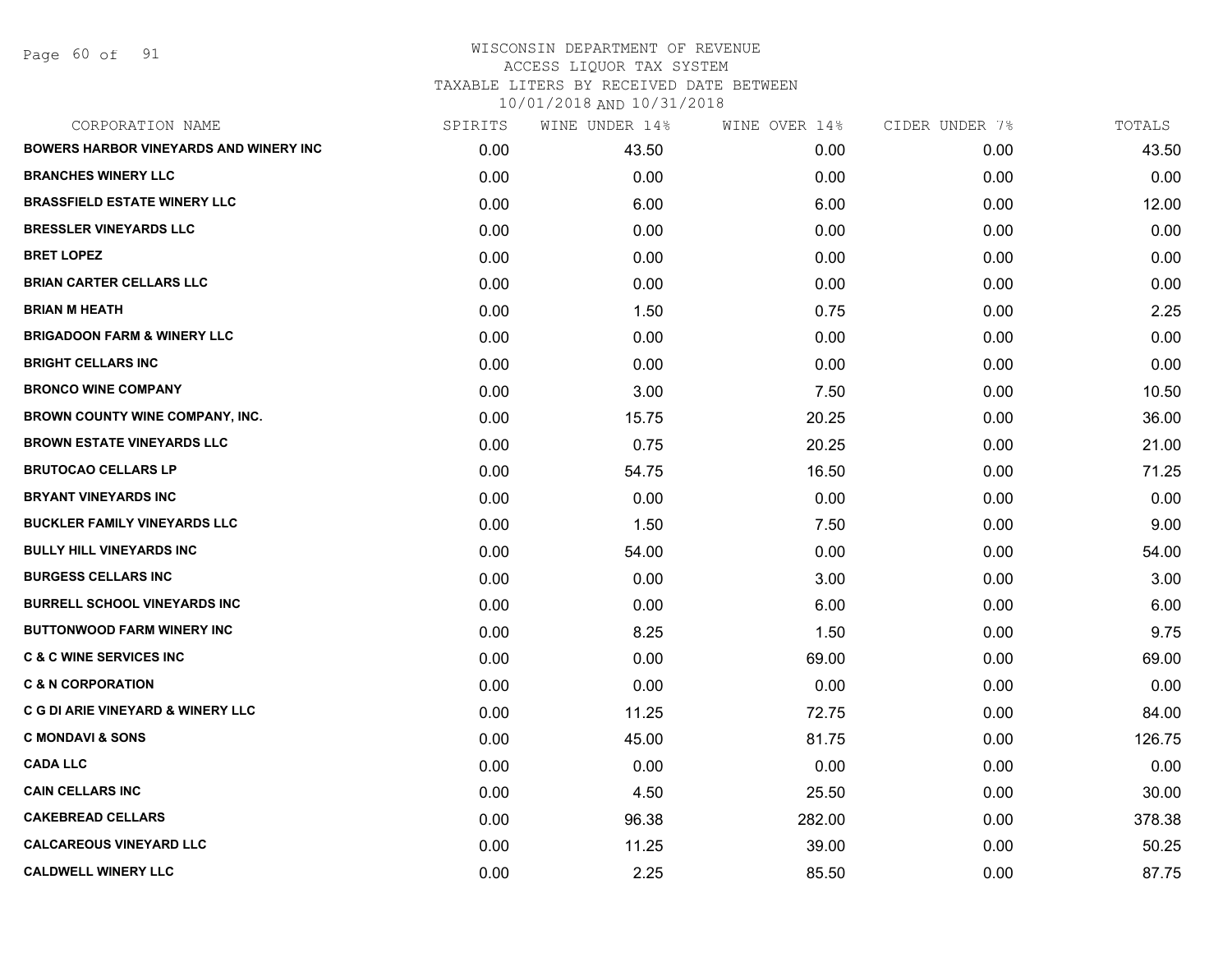WISCONSIN DEPARTMENT OF REVENUE
ACCESS LIQUOR TAX SYSTEM
TAXABLE LITERS BY RECEIVED DATE BETWEEN
10/01/2018 AND 10/31/2018

| CORPORATION NAME | SPIRITS | WINE UNDER 14% | WINE OVER 14% | CIDER UNDER 7% | TOTALS |
|---|---|---|---|---|---|
| BOWERS HARBOR VINEYARDS AND WINERY INC | 0.00 | 43.50 | 0.00 | 0.00 | 43.50 |
| BRANCHES WINERY LLC | 0.00 | 0.00 | 0.00 | 0.00 | 0.00 |
| BRASSFIELD ESTATE WINERY LLC | 0.00 | 6.00 | 6.00 | 0.00 | 12.00 |
| BRESSLER VINEYARDS LLC | 0.00 | 0.00 | 0.00 | 0.00 | 0.00 |
| BRET LOPEZ | 0.00 | 0.00 | 0.00 | 0.00 | 0.00 |
| BRIAN CARTER CELLARS LLC | 0.00 | 0.00 | 0.00 | 0.00 | 0.00 |
| BRIAN M HEATH | 0.00 | 1.50 | 0.75 | 0.00 | 2.25 |
| BRIGADOON FARM & WINERY LLC | 0.00 | 0.00 | 0.00 | 0.00 | 0.00 |
| BRIGHT CELLARS INC | 0.00 | 0.00 | 0.00 | 0.00 | 0.00 |
| BRONCO WINE COMPANY | 0.00 | 3.00 | 7.50 | 0.00 | 10.50 |
| BROWN COUNTY WINE COMPANY, INC. | 0.00 | 15.75 | 20.25 | 0.00 | 36.00 |
| BROWN ESTATE VINEYARDS LLC | 0.00 | 0.75 | 20.25 | 0.00 | 21.00 |
| BRUTOCAO CELLARS LP | 0.00 | 54.75 | 16.50 | 0.00 | 71.25 |
| BRYANT VINEYARDS INC | 0.00 | 0.00 | 0.00 | 0.00 | 0.00 |
| BUCKLER FAMILY VINEYARDS LLC | 0.00 | 1.50 | 7.50 | 0.00 | 9.00 |
| BULLY HILL VINEYARDS INC | 0.00 | 54.00 | 0.00 | 0.00 | 54.00 |
| BURGESS CELLARS INC | 0.00 | 0.00 | 3.00 | 0.00 | 3.00 |
| BURRELL SCHOOL VINEYARDS INC | 0.00 | 0.00 | 6.00 | 0.00 | 6.00 |
| BUTTONWOOD FARM WINERY INC | 0.00 | 8.25 | 1.50 | 0.00 | 9.75 |
| C & C WINE SERVICES INC | 0.00 | 0.00 | 69.00 | 0.00 | 69.00 |
| C & N CORPORATION | 0.00 | 0.00 | 0.00 | 0.00 | 0.00 |
| C G DI ARIE VINEYARD & WINERY LLC | 0.00 | 11.25 | 72.75 | 0.00 | 84.00 |
| C MONDAVI & SONS | 0.00 | 45.00 | 81.75 | 0.00 | 126.75 |
| CADA LLC | 0.00 | 0.00 | 0.00 | 0.00 | 0.00 |
| CAIN CELLARS INC | 0.00 | 4.50 | 25.50 | 0.00 | 30.00 |
| CAKEBREAD CELLARS | 0.00 | 96.38 | 282.00 | 0.00 | 378.38 |
| CALCAREOUS VINEYARD LLC | 0.00 | 11.25 | 39.00 | 0.00 | 50.25 |
| CALDWELL WINERY LLC | 0.00 | 2.25 | 85.50 | 0.00 | 87.75 |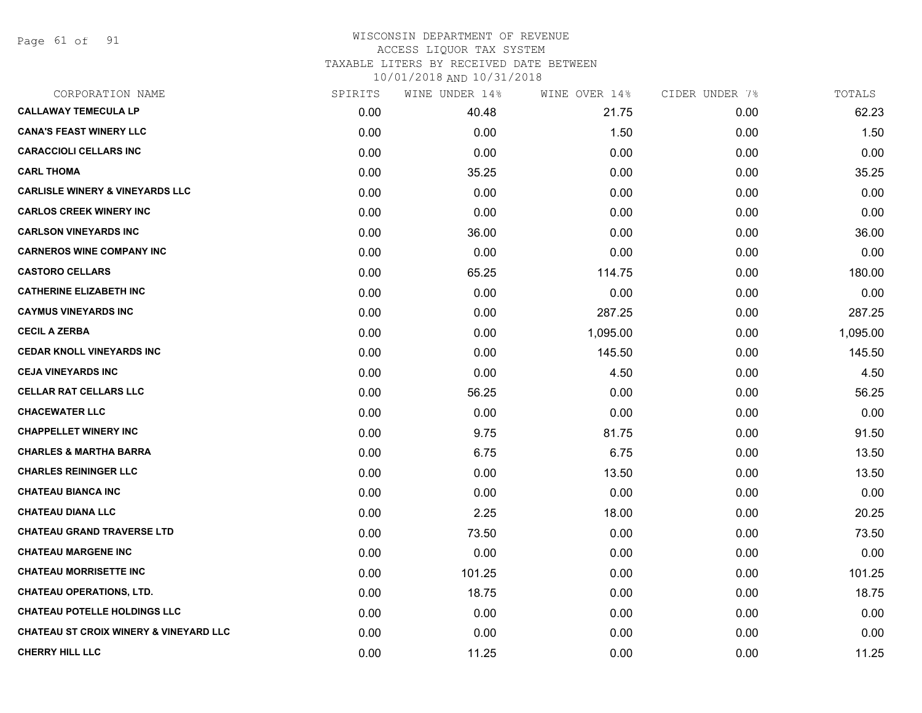WISCONSIN DEPARTMENT OF REVENUE
ACCESS LIQUOR TAX SYSTEM
TAXABLE LITERS BY RECEIVED DATE BETWEEN
10/01/2018 AND 10/31/2018

| CORPORATION NAME | SPIRITS | WINE UNDER 14% | WINE OVER 14% | CIDER UNDER 7% | TOTALS |
|---|---|---|---|---|---|
| **CALLAWAY TEMECULA LP** | 0.00 | 40.48 | 21.75 | 0.00 | 62.23 |
| **CANA'S FEAST WINERY LLC** | 0.00 | 0.00 | 1.50 | 0.00 | 1.50 |
| **CARACCIOLI CELLARS INC** | 0.00 | 0.00 | 0.00 | 0.00 | 0.00 |
| **CARL THOMA** | 0.00 | 35.25 | 0.00 | 0.00 | 35.25 |
| **CARLISLE WINERY & VINEYARDS LLC** | 0.00 | 0.00 | 0.00 | 0.00 | 0.00 |
| **CARLOS CREEK WINERY INC** | 0.00 | 0.00 | 0.00 | 0.00 | 0.00 |
| **CARLSON VINEYARDS INC** | 0.00 | 36.00 | 0.00 | 0.00 | 36.00 |
| **CARNEROS WINE COMPANY INC** | 0.00 | 0.00 | 0.00 | 0.00 | 0.00 |
| **CASTORO CELLARS** | 0.00 | 65.25 | 114.75 | 0.00 | 180.00 |
| **CATHERINE ELIZABETH INC** | 0.00 | 0.00 | 0.00 | 0.00 | 0.00 |
| **CAYMUS VINEYARDS INC** | 0.00 | 0.00 | 287.25 | 0.00 | 287.25 |
| **CECIL A ZERBA** | 0.00 | 0.00 | 1,095.00 | 0.00 | 1,095.00 |
| **CEDAR KNOLL VINEYARDS INC** | 0.00 | 0.00 | 145.50 | 0.00 | 145.50 |
| **CEJA VINEYARDS INC** | 0.00 | 0.00 | 4.50 | 0.00 | 4.50 |
| **CELLAR RAT CELLARS LLC** | 0.00 | 56.25 | 0.00 | 0.00 | 56.25 |
| **CHACEWATER LLC** | 0.00 | 0.00 | 0.00 | 0.00 | 0.00 |
| **CHAPPELLET WINERY INC** | 0.00 | 9.75 | 81.75 | 0.00 | 91.50 |
| **CHARLES & MARTHA BARRA** | 0.00 | 6.75 | 6.75 | 0.00 | 13.50 |
| **CHARLES REININGER LLC** | 0.00 | 0.00 | 13.50 | 0.00 | 13.50 |
| **CHATEAU BIANCA INC** | 0.00 | 0.00 | 0.00 | 0.00 | 0.00 |
| **CHATEAU DIANA LLC** | 0.00 | 2.25 | 18.00 | 0.00 | 20.25 |
| **CHATEAU GRAND TRAVERSE LTD** | 0.00 | 73.50 | 0.00 | 0.00 | 73.50 |
| **CHATEAU MARGENE INC** | 0.00 | 0.00 | 0.00 | 0.00 | 0.00 |
| **CHATEAU MORRISETTE INC** | 0.00 | 101.25 | 0.00 | 0.00 | 101.25 |
| **CHATEAU OPERATIONS, LTD.** | 0.00 | 18.75 | 0.00 | 0.00 | 18.75 |
| **CHATEAU POTELLE HOLDINGS LLC** | 0.00 | 0.00 | 0.00 | 0.00 | 0.00 |
| **CHATEAU ST CROIX WINERY & VINEYARD LLC** | 0.00 | 0.00 | 0.00 | 0.00 | 0.00 |
| **CHERRY HILL LLC** | 0.00 | 11.25 | 0.00 | 0.00 | 11.25 |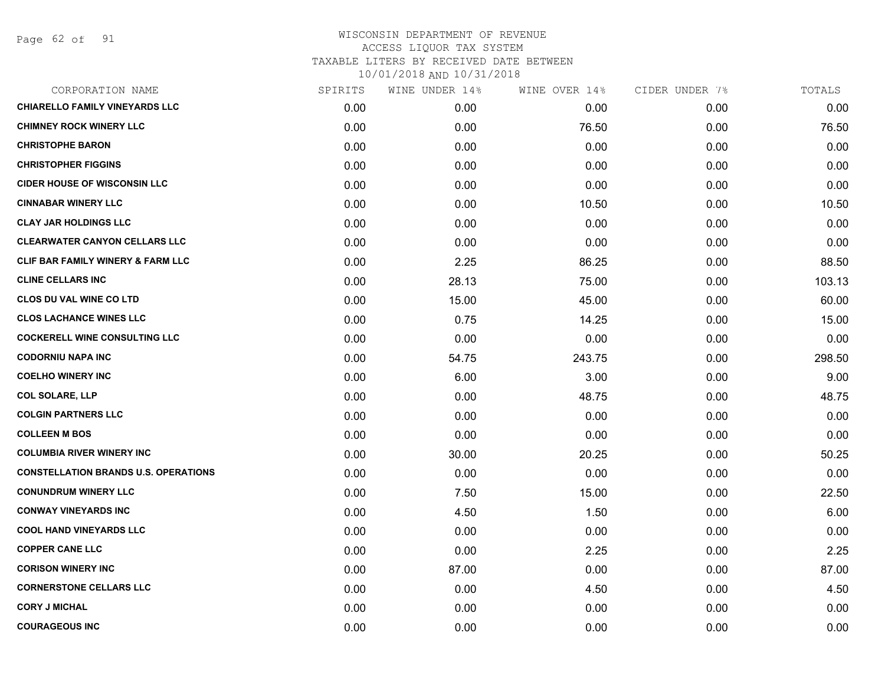WISCONSIN DEPARTMENT OF REVENUE
ACCESS LIQUOR TAX SYSTEM
TAXABLE LITERS BY RECEIVED DATE BETWEEN
10/01/2018 AND 10/31/2018

| CORPORATION NAME | SPIRITS | WINE UNDER 14% | WINE OVER 14% | CIDER UNDER 7% | TOTALS |
|---|---|---|---|---|---|
| CHIARELLO FAMILY VINEYARDS LLC | 0.00 | 0.00 | 0.00 | 0.00 | 0.00 |
| CHIMNEY ROCK WINERY LLC | 0.00 | 0.00 | 76.50 | 0.00 | 76.50 |
| CHRISTOPHE BARON | 0.00 | 0.00 | 0.00 | 0.00 | 0.00 |
| CHRISTOPHER FIGGINS | 0.00 | 0.00 | 0.00 | 0.00 | 0.00 |
| CIDER HOUSE OF WISCONSIN LLC | 0.00 | 0.00 | 0.00 | 0.00 | 0.00 |
| CINNABAR WINERY LLC | 0.00 | 0.00 | 10.50 | 0.00 | 10.50 |
| CLAY JAR HOLDINGS LLC | 0.00 | 0.00 | 0.00 | 0.00 | 0.00 |
| CLEARWATER CANYON CELLARS LLC | 0.00 | 0.00 | 0.00 | 0.00 | 0.00 |
| CLIF BAR FAMILY WINERY & FARM LLC | 0.00 | 2.25 | 86.25 | 0.00 | 88.50 |
| CLINE CELLARS INC | 0.00 | 28.13 | 75.00 | 0.00 | 103.13 |
| CLOS DU VAL WINE CO LTD | 0.00 | 15.00 | 45.00 | 0.00 | 60.00 |
| CLOS LACHANCE WINES LLC | 0.00 | 0.75 | 14.25 | 0.00 | 15.00 |
| COCKERELL WINE CONSULTING LLC | 0.00 | 0.00 | 0.00 | 0.00 | 0.00 |
| CODORNIU NAPA INC | 0.00 | 54.75 | 243.75 | 0.00 | 298.50 |
| COELHO WINERY INC | 0.00 | 6.00 | 3.00 | 0.00 | 9.00 |
| COL SOLARE, LLP | 0.00 | 0.00 | 48.75 | 0.00 | 48.75 |
| COLGIN PARTNERS LLC | 0.00 | 0.00 | 0.00 | 0.00 | 0.00 |
| COLLEEN M BOS | 0.00 | 0.00 | 0.00 | 0.00 | 0.00 |
| COLUMBIA RIVER WINERY INC | 0.00 | 30.00 | 20.25 | 0.00 | 50.25 |
| CONSTELLATION BRANDS U.S. OPERATIONS | 0.00 | 0.00 | 0.00 | 0.00 | 0.00 |
| CONUNDRUM WINERY LLC | 0.00 | 7.50 | 15.00 | 0.00 | 22.50 |
| CONWAY VINEYARDS INC | 0.00 | 4.50 | 1.50 | 0.00 | 6.00 |
| COOL HAND VINEYARDS LLC | 0.00 | 0.00 | 0.00 | 0.00 | 0.00 |
| COPPER CANE LLC | 0.00 | 0.00 | 2.25 | 0.00 | 2.25 |
| CORISON WINERY INC | 0.00 | 87.00 | 0.00 | 0.00 | 87.00 |
| CORNERSTONE CELLARS LLC | 0.00 | 0.00 | 4.50 | 0.00 | 4.50 |
| CORY J MICHAL | 0.00 | 0.00 | 0.00 | 0.00 | 0.00 |
| COURAGEOUS INC | 0.00 | 0.00 | 0.00 | 0.00 | 0.00 |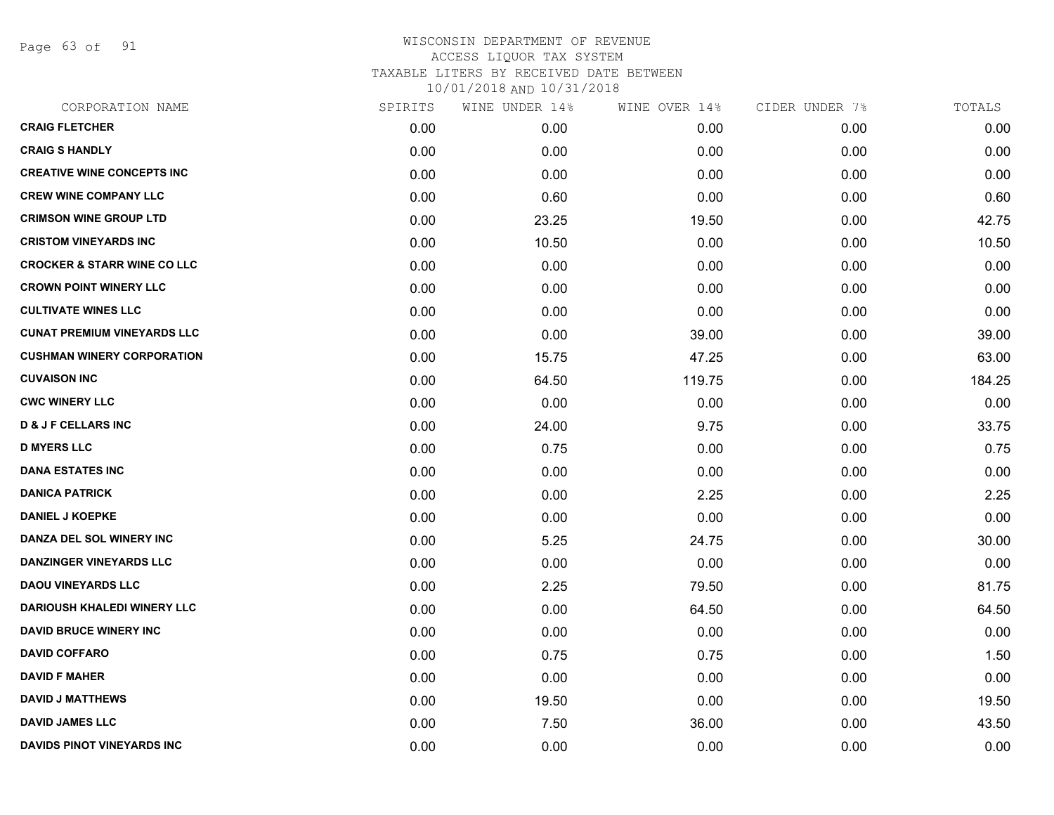# WISCONSIN DEPARTMENT OF REVENUE
## ACCESS LIQUOR TAX SYSTEM
### TAXABLE LITERS BY RECEIVED DATE BETWEEN 10/01/2018 AND 10/31/2018

| CORPORATION NAME | SPIRITS | WINE UNDER 14% | WINE OVER 14% | CIDER UNDER 7% | TOTALS |
|---|---|---|---|---|---|
| **CRAIG FLETCHER** | 0.00 | 0.00 | 0.00 | 0.00 | 0.00 |
| **CRAIG S HANDLY** | 0.00 | 0.00 | 0.00 | 0.00 | 0.00 |
| **CREATIVE WINE CONCEPTS INC** | 0.00 | 0.00 | 0.00 | 0.00 | 0.00 |
| **CREW WINE COMPANY LLC** | 0.00 | 0.60 | 0.00 | 0.00 | 0.60 |
| **CRIMSON WINE GROUP LTD** | 0.00 | 23.25 | 19.50 | 0.00 | 42.75 |
| **CRISTOM VINEYARDS INC** | 0.00 | 10.50 | 0.00 | 0.00 | 10.50 |
| **CROCKER & STARR WINE CO LLC** | 0.00 | 0.00 | 0.00 | 0.00 | 0.00 |
| **CROWN POINT WINERY LLC** | 0.00 | 0.00 | 0.00 | 0.00 | 0.00 |
| **CULTIVATE WINES LLC** | 0.00 | 0.00 | 0.00 | 0.00 | 0.00 |
| **CUNAT PREMIUM VINEYARDS LLC** | 0.00 | 0.00 | 39.00 | 0.00 | 39.00 |
| **CUSHMAN WINERY CORPORATION** | 0.00 | 15.75 | 47.25 | 0.00 | 63.00 |
| **CUVAISON INC** | 0.00 | 64.50 | 119.75 | 0.00 | 184.25 |
| **CWC WINERY LLC** | 0.00 | 0.00 | 0.00 | 0.00 | 0.00 |
| **D & J F CELLARS INC** | 0.00 | 24.00 | 9.75 | 0.00 | 33.75 |
| **D MYERS LLC** | 0.00 | 0.75 | 0.00 | 0.00 | 0.75 |
| **DANA ESTATES INC** | 0.00 | 0.00 | 0.00 | 0.00 | 0.00 |
| **DANICA PATRICK** | 0.00 | 0.00 | 2.25 | 0.00 | 2.25 |
| **DANIEL J KOEPKE** | 0.00 | 0.00 | 0.00 | 0.00 | 0.00 |
| **DANZA DEL SOL WINERY INC** | 0.00 | 5.25 | 24.75 | 0.00 | 30.00 |
| **DANZINGER VINEYARDS LLC** | 0.00 | 0.00 | 0.00 | 0.00 | 0.00 |
| **DAOU VINEYARDS LLC** | 0.00 | 2.25 | 79.50 | 0.00 | 81.75 |
| **DARIOUSH KHALEDI WINERY LLC** | 0.00 | 0.00 | 64.50 | 0.00 | 64.50 |
| **DAVID BRUCE WINERY INC** | 0.00 | 0.00 | 0.00 | 0.00 | 0.00 |
| **DAVID COFFARO** | 0.00 | 0.75 | 0.75 | 0.00 | 1.50 |
| **DAVID F MAHER** | 0.00 | 0.00 | 0.00 | 0.00 | 0.00 |
| **DAVID J MATTHEWS** | 0.00 | 19.50 | 0.00 | 0.00 | 19.50 |
| **DAVID JAMES LLC** | 0.00 | 7.50 | 36.00 | 0.00 | 43.50 |
| **DAVIDS PINOT VINEYARDS INC** | 0.00 | 0.00 | 0.00 | 0.00 | 0.00 |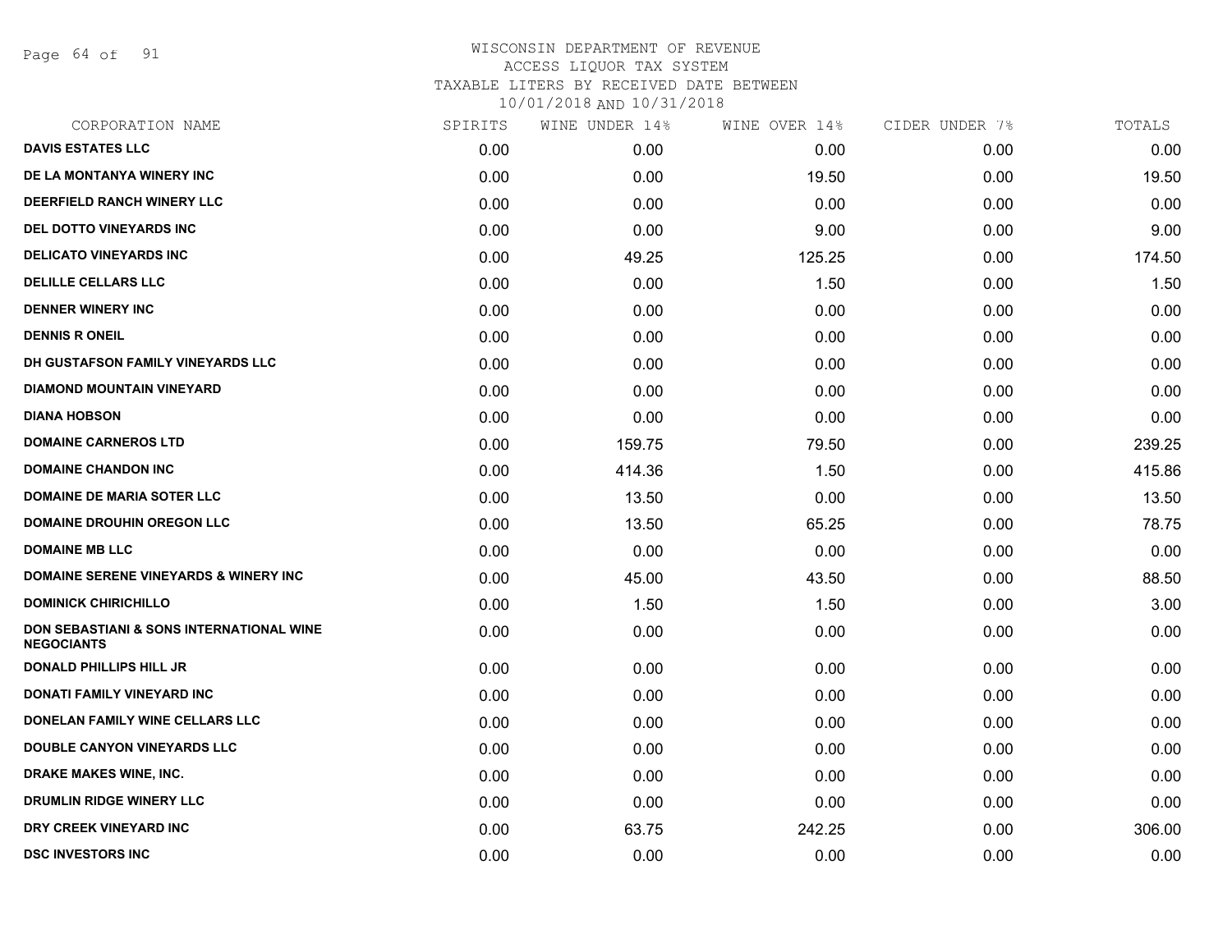# WISCONSIN DEPARTMENT OF REVENUE
## ACCESS LIQUOR TAX SYSTEM
### TAXABLE LITERS BY RECEIVED DATE BETWEEN 10/01/2018 AND 10/31/2018

| CORPORATION NAME | SPIRITS | WINE UNDER 14% | WINE OVER 14% | CIDER UNDER 7% | TOTALS |
|---|---|---|---|---|---|
| DAVIS ESTATES LLC | 0.00 | 0.00 | 0.00 | 0.00 | 0.00 |
| DE LA MONTANYA WINERY INC | 0.00 | 0.00 | 19.50 | 0.00 | 19.50 |
| DEERFIELD RANCH WINERY LLC | 0.00 | 0.00 | 0.00 | 0.00 | 0.00 |
| DEL DOTTO VINEYARDS INC | 0.00 | 0.00 | 9.00 | 0.00 | 9.00 |
| DELICATO VINEYARDS INC | 0.00 | 49.25 | 125.25 | 0.00 | 174.50 |
| DELILLE CELLARS LLC | 0.00 | 0.00 | 1.50 | 0.00 | 1.50 |
| DENNER WINERY INC | 0.00 | 0.00 | 0.00 | 0.00 | 0.00 |
| DENNIS R ONEIL | 0.00 | 0.00 | 0.00 | 0.00 | 0.00 |
| DH GUSTAFSON FAMILY VINEYARDS LLC | 0.00 | 0.00 | 0.00 | 0.00 | 0.00 |
| DIAMOND MOUNTAIN VINEYARD | 0.00 | 0.00 | 0.00 | 0.00 | 0.00 |
| DIANA HOBSON | 0.00 | 0.00 | 0.00 | 0.00 | 0.00 |
| DOMAINE CARNEROS LTD | 0.00 | 159.75 | 79.50 | 0.00 | 239.25 |
| DOMAINE CHANDON INC | 0.00 | 414.36 | 1.50 | 0.00 | 415.86 |
| DOMAINE DE MARIA SOTER LLC | 0.00 | 13.50 | 0.00 | 0.00 | 13.50 |
| DOMAINE DROUHIN OREGON LLC | 0.00 | 13.50 | 65.25 | 0.00 | 78.75 |
| DOMAINE MB LLC | 0.00 | 0.00 | 0.00 | 0.00 | 0.00 |
| DOMAINE SERENE VINEYARDS & WINERY INC | 0.00 | 45.00 | 43.50 | 0.00 | 88.50 |
| DOMINICK CHIRICHILLO | 0.00 | 1.50 | 1.50 | 0.00 | 3.00 |
| DON SEBASTIANI & SONS INTERNATIONAL WINE NEGOCIANTS | 0.00 | 0.00 | 0.00 | 0.00 | 0.00 |
| DONALD PHILLIPS HILL JR | 0.00 | 0.00 | 0.00 | 0.00 | 0.00 |
| DONATI FAMILY VINEYARD INC | 0.00 | 0.00 | 0.00 | 0.00 | 0.00 |
| DONELAN FAMILY WINE CELLARS LLC | 0.00 | 0.00 | 0.00 | 0.00 | 0.00 |
| DOUBLE CANYON VINEYARDS LLC | 0.00 | 0.00 | 0.00 | 0.00 | 0.00 |
| DRAKE MAKES WINE, INC. | 0.00 | 0.00 | 0.00 | 0.00 | 0.00 |
| DRUMLIN RIDGE WINERY LLC | 0.00 | 0.00 | 0.00 | 0.00 | 0.00 |
| DRY CREEK VINEYARD INC | 0.00 | 63.75 | 242.25 | 0.00 | 306.00 |
| DSC INVESTORS INC | 0.00 | 0.00 | 0.00 | 0.00 | 0.00 |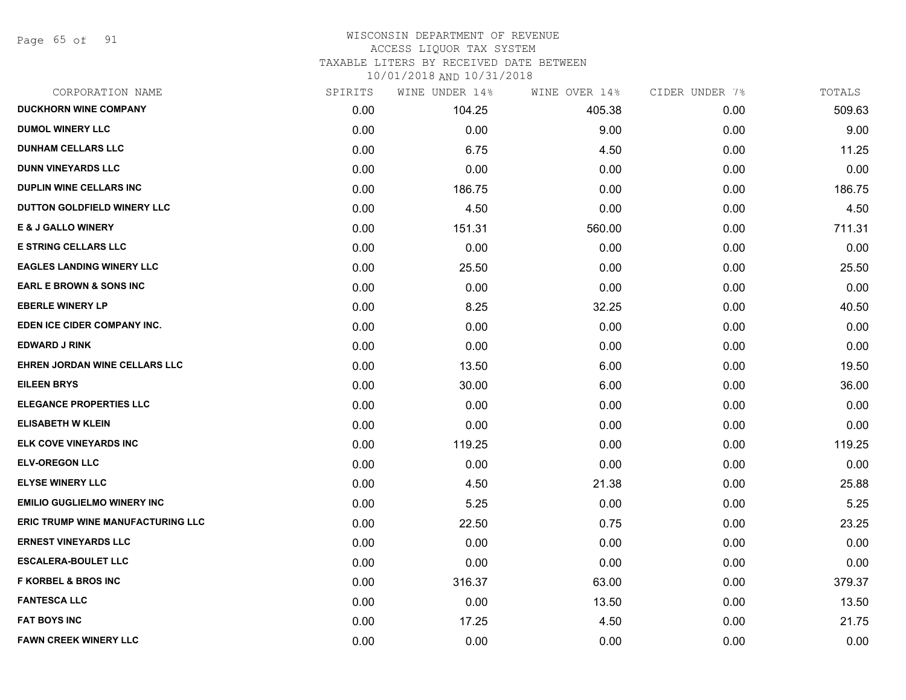WISCONSIN DEPARTMENT OF REVENUE
ACCESS LIQUOR TAX SYSTEM
TAXABLE LITERS BY RECEIVED DATE BETWEEN
10/01/2018 AND 10/31/2018

| CORPORATION NAME | SPIRITS | WINE UNDER 14% | WINE OVER 14% | CIDER UNDER 7% | TOTALS |
|---|---|---|---|---|---|
| DUCKHORN WINE COMPANY | 0.00 | 104.25 | 405.38 | 0.00 | 509.63 |
| DUMOL WINERY LLC | 0.00 | 0.00 | 9.00 | 0.00 | 9.00 |
| DUNHAM CELLARS LLC | 0.00 | 6.75 | 4.50 | 0.00 | 11.25 |
| DUNN VINEYARDS LLC | 0.00 | 0.00 | 0.00 | 0.00 | 0.00 |
| DUPLIN WINE CELLARS INC | 0.00 | 186.75 | 0.00 | 0.00 | 186.75 |
| DUTTON GOLDFIELD WINERY LLC | 0.00 | 4.50 | 0.00 | 0.00 | 4.50 |
| E & J GALLO WINERY | 0.00 | 151.31 | 560.00 | 0.00 | 711.31 |
| E STRING CELLARS LLC | 0.00 | 0.00 | 0.00 | 0.00 | 0.00 |
| EAGLES LANDING WINERY LLC | 0.00 | 25.50 | 0.00 | 0.00 | 25.50 |
| EARL E BROWN & SONS INC | 0.00 | 0.00 | 0.00 | 0.00 | 0.00 |
| EBERLE WINERY LP | 0.00 | 8.25 | 32.25 | 0.00 | 40.50 |
| EDEN ICE CIDER COMPANY INC. | 0.00 | 0.00 | 0.00 | 0.00 | 0.00 |
| EDWARD J RINK | 0.00 | 0.00 | 0.00 | 0.00 | 0.00 |
| EHREN JORDAN WINE CELLARS LLC | 0.00 | 13.50 | 6.00 | 0.00 | 19.50 |
| EILEEN BRYS | 0.00 | 30.00 | 6.00 | 0.00 | 36.00 |
| ELEGANCE PROPERTIES LLC | 0.00 | 0.00 | 0.00 | 0.00 | 0.00 |
| ELISABETH W KLEIN | 0.00 | 0.00 | 0.00 | 0.00 | 0.00 |
| ELK COVE VINEYARDS INC | 0.00 | 119.25 | 0.00 | 0.00 | 119.25 |
| ELV-OREGON LLC | 0.00 | 0.00 | 0.00 | 0.00 | 0.00 |
| ELYSE WINERY LLC | 0.00 | 4.50 | 21.38 | 0.00 | 25.88 |
| EMILIO GUGLIELMO WINERY INC | 0.00 | 5.25 | 0.00 | 0.00 | 5.25 |
| ERIC TRUMP WINE MANUFACTURING LLC | 0.00 | 22.50 | 0.75 | 0.00 | 23.25 |
| ERNEST VINEYARDS LLC | 0.00 | 0.00 | 0.00 | 0.00 | 0.00 |
| ESCALERA-BOULET LLC | 0.00 | 0.00 | 0.00 | 0.00 | 0.00 |
| F KORBEL & BROS INC | 0.00 | 316.37 | 63.00 | 0.00 | 379.37 |
| FANTESCA LLC | 0.00 | 0.00 | 13.50 | 0.00 | 13.50 |
| FAT BOYS INC | 0.00 | 17.25 | 4.50 | 0.00 | 21.75 |
| FAWN CREEK WINERY LLC | 0.00 | 0.00 | 0.00 | 0.00 | 0.00 |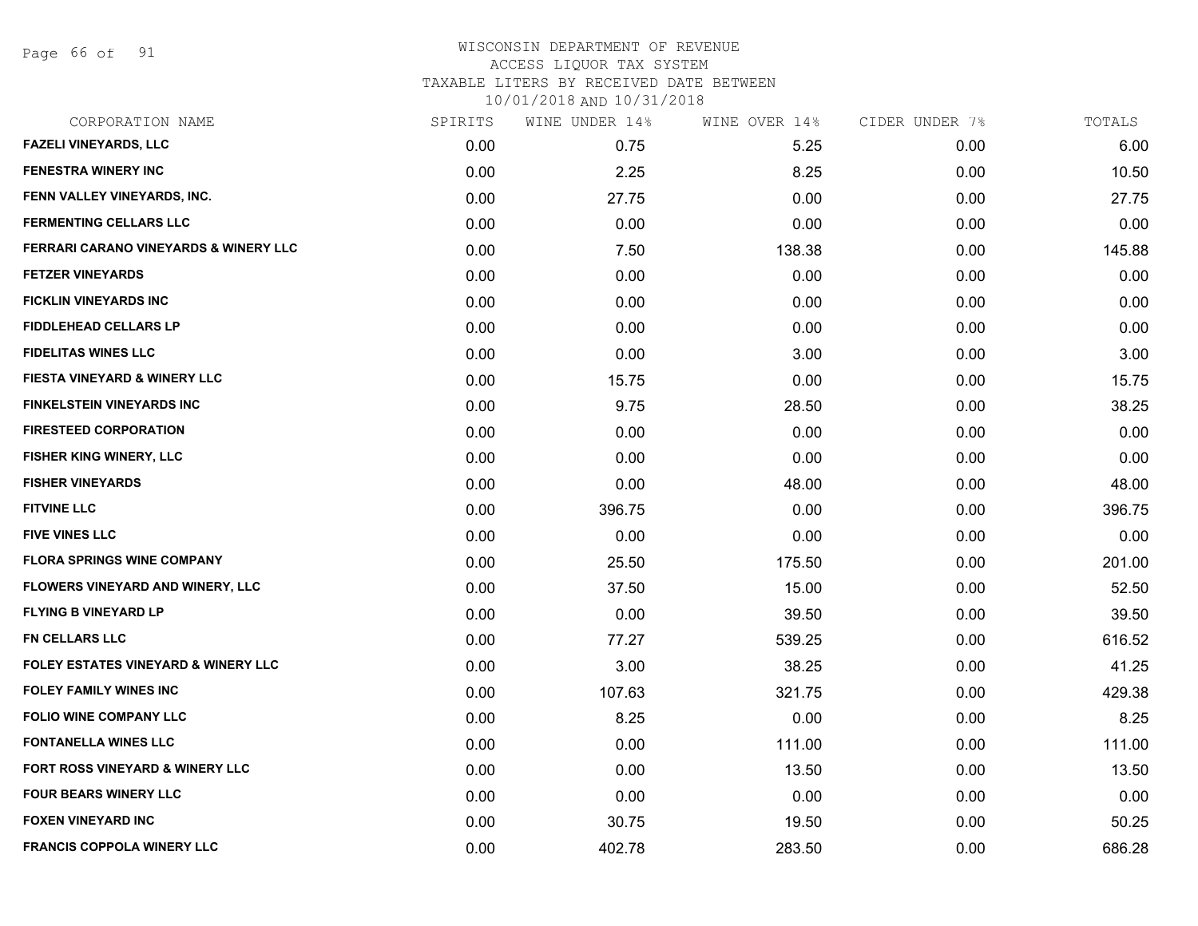# WISCONSIN DEPARTMENT OF REVENUE
## ACCESS LIQUOR TAX SYSTEM
### TAXABLE LITERS BY RECEIVED DATE BETWEEN 10/01/2018 AND 10/31/2018

| CORPORATION NAME | SPIRITS | WINE UNDER 14% | WINE OVER 14% | CIDER UNDER 7% | TOTALS |
|---|---|---|---|---|---|
| FAZELI VINEYARDS, LLC | 0.00 | 0.75 | 5.25 | 0.00 | 6.00 |
| FENESTRA WINERY INC | 0.00 | 2.25 | 8.25 | 0.00 | 10.50 |
| FENN VALLEY VINEYARDS, INC. | 0.00 | 27.75 | 0.00 | 0.00 | 27.75 |
| FERMENTING CELLARS LLC | 0.00 | 0.00 | 0.00 | 0.00 | 0.00 |
| FERRARI CARANO VINEYARDS & WINERY LLC | 0.00 | 7.50 | 138.38 | 0.00 | 145.88 |
| FETZER VINEYARDS | 0.00 | 0.00 | 0.00 | 0.00 | 0.00 |
| FICKLIN VINEYARDS INC | 0.00 | 0.00 | 0.00 | 0.00 | 0.00 |
| FIDDLEHEAD CELLARS LP | 0.00 | 0.00 | 0.00 | 0.00 | 0.00 |
| FIDELITAS WINES LLC | 0.00 | 0.00 | 3.00 | 0.00 | 3.00 |
| FIESTA VINEYARD & WINERY LLC | 0.00 | 15.75 | 0.00 | 0.00 | 15.75 |
| FINKELSTEIN VINEYARDS INC | 0.00 | 9.75 | 28.50 | 0.00 | 38.25 |
| FIRESTEED CORPORATION | 0.00 | 0.00 | 0.00 | 0.00 | 0.00 |
| FISHER KING WINERY, LLC | 0.00 | 0.00 | 0.00 | 0.00 | 0.00 |
| FISHER VINEYARDS | 0.00 | 0.00 | 48.00 | 0.00 | 48.00 |
| FITVINE LLC | 0.00 | 396.75 | 0.00 | 0.00 | 396.75 |
| FIVE VINES LLC | 0.00 | 0.00 | 0.00 | 0.00 | 0.00 |
| FLORA SPRINGS WINE COMPANY | 0.00 | 25.50 | 175.50 | 0.00 | 201.00 |
| FLOWERS VINEYARD AND WINERY, LLC | 0.00 | 37.50 | 15.00 | 0.00 | 52.50 |
| FLYING B VINEYARD LP | 0.00 | 0.00 | 39.50 | 0.00 | 39.50 |
| FN CELLARS LLC | 0.00 | 77.27 | 539.25 | 0.00 | 616.52 |
| FOLEY ESTATES VINEYARD & WINERY LLC | 0.00 | 3.00 | 38.25 | 0.00 | 41.25 |
| FOLEY FAMILY WINES INC | 0.00 | 107.63 | 321.75 | 0.00 | 429.38 |
| FOLIO WINE COMPANY LLC | 0.00 | 8.25 | 0.00 | 0.00 | 8.25 |
| FONTANELLA WINES LLC | 0.00 | 0.00 | 111.00 | 0.00 | 111.00 |
| FORT ROSS VINEYARD & WINERY LLC | 0.00 | 0.00 | 13.50 | 0.00 | 13.50 |
| FOUR BEARS WINERY LLC | 0.00 | 0.00 | 0.00 | 0.00 | 0.00 |
| FOXEN VINEYARD INC | 0.00 | 30.75 | 19.50 | 0.00 | 50.25 |
| FRANCIS COPPOLA WINERY LLC | 0.00 | 402.78 | 283.50 | 0.00 | 686.28 |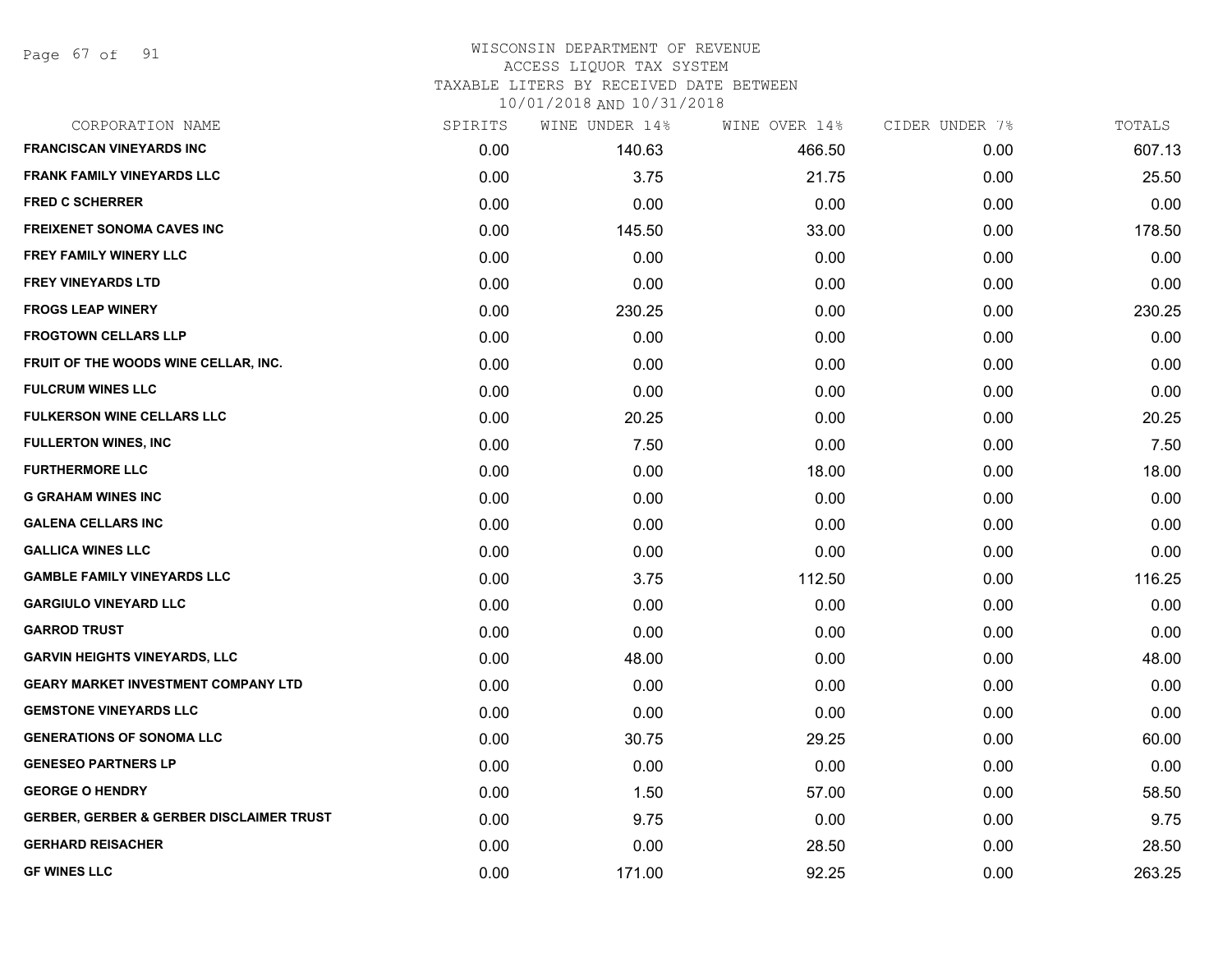# WISCONSIN DEPARTMENT OF REVENUE
## ACCESS LIQUOR TAX SYSTEM
### TAXABLE LITERS BY RECEIVED DATE BETWEEN 10/01/2018 AND 10/31/2018

| CORPORATION NAME | SPIRITS | WINE UNDER 14% | WINE OVER 14% | CIDER UNDER 7% | TOTALS |
|---|---|---|---|---|---|
| FRANCISCAN VINEYARDS INC | 0.00 | 140.63 | 466.50 | 0.00 | 607.13 |
| FRANK FAMILY VINEYARDS LLC | 0.00 | 3.75 | 21.75 | 0.00 | 25.50 |
| FRED C SCHERRER | 0.00 | 0.00 | 0.00 | 0.00 | 0.00 |
| FREIXENET SONOMA CAVES INC | 0.00 | 145.50 | 33.00 | 0.00 | 178.50 |
| FREY FAMILY WINERY LLC | 0.00 | 0.00 | 0.00 | 0.00 | 0.00 |
| FREY VINEYARDS LTD | 0.00 | 0.00 | 0.00 | 0.00 | 0.00 |
| FROGS LEAP WINERY | 0.00 | 230.25 | 0.00 | 0.00 | 230.25 |
| FROGTOWN CELLARS LLP | 0.00 | 0.00 | 0.00 | 0.00 | 0.00 |
| FRUIT OF THE WOODS WINE CELLAR, INC. | 0.00 | 0.00 | 0.00 | 0.00 | 0.00 |
| FULCRUM WINES LLC | 0.00 | 0.00 | 0.00 | 0.00 | 0.00 |
| FULKERSON WINE CELLARS LLC | 0.00 | 20.25 | 0.00 | 0.00 | 20.25 |
| FULLERTON WINES, INC | 0.00 | 7.50 | 0.00 | 0.00 | 7.50 |
| FURTHERMORE LLC | 0.00 | 0.00 | 18.00 | 0.00 | 18.00 |
| G GRAHAM WINES INC | 0.00 | 0.00 | 0.00 | 0.00 | 0.00 |
| GALENA CELLARS INC | 0.00 | 0.00 | 0.00 | 0.00 | 0.00 |
| GALLICA WINES LLC | 0.00 | 0.00 | 0.00 | 0.00 | 0.00 |
| GAMBLE FAMILY VINEYARDS LLC | 0.00 | 3.75 | 112.50 | 0.00 | 116.25 |
| GARGIULO VINEYARD LLC | 0.00 | 0.00 | 0.00 | 0.00 | 0.00 |
| GARROD TRUST | 0.00 | 0.00 | 0.00 | 0.00 | 0.00 |
| GARVIN HEIGHTS VINEYARDS, LLC | 0.00 | 48.00 | 0.00 | 0.00 | 48.00 |
| GEARY MARKET INVESTMENT COMPANY LTD | 0.00 | 0.00 | 0.00 | 0.00 | 0.00 |
| GEMSTONE VINEYARDS LLC | 0.00 | 0.00 | 0.00 | 0.00 | 0.00 |
| GENERATIONS OF SONOMA LLC | 0.00 | 30.75 | 29.25 | 0.00 | 60.00 |
| GENESEO PARTNERS LP | 0.00 | 0.00 | 0.00 | 0.00 | 0.00 |
| GEORGE O HENDRY | 0.00 | 1.50 | 57.00 | 0.00 | 58.50 |
| GERBER, GERBER & GERBER DISCLAIMER TRUST | 0.00 | 9.75 | 0.00 | 0.00 | 9.75 |
| GERHARD REISACHER | 0.00 | 0.00 | 28.50 | 0.00 | 28.50 |
| GF WINES LLC | 0.00 | 171.00 | 92.25 | 0.00 | 263.25 |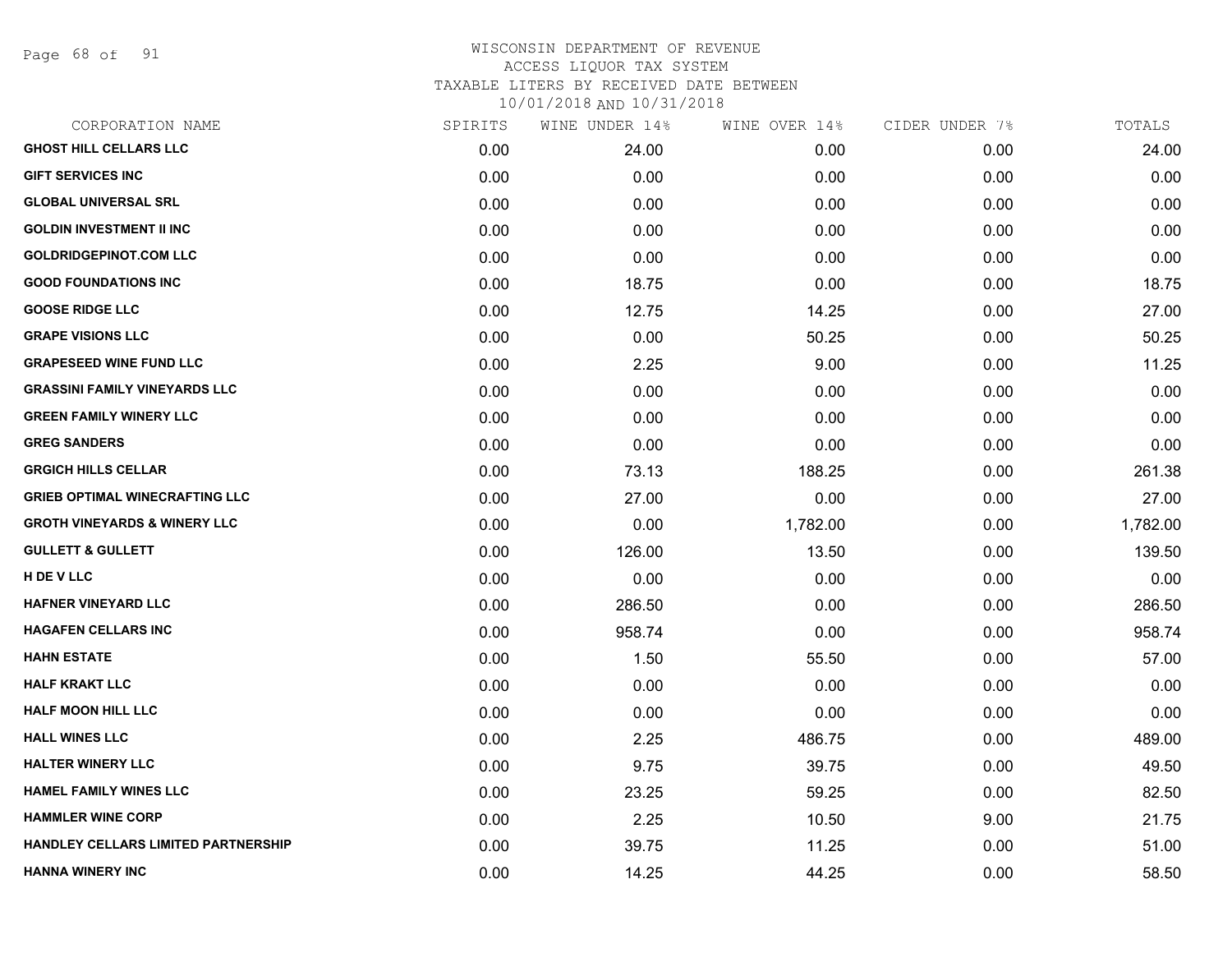# WISCONSIN DEPARTMENT OF REVENUE
## ACCESS LIQUOR TAX SYSTEM
## TAXABLE LITERS BY RECEIVED DATE BETWEEN 10/01/2018 AND 10/31/2018

| CORPORATION NAME | SPIRITS | WINE UNDER 14% | WINE OVER 14% | CIDER UNDER 7% | TOTALS |
|---|---|---|---|---|---|
| GHOST HILL CELLARS LLC | 0.00 | 24.00 | 0.00 | 0.00 | 24.00 |
| GIFT SERVICES INC | 0.00 | 0.00 | 0.00 | 0.00 | 0.00 |
| GLOBAL UNIVERSAL SRL | 0.00 | 0.00 | 0.00 | 0.00 | 0.00 |
| GOLDIN INVESTMENT II INC | 0.00 | 0.00 | 0.00 | 0.00 | 0.00 |
| GOLDRIDGEPINOT.COM LLC | 0.00 | 0.00 | 0.00 | 0.00 | 0.00 |
| GOOD FOUNDATIONS INC | 0.00 | 18.75 | 0.00 | 0.00 | 18.75 |
| GOOSE RIDGE LLC | 0.00 | 12.75 | 14.25 | 0.00 | 27.00 |
| GRAPE VISIONS LLC | 0.00 | 0.00 | 50.25 | 0.00 | 50.25 |
| GRAPESEED WINE FUND LLC | 0.00 | 2.25 | 9.00 | 0.00 | 11.25 |
| GRASSINI FAMILY VINEYARDS LLC | 0.00 | 0.00 | 0.00 | 0.00 | 0.00 |
| GREEN FAMILY WINERY LLC | 0.00 | 0.00 | 0.00 | 0.00 | 0.00 |
| GREG SANDERS | 0.00 | 0.00 | 0.00 | 0.00 | 0.00 |
| GRGICH HILLS CELLAR | 0.00 | 73.13 | 188.25 | 0.00 | 261.38 |
| GRIEB OPTIMAL WINECRAFTING LLC | 0.00 | 27.00 | 0.00 | 0.00 | 27.00 |
| GROTH VINEYARDS & WINERY LLC | 0.00 | 0.00 | 1,782.00 | 0.00 | 1,782.00 |
| GULLETT & GULLETT | 0.00 | 126.00 | 13.50 | 0.00 | 139.50 |
| H DE V LLC | 0.00 | 0.00 | 0.00 | 0.00 | 0.00 |
| HAFNER VINEYARD LLC | 0.00 | 286.50 | 0.00 | 0.00 | 286.50 |
| HAGAFEN CELLARS INC | 0.00 | 958.74 | 0.00 | 0.00 | 958.74 |
| HAHN ESTATE | 0.00 | 1.50 | 55.50 | 0.00 | 57.00 |
| HALF KRAKT LLC | 0.00 | 0.00 | 0.00 | 0.00 | 0.00 |
| HALF MOON HILL LLC | 0.00 | 0.00 | 0.00 | 0.00 | 0.00 |
| HALL WINES LLC | 0.00 | 2.25 | 486.75 | 0.00 | 489.00 |
| HALTER WINERY LLC | 0.00 | 9.75 | 39.75 | 0.00 | 49.50 |
| HAMEL FAMILY WINES LLC | 0.00 | 23.25 | 59.25 | 0.00 | 82.50 |
| HAMMLER WINE CORP | 0.00 | 2.25 | 10.50 | 9.00 | 21.75 |
| HANDLEY CELLARS LIMITED PARTNERSHIP | 0.00 | 39.75 | 11.25 | 0.00 | 51.00 |
| HANNA WINERY INC | 0.00 | 14.25 | 44.25 | 0.00 | 58.50 |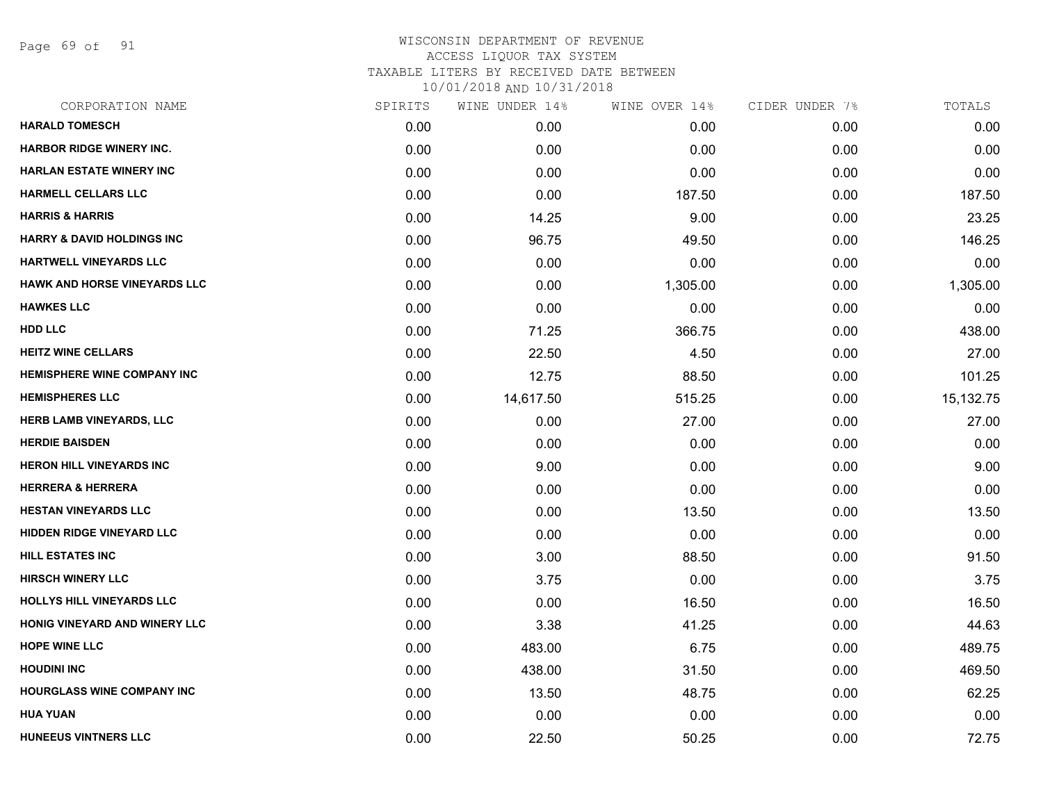WISCONSIN DEPARTMENT OF REVENUE
ACCESS LIQUOR TAX SYSTEM
TAXABLE LITERS BY RECEIVED DATE BETWEEN
10/01/2018 AND 10/31/2018

| CORPORATION NAME | SPIRITS | WINE UNDER 14% | WINE OVER 14% | CIDER UNDER 7% | TOTALS |
|---|---|---|---|---|---|
| HARALD TOMESCH | 0.00 | 0.00 | 0.00 | 0.00 | 0.00 |
| HARBOR RIDGE WINERY INC. | 0.00 | 0.00 | 0.00 | 0.00 | 0.00 |
| HARLAN ESTATE WINERY INC | 0.00 | 0.00 | 0.00 | 0.00 | 0.00 |
| HARMELL CELLARS LLC | 0.00 | 0.00 | 187.50 | 0.00 | 187.50 |
| HARRIS & HARRIS | 0.00 | 14.25 | 9.00 | 0.00 | 23.25 |
| HARRY & DAVID HOLDINGS INC | 0.00 | 96.75 | 49.50 | 0.00 | 146.25 |
| HARTWELL VINEYARDS LLC | 0.00 | 0.00 | 0.00 | 0.00 | 0.00 |
| HAWK AND HORSE VINEYARDS LLC | 0.00 | 0.00 | 1,305.00 | 0.00 | 1,305.00 |
| HAWKES LLC | 0.00 | 0.00 | 0.00 | 0.00 | 0.00 |
| HDD LLC | 0.00 | 71.25 | 366.75 | 0.00 | 438.00 |
| HEITZ WINE CELLARS | 0.00 | 22.50 | 4.50 | 0.00 | 27.00 |
| HEMISPHERE WINE COMPANY INC | 0.00 | 12.75 | 88.50 | 0.00 | 101.25 |
| HEMISPHERES LLC | 0.00 | 14,617.50 | 515.25 | 0.00 | 15,132.75 |
| HERB LAMB VINEYARDS, LLC | 0.00 | 0.00 | 27.00 | 0.00 | 27.00 |
| HERDIE BAISDEN | 0.00 | 0.00 | 0.00 | 0.00 | 0.00 |
| HERON HILL VINEYARDS INC | 0.00 | 9.00 | 0.00 | 0.00 | 9.00 |
| HERRERA & HERRERA | 0.00 | 0.00 | 0.00 | 0.00 | 0.00 |
| HESTAN VINEYARDS LLC | 0.00 | 0.00 | 13.50 | 0.00 | 13.50 |
| HIDDEN RIDGE VINEYARD LLC | 0.00 | 0.00 | 0.00 | 0.00 | 0.00 |
| HILL ESTATES INC | 0.00 | 3.00 | 88.50 | 0.00 | 91.50 |
| HIRSCH WINERY LLC | 0.00 | 3.75 | 0.00 | 0.00 | 3.75 |
| HOLLYS HILL VINEYARDS LLC | 0.00 | 0.00 | 16.50 | 0.00 | 16.50 |
| HONIG VINEYARD AND WINERY LLC | 0.00 | 3.38 | 41.25 | 0.00 | 44.63 |
| HOPE WINE LLC | 0.00 | 483.00 | 6.75 | 0.00 | 489.75 |
| HOUDINI INC | 0.00 | 438.00 | 31.50 | 0.00 | 469.50 |
| HOURGLASS WINE COMPANY INC | 0.00 | 13.50 | 48.75 | 0.00 | 62.25 |
| HUA YUAN | 0.00 | 0.00 | 0.00 | 0.00 | 0.00 |
| HUNEEUS VINTNERS LLC | 0.00 | 22.50 | 50.25 | 0.00 | 72.75 |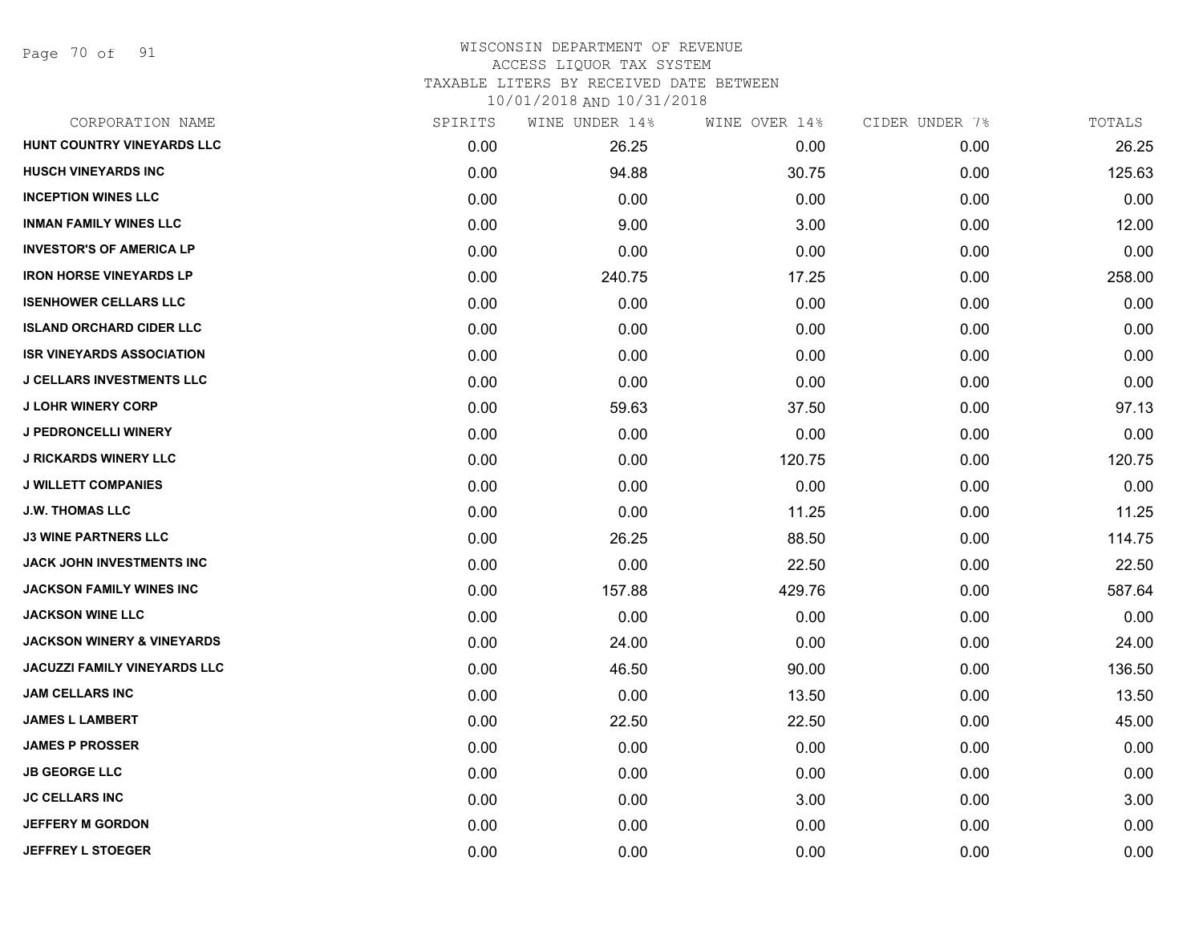WISCONSIN DEPARTMENT OF REVENUE
ACCESS LIQUOR TAX SYSTEM
TAXABLE LITERS BY RECEIVED DATE BETWEEN
10/01/2018 AND 10/31/2018

| CORPORATION NAME | SPIRITS | WINE UNDER 14% | WINE OVER 14% | CIDER UNDER 7% | TOTALS |
|---|---|---|---|---|---|
| HUNT COUNTRY VINEYARDS LLC | 0.00 | 26.25 | 0.00 | 0.00 | 26.25 |
| HUSCH VINEYARDS INC | 0.00 | 94.88 | 30.75 | 0.00 | 125.63 |
| INCEPTION WINES LLC | 0.00 | 0.00 | 0.00 | 0.00 | 0.00 |
| INMAN FAMILY WINES LLC | 0.00 | 9.00 | 3.00 | 0.00 | 12.00 |
| INVESTOR'S OF AMERICA LP | 0.00 | 0.00 | 0.00 | 0.00 | 0.00 |
| IRON HORSE VINEYARDS LP | 0.00 | 240.75 | 17.25 | 0.00 | 258.00 |
| ISENHOWER CELLARS LLC | 0.00 | 0.00 | 0.00 | 0.00 | 0.00 |
| ISLAND ORCHARD CIDER LLC | 0.00 | 0.00 | 0.00 | 0.00 | 0.00 |
| ISR VINEYARDS ASSOCIATION | 0.00 | 0.00 | 0.00 | 0.00 | 0.00 |
| J CELLARS INVESTMENTS LLC | 0.00 | 0.00 | 0.00 | 0.00 | 0.00 |
| J LOHR WINERY CORP | 0.00 | 59.63 | 37.50 | 0.00 | 97.13 |
| J PEDRONCELLI WINERY | 0.00 | 0.00 | 0.00 | 0.00 | 0.00 |
| J RICKARDS WINERY LLC | 0.00 | 0.00 | 120.75 | 0.00 | 120.75 |
| J WILLETT COMPANIES | 0.00 | 0.00 | 0.00 | 0.00 | 0.00 |
| J.W. THOMAS LLC | 0.00 | 0.00 | 11.25 | 0.00 | 11.25 |
| J3 WINE PARTNERS LLC | 0.00 | 26.25 | 88.50 | 0.00 | 114.75 |
| JACK JOHN INVESTMENTS INC | 0.00 | 0.00 | 22.50 | 0.00 | 22.50 |
| JACKSON FAMILY WINES INC | 0.00 | 157.88 | 429.76 | 0.00 | 587.64 |
| JACKSON WINE LLC | 0.00 | 0.00 | 0.00 | 0.00 | 0.00 |
| JACKSON WINERY & VINEYARDS | 0.00 | 24.00 | 0.00 | 0.00 | 24.00 |
| JACUZZI FAMILY VINEYARDS LLC | 0.00 | 46.50 | 90.00 | 0.00 | 136.50 |
| JAM CELLARS INC | 0.00 | 0.00 | 13.50 | 0.00 | 13.50 |
| JAMES L LAMBERT | 0.00 | 22.50 | 22.50 | 0.00 | 45.00 |
| JAMES P PROSSER | 0.00 | 0.00 | 0.00 | 0.00 | 0.00 |
| JB GEORGE LLC | 0.00 | 0.00 | 0.00 | 0.00 | 0.00 |
| JC CELLARS INC | 0.00 | 0.00 | 3.00 | 0.00 | 3.00 |
| JEFFERY M GORDON | 0.00 | 0.00 | 0.00 | 0.00 | 0.00 |
| JEFFREY L STOEGER | 0.00 | 0.00 | 0.00 | 0.00 | 0.00 |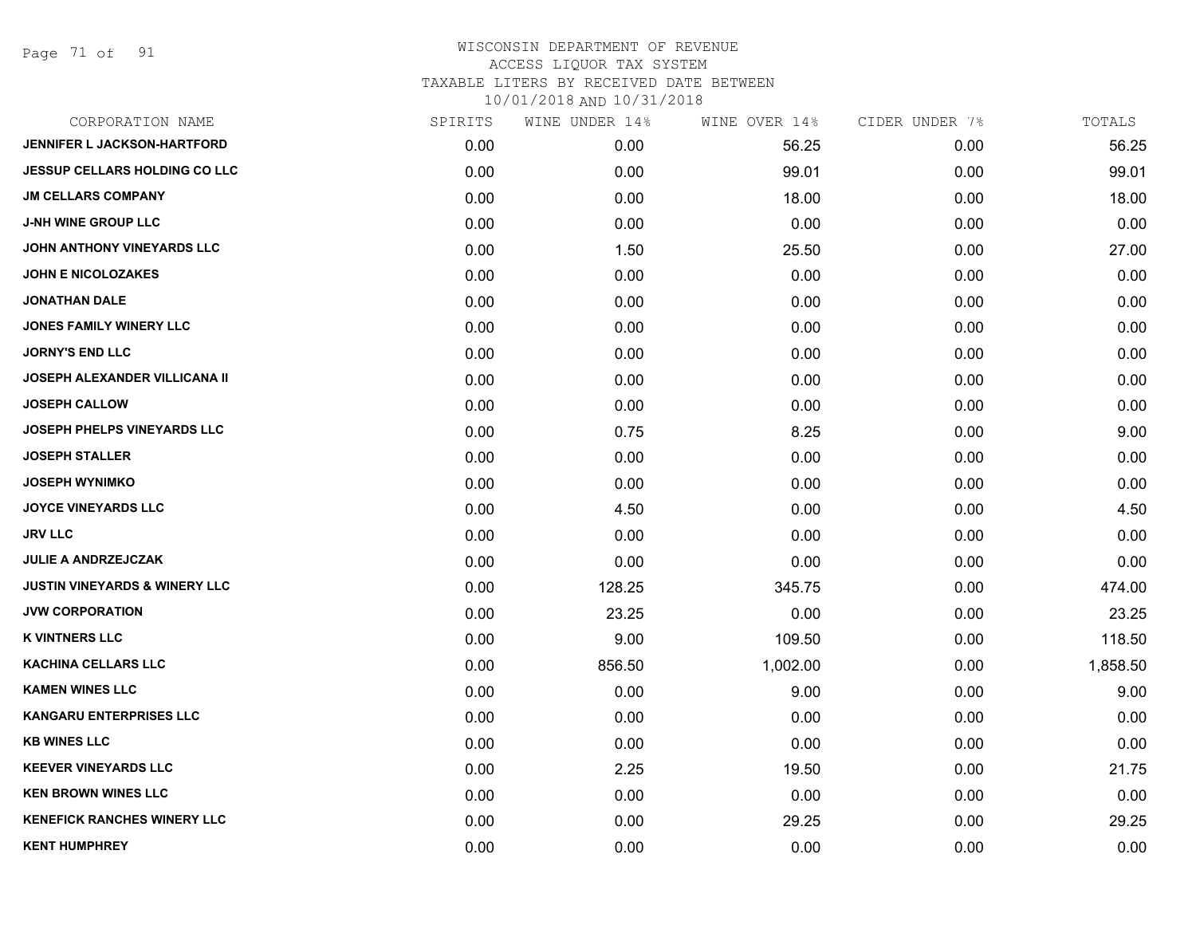WISCONSIN DEPARTMENT OF REVENUE
ACCESS LIQUOR TAX SYSTEM
TAXABLE LITERS BY RECEIVED DATE BETWEEN
10/01/2018 AND 10/31/2018

| CORPORATION NAME | SPIRITS | WINE UNDER 14% | WINE OVER 14% | CIDER UNDER 7% | TOTALS |
|---|---|---|---|---|---|
| JENNIFER L JACKSON-HARTFORD | 0.00 | 0.00 | 56.25 | 0.00 | 56.25 |
| JESSUP CELLARS HOLDING CO LLC | 0.00 | 0.00 | 99.01 | 0.00 | 99.01 |
| JM CELLARS COMPANY | 0.00 | 0.00 | 18.00 | 0.00 | 18.00 |
| J-NH WINE GROUP LLC | 0.00 | 0.00 | 0.00 | 0.00 | 0.00 |
| JOHN ANTHONY VINEYARDS LLC | 0.00 | 1.50 | 25.50 | 0.00 | 27.00 |
| JOHN E NICOLOZAKES | 0.00 | 0.00 | 0.00 | 0.00 | 0.00 |
| JONATHAN DALE | 0.00 | 0.00 | 0.00 | 0.00 | 0.00 |
| JONES FAMILY WINERY LLC | 0.00 | 0.00 | 0.00 | 0.00 | 0.00 |
| JORNY'S END LLC | 0.00 | 0.00 | 0.00 | 0.00 | 0.00 |
| JOSEPH ALEXANDER VILLICANA II | 0.00 | 0.00 | 0.00 | 0.00 | 0.00 |
| JOSEPH CALLOW | 0.00 | 0.00 | 0.00 | 0.00 | 0.00 |
| JOSEPH PHELPS VINEYARDS LLC | 0.00 | 0.75 | 8.25 | 0.00 | 9.00 |
| JOSEPH STALLER | 0.00 | 0.00 | 0.00 | 0.00 | 0.00 |
| JOSEPH WYNIMKO | 0.00 | 0.00 | 0.00 | 0.00 | 0.00 |
| JOYCE VINEYARDS LLC | 0.00 | 4.50 | 0.00 | 0.00 | 4.50 |
| JRV LLC | 0.00 | 0.00 | 0.00 | 0.00 | 0.00 |
| JULIE A ANDRZEJCZAK | 0.00 | 0.00 | 0.00 | 0.00 | 0.00 |
| JUSTIN VINEYARDS & WINERY LLC | 0.00 | 128.25 | 345.75 | 0.00 | 474.00 |
| JVW CORPORATION | 0.00 | 23.25 | 0.00 | 0.00 | 23.25 |
| K VINTNERS LLC | 0.00 | 9.00 | 109.50 | 0.00 | 118.50 |
| KACHINA CELLARS LLC | 0.00 | 856.50 | 1,002.00 | 0.00 | 1,858.50 |
| KAMEN WINES LLC | 0.00 | 0.00 | 9.00 | 0.00 | 9.00 |
| KANGARU ENTERPRISES LLC | 0.00 | 0.00 | 0.00 | 0.00 | 0.00 |
| KB WINES LLC | 0.00 | 0.00 | 0.00 | 0.00 | 0.00 |
| KEEVER VINEYARDS LLC | 0.00 | 2.25 | 19.50 | 0.00 | 21.75 |
| KEN BROWN WINES LLC | 0.00 | 0.00 | 0.00 | 0.00 | 0.00 |
| KENEFICK RANCHES WINERY LLC | 0.00 | 0.00 | 29.25 | 0.00 | 29.25 |
| KENT HUMPHREY | 0.00 | 0.00 | 0.00 | 0.00 | 0.00 |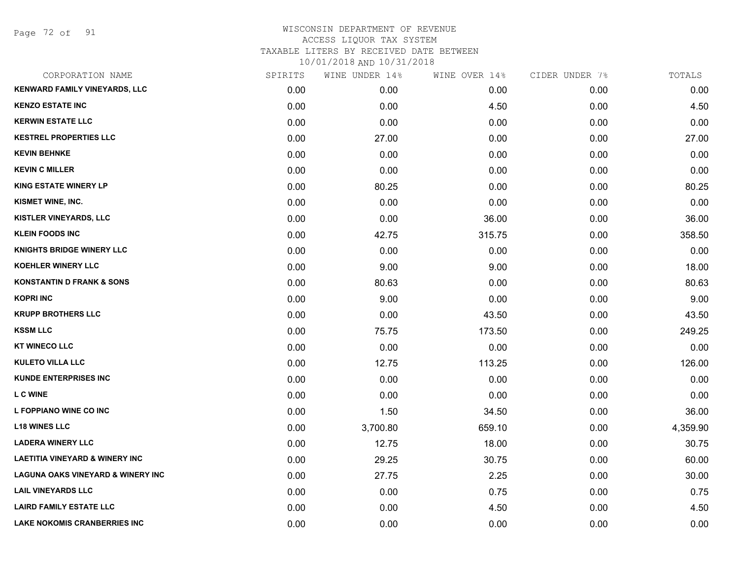WISCONSIN DEPARTMENT OF REVENUE
ACCESS LIQUOR TAX SYSTEM
TAXABLE LITERS BY RECEIVED DATE BETWEEN
10/01/2018 AND 10/31/2018

| CORPORATION NAME | SPIRITS | WINE UNDER 14% | WINE OVER 14% | CIDER UNDER 7% | TOTALS |
|---|---|---|---|---|---|
| KENWARD FAMILY VINEYARDS, LLC | 0.00 | 0.00 | 0.00 | 0.00 | 0.00 |
| KENZO ESTATE INC | 0.00 | 0.00 | 4.50 | 0.00 | 4.50 |
| KERWIN ESTATE LLC | 0.00 | 0.00 | 0.00 | 0.00 | 0.00 |
| KESTREL PROPERTIES LLC | 0.00 | 27.00 | 0.00 | 0.00 | 27.00 |
| KEVIN BEHNKE | 0.00 | 0.00 | 0.00 | 0.00 | 0.00 |
| KEVIN C MILLER | 0.00 | 0.00 | 0.00 | 0.00 | 0.00 |
| KING ESTATE WINERY LP | 0.00 | 80.25 | 0.00 | 0.00 | 80.25 |
| KISMET WINE, INC. | 0.00 | 0.00 | 0.00 | 0.00 | 0.00 |
| KISTLER VINEYARDS, LLC | 0.00 | 0.00 | 36.00 | 0.00 | 36.00 |
| KLEIN FOODS INC | 0.00 | 42.75 | 315.75 | 0.00 | 358.50 |
| KNIGHTS BRIDGE WINERY LLC | 0.00 | 0.00 | 0.00 | 0.00 | 0.00 |
| KOEHLER WINERY LLC | 0.00 | 9.00 | 9.00 | 0.00 | 18.00 |
| KONSTANTIN D FRANK & SONS | 0.00 | 80.63 | 0.00 | 0.00 | 80.63 |
| KOPRI INC | 0.00 | 9.00 | 0.00 | 0.00 | 9.00 |
| KRUPP BROTHERS LLC | 0.00 | 0.00 | 43.50 | 0.00 | 43.50 |
| KSSM LLC | 0.00 | 75.75 | 173.50 | 0.00 | 249.25 |
| KT WINECO LLC | 0.00 | 0.00 | 0.00 | 0.00 | 0.00 |
| KULETO VILLA LLC | 0.00 | 12.75 | 113.25 | 0.00 | 126.00 |
| KUNDE ENTERPRISES INC | 0.00 | 0.00 | 0.00 | 0.00 | 0.00 |
| L C WINE | 0.00 | 0.00 | 0.00 | 0.00 | 0.00 |
| L FOPPIANO WINE CO INC | 0.00 | 1.50 | 34.50 | 0.00 | 36.00 |
| L18 WINES LLC | 0.00 | 3,700.80 | 659.10 | 0.00 | 4,359.90 |
| LADERA WINERY LLC | 0.00 | 12.75 | 18.00 | 0.00 | 30.75 |
| LAETITIA VINEYARD & WINERY INC | 0.00 | 29.25 | 30.75 | 0.00 | 60.00 |
| LAGUNA OAKS VINEYARD & WINERY INC | 0.00 | 27.75 | 2.25 | 0.00 | 30.00 |
| LAIL VINEYARDS LLC | 0.00 | 0.00 | 0.75 | 0.00 | 0.75 |
| LAIRD FAMILY ESTATE LLC | 0.00 | 0.00 | 4.50 | 0.00 | 4.50 |
| LAKE NOKOMIS CRANBERRIES INC | 0.00 | 0.00 | 0.00 | 0.00 | 0.00 |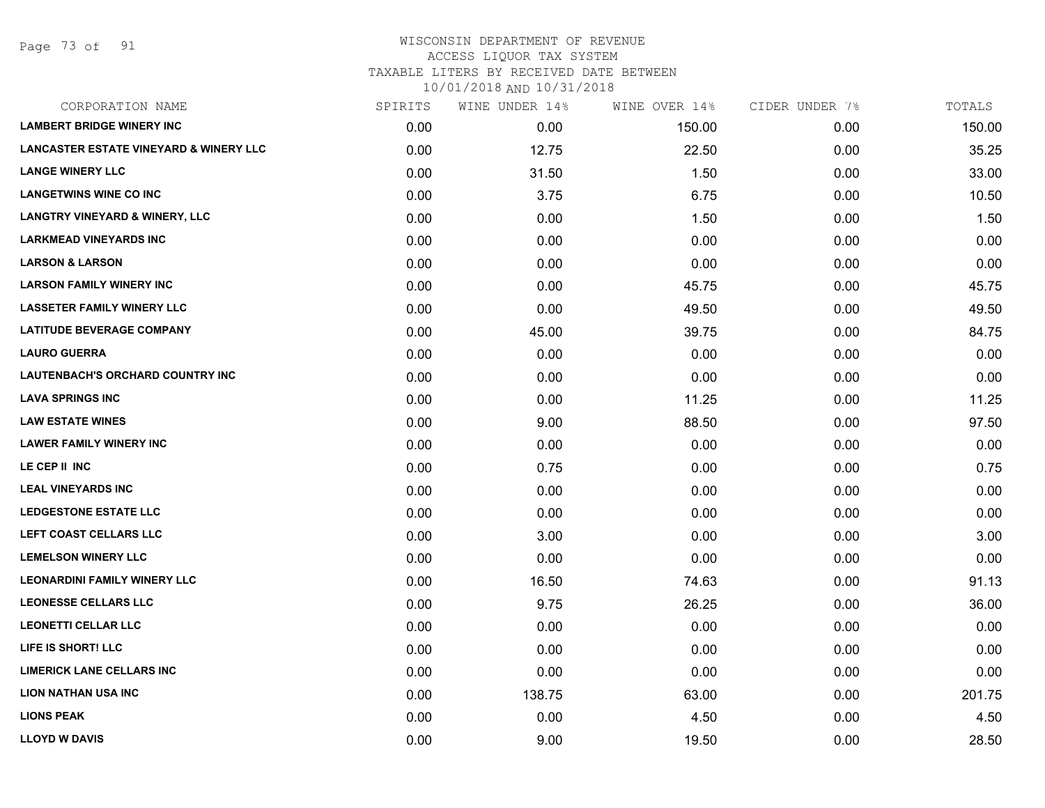# WISCONSIN DEPARTMENT OF REVENUE
## ACCESS LIQUOR TAX SYSTEM
### TAXABLE LITERS BY RECEIVED DATE BETWEEN 10/01/2018 AND 10/31/2018

| CORPORATION NAME | SPIRITS | WINE UNDER 14% | WINE OVER 14% | CIDER UNDER 7% | TOTALS |
|---|---|---|---|---|---|
| **LAMBERT BRIDGE WINERY INC** | 0.00 | 0.00 | 150.00 | 0.00 | 150.00 |
| **LANCASTER ESTATE VINEYARD & WINERY LLC** | 0.00 | 12.75 | 22.50 | 0.00 | 35.25 |
| **LANGE WINERY LLC** | 0.00 | 31.50 | 1.50 | 0.00 | 33.00 |
| **LANGETWINS WINE CO INC** | 0.00 | 3.75 | 6.75 | 0.00 | 10.50 |
| **LANGTRY VINEYARD & WINERY, LLC** | 0.00 | 0.00 | 1.50 | 0.00 | 1.50 |
| **LARKMEAD VINEYARDS INC** | 0.00 | 0.00 | 0.00 | 0.00 | 0.00 |
| **LARSON & LARSON** | 0.00 | 0.00 | 0.00 | 0.00 | 0.00 |
| **LARSON FAMILY WINERY INC** | 0.00 | 0.00 | 45.75 | 0.00 | 45.75 |
| **LASSETER FAMILY WINERY LLC** | 0.00 | 0.00 | 49.50 | 0.00 | 49.50 |
| **LATITUDE BEVERAGE COMPANY** | 0.00 | 45.00 | 39.75 | 0.00 | 84.75 |
| **LAURO GUERRA** | 0.00 | 0.00 | 0.00 | 0.00 | 0.00 |
| **LAUTENBACH'S ORCHARD COUNTRY INC** | 0.00 | 0.00 | 0.00 | 0.00 | 0.00 |
| **LAVA SPRINGS INC** | 0.00 | 0.00 | 11.25 | 0.00 | 11.25 |
| **LAW ESTATE WINES** | 0.00 | 9.00 | 88.50 | 0.00 | 97.50 |
| **LAWER FAMILY WINERY INC** | 0.00 | 0.00 | 0.00 | 0.00 | 0.00 |
| **LE CEP II INC** | 0.00 | 0.75 | 0.00 | 0.00 | 0.75 |
| **LEAL VINEYARDS INC** | 0.00 | 0.00 | 0.00 | 0.00 | 0.00 |
| **LEDGESTONE ESTATE LLC** | 0.00 | 0.00 | 0.00 | 0.00 | 0.00 |
| **LEFT COAST CELLARS LLC** | 0.00 | 3.00 | 0.00 | 0.00 | 3.00 |
| **LEMELSON WINERY LLC** | 0.00 | 0.00 | 0.00 | 0.00 | 0.00 |
| **LEONARDINI FAMILY WINERY LLC** | 0.00 | 16.50 | 74.63 | 0.00 | 91.13 |
| **LEONESSE CELLARS LLC** | 0.00 | 9.75 | 26.25 | 0.00 | 36.00 |
| **LEONETTI CELLAR LLC** | 0.00 | 0.00 | 0.00 | 0.00 | 0.00 |
| **LIFE IS SHORT! LLC** | 0.00 | 0.00 | 0.00 | 0.00 | 0.00 |
| **LIMERICK LANE CELLARS INC** | 0.00 | 0.00 | 0.00 | 0.00 | 0.00 |
| **LION NATHAN USA INC** | 0.00 | 138.75 | 63.00 | 0.00 | 201.75 |
| **LIONS PEAK** | 0.00 | 0.00 | 4.50 | 0.00 | 4.50 |
| **LLOYD W DAVIS** | 0.00 | 9.00 | 19.50 | 0.00 | 28.50 |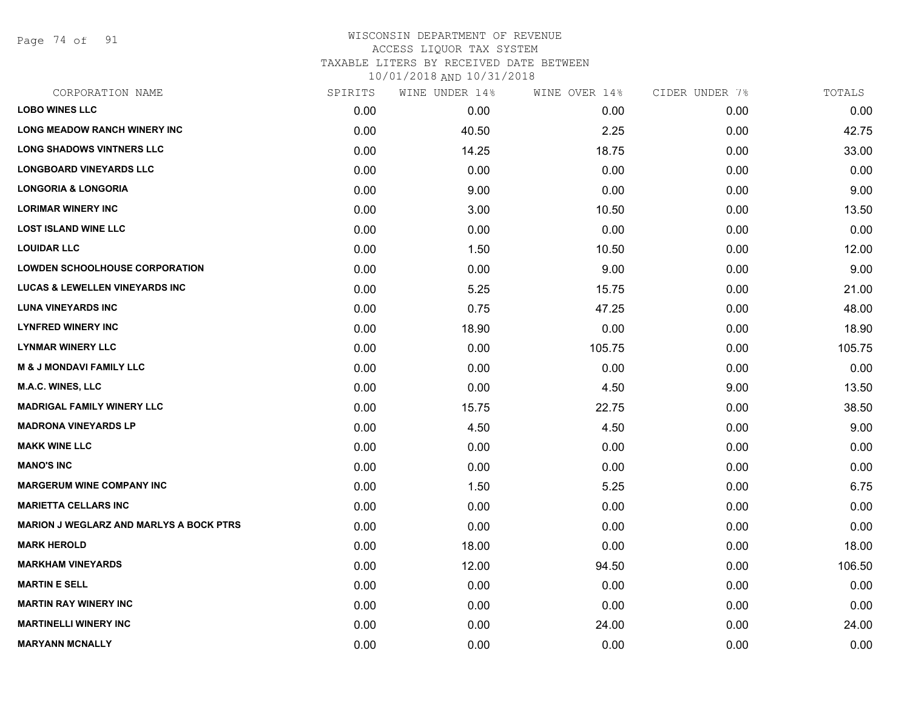# WISCONSIN DEPARTMENT OF REVENUE
## ACCESS LIQUOR TAX SYSTEM
### TAXABLE LITERS BY RECEIVED DATE BETWEEN 10/01/2018 AND 10/31/2018

| CORPORATION NAME | SPIRITS | WINE UNDER 14% | WINE OVER 14% | CIDER UNDER 7% | TOTALS |
|---|---|---|---|---|---|
| LOBO WINES LLC | 0.00 | 0.00 | 0.00 | 0.00 | 0.00 |
| LONG MEADOW RANCH WINERY INC | 0.00 | 40.50 | 2.25 | 0.00 | 42.75 |
| LONG SHADOWS VINTNERS LLC | 0.00 | 14.25 | 18.75 | 0.00 | 33.00 |
| LONGBOARD VINEYARDS LLC | 0.00 | 0.00 | 0.00 | 0.00 | 0.00 |
| LONGORIA & LONGORIA | 0.00 | 9.00 | 0.00 | 0.00 | 9.00 |
| LORIMAR WINERY INC | 0.00 | 3.00 | 10.50 | 0.00 | 13.50 |
| LOST ISLAND WINE LLC | 0.00 | 0.00 | 0.00 | 0.00 | 0.00 |
| LOUIDAR LLC | 0.00 | 1.50 | 10.50 | 0.00 | 12.00 |
| LOWDEN SCHOOLHOUSE CORPORATION | 0.00 | 0.00 | 9.00 | 0.00 | 9.00 |
| LUCAS & LEWELLEN VINEYARDS INC | 0.00 | 5.25 | 15.75 | 0.00 | 21.00 |
| LUNA VINEYARDS INC | 0.00 | 0.75 | 47.25 | 0.00 | 48.00 |
| LYNFRED WINERY INC | 0.00 | 18.90 | 0.00 | 0.00 | 18.90 |
| LYNMAR WINERY LLC | 0.00 | 0.00 | 105.75 | 0.00 | 105.75 |
| M & J MONDAVI FAMILY LLC | 0.00 | 0.00 | 0.00 | 0.00 | 0.00 |
| M.A.C. WINES, LLC | 0.00 | 0.00 | 4.50 | 9.00 | 13.50 |
| MADRIGAL FAMILY WINERY LLC | 0.00 | 15.75 | 22.75 | 0.00 | 38.50 |
| MADRONA VINEYARDS LP | 0.00 | 4.50 | 4.50 | 0.00 | 9.00 |
| MAKK WINE LLC | 0.00 | 0.00 | 0.00 | 0.00 | 0.00 |
| MANO'S INC | 0.00 | 0.00 | 0.00 | 0.00 | 0.00 |
| MARGERUM WINE COMPANY INC | 0.00 | 1.50 | 5.25 | 0.00 | 6.75 |
| MARIETTA CELLARS INC | 0.00 | 0.00 | 0.00 | 0.00 | 0.00 |
| MARION J WEGLARZ AND MARLYS A BOCK PTRS | 0.00 | 0.00 | 0.00 | 0.00 | 0.00 |
| MARK HEROLD | 0.00 | 18.00 | 0.00 | 0.00 | 18.00 |
| MARKHAM VINEYARDS | 0.00 | 12.00 | 94.50 | 0.00 | 106.50 |
| MARTIN E SELL | 0.00 | 0.00 | 0.00 | 0.00 | 0.00 |
| MARTIN RAY WINERY INC | 0.00 | 0.00 | 0.00 | 0.00 | 0.00 |
| MARTINELLI WINERY INC | 0.00 | 0.00 | 24.00 | 0.00 | 24.00 |
| MARYANN MCNALLY | 0.00 | 0.00 | 0.00 | 0.00 | 0.00 |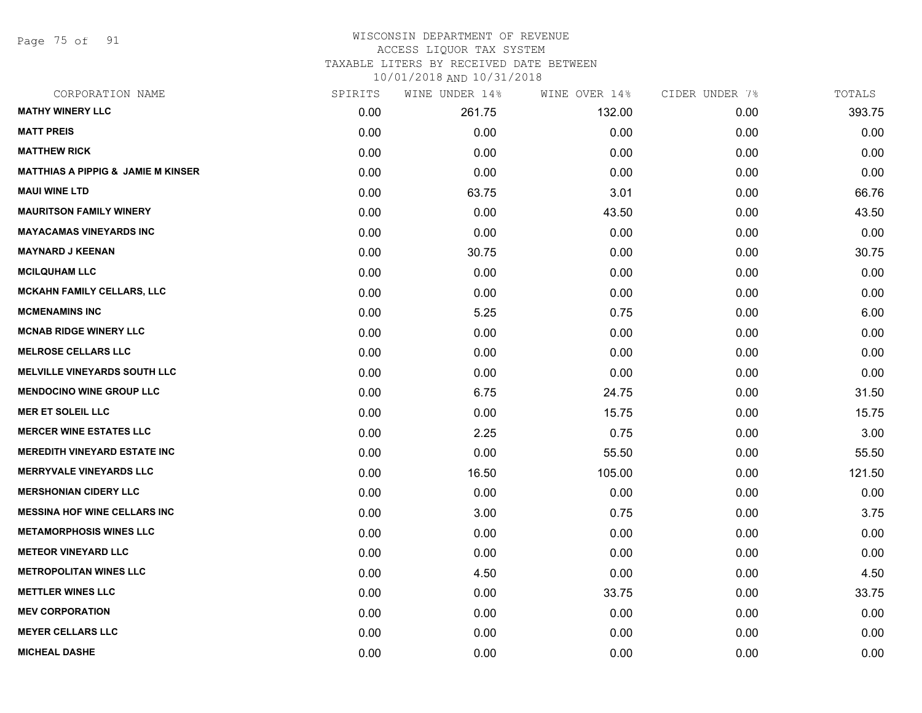# WISCONSIN DEPARTMENT OF REVENUE
## ACCESS LIQUOR TAX SYSTEM
### TAXABLE LITERS BY RECEIVED DATE BETWEEN 10/01/2018 AND 10/31/2018

| CORPORATION NAME | SPIRITS | WINE UNDER 14% | WINE OVER 14% | CIDER UNDER 7% | TOTALS |
|---|---|---|---|---|---|
| MATHY WINERY LLC | 0.00 | 261.75 | 132.00 | 0.00 | 393.75 |
| MATT PREIS | 0.00 | 0.00 | 0.00 | 0.00 | 0.00 |
| MATTHEW RICK | 0.00 | 0.00 | 0.00 | 0.00 | 0.00 |
| MATTHIAS A PIPPIG & JAMIE M KINSER | 0.00 | 0.00 | 0.00 | 0.00 | 0.00 |
| MAUI WINE LTD | 0.00 | 63.75 | 3.01 | 0.00 | 66.76 |
| MAURITSON FAMILY WINERY | 0.00 | 0.00 | 43.50 | 0.00 | 43.50 |
| MAYACAMAS VINEYARDS INC | 0.00 | 0.00 | 0.00 | 0.00 | 0.00 |
| MAYNARD J KEENAN | 0.00 | 30.75 | 0.00 | 0.00 | 30.75 |
| MCILQUHAM LLC | 0.00 | 0.00 | 0.00 | 0.00 | 0.00 |
| MCKAHN FAMILY CELLARS, LLC | 0.00 | 0.00 | 0.00 | 0.00 | 0.00 |
| MCMENAMINS INC | 0.00 | 5.25 | 0.75 | 0.00 | 6.00 |
| MCNAB RIDGE WINERY LLC | 0.00 | 0.00 | 0.00 | 0.00 | 0.00 |
| MELROSE CELLARS LLC | 0.00 | 0.00 | 0.00 | 0.00 | 0.00 |
| MELVILLE VINEYARDS SOUTH LLC | 0.00 | 0.00 | 0.00 | 0.00 | 0.00 |
| MENDOCINO WINE GROUP LLC | 0.00 | 6.75 | 24.75 | 0.00 | 31.50 |
| MER ET SOLEIL LLC | 0.00 | 0.00 | 15.75 | 0.00 | 15.75 |
| MERCER WINE ESTATES LLC | 0.00 | 2.25 | 0.75 | 0.00 | 3.00 |
| MEREDITH VINEYARD ESTATE INC | 0.00 | 0.00 | 55.50 | 0.00 | 55.50 |
| MERRYVALE VINEYARDS LLC | 0.00 | 16.50 | 105.00 | 0.00 | 121.50 |
| MERSHONIAN CIDERY LLC | 0.00 | 0.00 | 0.00 | 0.00 | 0.00 |
| MESSINA HOF WINE CELLARS INC | 0.00 | 3.00 | 0.75 | 0.00 | 3.75 |
| METAMORPHOSIS WINES LLC | 0.00 | 0.00 | 0.00 | 0.00 | 0.00 |
| METEOR VINEYARD LLC | 0.00 | 0.00 | 0.00 | 0.00 | 0.00 |
| METROPOLITAN WINES LLC | 0.00 | 4.50 | 0.00 | 0.00 | 4.50 |
| METTLER WINES LLC | 0.00 | 0.00 | 33.75 | 0.00 | 33.75 |
| MEV CORPORATION | 0.00 | 0.00 | 0.00 | 0.00 | 0.00 |
| MEYER CELLARS LLC | 0.00 | 0.00 | 0.00 | 0.00 | 0.00 |
| MICHEAL DASHE | 0.00 | 0.00 | 0.00 | 0.00 | 0.00 |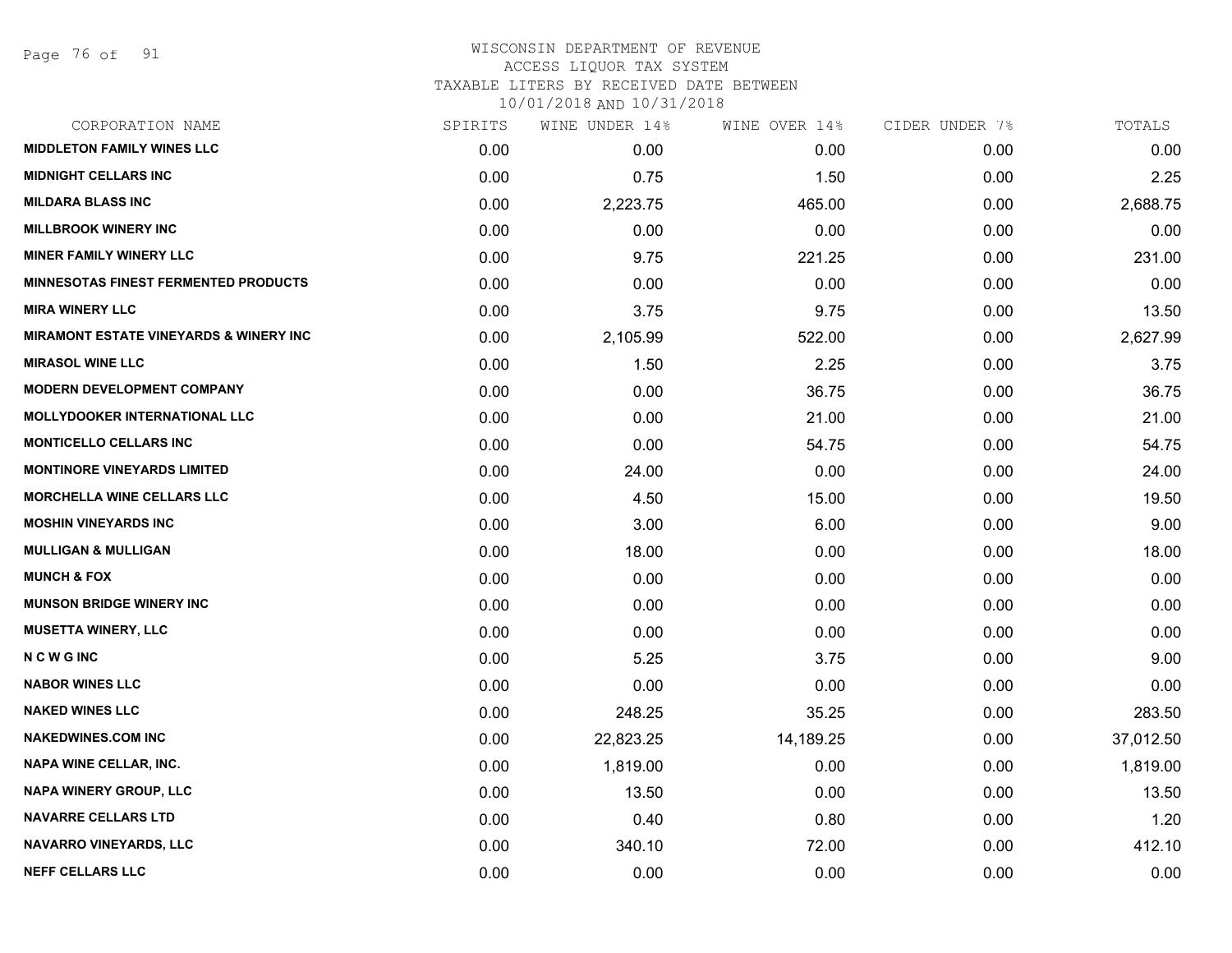# WISCONSIN DEPARTMENT OF REVENUE
## ACCESS LIQUOR TAX SYSTEM
### TAXABLE LITERS BY RECEIVED DATE BETWEEN 10/01/2018 AND 10/31/2018

| CORPORATION NAME | SPIRITS | WINE UNDER 14% | WINE OVER 14% | CIDER UNDER 7% | TOTALS |
|---|---|---|---|---|---|
| MIDDLETON FAMILY WINES LLC | 0.00 | 0.00 | 0.00 | 0.00 | 0.00 |
| MIDNIGHT CELLARS INC | 0.00 | 0.75 | 1.50 | 0.00 | 2.25 |
| MILDARA BLASS INC | 0.00 | 2,223.75 | 465.00 | 0.00 | 2,688.75 |
| MILLBROOK WINERY INC | 0.00 | 0.00 | 0.00 | 0.00 | 0.00 |
| MINER FAMILY WINERY LLC | 0.00 | 9.75 | 221.25 | 0.00 | 231.00 |
| MINNESOTAS FINEST FERMENTED PRODUCTS | 0.00 | 0.00 | 0.00 | 0.00 | 0.00 |
| MIRA WINERY LLC | 0.00 | 3.75 | 9.75 | 0.00 | 13.50 |
| MIRAMONT ESTATE VINEYARDS & WINERY INC | 0.00 | 2,105.99 | 522.00 | 0.00 | 2,627.99 |
| MIRASOL WINE LLC | 0.00 | 1.50 | 2.25 | 0.00 | 3.75 |
| MODERN DEVELOPMENT COMPANY | 0.00 | 0.00 | 36.75 | 0.00 | 36.75 |
| MOLLYDOOKER INTERNATIONAL LLC | 0.00 | 0.00 | 21.00 | 0.00 | 21.00 |
| MONTICELLO CELLARS INC | 0.00 | 0.00 | 54.75 | 0.00 | 54.75 |
| MONTINORE VINEYARDS LIMITED | 0.00 | 24.00 | 0.00 | 0.00 | 24.00 |
| MORCHELLA WINE CELLARS LLC | 0.00 | 4.50 | 15.00 | 0.00 | 19.50 |
| MOSHIN VINEYARDS INC | 0.00 | 3.00 | 6.00 | 0.00 | 9.00 |
| MULLIGAN & MULLIGAN | 0.00 | 18.00 | 0.00 | 0.00 | 18.00 |
| MUNCH & FOX | 0.00 | 0.00 | 0.00 | 0.00 | 0.00 |
| MUNSON BRIDGE WINERY INC | 0.00 | 0.00 | 0.00 | 0.00 | 0.00 |
| MUSETTA WINERY, LLC | 0.00 | 0.00 | 0.00 | 0.00 | 0.00 |
| N C W G INC | 0.00 | 5.25 | 3.75 | 0.00 | 9.00 |
| NABOR WINES LLC | 0.00 | 0.00 | 0.00 | 0.00 | 0.00 |
| NAKED WINES LLC | 0.00 | 248.25 | 35.25 | 0.00 | 283.50 |
| NAKEDWINES.COM INC | 0.00 | 22,823.25 | 14,189.25 | 0.00 | 37,012.50 |
| NAPA WINE CELLAR, INC. | 0.00 | 1,819.00 | 0.00 | 0.00 | 1,819.00 |
| NAPA WINERY GROUP, LLC | 0.00 | 13.50 | 0.00 | 0.00 | 13.50 |
| NAVARRE CELLARS LTD | 0.00 | 0.40 | 0.80 | 0.00 | 1.20 |
| NAVARRO VINEYARDS, LLC | 0.00 | 340.10 | 72.00 | 0.00 | 412.10 |
| NEFF CELLARS LLC | 0.00 | 0.00 | 0.00 | 0.00 | 0.00 |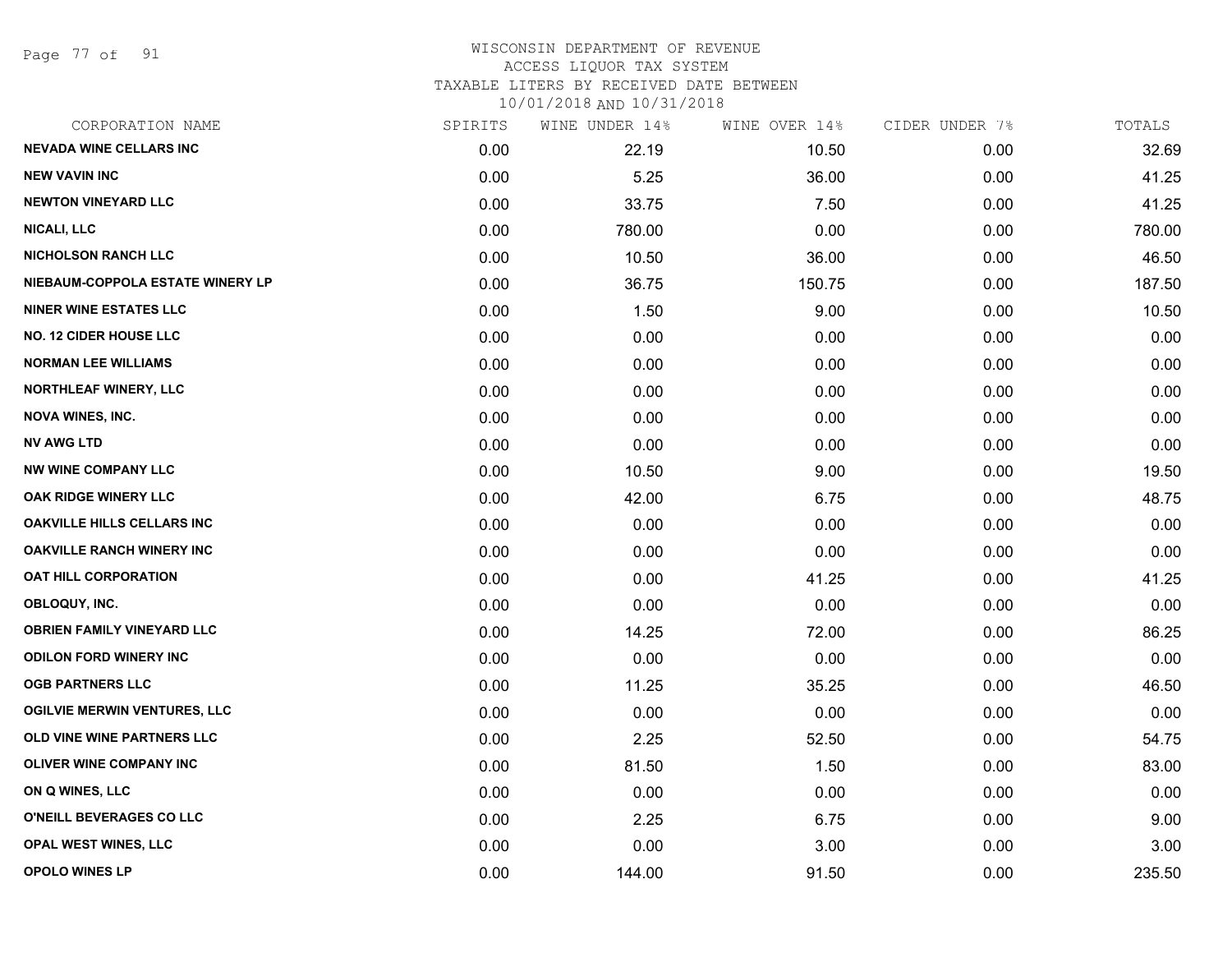# WISCONSIN DEPARTMENT OF REVENUE
## ACCESS LIQUOR TAX SYSTEM
### TAXABLE LITERS BY RECEIVED DATE BETWEEN 10/01/2018 AND 10/31/2018

| CORPORATION NAME | SPIRITS | WINE UNDER 14% | WINE OVER 14% | CIDER UNDER 7% | TOTALS |
|---|---|---|---|---|---|
| NEVADA WINE CELLARS INC | 0.00 | 22.19 | 10.50 | 0.00 | 32.69 |
| NEW VAVIN INC | 0.00 | 5.25 | 36.00 | 0.00 | 41.25 |
| NEWTON VINEYARD LLC | 0.00 | 33.75 | 7.50 | 0.00 | 41.25 |
| NICALI, LLC | 0.00 | 780.00 | 0.00 | 0.00 | 780.00 |
| NICHOLSON RANCH LLC | 0.00 | 10.50 | 36.00 | 0.00 | 46.50 |
| NIEBAUM-COPPOLA ESTATE WINERY LP | 0.00 | 36.75 | 150.75 | 0.00 | 187.50 |
| NINER WINE ESTATES LLC | 0.00 | 1.50 | 9.00 | 0.00 | 10.50 |
| NO. 12 CIDER HOUSE LLC | 0.00 | 0.00 | 0.00 | 0.00 | 0.00 |
| NORMAN LEE WILLIAMS | 0.00 | 0.00 | 0.00 | 0.00 | 0.00 |
| NORTHLEAF WINERY, LLC | 0.00 | 0.00 | 0.00 | 0.00 | 0.00 |
| NOVA WINES, INC. | 0.00 | 0.00 | 0.00 | 0.00 | 0.00 |
| NV AWG LTD | 0.00 | 0.00 | 0.00 | 0.00 | 0.00 |
| NW WINE COMPANY LLC | 0.00 | 10.50 | 9.00 | 0.00 | 19.50 |
| OAK RIDGE WINERY LLC | 0.00 | 42.00 | 6.75 | 0.00 | 48.75 |
| OAKVILLE HILLS CELLARS INC | 0.00 | 0.00 | 0.00 | 0.00 | 0.00 |
| OAKVILLE RANCH WINERY INC | 0.00 | 0.00 | 0.00 | 0.00 | 0.00 |
| OAT HILL CORPORATION | 0.00 | 0.00 | 41.25 | 0.00 | 41.25 |
| OBLOQUY, INC. | 0.00 | 0.00 | 0.00 | 0.00 | 0.00 |
| OBRIEN FAMILY VINEYARD LLC | 0.00 | 14.25 | 72.00 | 0.00 | 86.25 |
| ODILON FORD WINERY INC | 0.00 | 0.00 | 0.00 | 0.00 | 0.00 |
| OGB PARTNERS LLC | 0.00 | 11.25 | 35.25 | 0.00 | 46.50 |
| OGILVIE MERWIN VENTURES, LLC | 0.00 | 0.00 | 0.00 | 0.00 | 0.00 |
| OLD VINE WINE PARTNERS LLC | 0.00 | 2.25 | 52.50 | 0.00 | 54.75 |
| OLIVER WINE COMPANY INC | 0.00 | 81.50 | 1.50 | 0.00 | 83.00 |
| ON Q WINES, LLC | 0.00 | 0.00 | 0.00 | 0.00 | 0.00 |
| O'NEILL BEVERAGES CO LLC | 0.00 | 2.25 | 6.75 | 0.00 | 9.00 |
| OPAL WEST WINES, LLC | 0.00 | 0.00 | 3.00 | 0.00 | 3.00 |
| OPOLO WINES LP | 0.00 | 144.00 | 91.50 | 0.00 | 235.50 |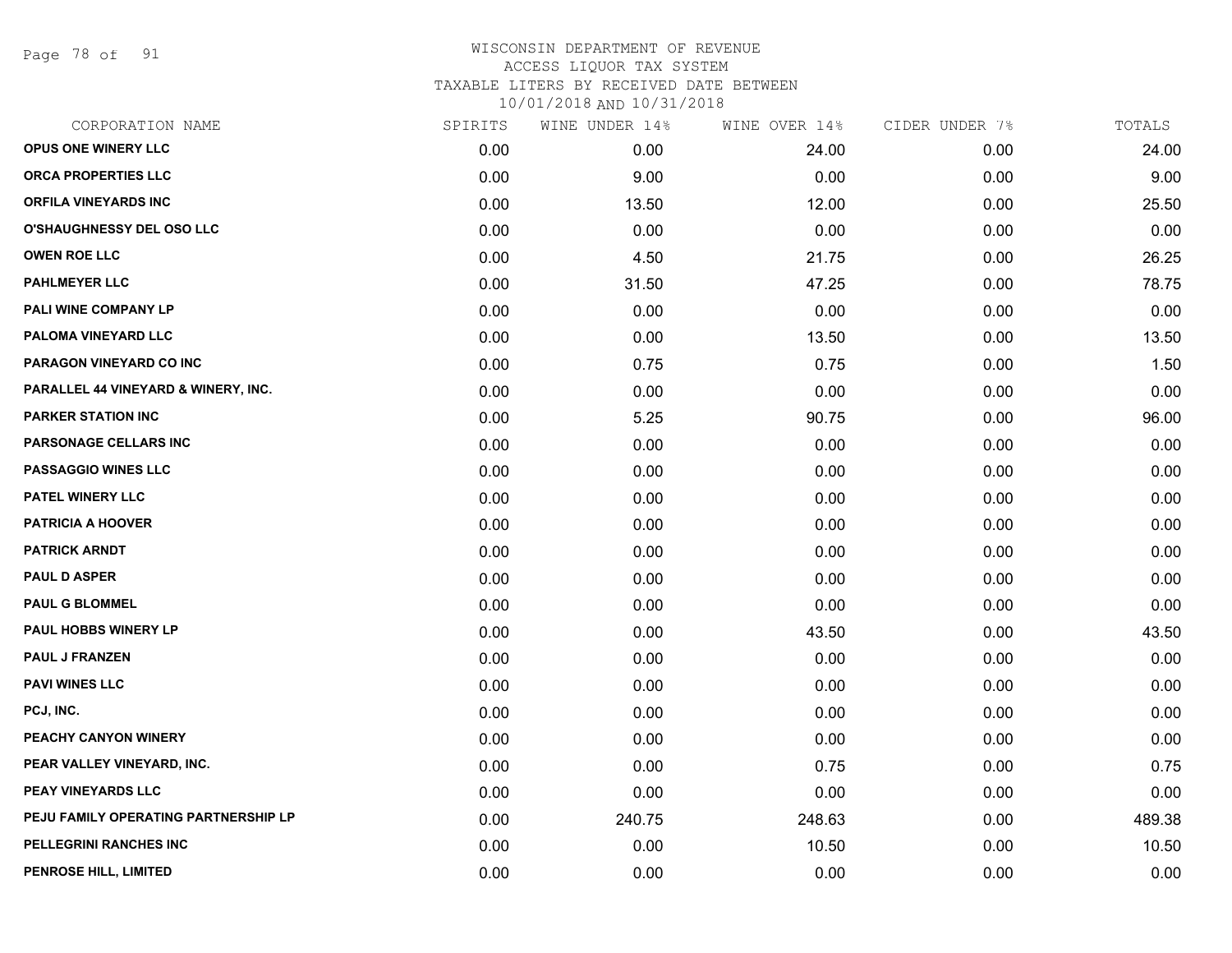# WISCONSIN DEPARTMENT OF REVENUE
## ACCESS LIQUOR TAX SYSTEM
### TAXABLE LITERS BY RECEIVED DATE BETWEEN 10/01/2018 AND 10/31/2018

| CORPORATION NAME | SPIRITS | WINE UNDER 14% | WINE OVER 14% | CIDER UNDER 7% | TOTALS |
|---|---|---|---|---|---|
| OPUS ONE WINERY LLC | 0.00 | 0.00 | 24.00 | 0.00 | 24.00 |
| ORCA PROPERTIES LLC | 0.00 | 9.00 | 0.00 | 0.00 | 9.00 |
| ORFILA VINEYARDS INC | 0.00 | 13.50 | 12.00 | 0.00 | 25.50 |
| O'SHAUGHNESSY DEL OSO LLC | 0.00 | 0.00 | 0.00 | 0.00 | 0.00 |
| OWEN ROE LLC | 0.00 | 4.50 | 21.75 | 0.00 | 26.25 |
| PAHLMEYER LLC | 0.00 | 31.50 | 47.25 | 0.00 | 78.75 |
| PALI WINE COMPANY LP | 0.00 | 0.00 | 0.00 | 0.00 | 0.00 |
| PALOMA VINEYARD LLC | 0.00 | 0.00 | 13.50 | 0.00 | 13.50 |
| PARAGON VINEYARD CO INC | 0.00 | 0.75 | 0.75 | 0.00 | 1.50 |
| PARALLEL 44 VINEYARD & WINERY, INC. | 0.00 | 0.00 | 0.00 | 0.00 | 0.00 |
| PARKER STATION INC | 0.00 | 5.25 | 90.75 | 0.00 | 96.00 |
| PARSONAGE CELLARS INC | 0.00 | 0.00 | 0.00 | 0.00 | 0.00 |
| PASSAGGIO WINES LLC | 0.00 | 0.00 | 0.00 | 0.00 | 0.00 |
| PATEL WINERY LLC | 0.00 | 0.00 | 0.00 | 0.00 | 0.00 |
| PATRICIA A HOOVER | 0.00 | 0.00 | 0.00 | 0.00 | 0.00 |
| PATRICK ARNDT | 0.00 | 0.00 | 0.00 | 0.00 | 0.00 |
| PAUL D ASPER | 0.00 | 0.00 | 0.00 | 0.00 | 0.00 |
| PAUL G BLOMMEL | 0.00 | 0.00 | 0.00 | 0.00 | 0.00 |
| PAUL HOBBS WINERY LP | 0.00 | 0.00 | 43.50 | 0.00 | 43.50 |
| PAUL J FRANZEN | 0.00 | 0.00 | 0.00 | 0.00 | 0.00 |
| PAVI WINES LLC | 0.00 | 0.00 | 0.00 | 0.00 | 0.00 |
| PCJ, INC. | 0.00 | 0.00 | 0.00 | 0.00 | 0.00 |
| PEACHY CANYON WINERY | 0.00 | 0.00 | 0.00 | 0.00 | 0.00 |
| PEAR VALLEY VINEYARD, INC. | 0.00 | 0.00 | 0.75 | 0.00 | 0.75 |
| PEAY VINEYARDS LLC | 0.00 | 0.00 | 0.00 | 0.00 | 0.00 |
| PEJU FAMILY OPERATING PARTNERSHIP LP | 0.00 | 240.75 | 248.63 | 0.00 | 489.38 |
| PELLEGRINI RANCHES INC | 0.00 | 0.00 | 10.50 | 0.00 | 10.50 |
| PENROSE HILL, LIMITED | 0.00 | 0.00 | 0.00 | 0.00 | 0.00 |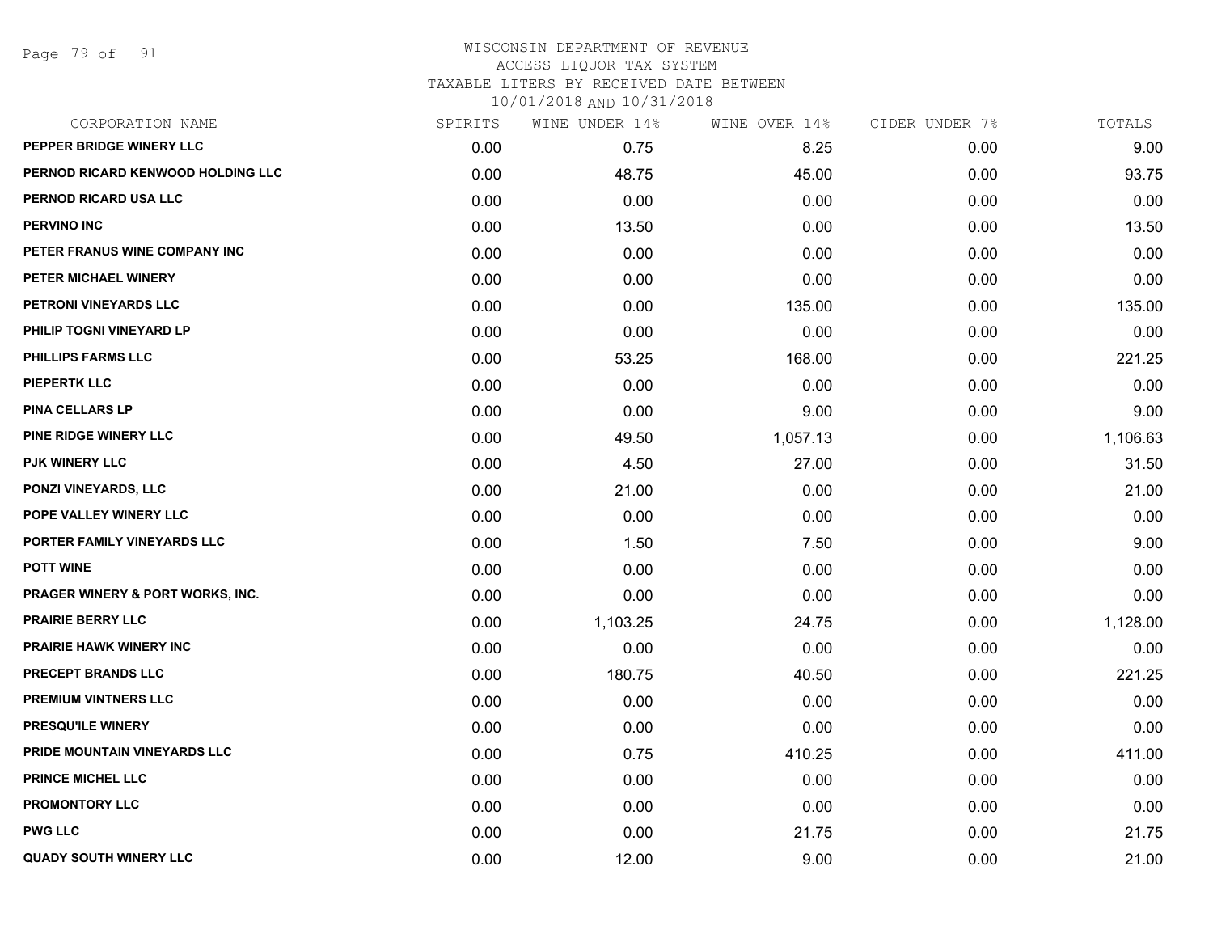# WISCONSIN DEPARTMENT OF REVENUE
## ACCESS LIQUOR TAX SYSTEM
### TAXABLE LITERS BY RECEIVED DATE BETWEEN 10/01/2018 AND 10/31/2018

| CORPORATION NAME | SPIRITS | WINE UNDER 14% | WINE OVER 14% | CIDER UNDER 7% | TOTALS |
|---|---|---|---|---|---|
| PEPPER BRIDGE WINERY LLC | 0.00 | 0.75 | 8.25 | 0.00 | 9.00 |
| PERNOD RICARD KENWOOD HOLDING LLC | 0.00 | 48.75 | 45.00 | 0.00 | 93.75 |
| PERNOD RICARD USA LLC | 0.00 | 0.00 | 0.00 | 0.00 | 0.00 |
| PERVINO INC | 0.00 | 13.50 | 0.00 | 0.00 | 13.50 |
| PETER FRANUS WINE COMPANY INC | 0.00 | 0.00 | 0.00 | 0.00 | 0.00 |
| PETER MICHAEL WINERY | 0.00 | 0.00 | 0.00 | 0.00 | 0.00 |
| PETRONI VINEYARDS LLC | 0.00 | 0.00 | 135.00 | 0.00 | 135.00 |
| PHILIP TOGNI VINEYARD LP | 0.00 | 0.00 | 0.00 | 0.00 | 0.00 |
| PHILLIPS FARMS LLC | 0.00 | 53.25 | 168.00 | 0.00 | 221.25 |
| PIEPERTK LLC | 0.00 | 0.00 | 0.00 | 0.00 | 0.00 |
| PINA CELLARS LP | 0.00 | 0.00 | 9.00 | 0.00 | 9.00 |
| PINE RIDGE WINERY LLC | 0.00 | 49.50 | 1,057.13 | 0.00 | 1,106.63 |
| PJK WINERY LLC | 0.00 | 4.50 | 27.00 | 0.00 | 31.50 |
| PONZI VINEYARDS, LLC | 0.00 | 21.00 | 0.00 | 0.00 | 21.00 |
| POPE VALLEY WINERY LLC | 0.00 | 0.00 | 0.00 | 0.00 | 0.00 |
| PORTER FAMILY VINEYARDS LLC | 0.00 | 1.50 | 7.50 | 0.00 | 9.00 |
| POTT WINE | 0.00 | 0.00 | 0.00 | 0.00 | 0.00 |
| PRAGER WINERY & PORT WORKS, INC. | 0.00 | 0.00 | 0.00 | 0.00 | 0.00 |
| PRAIRIE BERRY LLC | 0.00 | 1,103.25 | 24.75 | 0.00 | 1,128.00 |
| PRAIRIE HAWK WINERY INC | 0.00 | 0.00 | 0.00 | 0.00 | 0.00 |
| PRECEPT BRANDS LLC | 0.00 | 180.75 | 40.50 | 0.00 | 221.25 |
| PREMIUM VINTNERS LLC | 0.00 | 0.00 | 0.00 | 0.00 | 0.00 |
| PRESQU'ILE WINERY | 0.00 | 0.00 | 0.00 | 0.00 | 0.00 |
| PRIDE MOUNTAIN VINEYARDS LLC | 0.00 | 0.75 | 410.25 | 0.00 | 411.00 |
| PRINCE MICHEL LLC | 0.00 | 0.00 | 0.00 | 0.00 | 0.00 |
| PROMONTORY LLC | 0.00 | 0.00 | 0.00 | 0.00 | 0.00 |
| PWG LLC | 0.00 | 0.00 | 21.75 | 0.00 | 21.75 |
| QUADY SOUTH WINERY LLC | 0.00 | 12.00 | 9.00 | 0.00 | 21.00 |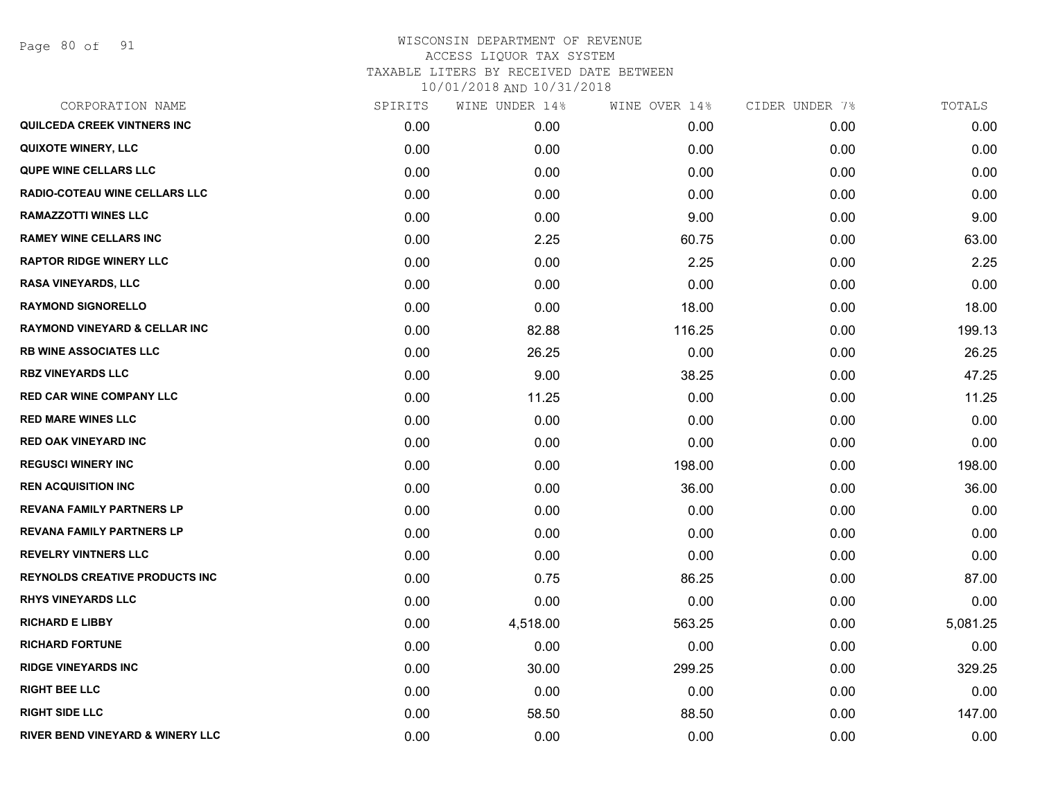# WISCONSIN DEPARTMENT OF REVENUE
ACCESS LIQUOR TAX SYSTEM
TAXABLE LITERS BY RECEIVED DATE BETWEEN
10/01/2018 AND 10/31/2018

| CORPORATION NAME | SPIRITS | WINE UNDER 14% | WINE OVER 14% | CIDER UNDER 7% | TOTALS |
|---|---|---|---|---|---|
| QUILCEDA CREEK VINTNERS INC | 0.00 | 0.00 | 0.00 | 0.00 | 0.00 |
| QUIXOTE WINERY, LLC | 0.00 | 0.00 | 0.00 | 0.00 | 0.00 |
| QUPE WINE CELLARS LLC | 0.00 | 0.00 | 0.00 | 0.00 | 0.00 |
| RADIO-COTEAU WINE CELLARS LLC | 0.00 | 0.00 | 0.00 | 0.00 | 0.00 |
| RAMAZZOTTI WINES LLC | 0.00 | 0.00 | 9.00 | 0.00 | 9.00 |
| RAMEY WINE CELLARS INC | 0.00 | 2.25 | 60.75 | 0.00 | 63.00 |
| RAPTOR RIDGE WINERY LLC | 0.00 | 0.00 | 2.25 | 0.00 | 2.25 |
| RASA VINEYARDS, LLC | 0.00 | 0.00 | 0.00 | 0.00 | 0.00 |
| RAYMOND SIGNORELLO | 0.00 | 0.00 | 18.00 | 0.00 | 18.00 |
| RAYMOND VINEYARD & CELLAR INC | 0.00 | 82.88 | 116.25 | 0.00 | 199.13 |
| RB WINE ASSOCIATES LLC | 0.00 | 26.25 | 0.00 | 0.00 | 26.25 |
| RBZ VINEYARDS LLC | 0.00 | 9.00 | 38.25 | 0.00 | 47.25 |
| RED CAR WINE COMPANY LLC | 0.00 | 11.25 | 0.00 | 0.00 | 11.25 |
| RED MARE WINES LLC | 0.00 | 0.00 | 0.00 | 0.00 | 0.00 |
| RED OAK VINEYARD INC | 0.00 | 0.00 | 0.00 | 0.00 | 0.00 |
| REGUSCI WINERY INC | 0.00 | 0.00 | 198.00 | 0.00 | 198.00 |
| REN ACQUISITION INC | 0.00 | 0.00 | 36.00 | 0.00 | 36.00 |
| REVANA FAMILY PARTNERS LP | 0.00 | 0.00 | 0.00 | 0.00 | 0.00 |
| REVANA FAMILY PARTNERS LP | 0.00 | 0.00 | 0.00 | 0.00 | 0.00 |
| REVELRY VINTNERS LLC | 0.00 | 0.00 | 0.00 | 0.00 | 0.00 |
| REYNOLDS CREATIVE PRODUCTS INC | 0.00 | 0.75 | 86.25 | 0.00 | 87.00 |
| RHYS VINEYARDS LLC | 0.00 | 0.00 | 0.00 | 0.00 | 0.00 |
| RICHARD E LIBBY | 0.00 | 4,518.00 | 563.25 | 0.00 | 5,081.25 |
| RICHARD FORTUNE | 0.00 | 0.00 | 0.00 | 0.00 | 0.00 |
| RIDGE VINEYARDS INC | 0.00 | 30.00 | 299.25 | 0.00 | 329.25 |
| RIGHT BEE LLC | 0.00 | 0.00 | 0.00 | 0.00 | 0.00 |
| RIGHT SIDE LLC | 0.00 | 58.50 | 88.50 | 0.00 | 147.00 |
| RIVER BEND VINEYARD & WINERY LLC | 0.00 | 0.00 | 0.00 | 0.00 | 0.00 |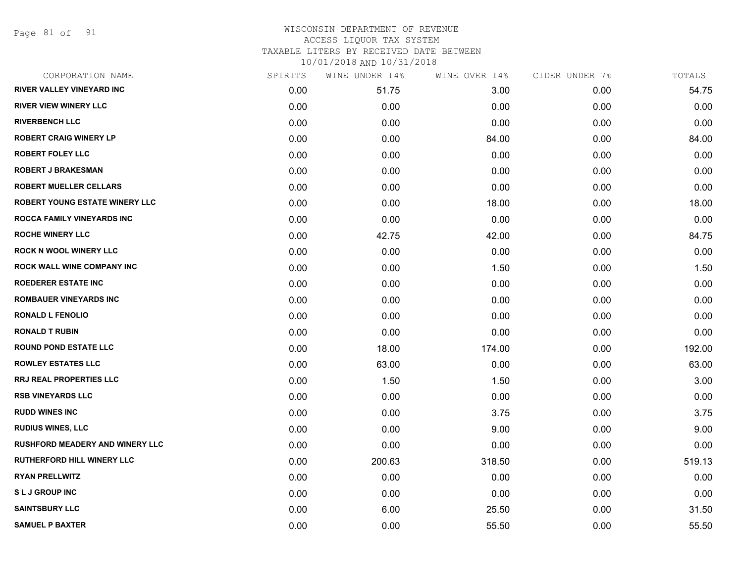# WISCONSIN DEPARTMENT OF REVENUE
## ACCESS LIQUOR TAX SYSTEM
### TAXABLE LITERS BY RECEIVED DATE BETWEEN 10/01/2018 AND 10/31/2018

| CORPORATION NAME | SPIRITS | WINE UNDER 14% | WINE OVER 14% | CIDER UNDER 7% | TOTALS |
|---|---|---|---|---|---|
| RIVER VALLEY VINEYARD INC | 0.00 | 51.75 | 3.00 | 0.00 | 54.75 |
| RIVER VIEW WINERY LLC | 0.00 | 0.00 | 0.00 | 0.00 | 0.00 |
| RIVERBENCH LLC | 0.00 | 0.00 | 0.00 | 0.00 | 0.00 |
| ROBERT CRAIG WINERY LP | 0.00 | 0.00 | 84.00 | 0.00 | 84.00 |
| ROBERT FOLEY LLC | 0.00 | 0.00 | 0.00 | 0.00 | 0.00 |
| ROBERT J BRAKESMAN | 0.00 | 0.00 | 0.00 | 0.00 | 0.00 |
| ROBERT MUELLER CELLARS | 0.00 | 0.00 | 0.00 | 0.00 | 0.00 |
| ROBERT YOUNG ESTATE WINERY LLC | 0.00 | 0.00 | 18.00 | 0.00 | 18.00 |
| ROCCA FAMILY VINEYARDS INC | 0.00 | 0.00 | 0.00 | 0.00 | 0.00 |
| ROCHE WINERY LLC | 0.00 | 42.75 | 42.00 | 0.00 | 84.75 |
| ROCK N WOOL WINERY LLC | 0.00 | 0.00 | 0.00 | 0.00 | 0.00 |
| ROCK WALL WINE COMPANY INC | 0.00 | 0.00 | 1.50 | 0.00 | 1.50 |
| ROEDERER ESTATE INC | 0.00 | 0.00 | 0.00 | 0.00 | 0.00 |
| ROMBAUER VINEYARDS INC | 0.00 | 0.00 | 0.00 | 0.00 | 0.00 |
| RONALD L FENOLIO | 0.00 | 0.00 | 0.00 | 0.00 | 0.00 |
| RONALD T RUBIN | 0.00 | 0.00 | 0.00 | 0.00 | 0.00 |
| ROUND POND ESTATE LLC | 0.00 | 18.00 | 174.00 | 0.00 | 192.00 |
| ROWLEY ESTATES LLC | 0.00 | 63.00 | 0.00 | 0.00 | 63.00 |
| RRJ REAL PROPERTIES LLC | 0.00 | 1.50 | 1.50 | 0.00 | 3.00 |
| RSB VINEYARDS LLC | 0.00 | 0.00 | 0.00 | 0.00 | 0.00 |
| RUDD WINES INC | 0.00 | 0.00 | 3.75 | 0.00 | 3.75 |
| RUDIUS WINES, LLC | 0.00 | 0.00 | 9.00 | 0.00 | 9.00 |
| RUSHFORD MEADERY AND WINERY LLC | 0.00 | 0.00 | 0.00 | 0.00 | 0.00 |
| RUTHERFORD HILL WINERY LLC | 0.00 | 200.63 | 318.50 | 0.00 | 519.13 |
| RYAN PRELLWITZ | 0.00 | 0.00 | 0.00 | 0.00 | 0.00 |
| S L J GROUP INC | 0.00 | 0.00 | 0.00 | 0.00 | 0.00 |
| SAINTSBURY LLC | 0.00 | 6.00 | 25.50 | 0.00 | 31.50 |
| SAMUEL P BAXTER | 0.00 | 0.00 | 55.50 | 0.00 | 55.50 |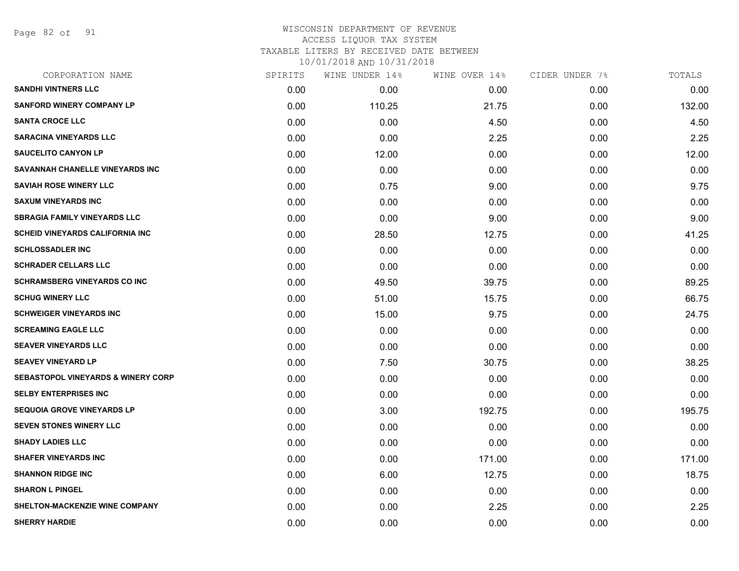# WISCONSIN DEPARTMENT OF REVENUE
## ACCESS LIQUOR TAX SYSTEM
### TAXABLE LITERS BY RECEIVED DATE BETWEEN 10/01/2018 AND 10/31/2018

| CORPORATION NAME | SPIRITS | WINE UNDER 14% | WINE OVER 14% | CIDER UNDER 7% | TOTALS |
|---|---|---|---|---|---|
| SANDHI VINTNERS LLC | 0.00 | 0.00 | 0.00 | 0.00 | 0.00 |
| SANFORD WINERY COMPANY LP | 0.00 | 110.25 | 21.75 | 0.00 | 132.00 |
| SANTA CROCE LLC | 0.00 | 0.00 | 4.50 | 0.00 | 4.50 |
| SARACINA VINEYARDS LLC | 0.00 | 0.00 | 2.25 | 0.00 | 2.25 |
| SAUCELITO CANYON LP | 0.00 | 12.00 | 0.00 | 0.00 | 12.00 |
| SAVANNAH CHANELLE VINEYARDS INC | 0.00 | 0.00 | 0.00 | 0.00 | 0.00 |
| SAVIAH ROSE WINERY LLC | 0.00 | 0.75 | 9.00 | 0.00 | 9.75 |
| SAXUM VINEYARDS INC | 0.00 | 0.00 | 0.00 | 0.00 | 0.00 |
| SBRAGIA FAMILY VINEYARDS LLC | 0.00 | 0.00 | 9.00 | 0.00 | 9.00 |
| SCHEID VINEYARDS CALIFORNIA INC | 0.00 | 28.50 | 12.75 | 0.00 | 41.25 |
| SCHLOSSADLER INC | 0.00 | 0.00 | 0.00 | 0.00 | 0.00 |
| SCHRADER CELLARS LLC | 0.00 | 0.00 | 0.00 | 0.00 | 0.00 |
| SCHRAMSBERG VINEYARDS CO INC | 0.00 | 49.50 | 39.75 | 0.00 | 89.25 |
| SCHUG WINERY LLC | 0.00 | 51.00 | 15.75 | 0.00 | 66.75 |
| SCHWEIGER VINEYARDS INC | 0.00 | 15.00 | 9.75 | 0.00 | 24.75 |
| SCREAMING EAGLE LLC | 0.00 | 0.00 | 0.00 | 0.00 | 0.00 |
| SEAVER VINEYARDS LLC | 0.00 | 0.00 | 0.00 | 0.00 | 0.00 |
| SEAVEY VINEYARD LP | 0.00 | 7.50 | 30.75 | 0.00 | 38.25 |
| SEBASTOPOL VINEYARDS & WINERY CORP | 0.00 | 0.00 | 0.00 | 0.00 | 0.00 |
| SELBY ENTERPRISES INC | 0.00 | 0.00 | 0.00 | 0.00 | 0.00 |
| SEQUOIA GROVE VINEYARDS LP | 0.00 | 3.00 | 192.75 | 0.00 | 195.75 |
| SEVEN STONES WINERY LLC | 0.00 | 0.00 | 0.00 | 0.00 | 0.00 |
| SHADY LADIES LLC | 0.00 | 0.00 | 0.00 | 0.00 | 0.00 |
| SHAFER VINEYARDS INC | 0.00 | 0.00 | 171.00 | 0.00 | 171.00 |
| SHANNON RIDGE INC | 0.00 | 6.00 | 12.75 | 0.00 | 18.75 |
| SHARON L PINGEL | 0.00 | 0.00 | 0.00 | 0.00 | 0.00 |
| SHELTON-MACKENZIE WINE COMPANY | 0.00 | 0.00 | 2.25 | 0.00 | 2.25 |
| SHERRY HARDIE | 0.00 | 0.00 | 0.00 | 0.00 | 0.00 |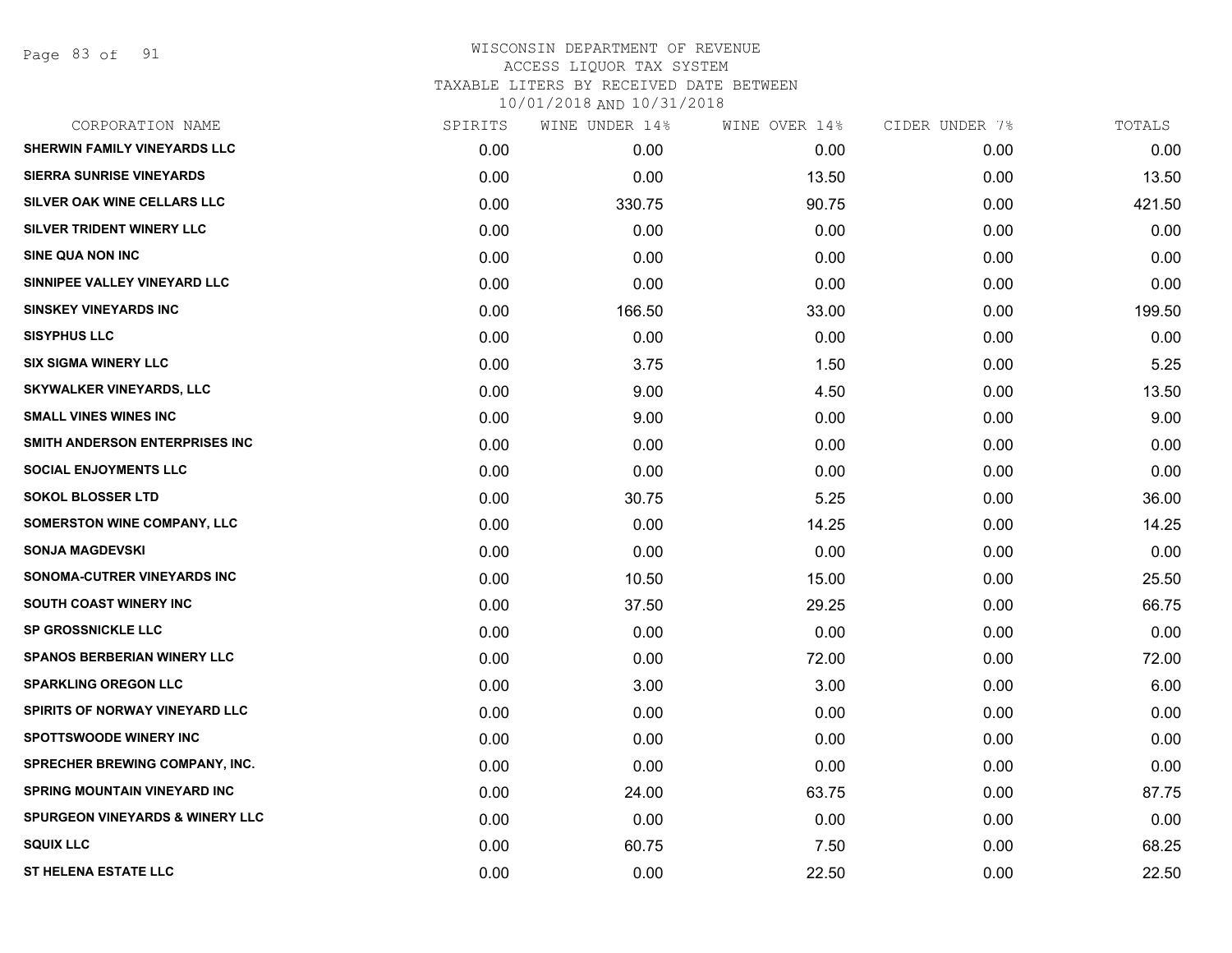# WISCONSIN DEPARTMENT OF REVENUE
## ACCESS LIQUOR TAX SYSTEM
## TAXABLE LITERS BY RECEIVED DATE BETWEEN 10/01/2018 AND 10/31/2018

| CORPORATION NAME | SPIRITS | WINE UNDER 14% | WINE OVER 14% | CIDER UNDER 7% | TOTALS |
|---|---|---|---|---|---|
| SHERWIN FAMILY VINEYARDS LLC | 0.00 | 0.00 | 0.00 | 0.00 | 0.00 |
| SIERRA SUNRISE VINEYARDS | 0.00 | 0.00 | 13.50 | 0.00 | 13.50 |
| SILVER OAK WINE CELLARS LLC | 0.00 | 330.75 | 90.75 | 0.00 | 421.50 |
| SILVER TRIDENT WINERY LLC | 0.00 | 0.00 | 0.00 | 0.00 | 0.00 |
| SINE QUA NON INC | 0.00 | 0.00 | 0.00 | 0.00 | 0.00 |
| SINNIPEE VALLEY VINEYARD LLC | 0.00 | 0.00 | 0.00 | 0.00 | 0.00 |
| SINSKEY VINEYARDS INC | 0.00 | 166.50 | 33.00 | 0.00 | 199.50 |
| SISYPHUS LLC | 0.00 | 0.00 | 0.00 | 0.00 | 0.00 |
| SIX SIGMA WINERY LLC | 0.00 | 3.75 | 1.50 | 0.00 | 5.25 |
| SKYWALKER VINEYARDS, LLC | 0.00 | 9.00 | 4.50 | 0.00 | 13.50 |
| SMALL VINES WINES INC | 0.00 | 9.00 | 0.00 | 0.00 | 9.00 |
| SMITH ANDERSON ENTERPRISES INC | 0.00 | 0.00 | 0.00 | 0.00 | 0.00 |
| SOCIAL ENJOYMENTS LLC | 0.00 | 0.00 | 0.00 | 0.00 | 0.00 |
| SOKOL BLOSSER LTD | 0.00 | 30.75 | 5.25 | 0.00 | 36.00 |
| SOMERSTON WINE COMPANY, LLC | 0.00 | 0.00 | 14.25 | 0.00 | 14.25 |
| SONJA MAGDEVSKI | 0.00 | 0.00 | 0.00 | 0.00 | 0.00 |
| SONOMA-CUTRER VINEYARDS INC | 0.00 | 10.50 | 15.00 | 0.00 | 25.50 |
| SOUTH COAST WINERY INC | 0.00 | 37.50 | 29.25 | 0.00 | 66.75 |
| SP GROSSNICKLE LLC | 0.00 | 0.00 | 0.00 | 0.00 | 0.00 |
| SPANOS BERBERIAN WINERY LLC | 0.00 | 0.00 | 72.00 | 0.00 | 72.00 |
| SPARKLING OREGON LLC | 0.00 | 3.00 | 3.00 | 0.00 | 6.00 |
| SPIRITS OF NORWAY VINEYARD LLC | 0.00 | 0.00 | 0.00 | 0.00 | 0.00 |
| SPOTTSWOODE WINERY INC | 0.00 | 0.00 | 0.00 | 0.00 | 0.00 |
| SPRECHER BREWING COMPANY, INC. | 0.00 | 0.00 | 0.00 | 0.00 | 0.00 |
| SPRING MOUNTAIN VINEYARD INC | 0.00 | 24.00 | 63.75 | 0.00 | 87.75 |
| SPURGEON VINEYARDS & WINERY LLC | 0.00 | 0.00 | 0.00 | 0.00 | 0.00 |
| SQUIX LLC | 0.00 | 60.75 | 7.50 | 0.00 | 68.25 |
| ST HELENA ESTATE LLC | 0.00 | 0.00 | 22.50 | 0.00 | 22.50 |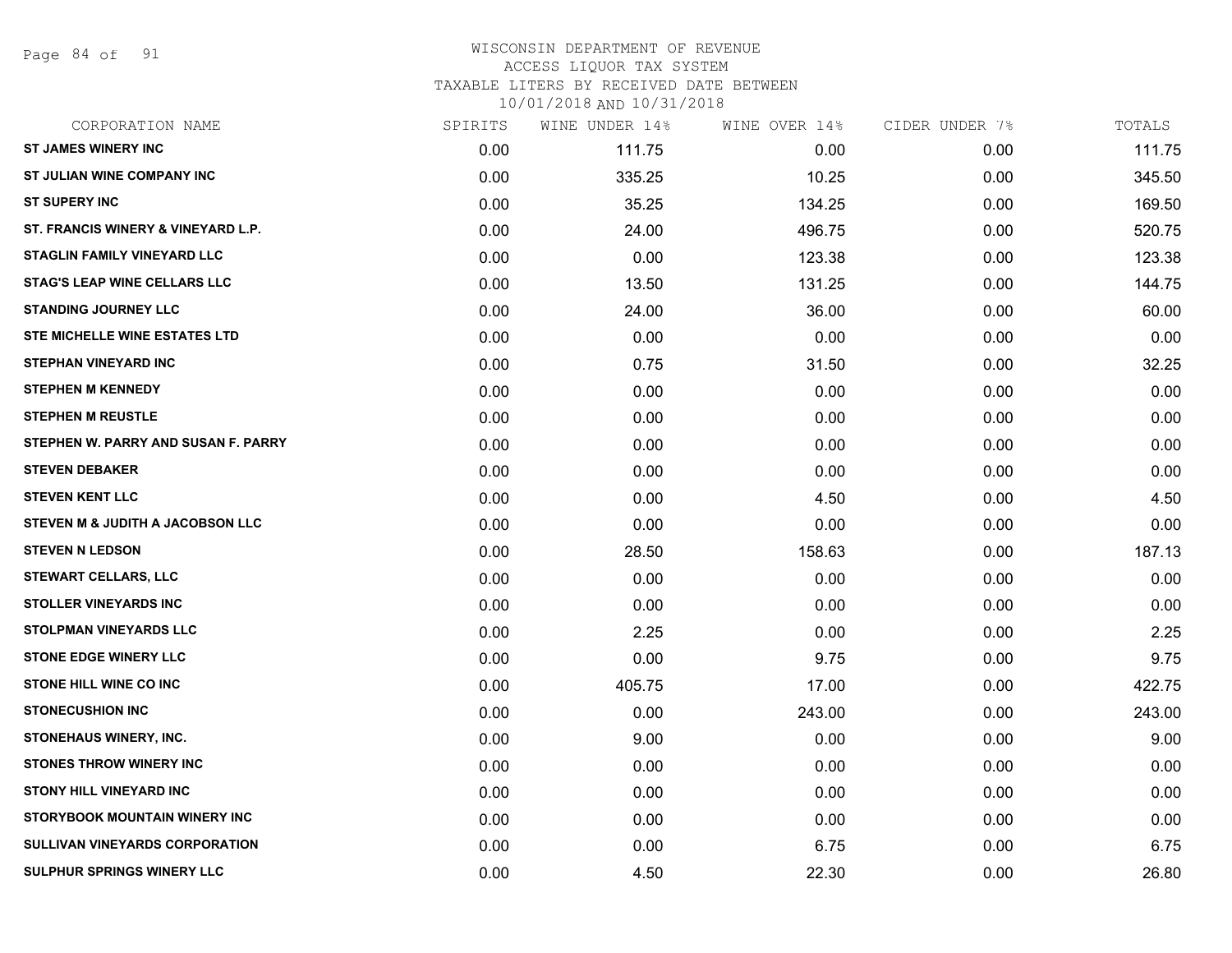WISCONSIN DEPARTMENT OF REVENUE
ACCESS LIQUOR TAX SYSTEM
TAXABLE LITERS BY RECEIVED DATE BETWEEN
10/01/2018 AND 10/31/2018

| CORPORATION NAME | SPIRITS | WINE UNDER 14% | WINE OVER 14% | CIDER UNDER 7% | TOTALS |
|---|---|---|---|---|---|
| ST JAMES WINERY INC | 0.00 | 111.75 | 0.00 | 0.00 | 111.75 |
| ST JULIAN WINE COMPANY INC | 0.00 | 335.25 | 10.25 | 0.00 | 345.50 |
| ST SUPERY INC | 0.00 | 35.25 | 134.25 | 0.00 | 169.50 |
| ST. FRANCIS WINERY & VINEYARD L.P. | 0.00 | 24.00 | 496.75 | 0.00 | 520.75 |
| STAGLIN FAMILY VINEYARD LLC | 0.00 | 0.00 | 123.38 | 0.00 | 123.38 |
| STAG'S LEAP WINE CELLARS LLC | 0.00 | 13.50 | 131.25 | 0.00 | 144.75 |
| STANDING JOURNEY LLC | 0.00 | 24.00 | 36.00 | 0.00 | 60.00 |
| STE MICHELLE WINE ESTATES LTD | 0.00 | 0.00 | 0.00 | 0.00 | 0.00 |
| STEPHAN VINEYARD INC | 0.00 | 0.75 | 31.50 | 0.00 | 32.25 |
| STEPHEN M KENNEDY | 0.00 | 0.00 | 0.00 | 0.00 | 0.00 |
| STEPHEN M REUSTLE | 0.00 | 0.00 | 0.00 | 0.00 | 0.00 |
| STEPHEN W. PARRY AND SUSAN F. PARRY | 0.00 | 0.00 | 0.00 | 0.00 | 0.00 |
| STEVEN DEBAKER | 0.00 | 0.00 | 0.00 | 0.00 | 0.00 |
| STEVEN KENT LLC | 0.00 | 0.00 | 4.50 | 0.00 | 4.50 |
| STEVEN M & JUDITH A JACOBSON LLC | 0.00 | 0.00 | 0.00 | 0.00 | 0.00 |
| STEVEN N LEDSON | 0.00 | 28.50 | 158.63 | 0.00 | 187.13 |
| STEWART CELLARS, LLC | 0.00 | 0.00 | 0.00 | 0.00 | 0.00 |
| STOLLER VINEYARDS INC | 0.00 | 0.00 | 0.00 | 0.00 | 0.00 |
| STOLPMAN VINEYARDS LLC | 0.00 | 2.25 | 0.00 | 0.00 | 2.25 |
| STONE EDGE WINERY LLC | 0.00 | 0.00 | 9.75 | 0.00 | 9.75 |
| STONE HILL WINE CO INC | 0.00 | 405.75 | 17.00 | 0.00 | 422.75 |
| STONECUSHION INC | 0.00 | 0.00 | 243.00 | 0.00 | 243.00 |
| STONEHAUS WINERY, INC. | 0.00 | 9.00 | 0.00 | 0.00 | 9.00 |
| STONES THROW WINERY INC | 0.00 | 0.00 | 0.00 | 0.00 | 0.00 |
| STONY HILL VINEYARD INC | 0.00 | 0.00 | 0.00 | 0.00 | 0.00 |
| STORYBOOK MOUNTAIN WINERY INC | 0.00 | 0.00 | 0.00 | 0.00 | 0.00 |
| SULLIVAN VINEYARDS CORPORATION | 0.00 | 0.00 | 6.75 | 0.00 | 6.75 |
| SULPHUR SPRINGS WINERY LLC | 0.00 | 4.50 | 22.30 | 0.00 | 26.80 |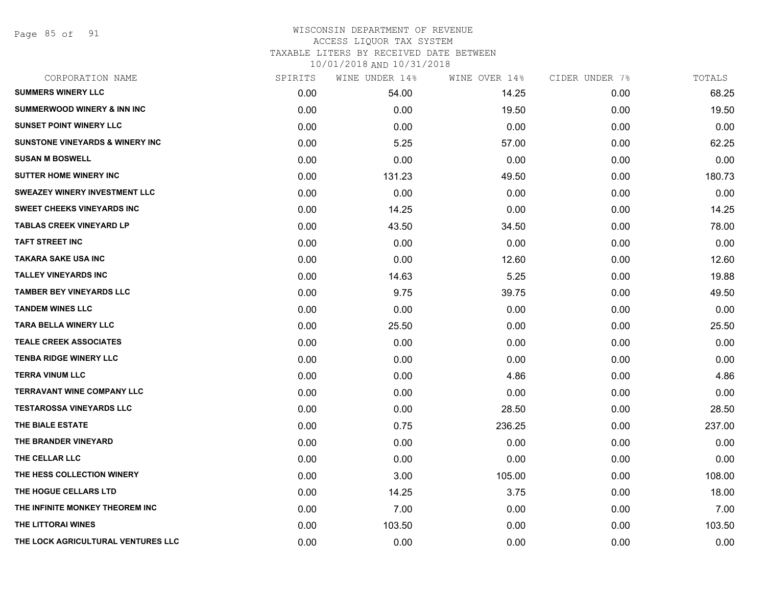# WISCONSIN DEPARTMENT OF REVENUE
## ACCESS LIQUOR TAX SYSTEM
### TAXABLE LITERS BY RECEIVED DATE BETWEEN 10/01/2018 AND 10/31/2018

| CORPORATION NAME | SPIRITS | WINE UNDER 14% | WINE OVER 14% | CIDER UNDER 7% | TOTALS |
|---|---|---|---|---|---|
| SUMMERS WINERY LLC | 0.00 | 54.00 | 14.25 | 0.00 | 68.25 |
| SUMMERWOOD WINERY & INN INC | 0.00 | 0.00 | 19.50 | 0.00 | 19.50 |
| SUNSET POINT WINERY LLC | 0.00 | 0.00 | 0.00 | 0.00 | 0.00 |
| SUNSTONE VINEYARDS & WINERY INC | 0.00 | 5.25 | 57.00 | 0.00 | 62.25 |
| SUSAN M BOSWELL | 0.00 | 0.00 | 0.00 | 0.00 | 0.00 |
| SUTTER HOME WINERY INC | 0.00 | 131.23 | 49.50 | 0.00 | 180.73 |
| SWEAZEY WINERY INVESTMENT LLC | 0.00 | 0.00 | 0.00 | 0.00 | 0.00 |
| SWEET CHEEKS VINEYARDS INC | 0.00 | 14.25 | 0.00 | 0.00 | 14.25 |
| TABLAS CREEK VINEYARD LP | 0.00 | 43.50 | 34.50 | 0.00 | 78.00 |
| TAFT STREET INC | 0.00 | 0.00 | 0.00 | 0.00 | 0.00 |
| TAKARA SAKE USA INC | 0.00 | 0.00 | 12.60 | 0.00 | 12.60 |
| TALLEY VINEYARDS INC | 0.00 | 14.63 | 5.25 | 0.00 | 19.88 |
| TAMBER BEY VINEYARDS LLC | 0.00 | 9.75 | 39.75 | 0.00 | 49.50 |
| TANDEM WINES LLC | 0.00 | 0.00 | 0.00 | 0.00 | 0.00 |
| TARA BELLA WINERY LLC | 0.00 | 25.50 | 0.00 | 0.00 | 25.50 |
| TEALE CREEK ASSOCIATES | 0.00 | 0.00 | 0.00 | 0.00 | 0.00 |
| TENBA RIDGE WINERY LLC | 0.00 | 0.00 | 0.00 | 0.00 | 0.00 |
| TERRA VINUM LLC | 0.00 | 0.00 | 4.86 | 0.00 | 4.86 |
| TERRAVANT WINE COMPANY LLC | 0.00 | 0.00 | 0.00 | 0.00 | 0.00 |
| TESTAROSSA VINEYARDS LLC | 0.00 | 0.00 | 28.50 | 0.00 | 28.50 |
| THE BIALE ESTATE | 0.00 | 0.75 | 236.25 | 0.00 | 237.00 |
| THE BRANDER VINEYARD | 0.00 | 0.00 | 0.00 | 0.00 | 0.00 |
| THE CELLAR LLC | 0.00 | 0.00 | 0.00 | 0.00 | 0.00 |
| THE HESS COLLECTION WINERY | 0.00 | 3.00 | 105.00 | 0.00 | 108.00 |
| THE HOGUE CELLARS LTD | 0.00 | 14.25 | 3.75 | 0.00 | 18.00 |
| THE INFINITE MONKEY THEOREM INC | 0.00 | 7.00 | 0.00 | 0.00 | 7.00 |
| THE LITTORAI WINES | 0.00 | 103.50 | 0.00 | 0.00 | 103.50 |
| THE LOCK AGRICULTURAL VENTURES LLC | 0.00 | 0.00 | 0.00 | 0.00 | 0.00 |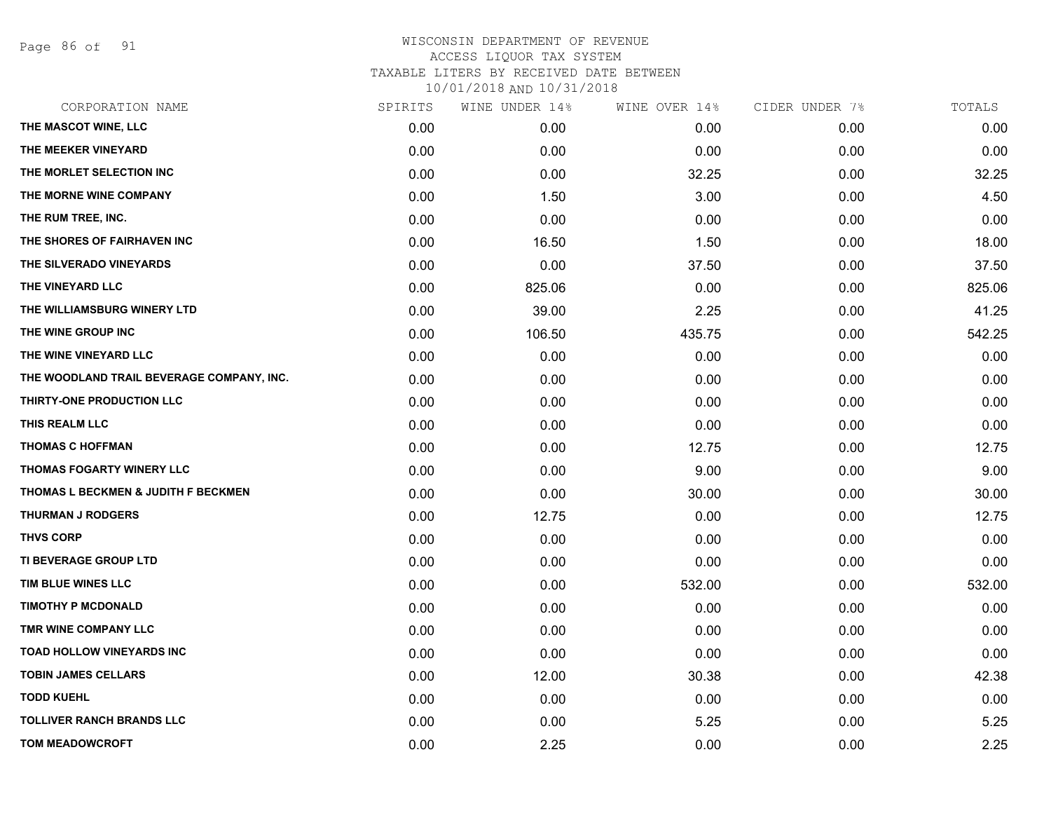# WISCONSIN DEPARTMENT OF REVENUE

ACCESS LIQUOR TAX SYSTEM

TAXABLE LITERS BY RECEIVED DATE BETWEEN

10/01/2018 AND 10/31/2018

| CORPORATION NAME | SPIRITS | WINE UNDER 14% | WINE OVER 14% | CIDER UNDER 7% | TOTALS |
|---|---|---|---|---|---|
| THE MASCOT WINE, LLC | 0.00 | 0.00 | 0.00 | 0.00 | 0.00 |
| THE MEEKER VINEYARD | 0.00 | 0.00 | 0.00 | 0.00 | 0.00 |
| THE MORLET SELECTION INC | 0.00 | 0.00 | 32.25 | 0.00 | 32.25 |
| THE MORNE WINE COMPANY | 0.00 | 1.50 | 3.00 | 0.00 | 4.50 |
| THE RUM TREE, INC. | 0.00 | 0.00 | 0.00 | 0.00 | 0.00 |
| THE SHORES OF FAIRHAVEN INC | 0.00 | 16.50 | 1.50 | 0.00 | 18.00 |
| THE SILVERADO VINEYARDS | 0.00 | 0.00 | 37.50 | 0.00 | 37.50 |
| THE VINEYARD LLC | 0.00 | 825.06 | 0.00 | 0.00 | 825.06 |
| THE WILLIAMSBURG WINERY LTD | 0.00 | 39.00 | 2.25 | 0.00 | 41.25 |
| THE WINE GROUP INC | 0.00 | 106.50 | 435.75 | 0.00 | 542.25 |
| THE WINE VINEYARD LLC | 0.00 | 0.00 | 0.00 | 0.00 | 0.00 |
| THE WOODLAND TRAIL BEVERAGE COMPANY, INC. | 0.00 | 0.00 | 0.00 | 0.00 | 0.00 |
| THIRTY-ONE PRODUCTION LLC | 0.00 | 0.00 | 0.00 | 0.00 | 0.00 |
| THIS REALM LLC | 0.00 | 0.00 | 0.00 | 0.00 | 0.00 |
| THOMAS C HOFFMAN | 0.00 | 0.00 | 12.75 | 0.00 | 12.75 |
| THOMAS FOGARTY WINERY LLC | 0.00 | 0.00 | 9.00 | 0.00 | 9.00 |
| THOMAS L BECKMEN & JUDITH F BECKMEN | 0.00 | 0.00 | 30.00 | 0.00 | 30.00 |
| THURMAN J RODGERS | 0.00 | 12.75 | 0.00 | 0.00 | 12.75 |
| THVS CORP | 0.00 | 0.00 | 0.00 | 0.00 | 0.00 |
| TI BEVERAGE GROUP LTD | 0.00 | 0.00 | 0.00 | 0.00 | 0.00 |
| TIM BLUE WINES LLC | 0.00 | 0.00 | 532.00 | 0.00 | 532.00 |
| TIMOTHY P MCDONALD | 0.00 | 0.00 | 0.00 | 0.00 | 0.00 |
| TMR WINE COMPANY LLC | 0.00 | 0.00 | 0.00 | 0.00 | 0.00 |
| TOAD HOLLOW VINEYARDS INC | 0.00 | 0.00 | 0.00 | 0.00 | 0.00 |
| TOBIN JAMES CELLARS | 0.00 | 12.00 | 30.38 | 0.00 | 42.38 |
| TODD KUEHL | 0.00 | 0.00 | 0.00 | 0.00 | 0.00 |
| TOLLIVER RANCH BRANDS LLC | 0.00 | 0.00 | 5.25 | 0.00 | 5.25 |
| TOM MEADOWCROFT | 0.00 | 2.25 | 0.00 | 0.00 | 2.25 |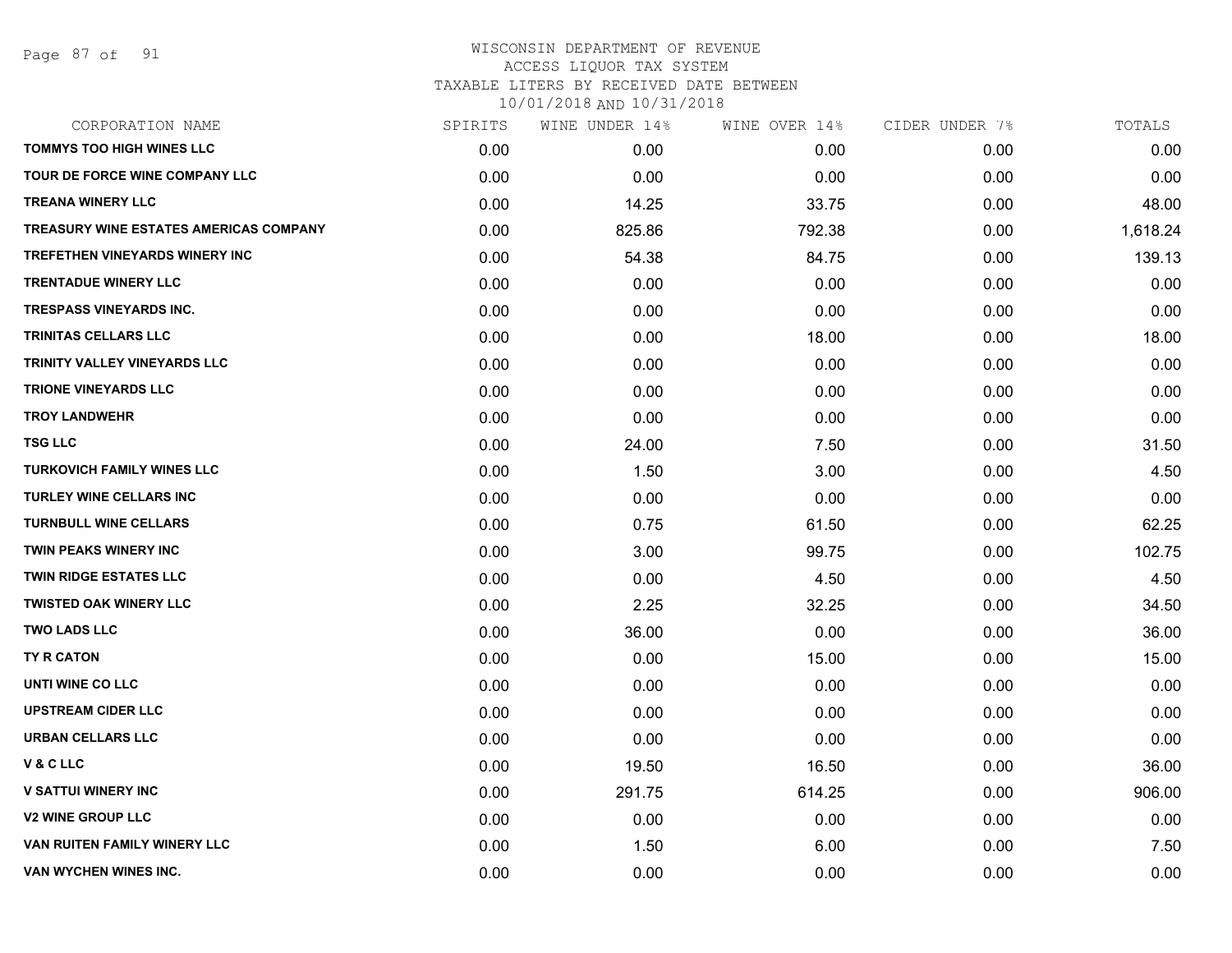# WISCONSIN DEPARTMENT OF REVENUE
## ACCESS LIQUOR TAX SYSTEM
### TAXABLE LITERS BY RECEIVED DATE BETWEEN 10/01/2018 AND 10/31/2018

| CORPORATION NAME | SPIRITS | WINE UNDER 14% | WINE OVER 14% | CIDER UNDER 7% | TOTALS |
|---|---|---|---|---|---|
| TOMMYS TOO HIGH WINES LLC | 0.00 | 0.00 | 0.00 | 0.00 | 0.00 |
| TOUR DE FORCE WINE COMPANY LLC | 0.00 | 0.00 | 0.00 | 0.00 | 0.00 |
| TREANA WINERY LLC | 0.00 | 14.25 | 33.75 | 0.00 | 48.00 |
| TREASURY WINE ESTATES AMERICAS COMPANY | 0.00 | 825.86 | 792.38 | 0.00 | 1,618.24 |
| TREFETHEN VINEYARDS WINERY INC | 0.00 | 54.38 | 84.75 | 0.00 | 139.13 |
| TRENTADUE WINERY LLC | 0.00 | 0.00 | 0.00 | 0.00 | 0.00 |
| TRESPASS VINEYARDS INC. | 0.00 | 0.00 | 0.00 | 0.00 | 0.00 |
| TRINITAS CELLARS LLC | 0.00 | 0.00 | 18.00 | 0.00 | 18.00 |
| TRINITY VALLEY VINEYARDS LLC | 0.00 | 0.00 | 0.00 | 0.00 | 0.00 |
| TRIONE VINEYARDS LLC | 0.00 | 0.00 | 0.00 | 0.00 | 0.00 |
| TROY LANDWEHR | 0.00 | 0.00 | 0.00 | 0.00 | 0.00 |
| TSG LLC | 0.00 | 24.00 | 7.50 | 0.00 | 31.50 |
| TURKOVICH FAMILY WINES LLC | 0.00 | 1.50 | 3.00 | 0.00 | 4.50 |
| TURLEY WINE CELLARS INC | 0.00 | 0.00 | 0.00 | 0.00 | 0.00 |
| TURNBULL WINE CELLARS | 0.00 | 0.75 | 61.50 | 0.00 | 62.25 |
| TWIN PEAKS WINERY INC | 0.00 | 3.00 | 99.75 | 0.00 | 102.75 |
| TWIN RIDGE ESTATES LLC | 0.00 | 0.00 | 4.50 | 0.00 | 4.50 |
| TWISTED OAK WINERY LLC | 0.00 | 2.25 | 32.25 | 0.00 | 34.50 |
| TWO LADS LLC | 0.00 | 36.00 | 0.00 | 0.00 | 36.00 |
| TY R CATON | 0.00 | 0.00 | 15.00 | 0.00 | 15.00 |
| UNTI WINE CO LLC | 0.00 | 0.00 | 0.00 | 0.00 | 0.00 |
| UPSTREAM CIDER LLC | 0.00 | 0.00 | 0.00 | 0.00 | 0.00 |
| URBAN CELLARS LLC | 0.00 | 0.00 | 0.00 | 0.00 | 0.00 |
| V & C LLC | 0.00 | 19.50 | 16.50 | 0.00 | 36.00 |
| V SATTUI WINERY INC | 0.00 | 291.75 | 614.25 | 0.00 | 906.00 |
| V2 WINE GROUP LLC | 0.00 | 0.00 | 0.00 | 0.00 | 0.00 |
| VAN RUITEN FAMILY WINERY LLC | 0.00 | 1.50 | 6.00 | 0.00 | 7.50 |
| VAN WYCHEN WINES INC. | 0.00 | 0.00 | 0.00 | 0.00 | 0.00 |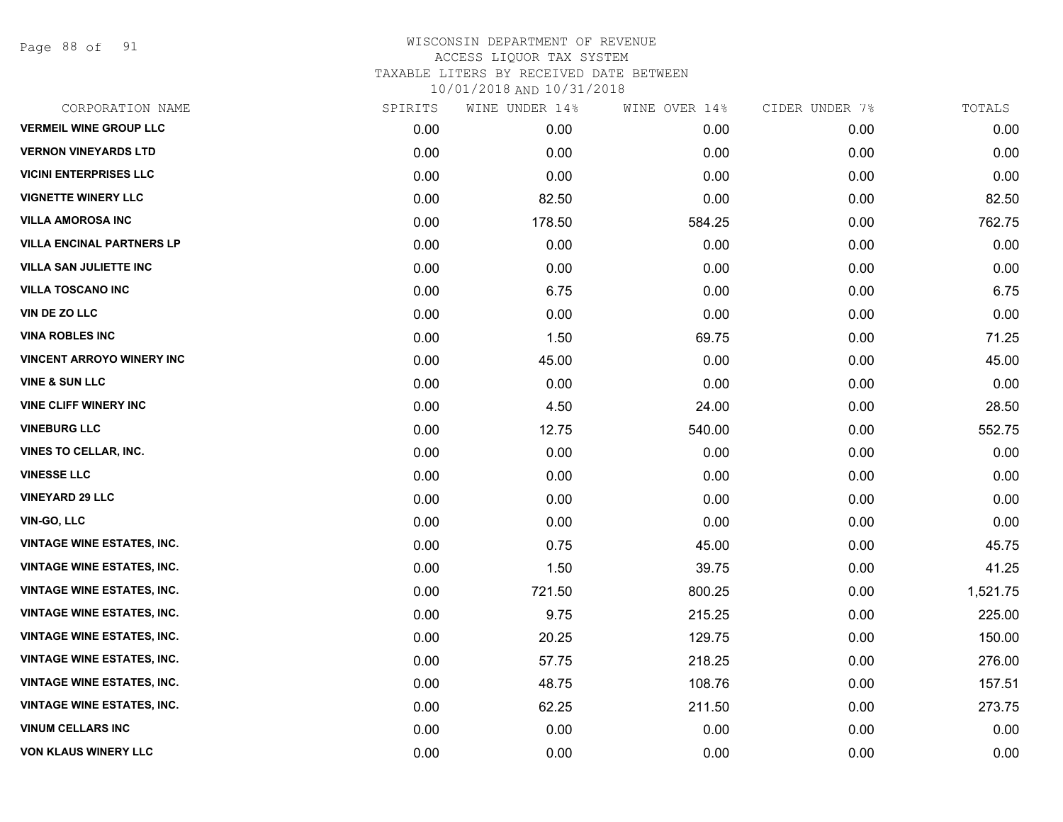# WISCONSIN DEPARTMENT OF REVENUE
## ACCESS LIQUOR TAX SYSTEM
## TAXABLE LITERS BY RECEIVED DATE BETWEEN
## 10/01/2018 AND 10/31/2018

| CORPORATION NAME | SPIRITS | WINE UNDER 14% | WINE OVER 14% | CIDER UNDER 7% | TOTALS |
|---|---|---|---|---|---|
| VERMEIL WINE GROUP LLC | 0.00 | 0.00 | 0.00 | 0.00 | 0.00 |
| VERNON VINEYARDS LTD | 0.00 | 0.00 | 0.00 | 0.00 | 0.00 |
| VICINI ENTERPRISES LLC | 0.00 | 0.00 | 0.00 | 0.00 | 0.00 |
| VIGNETTE WINERY LLC | 0.00 | 82.50 | 0.00 | 0.00 | 82.50 |
| VILLA AMOROSA INC | 0.00 | 178.50 | 584.25 | 0.00 | 762.75 |
| VILLA ENCINAL PARTNERS LP | 0.00 | 0.00 | 0.00 | 0.00 | 0.00 |
| VILLA SAN JULIETTE INC | 0.00 | 0.00 | 0.00 | 0.00 | 0.00 |
| VILLA TOSCANO INC | 0.00 | 6.75 | 0.00 | 0.00 | 6.75 |
| VIN DE ZO LLC | 0.00 | 0.00 | 0.00 | 0.00 | 0.00 |
| VINA ROBLES INC | 0.00 | 1.50 | 69.75 | 0.00 | 71.25 |
| VINCENT ARROYO WINERY INC | 0.00 | 45.00 | 0.00 | 0.00 | 45.00 |
| VINE & SUN LLC | 0.00 | 0.00 | 0.00 | 0.00 | 0.00 |
| VINE CLIFF WINERY INC | 0.00 | 4.50 | 24.00 | 0.00 | 28.50 |
| VINEBURG LLC | 0.00 | 12.75 | 540.00 | 0.00 | 552.75 |
| VINES TO CELLAR, INC. | 0.00 | 0.00 | 0.00 | 0.00 | 0.00 |
| VINESSE LLC | 0.00 | 0.00 | 0.00 | 0.00 | 0.00 |
| VINEYARD 29 LLC | 0.00 | 0.00 | 0.00 | 0.00 | 0.00 |
| VIN-GO, LLC | 0.00 | 0.00 | 0.00 | 0.00 | 0.00 |
| VINTAGE WINE ESTATES, INC. | 0.00 | 0.75 | 45.00 | 0.00 | 45.75 |
| VINTAGE WINE ESTATES, INC. | 0.00 | 1.50 | 39.75 | 0.00 | 41.25 |
| VINTAGE WINE ESTATES, INC. | 0.00 | 721.50 | 800.25 | 0.00 | 1,521.75 |
| VINTAGE WINE ESTATES, INC. | 0.00 | 9.75 | 215.25 | 0.00 | 225.00 |
| VINTAGE WINE ESTATES, INC. | 0.00 | 20.25 | 129.75 | 0.00 | 150.00 |
| VINTAGE WINE ESTATES, INC. | 0.00 | 57.75 | 218.25 | 0.00 | 276.00 |
| VINTAGE WINE ESTATES, INC. | 0.00 | 48.75 | 108.76 | 0.00 | 157.51 |
| VINTAGE WINE ESTATES, INC. | 0.00 | 62.25 | 211.50 | 0.00 | 273.75 |
| VINUM CELLARS INC | 0.00 | 0.00 | 0.00 | 0.00 | 0.00 |
| VON KLAUS WINERY LLC | 0.00 | 0.00 | 0.00 | 0.00 | 0.00 |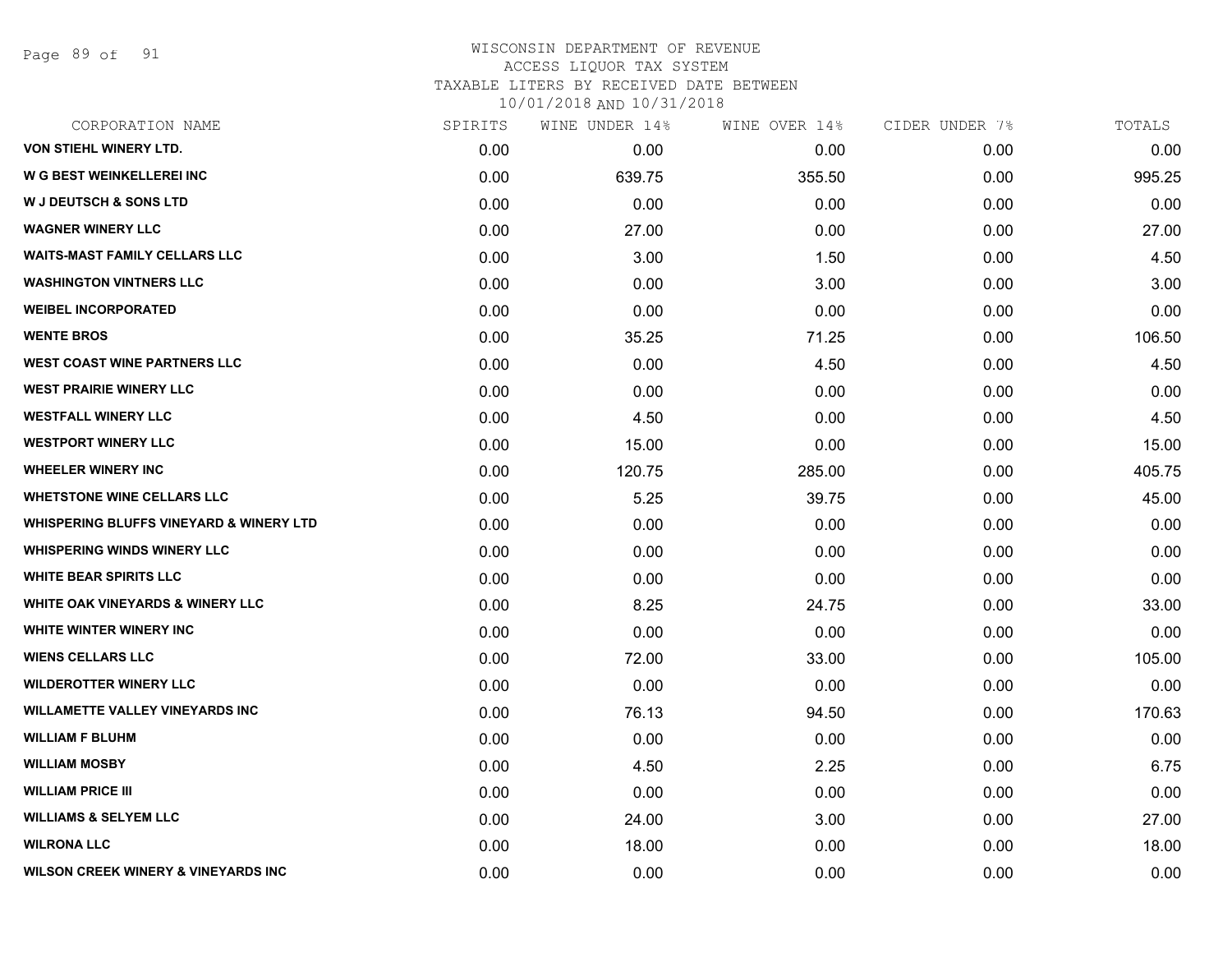# WISCONSIN DEPARTMENT OF REVENUE
## ACCESS LIQUOR TAX SYSTEM
### TAXABLE LITERS BY RECEIVED DATE BETWEEN 10/01/2018 AND 10/31/2018

| CORPORATION NAME | SPIRITS | WINE UNDER 14% | WINE OVER 14% | CIDER UNDER 7% | TOTALS |
|---|---|---|---|---|---|
| VON STIEHL WINERY LTD. | 0.00 | 0.00 | 0.00 | 0.00 | 0.00 |
| W G BEST WEINKELLEREI INC | 0.00 | 639.75 | 355.50 | 0.00 | 995.25 |
| W J DEUTSCH & SONS LTD | 0.00 | 0.00 | 0.00 | 0.00 | 0.00 |
| WAGNER WINERY LLC | 0.00 | 27.00 | 0.00 | 0.00 | 27.00 |
| WAITS-MAST FAMILY CELLARS LLC | 0.00 | 3.00 | 1.50 | 0.00 | 4.50 |
| WASHINGTON VINTNERS LLC | 0.00 | 0.00 | 3.00 | 0.00 | 3.00 |
| WEIBEL INCORPORATED | 0.00 | 0.00 | 0.00 | 0.00 | 0.00 |
| WENTE BROS | 0.00 | 35.25 | 71.25 | 0.00 | 106.50 |
| WEST COAST WINE PARTNERS LLC | 0.00 | 0.00 | 4.50 | 0.00 | 4.50 |
| WEST PRAIRIE WINERY LLC | 0.00 | 0.00 | 0.00 | 0.00 | 0.00 |
| WESTFALL WINERY LLC | 0.00 | 4.50 | 0.00 | 0.00 | 4.50 |
| WESTPORT WINERY LLC | 0.00 | 15.00 | 0.00 | 0.00 | 15.00 |
| WHEELER WINERY INC | 0.00 | 120.75 | 285.00 | 0.00 | 405.75 |
| WHETSTONE WINE CELLARS LLC | 0.00 | 5.25 | 39.75 | 0.00 | 45.00 |
| WHISPERING BLUFFS VINEYARD & WINERY LTD | 0.00 | 0.00 | 0.00 | 0.00 | 0.00 |
| WHISPERING WINDS WINERY LLC | 0.00 | 0.00 | 0.00 | 0.00 | 0.00 |
| WHITE BEAR SPIRITS LLC | 0.00 | 0.00 | 0.00 | 0.00 | 0.00 |
| WHITE OAK VINEYARDS & WINERY LLC | 0.00 | 8.25 | 24.75 | 0.00 | 33.00 |
| WHITE WINTER WINERY INC | 0.00 | 0.00 | 0.00 | 0.00 | 0.00 |
| WIENS CELLARS LLC | 0.00 | 72.00 | 33.00 | 0.00 | 105.00 |
| WILDEROTTER WINERY LLC | 0.00 | 0.00 | 0.00 | 0.00 | 0.00 |
| WILLAMETTE VALLEY VINEYARDS INC | 0.00 | 76.13 | 94.50 | 0.00 | 170.63 |
| WILLIAM F BLUHM | 0.00 | 0.00 | 0.00 | 0.00 | 0.00 |
| WILLIAM MOSBY | 0.00 | 4.50 | 2.25 | 0.00 | 6.75 |
| WILLIAM PRICE III | 0.00 | 0.00 | 0.00 | 0.00 | 0.00 |
| WILLIAMS & SELYEM LLC | 0.00 | 24.00 | 3.00 | 0.00 | 27.00 |
| WILRONA LLC | 0.00 | 18.00 | 0.00 | 0.00 | 18.00 |
| WILSON CREEK WINERY & VINEYARDS INC | 0.00 | 0.00 | 0.00 | 0.00 | 0.00 |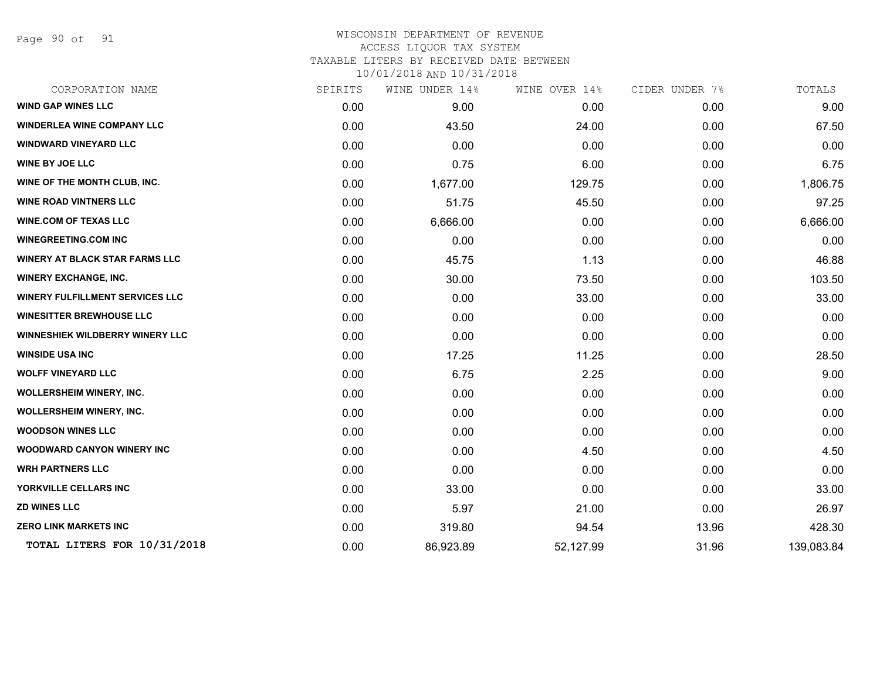# WISCONSIN DEPARTMENT OF REVENUE

## ACCESS LIQUOR TAX SYSTEM

### TAXABLE LITERS BY RECEIVED DATE BETWEEN 10/01/2018 AND 10/31/2018

| CORPORATION NAME | SPIRITS | WINE UNDER 14% | WINE OVER 14% | CIDER UNDER 7% | TOTALS |
|---|---|---|---|---|---|
| WIND GAP WINES LLC | 0.00 | 9.00 | 0.00 | 0.00 | 9.00 |
| WINDERLEA WINE COMPANY LLC | 0.00 | 43.50 | 24.00 | 0.00 | 67.50 |
| WINDWARD VINEYARD LLC | 0.00 | 0.00 | 0.00 | 0.00 | 0.00 |
| WINE BY JOE LLC | 0.00 | 0.75 | 6.00 | 0.00 | 6.75 |
| WINE OF THE MONTH CLUB, INC. | 0.00 | 1,677.00 | 129.75 | 0.00 | 1,806.75 |
| WINE ROAD VINTNERS LLC | 0.00 | 51.75 | 45.50 | 0.00 | 97.25 |
| WINE.COM OF TEXAS LLC | 0.00 | 6,666.00 | 0.00 | 0.00 | 6,666.00 |
| WINEGREETING.COM INC | 0.00 | 0.00 | 0.00 | 0.00 | 0.00 |
| WINERY AT BLACK STAR FARMS LLC | 0.00 | 45.75 | 1.13 | 0.00 | 46.88 |
| WINERY EXCHANGE, INC. | 0.00 | 30.00 | 73.50 | 0.00 | 103.50 |
| WINERY FULFILLMENT SERVICES LLC | 0.00 | 0.00 | 33.00 | 0.00 | 33.00 |
| WINESITTER BREWHOUSE LLC | 0.00 | 0.00 | 0.00 | 0.00 | 0.00 |
| WINNESHIEK WILDBERRY WINERY LLC | 0.00 | 0.00 | 0.00 | 0.00 | 0.00 |
| WINSIDE USA INC | 0.00 | 17.25 | 11.25 | 0.00 | 28.50 |
| WOLFF VINEYARD LLC | 0.00 | 6.75 | 2.25 | 0.00 | 9.00 |
| WOLLERSHEIM WINERY, INC. | 0.00 | 0.00 | 0.00 | 0.00 | 0.00 |
| WOLLERSHEIM WINERY, INC. | 0.00 | 0.00 | 0.00 | 0.00 | 0.00 |
| WOODSON WINES LLC | 0.00 | 0.00 | 0.00 | 0.00 | 0.00 |
| WOODWARD CANYON WINERY INC | 0.00 | 0.00 | 4.50 | 0.00 | 4.50 |
| WRH PARTNERS LLC | 0.00 | 0.00 | 0.00 | 0.00 | 0.00 |
| YORKVILLE CELLARS INC | 0.00 | 33.00 | 0.00 | 0.00 | 33.00 |
| ZD WINES LLC | 0.00 | 5.97 | 21.00 | 0.00 | 26.97 |
| ZERO LINK MARKETS INC | 0.00 | 319.80 | 94.54 | 13.96 | 428.30 |
| **TOTAL LITERS FOR 10/31/2018** | 0.00 | 86,923.89 | 52,127.99 | 31.96 | 139,083.84 |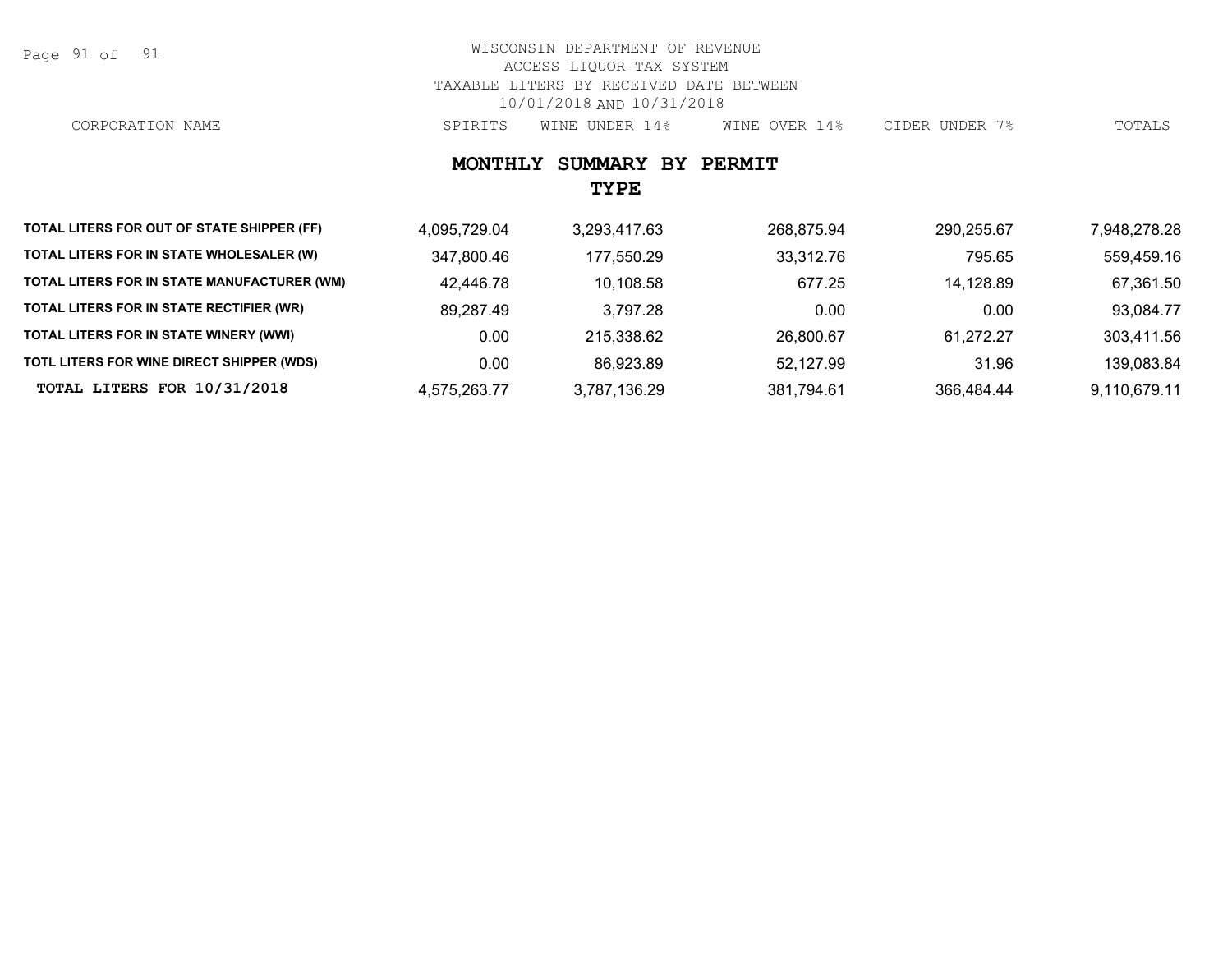WISCONSIN DEPARTMENT OF REVENUE
ACCESS LIQUOR TAX SYSTEM
TAXABLE LITERS BY RECEIVED DATE BETWEEN
10/01/2018 AND 10/31/2018

## MONTHLY SUMMARY BY PERMIT TYPE

| CORPORATION NAME | SPIRITS | WINE UNDER 14% | WINE OVER 14% | CIDER UNDER 7% | TOTALS |
|---|---|---|---|---|---|
| TOTAL LITERS FOR OUT OF STATE SHIPPER (FF) | 4,095,729.04 | 3,293,417.63 | 268,875.94 | 290,255.67 | 7,948,278.28 |
| TOTAL LITERS FOR IN STATE WHOLESALER (W) | 347,800.46 | 177,550.29 | 33,312.76 | 795.65 | 559,459.16 |
| TOTAL LITERS FOR IN STATE MANUFACTURER (WM) | 42,446.78 | 10,108.58 | 677.25 | 14,128.89 | 67,361.50 |
| TOTAL LITERS FOR IN STATE RECTIFIER (WR) | 89,287.49 | 3,797.28 | 0.00 | 0.00 | 93,084.77 |
| TOTAL LITERS FOR IN STATE WINERY (WWI) | 0.00 | 215,338.62 | 26,800.67 | 61,272.27 | 303,411.56 |
| TOTL LITERS FOR WINE DIRECT SHIPPER (WDS) | 0.00 | 86,923.89 | 52,127.99 | 31.96 | 139,083.84 |
| **TOTAL LITERS FOR 10/31/2018** | 4,575,263.77 | 3,787,136.29 | 381,794.61 | 366,484.44 | 9,110,679.11 |